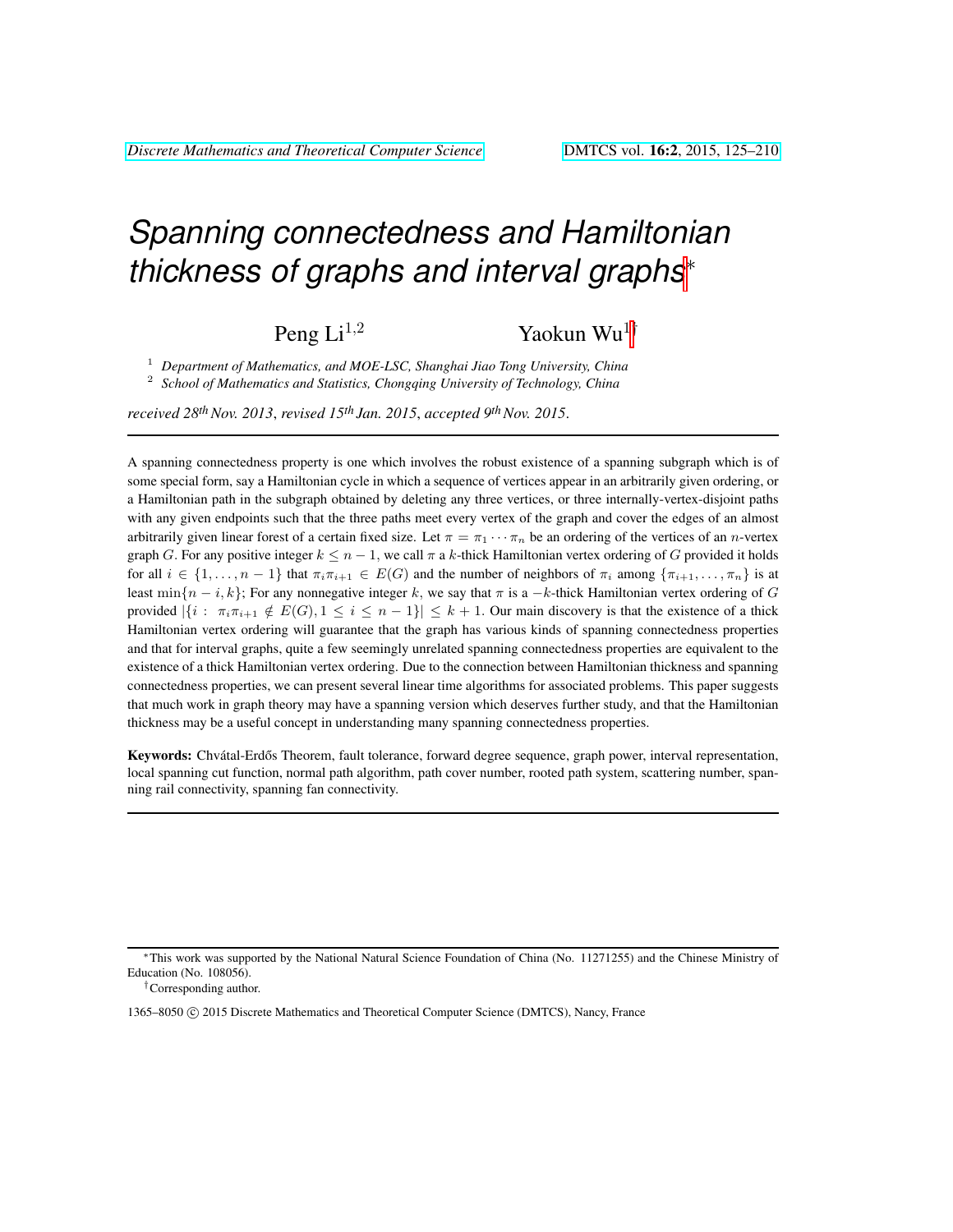# Spanning connectedness and Hamiltonian thickness of graphs and interval graphs*

Peng Li[1,2] Yaokun Wu[1†]

[1] *Department of Mathematics, and MOE-LSC, Shanghai Jiao Tong University, China*

[2] *School of Mathematics and Statistics, Chongqing University of Technology, China*

*received 28th Nov. 2013*, *revised 15th Jan. 2015*, *accepted 9th Nov. 2015*.

A spanning connectedness property is one which involves the robust existence of a spanning subgraph which is of some special form, say a Hamiltonian cycle in which a sequence of vertices appear in an arbitrarily given ordering, or a Hamiltonian path in the subgraph obtained by deleting any three vertices, or three internally-vertex-disjoint paths with any given endpoints such that the three paths meet every vertex of the graph and cover the edges of an almost arbitrarily given linear forest of a certain fixed size. Let $\pi = \pi_1 \cdots \pi_n$ be an ordering of the vertices of an $n$-vertex graph $G$. For any positive integer $k \leq n-1$, we call $\pi$ a $k$-thick Hamiltonian vertex ordering of $G$ provided it holds for all $i \in \{1, \ldots, n-1\}$ that $\pi_i\pi_{i+1} \in E(G)$ and the number of neighbors of $\pi_i$ among $\{\pi_{i+1}, \ldots, \pi_n\}$ is at least $\min\{n-i, k\}$; For any nonnegative integer $k$, we say that $\pi$ is a $-k$-thick Hamiltonian vertex ordering of $G$ provided $|\{i : \pi_i\pi_{i+1} \notin E(G), 1 \leq i \leq n-1\}| \leq k+1$. Our main discovery is that the existence of a thick Hamiltonian vertex ordering will guarantee that the graph has various kinds of spanning connectedness properties and that for interval graphs, quite a few seemingly unrelated spanning connectedness properties are equivalent to the existence of a thick Hamiltonian vertex ordering. Due to the connection between Hamiltonian thickness and spanning connectedness properties, we can present several linear time algorithms for associated problems. This paper suggests that much work in graph theory may have a spanning version which deserves further study, and that the Hamiltonian thickness may be a useful concept in understanding many spanning connectedness properties.

**Keywords:** Chvátal-Erdős Theorem, fault tolerance, forward degree sequence, graph power, interval representation, local spanning cut function, normal path algorithm, path cover number, rooted path system, scattering number, spanning rail connectivity, spanning fan connectivity.

---

*This work was supported by the National Natural Science Foundation of China (No. 11271255) and the Chinese Ministry of Education (No. 108056).

†Corresponding author.

1365–8050 © 2015 Discrete Mathematics and Theoretical Computer Science (DMTCS), Nancy, France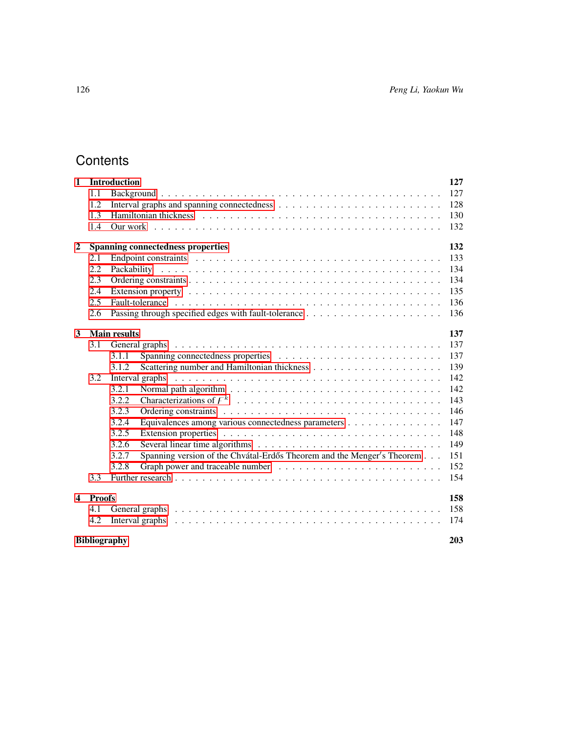# Contents

**1 Introduction** **127**
- 1.1 Background . . . 127
- 1.2 Interval graphs and spanning connectedness . . . 128
- 1.3 Hamiltonian thickness . . . 130
- 1.4 Our work . . . 132

**2 Spanning connectedness properties** **132**
- 2.1 Endpoint constraints . . . 133
- 2.2 Packability . . . 134
- 2.3 Ordering constraints . . . 134
- 2.4 Extension property . . . 135
- 2.5 Fault-tolerance . . . 136
- 2.6 Passing through specified edges with fault-tolerance . . . 136

**3 Main results** **137**
- 3.1 General graphs . . . 137
  - 3.1.1 Spanning connectedness properties . . . 137
  - 3.1.2 Scattering number and Hamiltonian thickness . . . 139
- 3.2 Interval graphs . . . 142
  - 3.2.1 Normal path algorithm . . . 142
  - 3.2.2 Characterizations of $\Gamma^k$ . . . 143
  - 3.2.3 Ordering constraints . . . 146
  - 3.2.4 Equivalences among various connectedness parameters . . . 147
  - 3.2.5 Extension properties . . . 148
  - 3.2.6 Several linear time algorithms . . . 149
  - 3.2.7 Spanning version of the Chvátal-Erdős Theorem and the Menger′s Theorem . . . 151
  - 3.2.8 Graph power and traceable number . . . 152
- 3.3 Further research . . . 154

**4 Proofs** **158**
- 4.1 General graphs . . . 158
- 4.2 Interval graphs . . . 174

**Bibliography** **203**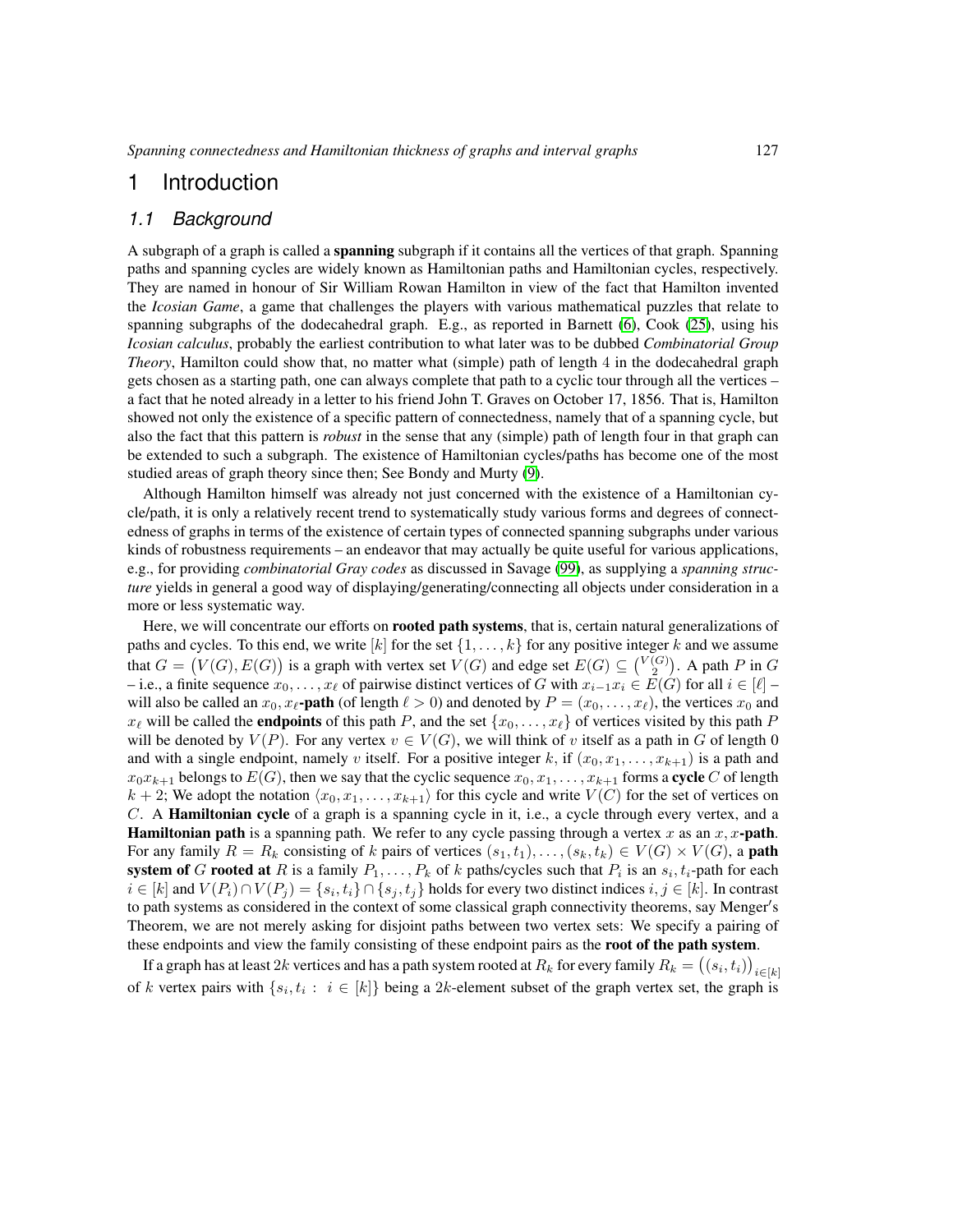# 1 Introduction

## 1.1 Background

A subgraph of a graph is called a **spanning** subgraph if it contains all the vertices of that graph. Spanning paths and spanning cycles are widely known as Hamiltonian paths and Hamiltonian cycles, respectively. They are named in honour of Sir William Rowan Hamilton in view of the fact that Hamilton invented the *Icosian Game*, a game that challenges the players with various mathematical puzzles that relate to spanning subgraphs of the dodecahedral graph. E.g., as reported in Barnett (6), Cook (25), using his *Icosian calculus*, probably the earliest contribution to what later was to be dubbed *Combinatorial Group Theory*, Hamilton could show that, no matter what (simple) path of length $4$ in the dodecahedral graph gets chosen as a starting path, one can always complete that path to a cyclic tour through all the vertices – a fact that he noted already in a letter to his friend John T. Graves on October 17, 1856. That is, Hamilton showed not only the existence of a specific pattern of connectedness, namely that of a spanning cycle, but also the fact that this pattern is *robust* in the sense that any (simple) path of length four in that graph can be extended to such a subgraph. The existence of Hamiltonian cycles/paths has become one of the most studied areas of graph theory since then; See Bondy and Murty (9).

Although Hamilton himself was already not just concerned with the existence of a Hamiltonian cycle/path, it is only a relatively recent trend to systematically study various forms and degrees of connectedness of graphs in terms of the existence of certain types of connected spanning subgraphs under various kinds of robustness requirements – an endeavor that may actually be quite useful for various applications, e.g., for providing *combinatorial Gray codes* as discussed in Savage (99), as supplying a *spanning structure* yields in general a good way of displaying/generating/connecting all objects under consideration in a more or less systematic way.

Here, we will concentrate our efforts on **rooted path systems**, that is, certain natural generalizations of paths and cycles. To this end, we write $[k]$ for the set $\{1, \ldots, k\}$ for any positive integer $k$ and we assume that $G = \big(V(G), E(G)\big)$ is a graph with vertex set $V(G)$ and edge set $E(G) \subseteq \binom{V(G)}{2}$. A path $P$ in $G$ – i.e., a finite sequence $x_0, \ldots, x_\ell$ of pairwise distinct vertices of $G$ with $x_{i-1}x_i \in E(G)$ for all $i \in [\ell]$ – will also be called an $x_0, x_\ell$**-path** (of length $\ell > 0$) and denoted by $P = (x_0, \ldots, x_\ell)$, the vertices $x_0$ and $x_\ell$ will be called the **endpoints** of this path $P$, and the set $\{x_0, \ldots, x_\ell\}$ of vertices visited by this path $P$ will be denoted by $V(P)$. For any vertex $v \in V(G)$, we will think of $v$ itself as a path in $G$ of length $0$ and with a single endpoint, namely $v$ itself. For a positive integer $k$, if $(x_0, x_1, \ldots, x_{k+1})$ is a path and $x_0x_{k+1}$ belongs to $E(G)$, then we say that the cyclic sequence $x_0, x_1, \ldots, x_{k+1}$ forms a **cycle** $C$ of length $k+2$; We adopt the notation $\langle x_0, x_1, \ldots, x_{k+1}\rangle$ for this cycle and write $V(C)$ for the set of vertices on $C$. A **Hamiltonian cycle** of a graph is a spanning cycle in it, i.e., a cycle through every vertex, and a **Hamiltonian path** is a spanning path. We refer to any cycle passing through a vertex $x$ as an $x, x$**-path**. For any family $R = R_k$ consisting of $k$ pairs of vertices $(s_1, t_1), \ldots, (s_k, t_k) \in V(G) \times V(G)$, a **path system of** $G$ **rooted at** $R$ is a family $P_1, \ldots, P_k$ of $k$ paths/cycles such that $P_i$ is an $s_i, t_i$-path for each $i \in [k]$ and $V(P_i) \cap V(P_j) = \{s_i, t_i\} \cap \{s_j, t_j\}$ holds for every two distinct indices $i, j \in [k]$. In contrast to path systems as considered in the context of some classical graph connectivity theorems, say Menger′s Theorem, we are not merely asking for disjoint paths between two vertex sets: We specify a pairing of these endpoints and view the family consisting of these endpoint pairs as the **root of the path system**.

If a graph has at least $2k$ vertices and has a path system rooted at $R_k$ for every family $R_k = \big((s_i, t_i)\big)_{i \in [k]}$ of $k$ vertex pairs with $\{s_i, t_i : i \in [k]\}$ being a $2k$-element subset of the graph vertex set, the graph is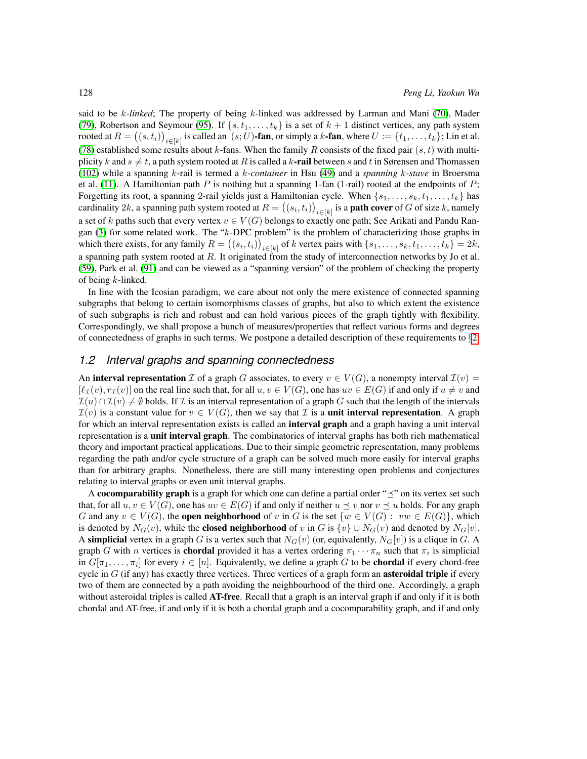said to be $k$-*linked*; The property of being $k$-linked was addressed by Larman and Mani (70), Mader (79), Robertson and Seymour (95). If $\{s, t_1, \ldots, t_k\}$ is a set of $k+1$ distinct vertices, any path system rooted at $R = \big((s, t_i)\big)_{i\in[k]}$ is called an $(s; U)$-**fan**, or simply a $k$-**fan**, where $U := \{t_1, \ldots, t_k\}$; Lin et al. (78) established some results about $k$-fans. When the family $R$ consists of the fixed pair $(s, t)$ with multiplicity $k$ and $s \neq t$, a path system rooted at $R$ is called a $k$-**rail** between $s$ and $t$ in Sørensen and Thomassen (102) while a spanning $k$-rail is termed a $k$-*container* in Hsu (49) and a *spanning $k$-stave* in Broersma et al. (11). A Hamiltonian path $P$ is nothing but a spanning 1-fan (1-rail) rooted at the endpoints of $P$; Forgetting its root, a spanning 2-rail yields just a Hamiltonian cycle. When $\{s_1, \ldots, s_k, t_1, \ldots, t_k\}$ has cardinality $2k$, a spanning path system rooted at $R = \big((s_i, t_i)\big)_{i\in[k]}$ is a **path cover** of $G$ of size $k$, namely a set of $k$ paths such that every vertex $v \in V(G)$ belongs to exactly one path; See Arikati and Pandu Rangan (3) for some related work. The "$k$-DPC problem" is the problem of characterizing those graphs in which there exists, for any family $R = \big((s_i, t_i)\big)_{i\in[k]}$ of $k$ vertex pairs with $\{s_1, \ldots, s_k, t_1, \ldots, t_k\} = 2k$, a spanning path system rooted at $R$. It originated from the study of interconnection networks by Jo et al. (59), Park et al. (91) and can be viewed as a "spanning version" of the problem of checking the property of being $k$-linked.

In line with the Icosian paradigm, we care about not only the mere existence of connected spanning subgraphs that belong to certain isomorphisms classes of graphs, but also to which extent the existence of such subgraphs is rich and robust and can hold various pieces of the graph tightly with flexibility. Correspondingly, we shall propose a bunch of measures/properties that reflect various forms and degrees of connectedness of graphs in such terms. We postpone a detailed description of these requirements to §2.

## 1.2 Interval graphs and spanning connectedness

An **interval representation** $\mathcal{I}$ of a graph $G$ associates, to every $v \in V(G)$, a nonempty interval $\mathcal{I}(v) = [\ell_{\mathcal{I}}(v), r_{\mathcal{I}}(v)]$ on the real line such that, for all $u, v \in V(G)$, one has $uv \in E(G)$ if and only if $u \neq v$ and $\mathcal{I}(u) \cap \mathcal{I}(v) \neq \emptyset$ holds. If $\mathcal{I}$ is an interval representation of a graph $G$ such that the length of the intervals $\mathcal{I}(v)$ is a constant value for $v \in V(G)$, then we say that $\mathcal{I}$ is a **unit interval representation**. A graph for which an interval representation exists is called an **interval graph** and a graph having a unit interval representation is a **unit interval graph**. The combinatorics of interval graphs has both rich mathematical theory and important practical applications. Due to their simple geometric representation, many problems regarding the path and/or cycle structure of a graph can be solved much more easily for interval graphs than for arbitrary graphs. Nonetheless, there are still many interesting open problems and conjectures relating to interval graphs or even unit interval graphs.

A **cocomparability graph** is a graph for which one can define a partial order "$\preceq$" on its vertex set such that, for all $u, v \in V(G)$, one has $uv \in E(G)$ if and only if neither $u \preceq v$ nor $v \preceq u$ holds. For any graph $G$ and any $v \in V(G)$, the **open neighborhood** of $v$ in $G$ is the set $\{w \in V(G) : vw \in E(G)\}$, which is denoted by $N_G(v)$, while the **closed neighborhood** of $v$ in $G$ is $\{v\} \cup N_G(v)$ and denoted by $N_G[v]$. A **simplicial** vertex in a graph $G$ is a vertex such that $N_G(v)$ (or, equivalently, $N_G[v]$) is a clique in $G$. A graph $G$ with $n$ vertices is **chordal** provided it has a vertex ordering $\pi_1 \cdots \pi_n$ such that $\pi_i$ is simplicial in $G[\pi_1, \ldots, \pi_i]$ for every $i \in [n]$. Equivalently, we define a graph $G$ to be **chordal** if every chord-free cycle in $G$ (if any) has exactly three vertices. Three vertices of a graph form an **asteroidal triple** if every two of them are connected by a path avoiding the neighbourhood of the third one. Accordingly, a graph without asteroidal triples is called **AT-free**. Recall that a graph is an interval graph if and only if it is both chordal and AT-free, if and only if it is both a chordal graph and a cocomparability graph, and if and only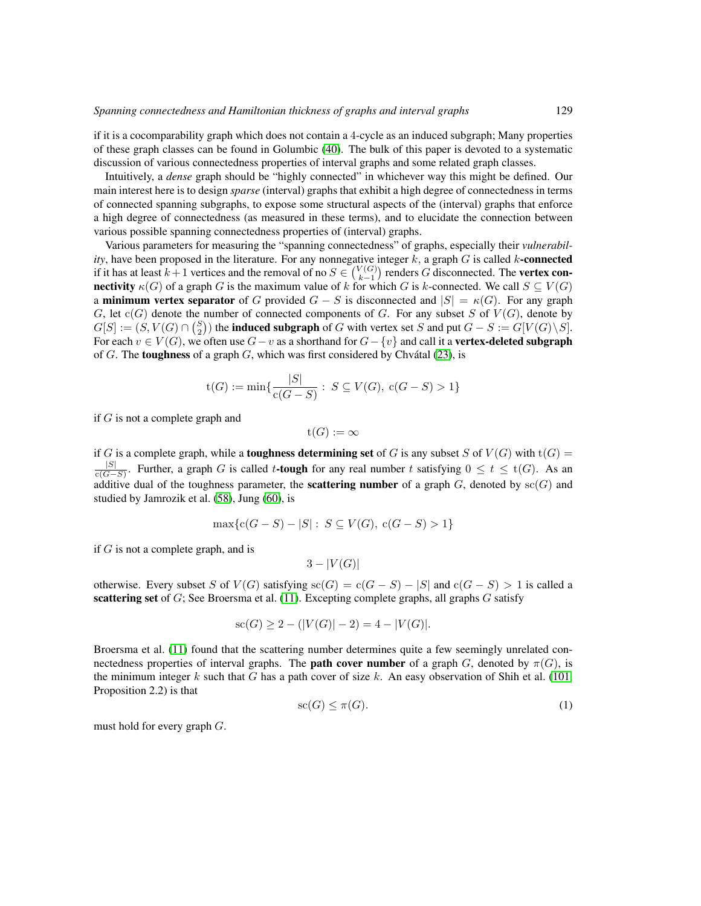if it is a cocomparability graph which does not contain a 4-cycle as an induced subgraph; Many properties of these graph classes can be found in Golumbic (40). The bulk of this paper is devoted to a systematic discussion of various connectedness properties of interval graphs and some related graph classes.

Intuitively, a *dense* graph should be "highly connected" in whichever way this might be defined. Our main interest here is to design *sparse* (interval) graphs that exhibit a high degree of connectedness in terms of connected spanning subgraphs, to expose some structural aspects of the (interval) graphs that enforce a high degree of connectedness (as measured in these terms), and to elucidate the connection between various possible spanning connectedness properties of (interval) graphs.

Various parameters for measuring the "spanning connectedness" of graphs, especially their *vulnerability*, have been proposed in the literature. For any nonnegative integer $k$, a graph $G$ is called $k$-**connected** if it has at least $k+1$ vertices and the removal of no $S \in \binom{V(G)}{k-1}$ renders $G$ disconnected. The **vertex connectivity** $\kappa(G)$ of a graph $G$ is the maximum value of $k$ for which $G$ is $k$-connected. We call $S \subseteq V(G)$ a **minimum vertex separator** of $G$ provided $G - S$ is disconnected and $|S| = \kappa(G)$. For any graph $G$, let $\mathrm{c}(G)$ denote the number of connected components of $G$. For any subset $S$ of $V(G)$, denote by $G[S] := (S, V(G) \cap \binom{S}{2})$ the **induced subgraph** of $G$ with vertex set $S$ and put $G - S := G[V(G) \backslash S]$. For each $v \in V(G)$, we often use $G - v$ as a shorthand for $G - \{v\}$ and call it a **vertex-deleted subgraph** of $G$. The **toughness** of a graph $G$, which was first considered by Chvátal (23), is

$$\mathrm{t}(G) := \min\{\frac{|S|}{\mathrm{c}(G-S)} : \ S \subseteq V(G), \ \mathrm{c}(G-S) > 1\}$$

if $G$ is not a complete graph and

$$\mathrm{t}(G) := \infty$$

if $G$ is a complete graph, while a **toughness determining set** of $G$ is any subset $S$ of $V(G)$ with $\mathrm{t}(G) = \frac{|S|}{\mathrm{c}(G-S)}$. Further, a graph $G$ is called $t$-**tough** for any real number $t$ satisfying $0 \le t \le \mathrm{t}(G)$. As an additive dual of the toughness parameter, the **scattering number** of a graph $G$, denoted by $\mathrm{sc}(G)$ and studied by Jamrozik et al. (58), Jung (60), is

$$\max\{\mathrm{c}(G-S) - |S| : \ S \subseteq V(G), \ \mathrm{c}(G-S) > 1\}$$

if $G$ is not a complete graph, and is

$$3 - |V(G)|$$

otherwise. Every subset $S$ of $V(G)$ satisfying $\mathrm{sc}(G) = \mathrm{c}(G-S) - |S|$ and $\mathrm{c}(G-S) > 1$ is called a **scattering set** of $G$; See Broersma et al. (11). Excepting complete graphs, all graphs $G$ satisfy

$$\mathrm{sc}(G) \ge 2 - (|V(G)| - 2) = 4 - |V(G)|.$$

Broersma et al. (11) found that the scattering number determines quite a few seemingly unrelated connectedness properties of interval graphs. The **path cover number** of a graph $G$, denoted by $\pi(G)$, is the minimum integer $k$ such that $G$ has a path cover of size $k$. An easy observation of Shih et al. (101, Proposition 2.2) is that

$$\mathrm{sc}(G) \le \pi(G). \tag{1}$$

must hold for every graph $G$.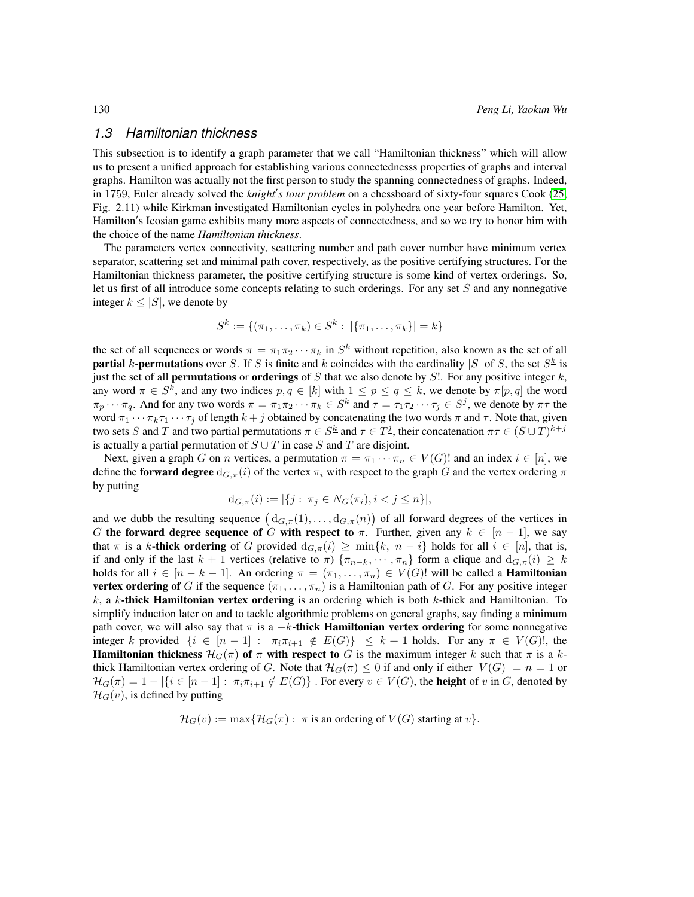### *1.3 Hamiltonian thickness*

This subsection is to identify a graph parameter that we call "Hamiltonian thickness" which will allow us to present a unified approach for establishing various connectednesss properties of graphs and interval graphs. Hamilton was actually not the first person to study the spanning connectedness of graphs. Indeed, in 1759, Euler already solved the *knight′s tour problem* on a chessboard of sixty-four squares Cook ([25], Fig. 2.11) while Kirkman investigated Hamiltonian cycles in polyhedra one year before Hamilton. Yet, Hamilton′s Icosian game exhibits many more aspects of connectedness, and so we try to honor him with the choice of the name *Hamiltonian thickness*.

The parameters vertex connectivity, scattering number and path cover number have minimum vertex separator, scattering set and minimal path cover, respectively, as the positive certifying structures. For the Hamiltonian thickness parameter, the positive certifying structure is some kind of vertex orderings. So, let us first of all introduce some concepts relating to such orderings. For any set $S$ and any nonnegative integer $k \leq |S|$, we denote by

$$S^{\underline{k}} := \{(\pi_1, \ldots, \pi_k) \in S^k : |\{\pi_1, \ldots, \pi_k\}| = k\}$$

the set of all sequences or words $\pi = \pi_1\pi_2\cdots\pi_k$ in $S^k$ without repetition, also known as the set of all **partial** $k$**-permutations** over $S$. If $S$ is finite and $k$ coincides with the cardinality $|S|$ of $S$, the set $S^{\underline{k}}$ is just the set of all **permutations** or **orderings** of $S$ that we also denote by $S!$. For any positive integer $k$, any word $\pi \in S^k$, and any two indices $p, q \in [k]$ with $1 \leq p \leq q \leq k$, we denote by $\pi[p, q]$ the word $\pi_p \cdots \pi_q$. And for any two words $\pi = \pi_1\pi_2\cdots\pi_k \in S^k$ and $\tau = \tau_1\tau_2\cdots\tau_j \in S^j$, we denote by $\pi\tau$ the word $\pi_1\cdots\pi_k\tau_1\cdots\tau_j$ of length $k+j$ obtained by concatenating the two words $\pi$ and $\tau$. Note that, given two sets $S$ and $T$ and two partial permutations $\pi \in S^{\underline{k}}$ and $\tau \in T^{\underline{j}}$, their concatenation $\pi\tau \in (S \cup T)^{k+j}$ is actually a partial permutation of $S \cup T$ in case $S$ and $T$ are disjoint.

Next, given a graph $G$ on $n$ vertices, a permutation $\pi = \pi_1 \cdots \pi_n \in V(G)!$ and an index $i \in [n]$, we define the **forward degree** $\mathrm{d}_{G,\pi}(i)$ of the vertex $\pi_i$ with respect to the graph $G$ and the vertex ordering $\pi$ by putting

$$\mathrm{d}_{G,\pi}(i) := |\{j : \pi_j \in N_G(\pi_i), i < j \leq n\}|,$$

and we dubb the resulting sequence $\big(\mathrm{d}_{G,\pi}(1), \ldots, \mathrm{d}_{G,\pi}(n)\big)$ of all forward degrees of the vertices in $G$ **the forward degree sequence of** $G$ **with respect to** $\pi$. Further, given any $k \in [n-1]$, we say that $\pi$ is a $k$**-thick ordering** of $G$ provided $\mathrm{d}_{G,\pi}(i) \geq \min\{k,\ n-i\}$ holds for all $i \in [n]$, that is, if and only if the last $k+1$ vertices (relative to $\pi$) $\{\pi_{n-k}, \cdots, \pi_n\}$ form a clique and $\mathrm{d}_{G,\pi}(i) \geq k$ holds for all $i \in [n-k-1]$. An ordering $\pi = (\pi_1, \ldots, \pi_n) \in V(G)!$ will be called a **Hamiltonian vertex ordering of** $G$ if the sequence $(\pi_1, \ldots, \pi_n)$ is a Hamiltonian path of $G$. For any positive integer $k$, a $k$**-thick Hamiltonian vertex ordering** is an ordering which is both $k$-thick and Hamiltonian. To simplify induction later on and to tackle algorithmic problems on general graphs, say finding a minimum path cover, we will also say that $\pi$ is a $-k$**-thick Hamiltonian vertex ordering** for some nonnegative integer $k$ provided $|\{i \in [n-1] :\ \pi_i\pi_{i+1} \notin E(G)\}| \leq k+1$ holds. For any $\pi \in V(G)!$, the **Hamiltonian thickness** $\mathcal{H}_G(\pi)$ **of** $\pi$ **with respect to** $G$ is the maximum integer $k$ such that $\pi$ is a $k$-thick Hamiltonian vertex ordering of $G$. Note that $\mathcal{H}_G(\pi) \leq 0$ if and only if either $|V(G)| = n = 1$ or $\mathcal{H}_G(\pi) = 1 - |\{i \in [n-1] : \pi_i\pi_{i+1} \notin E(G)\}|$. For every $v \in V(G)$, the **height** of $v$ in $G$, denoted by $\mathcal{H}_G(v)$, is defined by putting

$$\mathcal{H}_G(v) := \max\{\mathcal{H}_G(\pi) : \ \pi \text{ is an ordering of } V(G) \text{ starting at } v\}.$$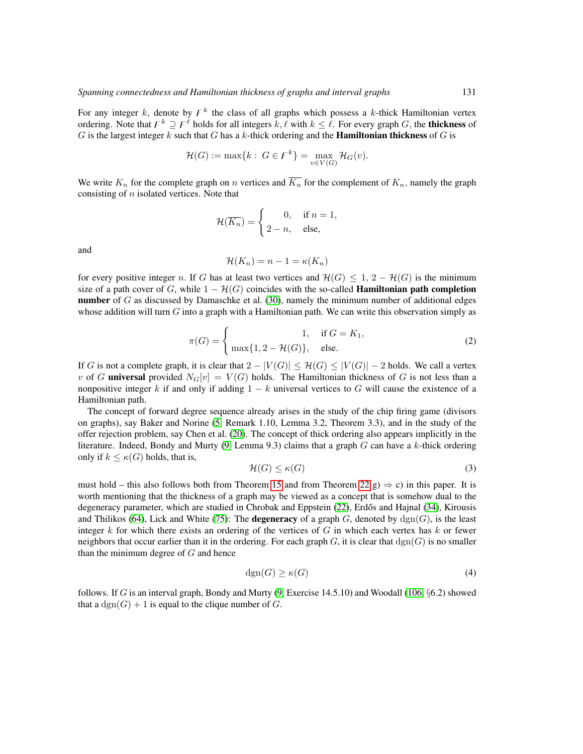For any integer $k$, denote by $\digamma^k$ the class of all graphs which possess a $k$-thick Hamiltonian vertex ordering. Note that $\digamma^k \supseteq \digamma^\ell$ holds for all integers $k, \ell$ with $k \le \ell$. For every graph $G$, the **thickness** of $G$ is the largest integer $k$ such that $G$ has a $k$-thick ordering and the **Hamiltonian thickness** of $G$ is

$$\mathcal{H}(G) := \max\{k : G \in \digamma^k\} = \max_{v \in V(G)} \mathcal{H}_G(v).$$

We write $K_n$ for the complete graph on $n$ vertices and $\overline{K_n}$ for the complement of $K_n$, namely the graph consisting of $n$ isolated vertices. Note that

$$\mathcal{H}(\overline{K_n}) = \begin{cases} 0, & \text{if } n = 1, \\ 2 - n, & \text{else,} \end{cases}$$

and

$$\mathcal{H}(K_n) = n - 1 = \kappa(K_n)$$

for every positive integer $n$. If $G$ has at least two vertices and $\mathcal{H}(G) \le 1$, $2 - \mathcal{H}(G)$ is the minimum size of a path cover of $G$, while $1 - \mathcal{H}(G)$ coincides with the so-called **Hamiltonian path completion number** of $G$ as discussed by Damaschke et al. (30), namely the minimum number of additional edges whose addition will turn $G$ into a graph with a Hamiltonian path. We can write this observation simply as

$$\pi(G) = \begin{cases} 1, & \text{if } G = K_1, \\ \max\{1, 2 - \mathcal{H}(G)\}, & \text{else.} \end{cases} \tag{2}$$

If $G$ is not a complete graph, it is clear that $2 - |V(G)| \le \mathcal{H}(G) \le |V(G)| - 2$ holds. We call a vertex $v$ of $G$ **universal** provided $N_G[v] = V(G)$ holds. The Hamiltonian thickness of $G$ is not less than a nonpositive integer $k$ if and only if adding $1 - k$ universal vertices to $G$ will cause the existence of a Hamiltonian path.

The concept of forward degree sequence already arises in the study of the chip firing game (divisors on graphs), say Baker and Norine (5, Remark 1.10, Lemma 3.2, Theorem 3.3), and in the study of the offer rejection problem, say Chen et al. (20). The concept of thick ordering also appears implicitly in the literature. Indeed, Bondy and Murty (9, Lemma 9.3) claims that a graph $G$ can have a $k$-thick ordering only if $k \le \kappa(G)$ holds, that is,

$$\mathcal{H}(G) \le \kappa(G) \tag{3}$$

must hold – this also follows both from Theorem 15 and from Theorem 22 g) $\Rightarrow$ c) in this paper. It is worth mentioning that the thickness of a graph may be viewed as a concept that is somehow dual to the degeneracy parameter, which are studied in Chrobak and Eppstein (22), Erdős and Hajnal (34), Kirousis and Thilikos (64), Lick and White (75): The **degeneracy** of a graph $G$, denoted by $\mathrm{dgn}(G)$, is the least integer $k$ for which there exists an ordering of the vertices of $G$ in which each vertex has $k$ or fewer neighbors that occur earlier than it in the ordering. For each graph $G$, it is clear that $\mathrm{dgn}(G)$ is no smaller than the minimum degree of $G$ and hence

$$\mathrm{dgn}(G) \ge \kappa(G) \tag{4}$$

follows. If $G$ is an interval graph, Bondy and Murty (9, Exercise 14.5.10) and Woodall (106, §6.2) showed that a $\mathrm{dgn}(G) + 1$ is equal to the clique number of $G$.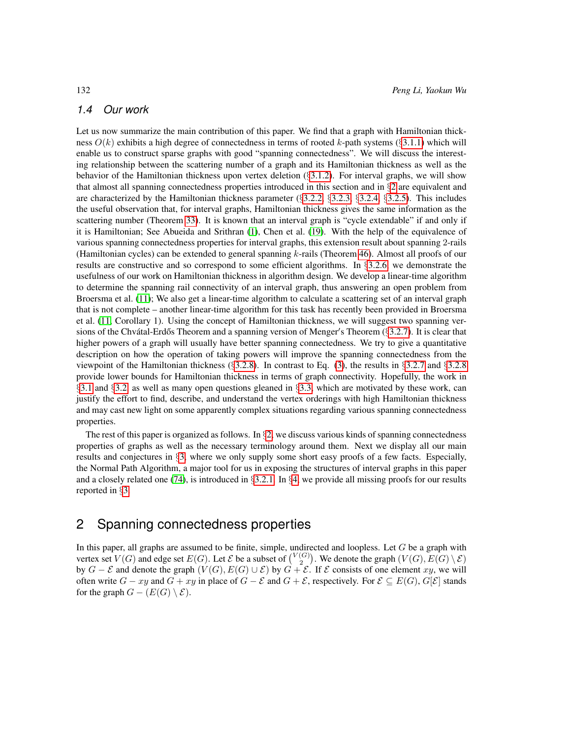### 1.4 Our work

Let us now summarize the main contribution of this paper. We find that a graph with Hamiltonian thickness $O(k)$ exhibits a high degree of connectedness in terms of rooted $k$-path systems (§3.1.1) which will enable us to construct sparse graphs with good "spanning connectedness". We will discuss the interesting relationship between the scattering number of a graph and its Hamiltonian thickness as well as the behavior of the Hamiltonian thickness upon vertex deletion (§3.1.2). For interval graphs, we will show that almost all spanning connectedness properties introduced in this section and in §2 are equivalent and are characterized by the Hamiltonian thickness parameter (§3.2.2, §3.2.3, §3.2.4, §3.2.5). This includes the useful observation that, for interval graphs, Hamiltonian thickness gives the same information as the scattering number (Theorem 33). It is known that an interval graph is "cycle extendable" if and only if it is Hamiltonian; See Abueida and Srithran (1), Chen et al. (19). With the help of the equivalence of various spanning connectedness properties for interval graphs, this extension result about spanning 2-rails (Hamiltonian cycles) can be extended to general spanning $k$-rails (Theorem 46). Almost all proofs of our results are constructive and so correspond to some efficient algorithms. In §3.2.6, we demonstrate the usefulness of our work on Hamiltonian thickness in algorithm design. We develop a linear-time algorithm to determine the spanning rail connectivity of an interval graph, thus answering an open problem from Broersma et al. (11); We also get a linear-time algorithm to calculate a scattering set of an interval graph that is not complete – another linear-time algorithm for this task has recently been provided in Broersma et al. (11, Corollary 1). Using the concept of Hamiltonian thickness, we will suggest two spanning versions of the Chvátal-Erdős Theorem and a spanning version of Menger′s Theorem (§3.2.7). It is clear that higher powers of a graph will usually have better spanning connectedness. We try to give a quantitative description on how the operation of taking powers will improve the spanning connectedness from the viewpoint of the Hamiltonian thickness (§3.2.8). In contrast to Eq. (3), the results in §3.2.7 and §3.2.8 provide lower bounds for Hamiltonian thickness in terms of graph connectivity. Hopefully, the work in §3.1 and §3.2, as well as many open questions gleaned in §3.3, which are motivated by these work, can justify the effort to find, describe, and understand the vertex orderings with high Hamiltonian thickness and may cast new light on some apparently complex situations regarding various spanning connectedness properties.

The rest of this paper is organized as follows. In §2, we discuss various kinds of spanning connectedness properties of graphs as well as the necessary terminology around them. Next we display all our main results and conjectures in §3, where we only supply some short easy proofs of a few facts. Especially, the Normal Path Algorithm, a major tool for us in exposing the structures of interval graphs in this paper and a closely related one (74), is introduced in §3.2.1. In §4, we provide all missing proofs for our results reported in §3.

## 2 Spanning connectedness properties

In this paper, all graphs are assumed to be finite, simple, undirected and loopless. Let $G$ be a graph with vertex set $V(G)$ and edge set $E(G)$. Let $\mathcal{E}$ be a subset of $\binom{V(G)}{2}$. We denote the graph $(V(G), E(G) \setminus \mathcal{E})$ by $G - \mathcal{E}$ and denote the graph $(V(G), E(G) \cup \mathcal{E})$ by $G + \mathcal{E}$. If $\mathcal{E}$ consists of one element $xy$, we will often write $G - xy$ and $G + xy$ in place of $G - \mathcal{E}$ and $G + \mathcal{E}$, respectively. For $\mathcal{E} \subseteq E(G)$, $G[\mathcal{E}]$ stands for the graph $G - (E(G) \setminus \mathcal{E})$.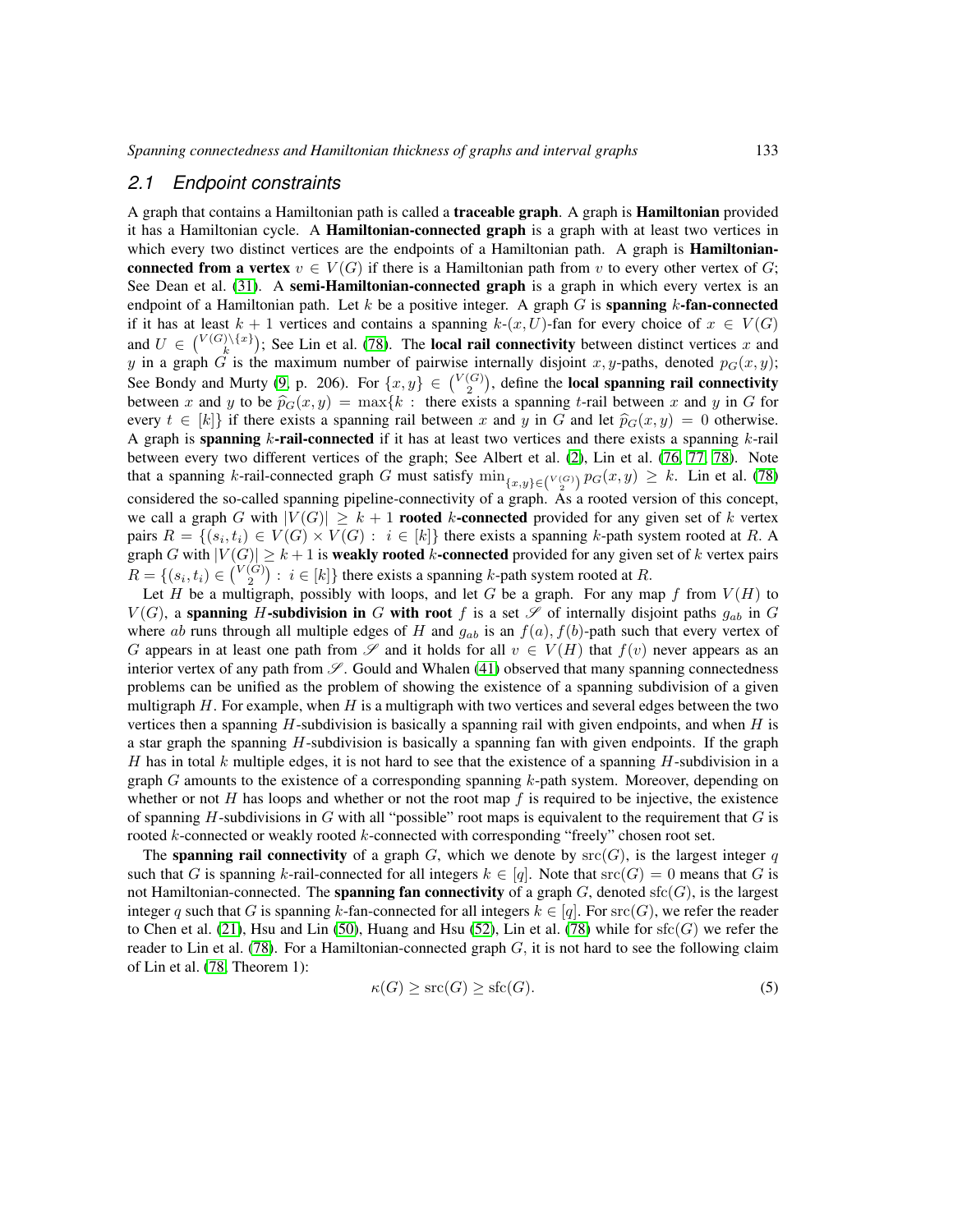## 2.1 Endpoint constraints

A graph that contains a Hamiltonian path is called a **traceable graph**. A graph is **Hamiltonian** provided it has a Hamiltonian cycle. A **Hamiltonian-connected graph** is a graph with at least two vertices in which every two distinct vertices are the endpoints of a Hamiltonian path. A graph is **Hamiltonian-connected from a vertex** $v \in V(G)$ if there is a Hamiltonian path from $v$ to every other vertex of $G$; See Dean et al. (31). A **semi-Hamiltonian-connected graph** is a graph in which every vertex is an endpoint of a Hamiltonian path. Let $k$ be a positive integer. A graph $G$ is **spanning $k$-fan-connected** if it has at least $k+1$ vertices and contains a spanning $k$-$(x,U)$-fan for every choice of $x \in V(G)$ and $U \in \binom{V(G)\setminus\{x\}}{k}$; See Lin et al. (78). The **local rail connectivity** between distinct vertices $x$ and $y$ in a graph $G$ is the maximum number of pairwise internally disjoint $x,y$-paths, denoted $p_G(x,y)$; See Bondy and Murty (9, p. 206). For $\{x,y\} \in \binom{V(G)}{2}$, define the **local spanning rail connectivity** between $x$ and $y$ to be $\widehat{p}_G(x,y) = \max\{k :$ there exists a spanning $t$-rail between $x$ and $y$ in $G$ for every $t \in [k]\}$ if there exists a spanning rail between $x$ and $y$ in $G$ and let $\widehat{p}_G(x,y) = 0$ otherwise. A graph is **spanning $k$-rail-connected** if it has at least two vertices and there exists a spanning $k$-rail between every two different vertices of the graph; See Albert et al. (2), Lin et al. (76, 77, 78). Note that a spanning $k$-rail-connected graph $G$ must satisfy $\min_{\{x,y\}\in\binom{V(G)}{2}} p_G(x,y) \geq k$. Lin et al. (78) considered the so-called spanning pipeline-connectivity of a graph. As a rooted version of this concept, we call a graph $G$ with $|V(G)| \geq k+1$ **rooted $k$-connected** provided for any given set of $k$ vertex pairs $R = \{(s_i,t_i) \in V(G) \times V(G) : i \in [k]\}$ there exists a spanning $k$-path system rooted at $R$. A graph $G$ with $|V(G)| \geq k+1$ is **weakly rooted $k$-connected** provided for any given set of $k$ vertex pairs $R = \{(s_i,t_i) \in \binom{V(G)}{2} : i \in [k]\}$ there exists a spanning $k$-path system rooted at $R$.

Let $H$ be a multigraph, possibly with loops, and let $G$ be a graph. For any map $f$ from $V(H)$ to $V(G)$, a **spanning $H$-subdivision in $G$ with root $f$** is a set $\mathscr{S}$ of internally disjoint paths $g_{ab}$ in $G$ where $ab$ runs through all multiple edges of $H$ and $g_{ab}$ is an $f(a), f(b)$-path such that every vertex of $G$ appears in at least one path from $\mathscr{S}$ and it holds for all $v \in V(H)$ that $f(v)$ never appears as an interior vertex of any path from $\mathscr{S}$. Gould and Whalen (41) observed that many spanning connectedness problems can be unified as the problem of showing the existence of a spanning subdivision of a given multigraph $H$. For example, when $H$ is a multigraph with two vertices and several edges between the two vertices then a spanning $H$-subdivision is basically a spanning rail with given endpoints, and when $H$ is a star graph the spanning $H$-subdivision is basically a spanning fan with given endpoints. If the graph $H$ has in total $k$ multiple edges, it is not hard to see that the existence of a spanning $H$-subdivision in a graph $G$ amounts to the existence of a corresponding spanning $k$-path system. Moreover, depending on whether or not $H$ has loops and whether or not the root map $f$ is required to be injective, the existence of spanning $H$-subdivisions in $G$ with all "possible" root maps is equivalent to the requirement that $G$ is rooted $k$-connected or weakly rooted $k$-connected with corresponding "freely" chosen root set.

The **spanning rail connectivity** of a graph $G$, which we denote by $\mathrm{src}(G)$, is the largest integer $q$ such that $G$ is spanning $k$-rail-connected for all integers $k \in [q]$. Note that $\mathrm{src}(G) = 0$ means that $G$ is not Hamiltonian-connected. The **spanning fan connectivity** of a graph $G$, denoted $\mathrm{sfc}(G)$, is the largest integer $q$ such that $G$ is spanning $k$-fan-connected for all integers $k \in [q]$. For $\mathrm{src}(G)$, we refer the reader to Chen et al. (21), Hsu and Lin (50), Huang and Hsu (52), Lin et al. (78) while for $\mathrm{sfc}(G)$ we refer the reader to Lin et al. (78). For a Hamiltonian-connected graph $G$, it is not hard to see the following claim of Lin et al. (78, Theorem 1):

$$\kappa(G) \geq \mathrm{src}(G) \geq \mathrm{sfc}(G). \tag{5}$$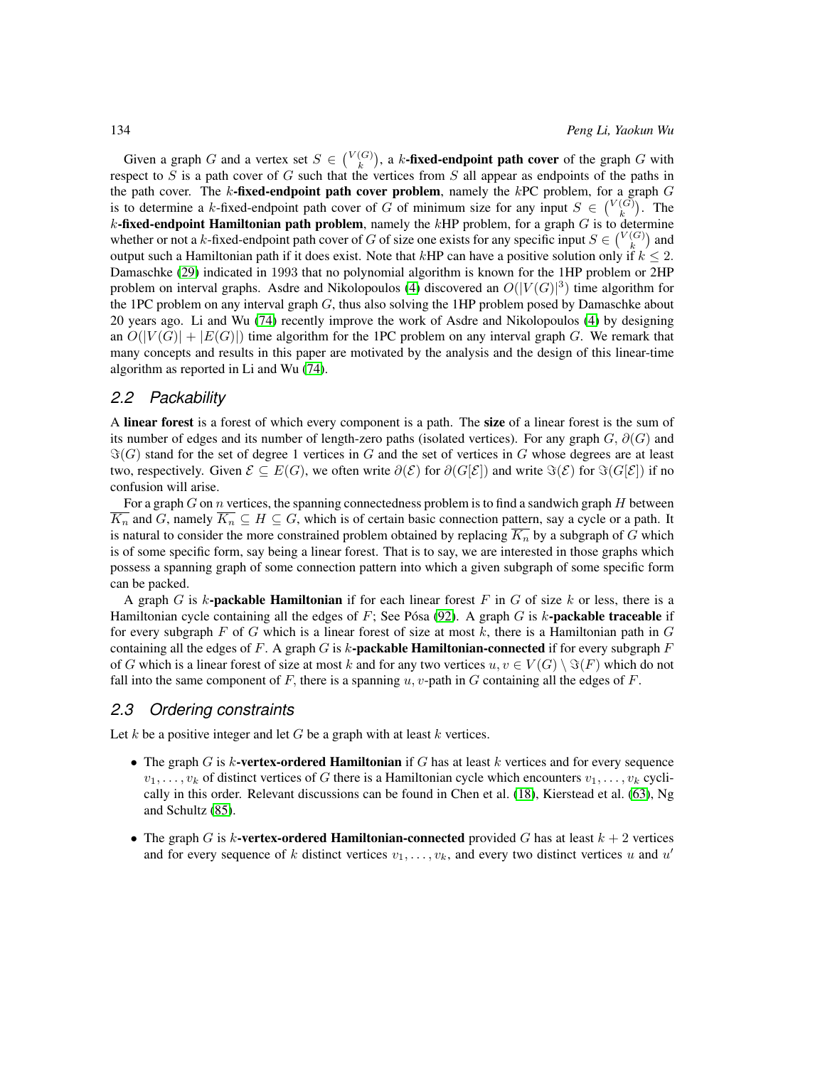Given a graph $G$ and a vertex set $S \in \binom{V(G)}{k}$, a $k$-**fixed-endpoint path cover** of the graph $G$ with respect to $S$ is a path cover of $G$ such that the vertices from $S$ all appear as endpoints of the paths in the path cover. The $k$-**fixed-endpoint path cover problem**, namely the $k$PC problem, for a graph $G$ is to determine a $k$-fixed-endpoint path cover of $G$ of minimum size for any input $S \in \binom{V(G)}{k}$. The $k$-**fixed-endpoint Hamiltonian path problem**, namely the $k$HP problem, for a graph $G$ is to determine whether or not a $k$-fixed-endpoint path cover of $G$ of size one exists for any specific input $S \in \binom{V(G)}{k}$ and output such a Hamiltonian path if it does exist. Note that $k$HP can have a positive solution only if $k \leq 2$. Damaschke (29) indicated in 1993 that no polynomial algorithm is known for the 1HP problem or 2HP problem on interval graphs. Asdre and Nikolopoulos (4) discovered an $O(|V(G)|^3)$ time algorithm for the 1PC problem on any interval graph $G$, thus also solving the 1HP problem posed by Damaschke about 20 years ago. Li and Wu (74) recently improve the work of Asdre and Nikolopoulos (4) by designing an $O(|V(G)| + |E(G)|)$ time algorithm for the 1PC problem on any interval graph $G$. We remark that many concepts and results in this paper are motivated by the analysis and the design of this linear-time algorithm as reported in Li and Wu (74).

## 2.2 Packability

A **linear forest** is a forest of which every component is a path. The **size** of a linear forest is the sum of its number of edges and its number of length-zero paths (isolated vertices). For any graph $G$, $\partial(G)$ and $\Im(G)$ stand for the set of degree 1 vertices in $G$ and the set of vertices in $G$ whose degrees are at least two, respectively. Given $\mathcal{E} \subseteq E(G)$, we often write $\partial(\mathcal{E})$ for $\partial(G[\mathcal{E}])$ and write $\Im(\mathcal{E})$ for $\Im(G[\mathcal{E}])$ if no confusion will arise.

For a graph $G$ on $n$ vertices, the spanning connectedness problem is to find a sandwich graph $H$ between $\overline{K_n}$ and $G$, namely $\overline{K_n} \subseteq H \subseteq G$, which is of certain basic connection pattern, say a cycle or a path. It is natural to consider the more constrained problem obtained by replacing $\overline{K_n}$ by a subgraph of $G$ which is of some specific form, say being a linear forest. That is to say, we are interested in those graphs which possess a spanning graph of some connection pattern into which a given subgraph of some specific form can be packed.

A graph $G$ is $k$-**packable Hamiltonian** if for each linear forest $F$ in $G$ of size $k$ or less, there is a Hamiltonian cycle containing all the edges of $F$; See Pósa (92). A graph $G$ is $k$-**packable traceable** if for every subgraph $F$ of $G$ which is a linear forest of size at most $k$, there is a Hamiltonian path in $G$ containing all the edges of $F$. A graph $G$ is $k$-**packable Hamiltonian-connected** if for every subgraph $F$ of $G$ which is a linear forest of size at most $k$ and for any two vertices $u, v \in V(G) \setminus \Im(F)$ which do not fall into the same component of $F$, there is a spanning $u, v$-path in $G$ containing all the edges of $F$.

## 2.3 Ordering constraints

Let $k$ be a positive integer and let $G$ be a graph with at least $k$ vertices.

- The graph $G$ is $k$-**vertex-ordered Hamiltonian** if $G$ has at least $k$ vertices and for every sequence $v_1, \ldots, v_k$ of distinct vertices of $G$ there is a Hamiltonian cycle which encounters $v_1, \ldots, v_k$ cyclically in this order. Relevant discussions can be found in Chen et al. (18), Kierstead et al. (63), Ng and Schultz (85).
- The graph $G$ is $k$-**vertex-ordered Hamiltonian-connected** provided $G$ has at least $k + 2$ vertices and for every sequence of $k$ distinct vertices $v_1, \ldots, v_k$, and every two distinct vertices $u$ and $u'$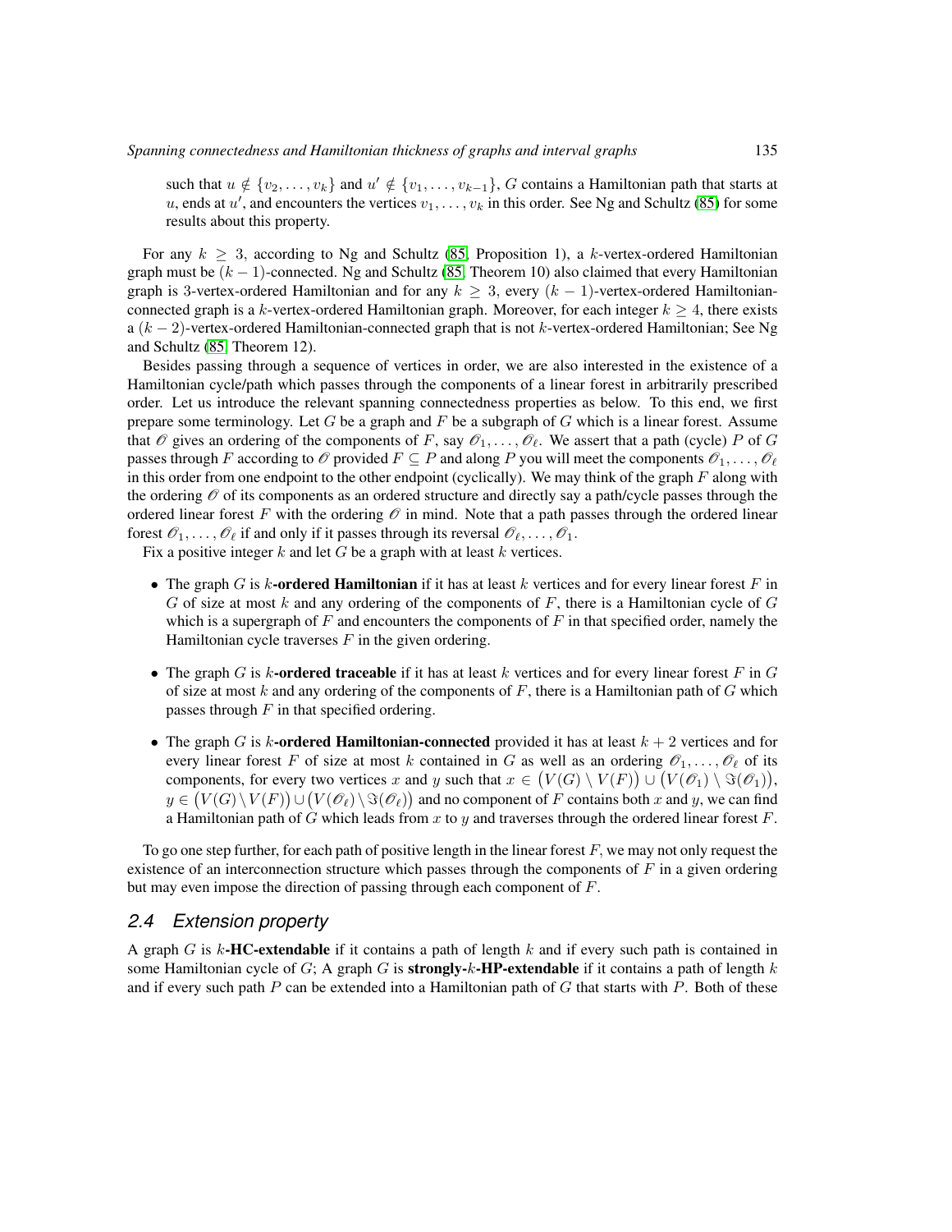such that $u \notin \{v_2, \ldots, v_k\}$ and $u' \notin \{v_1, \ldots, v_{k-1}\}$, $G$ contains a Hamiltonian path that starts at $u$, ends at $u'$, and encounters the vertices $v_1, \ldots, v_k$ in this order. See Ng and Schultz (85) for some results about this property.

For any $k \geq 3$, according to Ng and Schultz (85, Proposition 1), a $k$-vertex-ordered Hamiltonian graph must be $(k-1)$-connected. Ng and Schultz (85, Theorem 10) also claimed that every Hamiltonian graph is 3-vertex-ordered Hamiltonian and for any $k \geq 3$, every $(k-1)$-vertex-ordered Hamiltonian-connected graph is a $k$-vertex-ordered Hamiltonian graph. Moreover, for each integer $k \geq 4$, there exists a $(k-2)$-vertex-ordered Hamiltonian-connected graph that is not $k$-vertex-ordered Hamiltonian; See Ng and Schultz (85, Theorem 12).

Besides passing through a sequence of vertices in order, we are also interested in the existence of a Hamiltonian cycle/path which passes through the components of a linear forest in arbitrarily prescribed order. Let us introduce the relevant spanning connectedness properties as below. To this end, we first prepare some terminology. Let $G$ be a graph and $F$ be a subgraph of $G$ which is a linear forest. Assume that $\mathscr{O}$ gives an ordering of the components of $F$, say $\mathscr{O}_1, \ldots, \mathscr{O}_\ell$. We assert that a path (cycle) $P$ of $G$ passes through $F$ according to $\mathscr{O}$ provided $F \subseteq P$ and along $P$ you will meet the components $\mathscr{O}_1, \ldots, \mathscr{O}_\ell$ in this order from one endpoint to the other endpoint (cyclically). We may think of the graph $F$ along with the ordering $\mathscr{O}$ of its components as an ordered structure and directly say a path/cycle passes through the ordered linear forest $F$ with the ordering $\mathscr{O}$ in mind. Note that a path passes through the ordered linear forest $\mathscr{O}_1, \ldots, \mathscr{O}_\ell$ if and only if it passes through its reversal $\mathscr{O}_\ell, \ldots, \mathscr{O}_1$.

Fix a positive integer $k$ and let $G$ be a graph with at least $k$ vertices.

- The graph $G$ is **$k$-ordered Hamiltonian** if it has at least $k$ vertices and for every linear forest $F$ in $G$ of size at most $k$ and any ordering of the components of $F$, there is a Hamiltonian cycle of $G$ which is a supergraph of $F$ and encounters the components of $F$ in that specified order, namely the Hamiltonian cycle traverses $F$ in the given ordering.
- The graph $G$ is **$k$-ordered traceable** if it has at least $k$ vertices and for every linear forest $F$ in $G$ of size at most $k$ and any ordering of the components of $F$, there is a Hamiltonian path of $G$ which passes through $F$ in that specified ordering.
- The graph $G$ is **$k$-ordered Hamiltonian-connected** provided it has at least $k+2$ vertices and for every linear forest $F$ of size at most $k$ contained in $G$ as well as an ordering $\mathscr{O}_1, \ldots, \mathscr{O}_\ell$ of its components, for every two vertices $x$ and $y$ such that $x \in \big(V(G) \setminus V(F)\big) \cup \big(V(\mathscr{O}_1) \setminus \Im(\mathscr{O}_1)\big)$, $y \in \big(V(G) \setminus V(F)\big) \cup \big(V(\mathscr{O}_\ell) \setminus \Im(\mathscr{O}_\ell)\big)$ and no component of $F$ contains both $x$ and $y$, we can find a Hamiltonian path of $G$ which leads from $x$ to $y$ and traverses through the ordered linear forest $F$.

To go one step further, for each path of positive length in the linear forest $F$, we may not only request the existence of an interconnection structure which passes through the components of $F$ in a given ordering but may even impose the direction of passing through each component of $F$.

## *2.4 Extension property*

A graph $G$ is **$k$-HC-extendable** if it contains a path of length $k$ and if every such path is contained in some Hamiltonian cycle of $G$; A graph $G$ is **strongly-$k$-HP-extendable** if it contains a path of length $k$ and if every such path $P$ can be extended into a Hamiltonian path of $G$ that starts with $P$. Both of these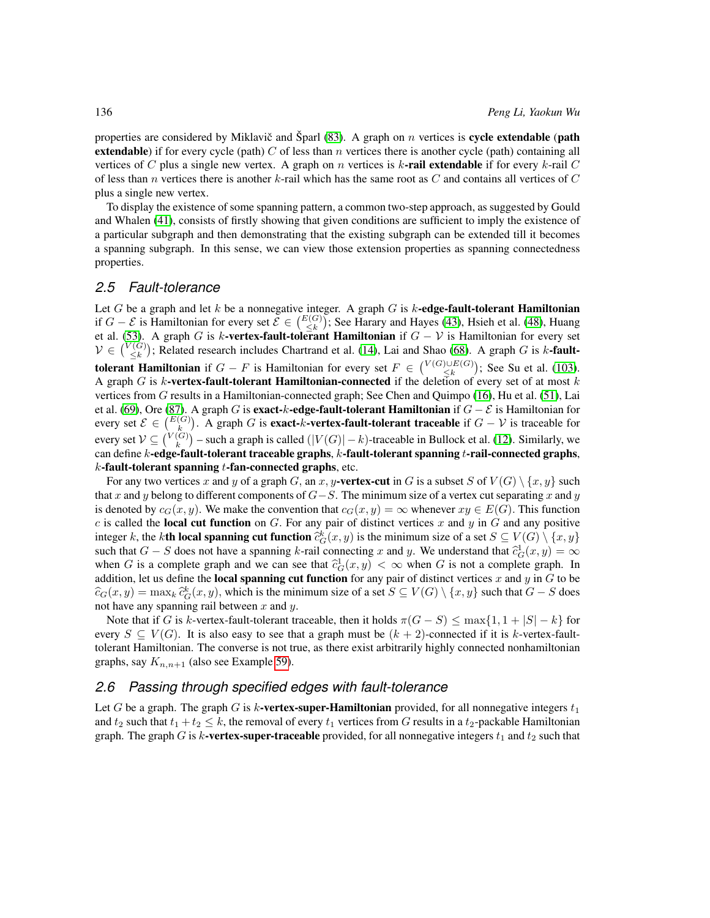properties are considered by Miklavič and Šparl (83). A graph on $n$ vertices is **cycle extendable** (**path extendable**) if for every cycle (path) $C$ of less than $n$ vertices there is another cycle (path) containing all vertices of $C$ plus a single new vertex. A graph on $n$ vertices is **$k$-rail extendable** if for every $k$-rail $C$ of less than $n$ vertices there is another $k$-rail which has the same root as $C$ and contains all vertices of $C$ plus a single new vertex.

To display the existence of some spanning pattern, a common two-step approach, as suggested by Gould and Whalen (41), consists of firstly showing that given conditions are sufficient to imply the existence of a particular subgraph and then demonstrating that the existing subgraph can be extended till it becomes a spanning subgraph. In this sense, we can view those extension properties as spanning connectedness properties.

## *2.5 Fault-tolerance*

Let $G$ be a graph and let $k$ be a nonnegative integer. A graph $G$ is **$k$-edge-fault-tolerant Hamiltonian** if $G - \mathcal{E}$ is Hamiltonian for every set $\mathcal{E} \in \binom{E(G)}{\leq k}$; See Harary and Hayes (43), Hsieh et al. (48), Huang et al. (53). A graph $G$ is **$k$-vertex-fault-tolerant Hamiltonian** if $G - \mathcal{V}$ is Hamiltonian for every set $\mathcal{V} \in \binom{V(G)}{\leq k}$; Related research includes Chartrand et al. (14), Lai and Shao (68). A graph $G$ is **$k$-fault-tolerant Hamiltonian** if $G - F$ is Hamiltonian for every set $F \in \binom{V(G)\cup E(G)}{\leq k}$; See Su et al. (103). A graph $G$ is **$k$-vertex-fault-tolerant Hamiltonian-connected** if the deletion of every set of at most $k$ vertices from $G$ results in a Hamiltonian-connected graph; See Chen and Quimpo (16), Hu et al. (51), Lai et al. (69), Ore (87). A graph $G$ is **exact-$k$-edge-fault-tolerant Hamiltonian** if $G - \mathcal{E}$ is Hamiltonian for every set $\mathcal{E} \in \binom{E(G)}{k}$. A graph $G$ is **exact-$k$-vertex-fault-tolerant traceable** if $G - \mathcal{V}$ is traceable for every set $\mathcal{V} \subseteq \binom{V(G)}{k}$ – such a graph is called $(|V(G)| - k)$-traceable in Bullock et al. (12). Similarly, we can define **$k$-edge-fault-tolerant traceable graphs**, **$k$-fault-tolerant spanning $t$-rail-connected graphs**, **$k$-fault-tolerant spanning $t$-fan-connected graphs**, etc.

For any two vertices $x$ and $y$ of a graph $G$, an $x, y$-**vertex-cut** in $G$ is a subset $S$ of $V(G) \setminus \{x, y\}$ such that $x$ and $y$ belong to different components of $G - S$. The minimum size of a vertex cut separating $x$ and $y$ is denoted by $c_G(x, y)$. We make the convention that $c_G(x, y) = \infty$ whenever $xy \in E(G)$. This function $c$ is called the **local cut function** on $G$. For any pair of distinct vertices $x$ and $y$ in $G$ and any positive integer $k$, the **$k$th local spanning cut function** $\widehat{c}^k_G(x, y)$ is the minimum size of a set $S \subseteq V(G) \setminus \{x, y\}$ such that $G - S$ does not have a spanning $k$-rail connecting $x$ and $y$. We understand that $\widehat{c}^1_G(x, y) = \infty$ when $G$ is a complete graph and we can see that $\widehat{c}^1_G(x, y) < \infty$ when $G$ is not a complete graph. In addition, let us define the **local spanning cut function** for any pair of distinct vertices $x$ and $y$ in $G$ to be $\widehat{c}_G(x, y) = \max_k \widehat{c}^k_G(x, y)$, which is the minimum size of a set $S \subseteq V(G) \setminus \{x, y\}$ such that $G - S$ does not have any spanning rail between $x$ and $y$.

Note that if $G$ is $k$-vertex-fault-tolerant traceable, then it holds $\pi(G - S) \leq \max\{1, 1 + |S| - k\}$ for every $S \subseteq V(G)$. It is also easy to see that a graph must be $(k + 2)$-connected if it is $k$-vertex-fault-tolerant Hamiltonian. The converse is not true, as there exist arbitrarily highly connected nonhamiltonian graphs, say $K_{n,n+1}$ (also see Example 59).

## *2.6 Passing through specified edges with fault-tolerance*

Let $G$ be a graph. The graph $G$ is **$k$-vertex-super-Hamiltonian** provided, for all nonnegative integers $t_1$ and $t_2$ such that $t_1 + t_2 \leq k$, the removal of every $t_1$ vertices from $G$ results in a $t_2$-packable Hamiltonian graph. The graph $G$ is **$k$-vertex-super-traceable** provided, for all nonnegative integers $t_1$ and $t_2$ such that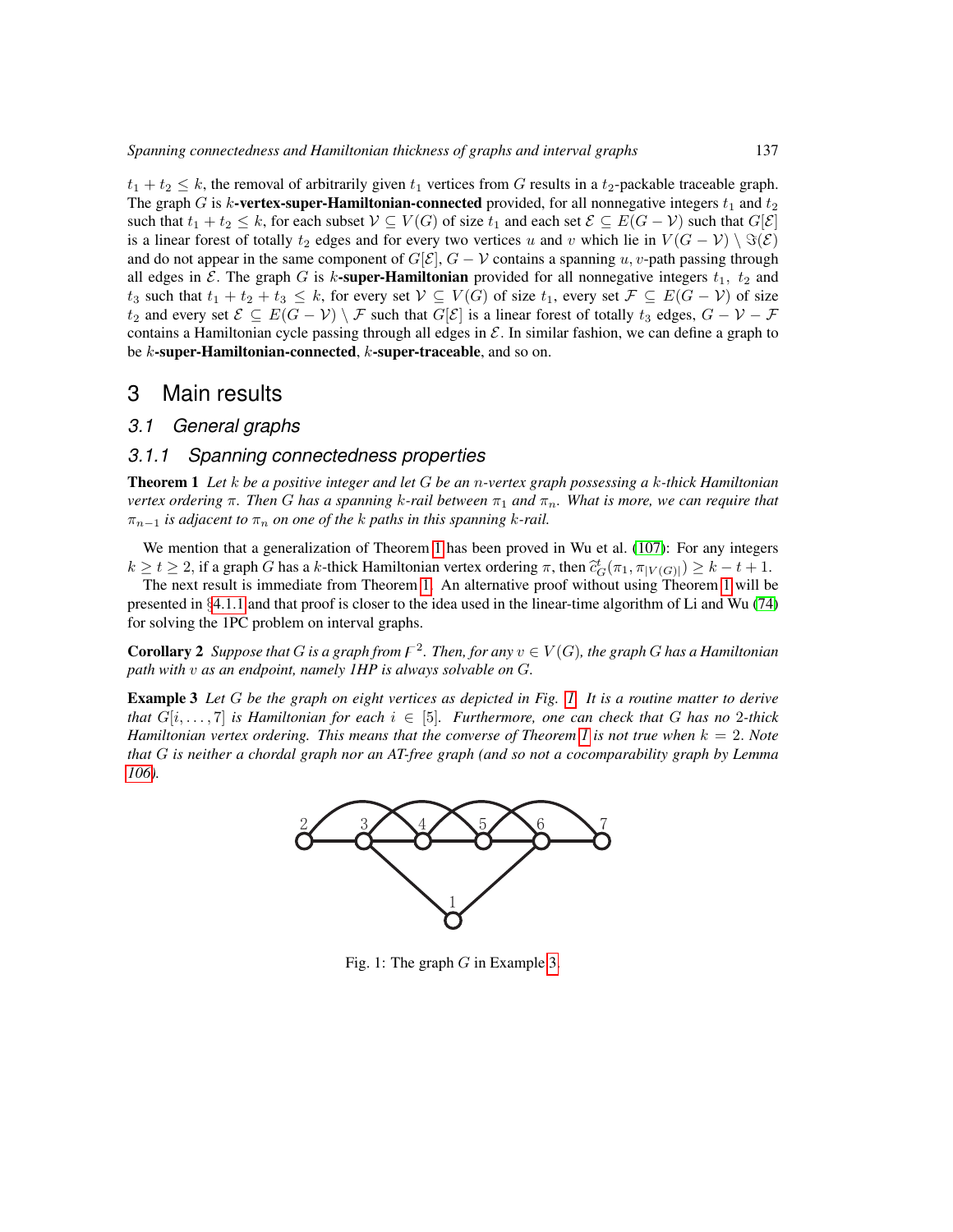$t_1 + t_2 \le k$, the removal of arbitrarily given $t_1$ vertices from $G$ results in a $t_2$-packable traceable graph. The graph $G$ is $k$-**vertex-super-Hamiltonian-connected** provided, for all nonnegative integers $t_1$ and $t_2$ such that $t_1 + t_2 \le k$, for each subset $\mathcal{V} \subseteq V(G)$ of size $t_1$ and each set $\mathcal{E} \subseteq E(G - \mathcal{V})$ such that $G[\mathcal{E}]$ is a linear forest of totally $t_2$ edges and for every two vertices $u$ and $v$ which lie in $V(G - \mathcal{V}) \setminus \Im(\mathcal{E})$ and do not appear in the same component of $G[\mathcal{E}]$, $G - \mathcal{V}$ contains a spanning $u,v$-path passing through all edges in $\mathcal{E}$. The graph $G$ is $k$-**super-Hamiltonian** provided for all nonnegative integers $t_1$, $t_2$ and $t_3$ such that $t_1 + t_2 + t_3 \le k$, for every set $\mathcal{V} \subseteq V(G)$ of size $t_1$, every set $\mathcal{F} \subseteq E(G - \mathcal{V})$ of size $t_2$ and every set $\mathcal{E} \subseteq E(G - \mathcal{V}) \setminus \mathcal{F}$ such that $G[\mathcal{E}]$ is a linear forest of totally $t_3$ edges, $G - \mathcal{V} - \mathcal{F}$ contains a Hamiltonian cycle passing through all edges in $\mathcal{E}$. In similar fashion, we can define a graph to be $k$-**super-Hamiltonian-connected**, $k$-**super-traceable**, and so on.

# 3 Main results

## 3.1 General graphs

### 3.1.1 Spanning connectedness properties

**Theorem 1** *Let $k$ be a positive integer and let $G$ be an $n$-vertex graph possessing a $k$-thick Hamiltonian vertex ordering $\pi$. Then $G$ has a spanning $k$-rail between $\pi_1$ and $\pi_n$. What is more, we can require that $\pi_{n-1}$ is adjacent to $\pi_n$ on one of the $k$ paths in this spanning $k$-rail.*

We mention that a generalization of Theorem 1 has been proved in Wu et al. (107): For any integers $k \ge t \ge 2$, if a graph $G$ has a $k$-thick Hamiltonian vertex ordering $\pi$, then $\widehat{c}^{\,t}_G(\pi_1, \pi_{|V(G)|}) \ge k - t + 1$.

The next result is immediate from Theorem 1. An alternative proof without using Theorem 1 will be presented in §4.1.1 and that proof is closer to the idea used in the linear-time algorithm of Li and Wu (74) for solving the 1PC problem on interval graphs.

**Corollary 2** *Suppose that $G$ is a graph from $\digamma^2$. Then, for any $v \in V(G)$, the graph $G$ has a Hamiltonian path with $v$ as an endpoint, namely 1HP is always solvable on $G$.*

**Example 3** *Let $G$ be the graph on eight vertices as depicted in Fig. 1. It is a routine matter to derive that $G[i, \ldots, 7]$ is Hamiltonian for each $i \in [5]$. Furthermore, one can check that $G$ has no 2-thick Hamiltonian vertex ordering. This means that the converse of Theorem 1 is not true when $k = 2$. Note that $G$ is neither a chordal graph nor an AT-free graph (and so not a cocomparability graph by Lemma 106).*

Fig. 1: The graph $G$ in Example 3.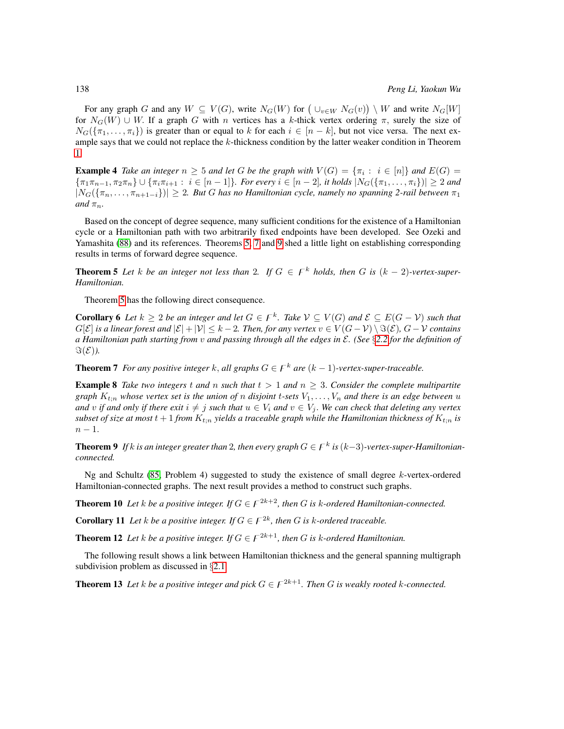For any graph $G$ and any $W \subseteq V(G)$, write $N_G(W)$ for $\big( \cup_{v \in W} N_G(v) \big) \setminus W$ and write $N_G[W]$ for $N_G(W) \cup W$. If a graph $G$ with $n$ vertices has a $k$-thick vertex ordering $\pi$, surely the size of $N_G(\{\pi_1, \ldots, \pi_i\})$ is greater than or equal to $k$ for each $i \in [n-k]$, but not vice versa. The next example says that we could not replace the $k$-thickness condition by the latter weaker condition in Theorem 1.

**Example 4** *Take an integer $n \geq 5$ and let $G$ be the graph with $V(G) = \{\pi_i : i \in [n]\}$ and $E(G) = \{\pi_1\pi_{n-1}, \pi_2\pi_n\} \cup \{\pi_i\pi_{i+1} : i \in [n-1]\}$. For every $i \in [n-2]$, it holds $|N_G(\{\pi_1, \ldots, \pi_i\})| \geq 2$ and $|N_G(\{\pi_n, \ldots, \pi_{n+1-i}\})| \geq 2$. But $G$ has no Hamiltonian cycle, namely no spanning 2-rail between $\pi_1$ and $\pi_n$.*

Based on the concept of degree sequence, many sufficient conditions for the existence of a Hamiltonian cycle or a Hamiltonian path with two arbitrarily fixed endpoints have been developed. See Ozeki and Yamashita (88) and its references. Theorems 5, 7 and 9 shed a little light on establishing corresponding results in terms of forward degree sequence.

**Theorem 5** *Let $k$ be an integer not less than 2. If $G \in \digamma^k$ holds, then $G$ is $(k-2)$-vertex-super-Hamiltonian.*

Theorem 5 has the following direct consequence.

**Corollary 6** *Let $k \geq 2$ be an integer and let $G \in \digamma^k$. Take $\mathcal{V} \subseteq V(G)$ and $\mathcal{E} \subseteq E(G - \mathcal{V})$ such that $G[\mathcal{E}]$ is a linear forest and $|\mathcal{E}| + |\mathcal{V}| \leq k-2$. Then, for any vertex $v \in V(G - \mathcal{V}) \setminus \Im(\mathcal{E})$, $G - \mathcal{V}$ contains a Hamiltonian path starting from $v$ and passing through all the edges in $\mathcal{E}$. (See §2.2 for the definition of $\Im(\mathcal{E})$).*

**Theorem 7** *For any positive integer $k$, all graphs $G \in \digamma^k$ are $(k-1)$-vertex-super-traceable.*

**Example 8** *Take two integers $t$ and $n$ such that $t > 1$ and $n \geq 3$. Consider the complete multipartite graph $K_{t;n}$ whose vertex set is the union of $n$ disjoint $t$-sets $V_1, \ldots, V_n$ and there is an edge between $u$ and $v$ if and only if there exit $i \neq j$ such that $u \in V_i$ and $v \in V_j$. We can check that deleting any vertex subset of size at most $t+1$ from $K_{t;n}$ yields a traceable graph while the Hamiltonian thickness of $K_{t;n}$ is $n-1$.*

**Theorem 9** *If $k$ is an integer greater than 2, then every graph $G \in \digamma^k$ is $(k-3)$-vertex-super-Hamiltonian-connected.*

Ng and Schultz (85, Problem 4) suggested to study the existence of small degree $k$-vertex-ordered Hamiltonian-connected graphs. The next result provides a method to construct such graphs.

**Theorem 10** *Let $k$ be a positive integer. If $G \in \digamma^{2k+2}$, then $G$ is $k$-ordered Hamiltonian-connected.*

**Corollary 11** *Let $k$ be a positive integer. If $G \in \digamma^{2k}$, then $G$ is $k$-ordered traceable.*

**Theorem 12** *Let $k$ be a positive integer. If $G \in \digamma^{2k+1}$, then $G$ is $k$-ordered Hamiltonian.*

The following result shows a link between Hamiltonian thickness and the general spanning multigraph subdivision problem as discussed in §2.1.

**Theorem 13** *Let $k$ be a positive integer and pick $G \in \digamma^{2k+1}$. Then $G$ is weakly rooted $k$-connected.*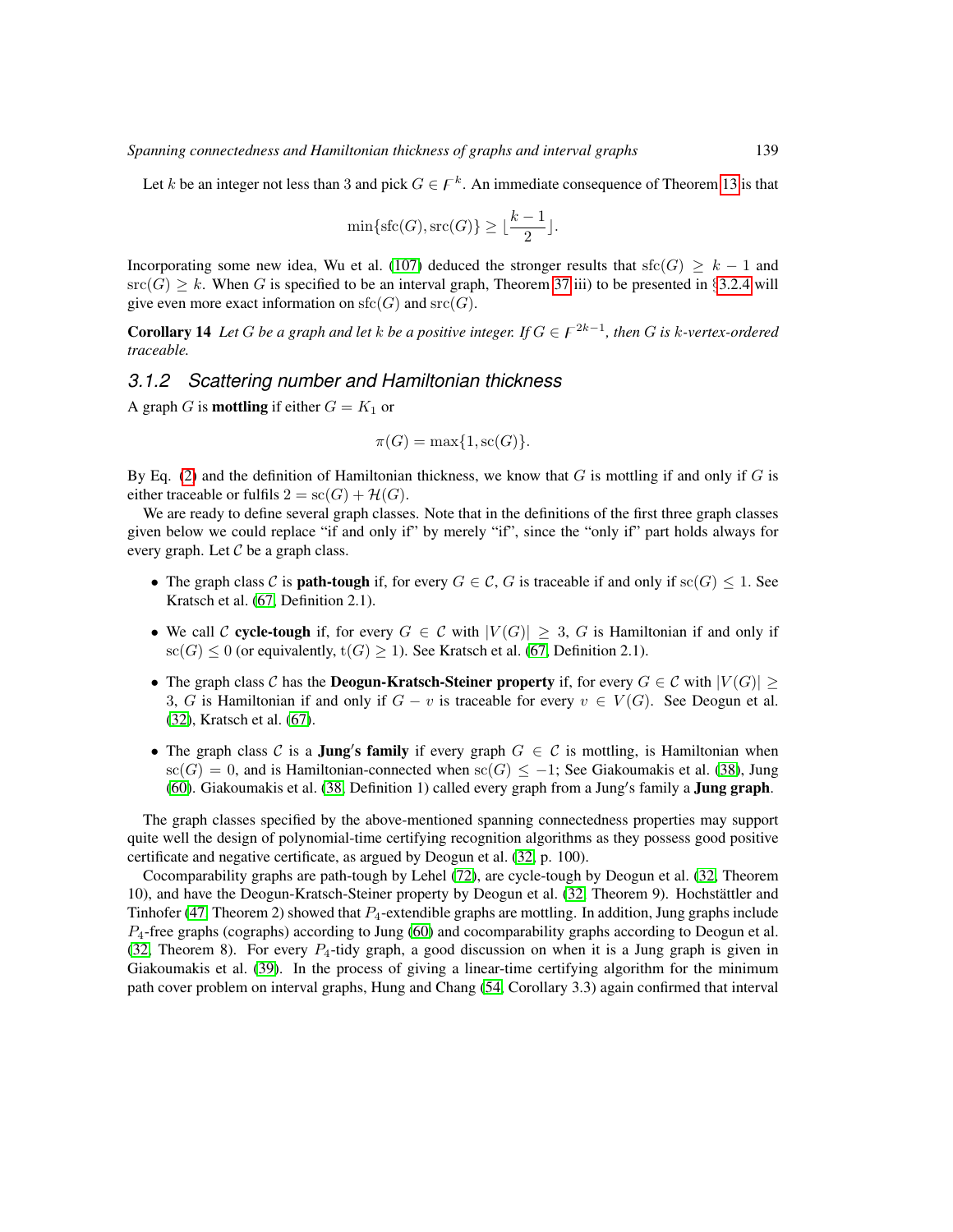Let $k$ be an integer not less than 3 and pick $G \in \digamma^k$. An immediate consequence of Theorem 13 is that

$$\min\{\mathrm{sfc}(G), \mathrm{src}(G)\} \geq \lfloor \frac{k-1}{2} \rfloor.$$

Incorporating some new idea, Wu et al. (107) deduced the stronger results that $\mathrm{sfc}(G) \geq k - 1$ and $\mathrm{src}(G) \geq k$. When $G$ is specified to be an interval graph, Theorem 37 iii) to be presented in §3.2.4 will give even more exact information on $\mathrm{sfc}(G)$ and $\mathrm{src}(G)$.

**Corollary 14** *Let $G$ be a graph and let $k$ be a positive integer. If $G \in \digamma^{2k-1}$, then $G$ is $k$-vertex-ordered traceable.*

### 3.1.2 Scattering number and Hamiltonian thickness

A graph $G$ is **mottling** if either $G = K_1$ or

$$\pi(G) = \max\{1, \mathrm{sc}(G)\}.$$

By Eq. (2) and the definition of Hamiltonian thickness, we know that $G$ is mottling if and only if $G$ is either traceable or fulfils $2 = \mathrm{sc}(G) + \mathcal{H}(G)$.

We are ready to define several graph classes. Note that in the definitions of the first three graph classes given below we could replace "if and only if" by merely "if", since the "only if" part holds always for every graph. Let $\mathcal{C}$ be a graph class.

- The graph class $\mathcal{C}$ is **path-tough** if, for every $G \in \mathcal{C}$, $G$ is traceable if and only if $\mathrm{sc}(G) \leq 1$. See Kratsch et al. (67, Definition 2.1).
- We call $\mathcal{C}$ **cycle-tough** if, for every $G \in \mathcal{C}$ with $|V(G)| \geq 3$, $G$ is Hamiltonian if and only if $\mathrm{sc}(G) \leq 0$ (or equivalently, $\mathrm{t}(G) \geq 1$). See Kratsch et al. (67, Definition 2.1).
- The graph class $\mathcal{C}$ has the **Deogun-Kratsch-Steiner property** if, for every $G \in \mathcal{C}$ with $|V(G)| \geq 3$, $G$ is Hamiltonian if and only if $G - v$ is traceable for every $v \in V(G)$. See Deogun et al. (32), Kratsch et al. (67).
- The graph class $\mathcal{C}$ is a **Jung′s family** if every graph $G \in \mathcal{C}$ is mottling, is Hamiltonian when $\mathrm{sc}(G) = 0$, and is Hamiltonian-connected when $\mathrm{sc}(G) \leq -1$; See Giakoumakis et al. (38), Jung (60). Giakoumakis et al. (38, Definition 1) called every graph from a Jung′s family a **Jung graph**.

The graph classes specified by the above-mentioned spanning connectedness properties may support quite well the design of polynomial-time certifying recognition algorithms as they possess good positive certificate and negative certificate, as argued by Deogun et al. (32, p. 100).

Cocomparability graphs are path-tough by Lehel (72), are cycle-tough by Deogun et al. (32, Theorem 10), and have the Deogun-Kratsch-Steiner property by Deogun et al. (32, Theorem 9). Hochstättler and Tinhofer (47, Theorem 2) showed that $P_4$-extendible graphs are mottling. In addition, Jung graphs include $P_4$-free graphs (cographs) according to Jung (60) and cocomparability graphs according to Deogun et al. (32, Theorem 8). For every $P_4$-tidy graph, a good discussion on when it is a Jung graph is given in Giakoumakis et al. (39). In the process of giving a linear-time certifying algorithm for the minimum path cover problem on interval graphs, Hung and Chang (54, Corollary 3.3) again confirmed that interval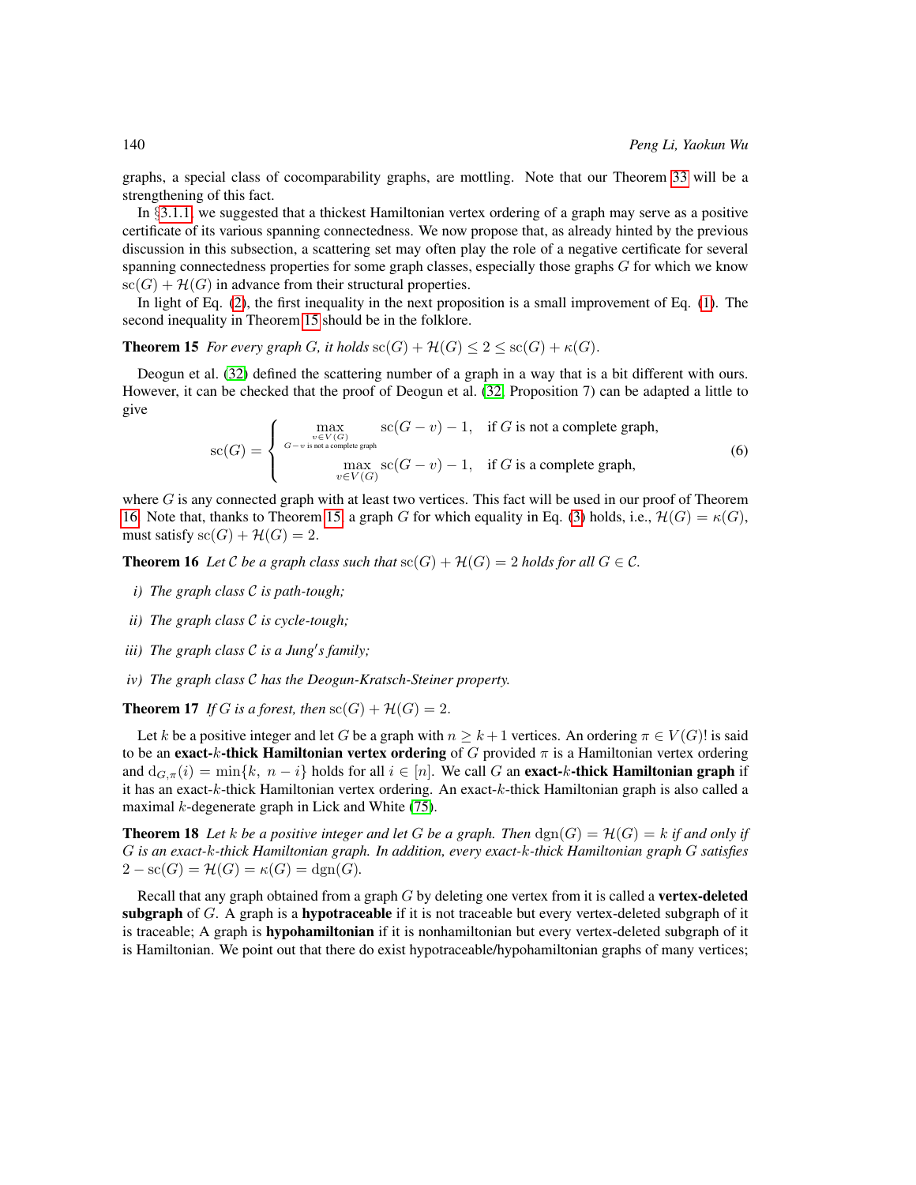graphs, a special class of cocomparability graphs, are mottling. Note that our Theorem 33 will be a strengthening of this fact.

In §3.1.1, we suggested that a thickest Hamiltonian vertex ordering of a graph may serve as a positive certificate of its various spanning connectedness. We now propose that, as already hinted by the previous discussion in this subsection, a scattering set may often play the role of a negative certificate for several spanning connectedness properties for some graph classes, especially those graphs $G$ for which we know $\mathrm{sc}(G) + \mathcal{H}(G)$ in advance from their structural properties.

In light of Eq. (2), the first inequality in the next proposition is a small improvement of Eq. (1). The second inequality in Theorem 15 should be in the folklore.

**Theorem 15** *For every graph $G$, it holds $\mathrm{sc}(G) + \mathcal{H}(G) \leq 2 \leq \mathrm{sc}(G) + \kappa(G)$.*

Deogun et al. (32) defined the scattering number of a graph in a way that is a bit different with ours. However, it can be checked that the proof of Deogun et al. (32, Proposition 7) can be adapted a little to give

$$\mathrm{sc}(G) = \begin{cases} \max\limits_{\substack{v\in V(G)\\ G-v \text{ is not a complete graph}}} \mathrm{sc}(G-v) - 1, & \text{if } G \text{ is not a complete graph,} \\ \max\limits_{v\in V(G)} \mathrm{sc}(G-v) - 1, & \text{if } G \text{ is a complete graph,} \end{cases} \tag{6}$$

where $G$ is any connected graph with at least two vertices. This fact will be used in our proof of Theorem 16. Note that, thanks to Theorem 15, a graph $G$ for which equality in Eq. (3) holds, i.e., $\mathcal{H}(G) = \kappa(G)$, must satisfy $\mathrm{sc}(G) + \mathcal{H}(G) = 2$.

**Theorem 16** *Let $\mathcal{C}$ be a graph class such that $\mathrm{sc}(G) + \mathcal{H}(G) = 2$ holds for all $G \in \mathcal{C}$.*

*i) The graph class $\mathcal{C}$ is path-tough;*

*ii) The graph class $\mathcal{C}$ is cycle-tough;*

*iii) The graph class $\mathcal{C}$ is a Jung′s family;*

*iv) The graph class $\mathcal{C}$ has the Deogun-Kratsch-Steiner property.*

**Theorem 17** *If $G$ is a forest, then $\mathrm{sc}(G) + \mathcal{H}(G) = 2$.*

Let $k$ be a positive integer and let $G$ be a graph with $n \geq k+1$ vertices. An ordering $\pi \in V(G)!$ is said to be an **exact-$k$-thick Hamiltonian vertex ordering** of $G$ provided $\pi$ is a Hamiltonian vertex ordering and $\mathrm{d}_{G,\pi}(i) = \min\{k,\ n-i\}$ holds for all $i \in [n]$. We call $G$ an **exact-$k$-thick Hamiltonian graph** if it has an exact-$k$-thick Hamiltonian vertex ordering. An exact-$k$-thick Hamiltonian graph is also called a maximal $k$-degenerate graph in Lick and White (75).

**Theorem 18** *Let $k$ be a positive integer and let $G$ be a graph. Then $\mathrm{dgn}(G) = \mathcal{H}(G) = k$ if and only if $G$ is an exact-$k$-thick Hamiltonian graph. In addition, every exact-$k$-thick Hamiltonian graph $G$ satisfies $2 - \mathrm{sc}(G) = \mathcal{H}(G) = \kappa(G) = \mathrm{dgn}(G)$.*

Recall that any graph obtained from a graph $G$ by deleting one vertex from it is called a **vertex-deleted subgraph** of $G$. A graph is a **hypotraceable** if it is not traceable but every vertex-deleted subgraph of it is traceable; A graph is **hypohamiltonian** if it is nonhamiltonian but every vertex-deleted subgraph of it is Hamiltonian. We point out that there do exist hypotraceable/hypohamiltonian graphs of many vertices;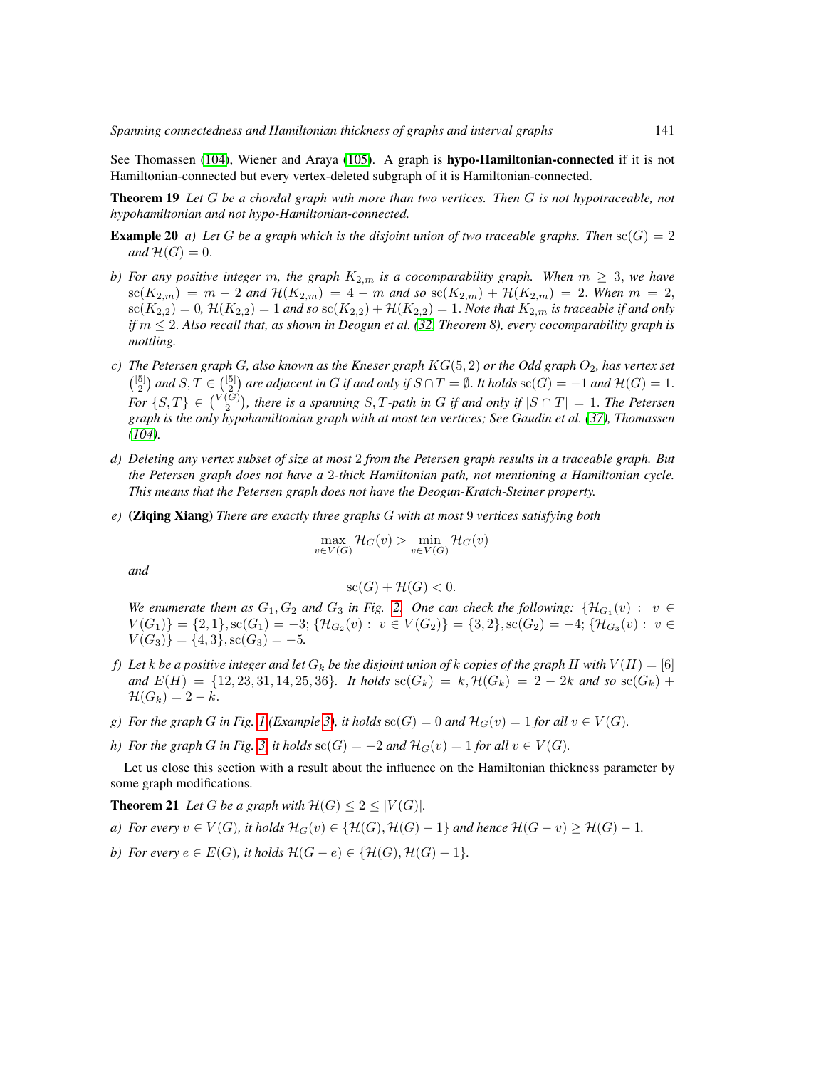See Thomassen (104), Wiener and Araya (105). A graph is **hypo-Hamiltonian-connected** if it is not Hamiltonian-connected but every vertex-deleted subgraph of it is Hamiltonian-connected.

**Theorem 19** *Let $G$ be a chordal graph with more than two vertices. Then $G$ is not hypotraceable, not hypohamiltonian and not hypo-Hamiltonian-connected.*

**Example 20** *a) Let $G$ be a graph which is the disjoint union of two traceable graphs. Then $\mathrm{sc}(G) = 2$ and $\mathcal{H}(G) = 0$.*

*b) For any positive integer $m$, the graph $K_{2,m}$ is a cocomparability graph. When $m \geq 3$, we have $\mathrm{sc}(K_{2,m}) = m - 2$ and $\mathcal{H}(K_{2,m}) = 4 - m$ and so $\mathrm{sc}(K_{2,m}) + \mathcal{H}(K_{2,m}) = 2$. When $m = 2$, $\mathrm{sc}(K_{2,2}) = 0$, $\mathcal{H}(K_{2,2}) = 1$ and so $\mathrm{sc}(K_{2,2}) + \mathcal{H}(K_{2,2}) = 1$. Note that $K_{2,m}$ is traceable if and only if $m \leq 2$. Also recall that, as shown in Deogun et al. (32, Theorem 8), every cocomparability graph is mottling.*

*c) The Petersen graph $G$, also known as the Kneser graph $KG(5, 2)$ or the Odd graph $O_2$, has vertex set $\binom{[5]}{2}$ and $S, T \in \binom{[5]}{2}$ are adjacent in $G$ if and only if $S \cap T = \emptyset$. It holds $\mathrm{sc}(G) = -1$ and $\mathcal{H}(G) = 1$. For $\{S, T\} \in \binom{V(G)}{2}$, there is a spanning $S, T$-path in $G$ if and only if $|S \cap T| = 1$. The Petersen graph is the only hypohamiltonian graph with at most ten vertices; See Gaudin et al. (37), Thomassen (104).*

*d) Deleting any vertex subset of size at most 2 from the Petersen graph results in a traceable graph. But the Petersen graph does not have a 2-thick Hamiltonian path, not mentioning a Hamiltonian cycle. This means that the Petersen graph does not have the Deogun-Kratch-Steiner property.*

*e)* **(Ziqing Xiang)** *There are exactly three graphs $G$ with at most 9 vertices satisfying both*

$$\max_{v \in V(G)} \mathcal{H}_G(v) > \min_{v \in V(G)} \mathcal{H}_G(v)$$

*and*

$$\mathrm{sc}(G) + \mathcal{H}(G) < 0.$$

*We enumerate them as $G_1, G_2$ and $G_3$ in Fig. 2. One can check the following: $\{\mathcal{H}_{G_1}(v) : v \in V(G_1)\} = \{2, 1\}, \mathrm{sc}(G_1) = -3$; $\{\mathcal{H}_{G_2}(v) : v \in V(G_2)\} = \{3, 2\}, \mathrm{sc}(G_2) = -4$; $\{\mathcal{H}_{G_3}(v) : v \in V(G_3)\} = \{4, 3\}, \mathrm{sc}(G_3) = -5$.*

*f) Let $k$ be a positive integer and let $G_k$ be the disjoint union of $k$ copies of the graph $H$ with $V(H) = [6]$ and $E(H) = \{12, 23, 31, 14, 25, 36\}$. It holds $\mathrm{sc}(G_k) = k, \mathcal{H}(G_k) = 2 - 2k$ and so $\mathrm{sc}(G_k) + \mathcal{H}(G_k) = 2 - k$.*

*g) For the graph $G$ in Fig. 1 (Example 3), it holds $\mathrm{sc}(G) = 0$ and $\mathcal{H}_G(v) = 1$ for all $v \in V(G)$.*

*h) For the graph $G$ in Fig. 3, it holds $\mathrm{sc}(G) = -2$ and $\mathcal{H}_G(v) = 1$ for all $v \in V(G)$.*

Let us close this section with a result about the influence on the Hamiltonian thickness parameter by some graph modifications.

**Theorem 21** *Let $G$ be a graph with $\mathcal{H}(G) \leq 2 \leq |V(G)|$.*

*a) For every $v \in V(G)$, it holds $\mathcal{H}_G(v) \in \{\mathcal{H}(G), \mathcal{H}(G) - 1\}$ and hence $\mathcal{H}(G - v) \geq \mathcal{H}(G) - 1$.*

*b) For every $e \in E(G)$, it holds $\mathcal{H}(G - e) \in \{\mathcal{H}(G), \mathcal{H}(G) - 1\}$.*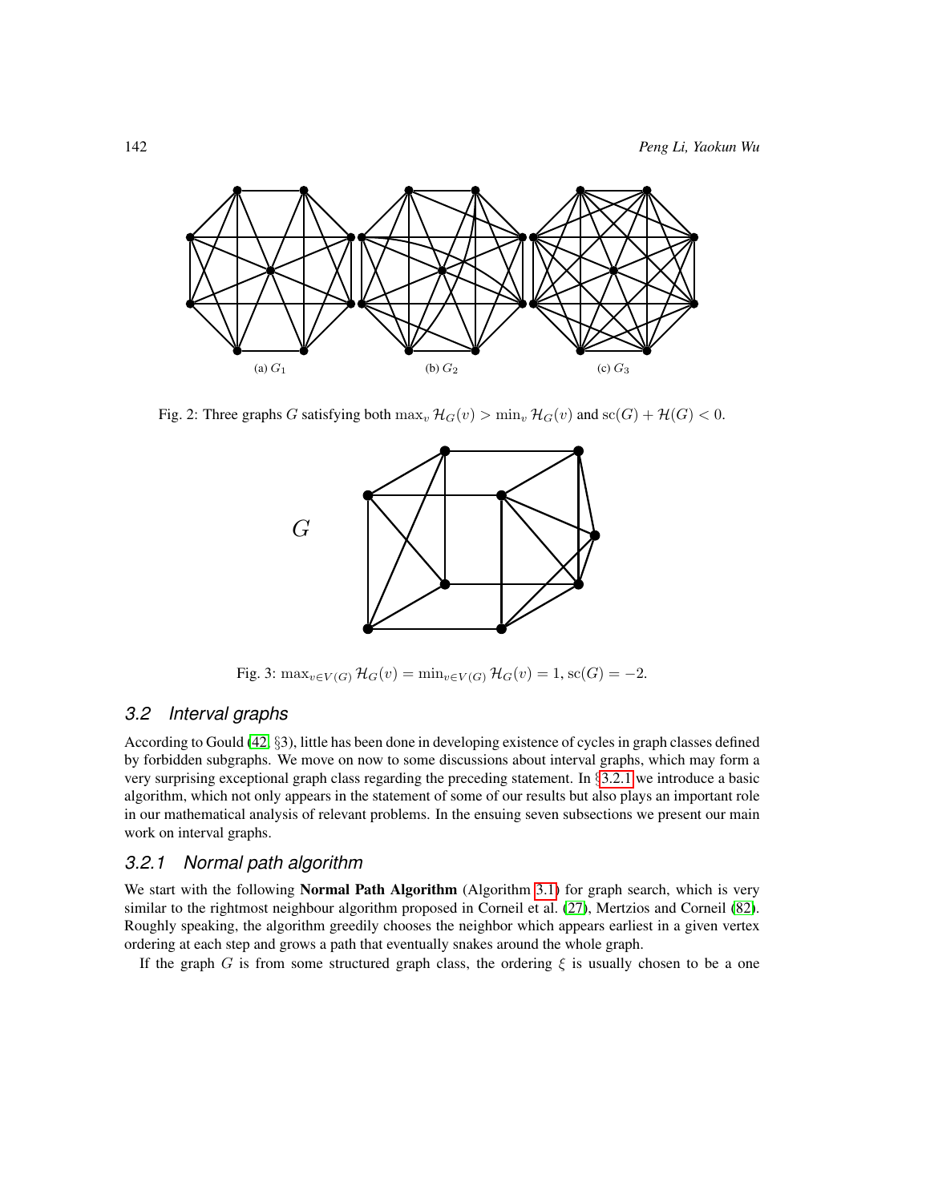(a) $G_1$ (b) $G_2$ (c) $G_3$

Fig. 2: Three graphs $G$ satisfying both $\max_v \mathcal{H}_G(v) > \min_v \mathcal{H}_G(v)$ and $\mathrm{sc}(G) + \mathcal{H}(G) < 0$.

$G$

Fig. 3: $\max_{v \in V(G)} \mathcal{H}_G(v) = \min_{v \in V(G)} \mathcal{H}_G(v) = 1$, $\mathrm{sc}(G) = -2$.

### 3.2 Interval graphs

According to Gould (42, §3), little has been done in developing existence of cycles in graph classes defined by forbidden subgraphs. We move on now to some discussions about interval graphs, which may form a very surprising exceptional graph class regarding the preceding statement. In §3.2.1 we introduce a basic algorithm, which not only appears in the statement of some of our results but also plays an important role in our mathematical analysis of relevant problems. In the ensuing seven subsections we present our main work on interval graphs.

#### 3.2.1 Normal path algorithm

We start with the following **Normal Path Algorithm** (Algorithm 3.1) for graph search, which is very similar to the rightmost neighbour algorithm proposed in Corneil et al. (27), Mertzios and Corneil (82). Roughly speaking, the algorithm greedily chooses the neighbor which appears earliest in a given vertex ordering at each step and grows a path that eventually snakes around the whole graph.

If the graph $G$ is from some structured graph class, the ordering $\xi$ is usually chosen to be a one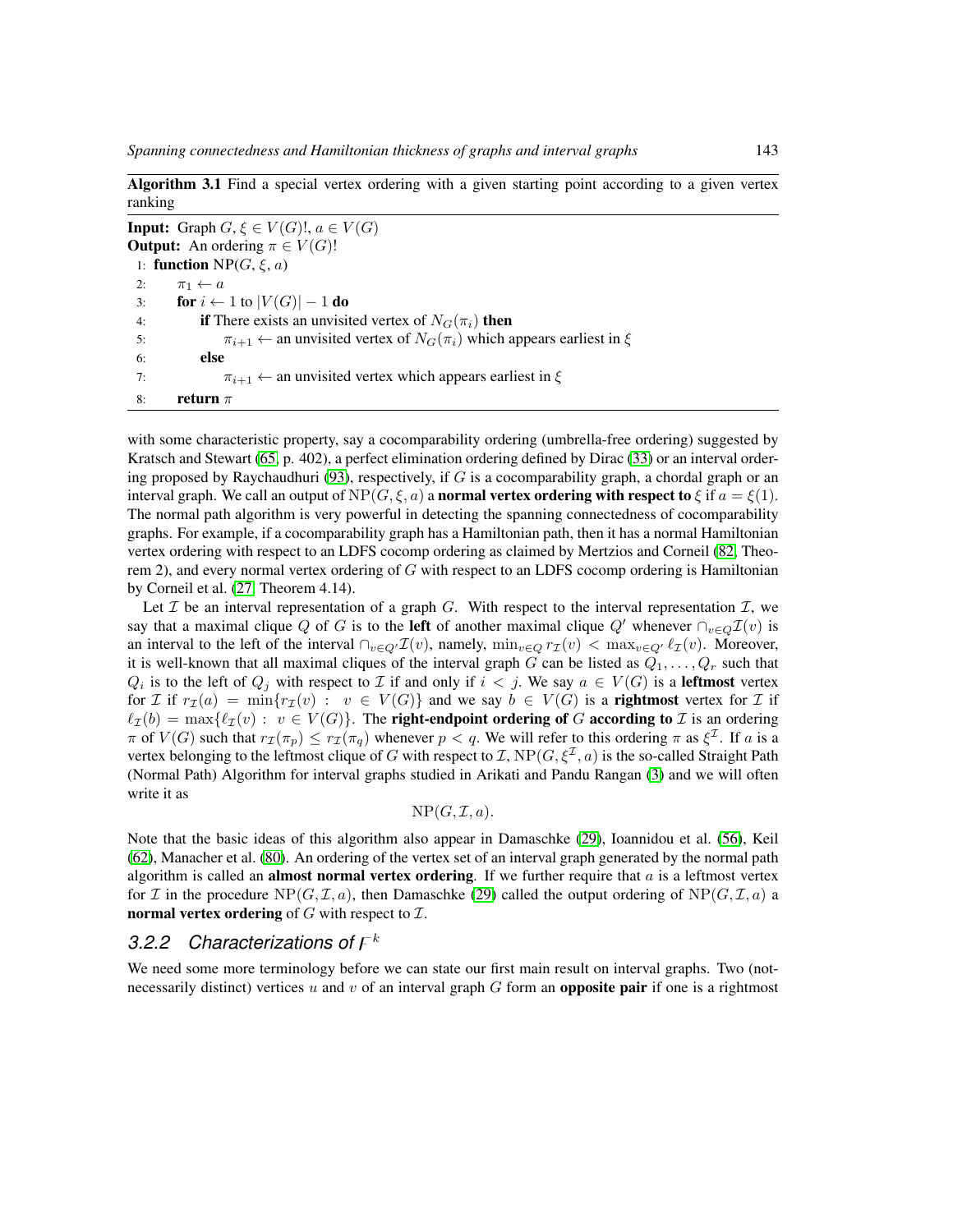**Algorithm 3.1** Find a special vertex ordering with a given starting point according to a given vertex ranking

---

**Input:** Graph $G$, $\xi \in V(G)!$, $a \in V(G)$

**Output:** An ordering $\pi \in V(G)!$

```
1: function NP(G, ξ, a)
2:     π_1 ← a
3:     for i ← 1 to |V(G)| − 1 do
4:         if There exists an unvisited vertex of N_G(π_i) then
5:             π_{i+1} ← an unvisited vertex of N_G(π_i) which appears earliest in ξ
6:         else
7:             π_{i+1} ← an unvisited vertex which appears earliest in ξ
8:     return π
```

---

with some characteristic property, say a cocomparability ordering (umbrella-free ordering) suggested by Kratsch and Stewart (65, p. 402), a perfect elimination ordering defined by Dirac (33) or an interval ordering proposed by Raychaudhuri (93), respectively, if $G$ is a cocomparability graph, a chordal graph or an interval graph. We call an output of $\mathrm{NP}(G, \xi, a)$ a **normal vertex ordering with respect to** $\xi$ if $a = \xi(1)$. The normal path algorithm is very powerful in detecting the spanning connectedness of cocomparability graphs. For example, if a cocomparability graph has a Hamiltonian path, then it has a normal Hamiltonian vertex ordering with respect to an LDFS cocomp ordering as claimed by Mertzios and Corneil (82, Theorem 2), and every normal vertex ordering of $G$ with respect to an LDFS cocomp ordering is Hamiltonian by Corneil et al. (27, Theorem 4.14).

Let $\mathcal{I}$ be an interval representation of a graph $G$. With respect to the interval representation $\mathcal{I}$, we say that a maximal clique $Q$ of $G$ is to the **left** of another maximal clique $Q'$ whenever $\cap_{v \in Q} \mathcal{I}(v)$ is an interval to the left of the interval $\cap_{v \in Q'} \mathcal{I}(v)$, namely, $\min_{v \in Q} r_{\mathcal{I}}(v) < \max_{v \in Q'} \ell_{\mathcal{I}}(v)$. Moreover, it is well-known that all maximal cliques of the interval graph $G$ can be listed as $Q_1, \ldots, Q_r$ such that $Q_i$ is to the left of $Q_j$ with respect to $\mathcal{I}$ if and only if $i < j$. We say $a \in V(G)$ is a **leftmost** vertex for $\mathcal{I}$ if $r_{\mathcal{I}}(a) = \min\{r_{\mathcal{I}}(v) : v \in V(G)\}$ and we say $b \in V(G)$ is a **rightmost** vertex for $\mathcal{I}$ if $\ell_{\mathcal{I}}(b) = \max\{\ell_{\mathcal{I}}(v) : v \in V(G)\}$. The **right-endpoint ordering of** $G$ **according to** $\mathcal{I}$ is an ordering $\pi$ of $V(G)$ such that $r_{\mathcal{I}}(\pi_p) \leq r_{\mathcal{I}}(\pi_q)$ whenever $p < q$. We will refer to this ordering $\pi$ as $\xi^{\mathcal{I}}$. If $a$ is a vertex belonging to the leftmost clique of $G$ with respect to $\mathcal{I}$, $\mathrm{NP}(G, \xi^{\mathcal{I}}, a)$ is the so-called Straight Path (Normal Path) Algorithm for interval graphs studied in Arikati and Pandu Rangan (3) and we will often write it as

$$\mathrm{NP}(G, \mathcal{I}, a).$$

Note that the basic ideas of this algorithm also appear in Damaschke (29), Ioannidou et al. (56), Keil (62), Manacher et al. (80). An ordering of the vertex set of an interval graph generated by the normal path algorithm is called an **almost normal vertex ordering**. If we further require that $a$ is a leftmost vertex for $\mathcal{I}$ in the procedure $\mathrm{NP}(G, \mathcal{I}, a)$, then Damaschke (29) called the output ordering of $\mathrm{NP}(G, \mathcal{I}, a)$ a **normal vertex ordering** of $G$ with respect to $\mathcal{I}$.

### 3.2.2 Characterizations of $\Gamma^k$

We need some more terminology before we can state our first main result on interval graphs. Two (not-necessarily distinct) vertices $u$ and $v$ of an interval graph $G$ form an **opposite pair** if one is a rightmost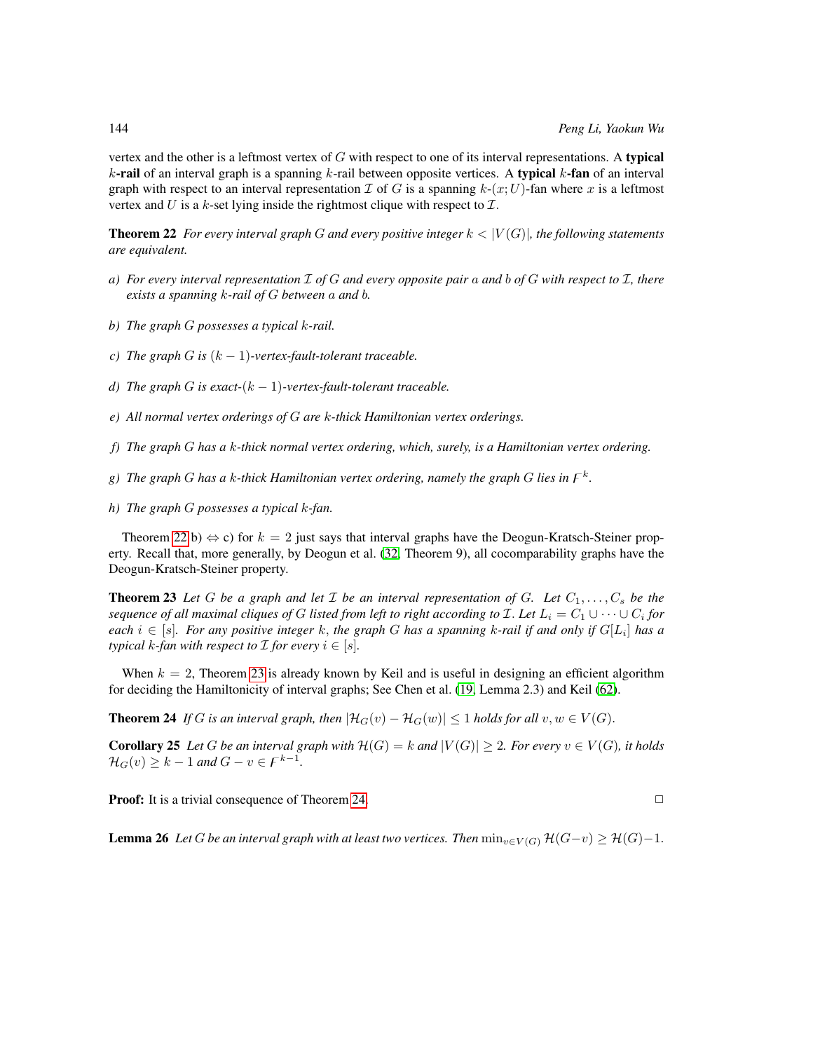vertex and the other is a leftmost vertex of $G$ with respect to one of its interval representations. A **typical** $k$**-rail** of an interval graph is a spanning $k$-rail between opposite vertices. A **typical** $k$**-fan** of an interval graph with respect to an interval representation $\mathcal{I}$ of $G$ is a spanning $k$-$(x;U)$-fan where $x$ is a leftmost vertex and $U$ is a $k$-set lying inside the rightmost clique with respect to $\mathcal{I}$.

**Theorem 22** *For every interval graph $G$ and every positive integer $k < |V(G)|$, the following statements are equivalent.*

- *a) For every interval representation $\mathcal{I}$ of $G$ and every opposite pair $a$ and $b$ of $G$ with respect to $\mathcal{I}$, there exists a spanning $k$-rail of $G$ between $a$ and $b$.*
- *b) The graph $G$ possesses a typical $k$-rail.*
- *c) The graph $G$ is $(k-1)$-vertex-fault-tolerant traceable.*
- *d) The graph $G$ is exact-$(k-1)$-vertex-fault-tolerant traceable.*
- *e) All normal vertex orderings of $G$ are $k$-thick Hamiltonian vertex orderings.*
- *f) The graph $G$ has a $k$-thick normal vertex ordering, which, surely, is a Hamiltonian vertex ordering.*
- *g) The graph $G$ has a $k$-thick Hamiltonian vertex ordering, namely the graph $G$ lies in $\digamma^k$.*
- *h) The graph $G$ possesses a typical $k$-fan.*

Theorem 22 b) $\Leftrightarrow$ c) for $k = 2$ just says that interval graphs have the Deogun-Kratsch-Steiner property. Recall that, more generally, by Deogun et al. (32, Theorem 9), all cocomparability graphs have the Deogun-Kratsch-Steiner property.

**Theorem 23** *Let $G$ be a graph and let $\mathcal{I}$ be an interval representation of $G$. Let $C_1, \ldots, C_s$ be the sequence of all maximal cliques of $G$ listed from left to right according to $\mathcal{I}$. Let $L_i = C_1 \cup \cdots \cup C_i$ for each $i \in [s]$. For any positive integer $k$, the graph $G$ has a spanning $k$-rail if and only if $G[L_i]$ has a typical $k$-fan with respect to $\mathcal{I}$ for every $i \in [s]$.*

When $k = 2$, Theorem 23 is already known by Keil and is useful in designing an efficient algorithm for deciding the Hamiltonicity of interval graphs; See Chen et al. (19, Lemma 2.3) and Keil (62).

**Theorem 24** *If $G$ is an interval graph, then $|\mathcal{H}_G(v) - \mathcal{H}_G(w)| \leq 1$ holds for all $v, w \in V(G)$.*

**Corollary 25** *Let $G$ be an interval graph with $\mathcal{H}(G) = k$ and $|V(G)| \geq 2$. For every $v \in V(G)$, it holds $\mathcal{H}_G(v) \geq k-1$ and $G - v \in \digamma^{k-1}$.*

**Proof:** It is a trivial consequence of Theorem 24. $\square$

**Lemma 26** *Let $G$ be an interval graph with at least two vertices. Then $\min_{v \in V(G)} \mathcal{H}(G-v) \geq \mathcal{H}(G)-1$.*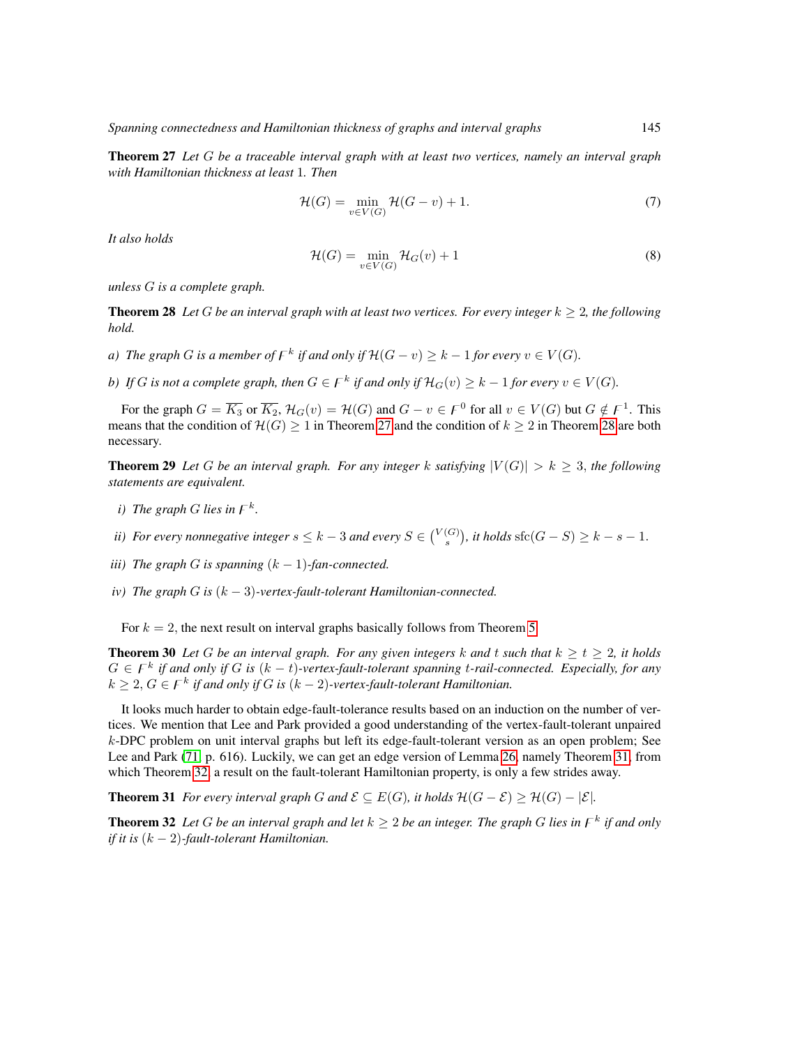**Theorem 27** *Let $G$ be a traceable interval graph with at least two vertices, namely an interval graph with Hamiltonian thickness at least 1. Then*

$$\mathcal{H}(G) = \min_{v \in V(G)} \mathcal{H}(G - v) + 1. \tag{7}$$

*It also holds*

$$\mathcal{H}(G) = \min_{v \in V(G)} \mathcal{H}_G(v) + 1 \tag{8}$$

*unless $G$ is a complete graph.*

**Theorem 28** *Let $G$ be an interval graph with at least two vertices. For every integer $k \geq 2$, the following hold.*

*a) The graph $G$ is a member of $\digamma^k$ if and only if $\mathcal{H}(G - v) \geq k - 1$ for every $v \in V(G)$.*

*b) If $G$ is not a complete graph, then $G \in \digamma^k$ if and only if $\mathcal{H}_G(v) \geq k - 1$ for every $v \in V(G)$.*

For the graph $G = \overline{K_3}$ or $\overline{K_2}$, $\mathcal{H}_G(v) = \mathcal{H}(G)$ and $G - v \in \digamma^0$ for all $v \in V(G)$ but $G \notin \digamma^1$. This means that the condition of $\mathcal{H}(G) \geq 1$ in Theorem 27 and the condition of $k \geq 2$ in Theorem 28 are both necessary.

**Theorem 29** *Let $G$ be an interval graph. For any integer $k$ satisfying $|V(G)| > k \geq 3$, the following statements are equivalent.*

*i) The graph $G$ lies in $\digamma^k$.*

*ii) For every nonnegative integer $s \leq k - 3$ and every $S \in \binom{V(G)}{s}$, it holds $\mathrm{sfc}(G - S) \geq k - s - 1$.*

*iii) The graph $G$ is spanning $(k-1)$-fan-connected.*

*iv) The graph $G$ is $(k-3)$-vertex-fault-tolerant Hamiltonian-connected.*

For $k = 2$, the next result on interval graphs basically follows from Theorem 5.

**Theorem 30** *Let $G$ be an interval graph. For any given integers $k$ and $t$ such that $k \geq t \geq 2$, it holds $G \in \digamma^k$ if and only if $G$ is $(k-t)$-vertex-fault-tolerant spanning $t$-rail-connected. Especially, for any $k \geq 2$, $G \in \digamma^k$ if and only if $G$ is $(k-2)$-vertex-fault-tolerant Hamiltonian.*

It looks much harder to obtain edge-fault-tolerance results based on an induction on the number of vertices. We mention that Lee and Park provided a good understanding of the vertex-fault-tolerant unpaired $k$-DPC problem on unit interval graphs but left its edge-fault-tolerant version as an open problem; See Lee and Park (71, p. 616). Luckily, we can get an edge version of Lemma 26, namely Theorem 31, from which Theorem 32, a result on the fault-tolerant Hamiltonian property, is only a few strides away.

**Theorem 31** *For every interval graph $G$ and $\mathcal{E} \subseteq E(G)$, it holds $\mathcal{H}(G - \mathcal{E}) \geq \mathcal{H}(G) - |\mathcal{E}|$.*

**Theorem 32** *Let $G$ be an interval graph and let $k \geq 2$ be an integer. The graph $G$ lies in $\digamma^k$ if and only if it is $(k-2)$-fault-tolerant Hamiltonian.*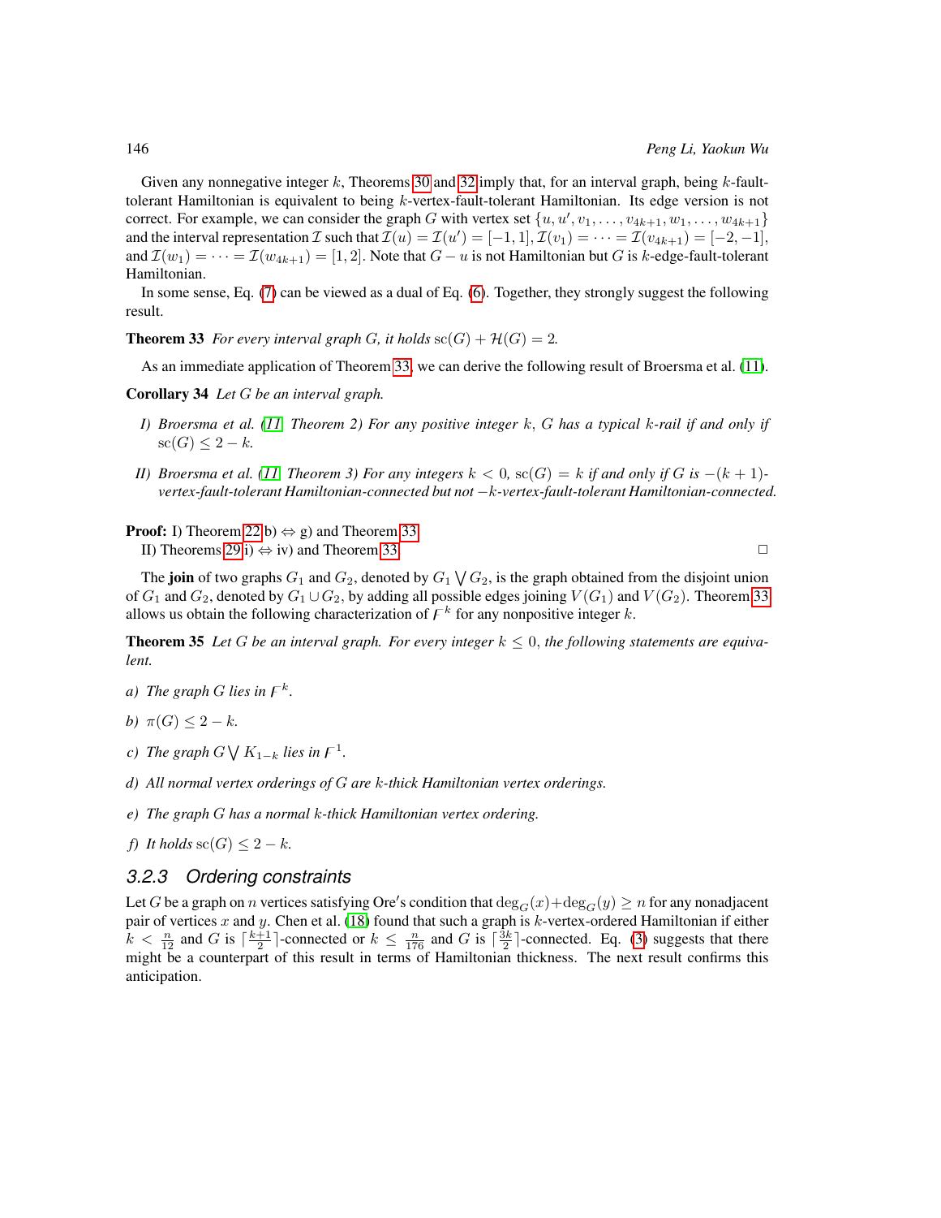Given any nonnegative integer $k$, Theorems 30 and 32 imply that, for an interval graph, being $k$-fault-tolerant Hamiltonian is equivalent to being $k$-vertex-fault-tolerant Hamiltonian. Its edge version is not correct. For example, we can consider the graph $G$ with vertex set $\{u, u', v_1, \ldots, v_{4k+1}, w_1, \ldots, w_{4k+1}\}$ and the interval representation $\mathcal{I}$ such that $\mathcal{I}(u) = \mathcal{I}(u') = [-1, 1], \mathcal{I}(v_1) = \cdots = \mathcal{I}(v_{4k+1}) = [-2, -1]$, and $\mathcal{I}(w_1) = \cdots = \mathcal{I}(w_{4k+1}) = [1, 2]$. Note that $G - u$ is not Hamiltonian but $G$ is $k$-edge-fault-tolerant Hamiltonian.

In some sense, Eq. (7) can be viewed as a dual of Eq. (6). Together, they strongly suggest the following result.

**Theorem 33** *For every interval graph $G$, it holds $\mathrm{sc}(G) + \mathcal{H}(G) = 2$.*

As an immediate application of Theorem 33, we can derive the following result of Broersma et al. (11).

**Corollary 34** *Let $G$ be an interval graph.*

*I) Broersma et al. (11, Theorem 2) For any positive integer $k$, $G$ has a typical $k$-rail if and only if $\mathrm{sc}(G) \leq 2 - k$.*

*II) Broersma et al. (11, Theorem 3) For any integers $k < 0$, $\mathrm{sc}(G) = k$ if and only if $G$ is $-(k+1)$-vertex-fault-tolerant Hamiltonian-connected but not $-k$-vertex-fault-tolerant Hamiltonian-connected.*

**Proof:** I) Theorem 22 b) $\Leftrightarrow$ g) and Theorem 33.
II) Theorems 29 i) $\Leftrightarrow$ iv) and Theorem 33. □

The **join** of two graphs $G_1$ and $G_2$, denoted by $G_1 \bigvee G_2$, is the graph obtained from the disjoint union of $G_1$ and $G_2$, denoted by $G_1 \cup G_2$, by adding all possible edges joining $V(G_1)$ and $V(G_2)$. Theorem 33 allows us obtain the following characterization of $\digamma^k$ for any nonpositive integer $k$.

**Theorem 35** *Let $G$ be an interval graph. For every integer $k \leq 0$, the following statements are equivalent.*

*a) The graph $G$ lies in $\digamma^k$.*

*b) $\pi(G) \leq 2 - k$.*

*c) The graph $G \bigvee K_{1-k}$ lies in $\digamma^1$.*

*d) All normal vertex orderings of $G$ are $k$-thick Hamiltonian vertex orderings.*

*e) The graph $G$ has a normal $k$-thick Hamiltonian vertex ordering.*

*f) It holds $\mathrm{sc}(G) \leq 2 - k$.*

### 3.2.3 Ordering constraints

Let $G$ be a graph on $n$ vertices satisfying Ore's condition that $\deg_G(x) + \deg_G(y) \geq n$ for any nonadjacent pair of vertices $x$ and $y$. Chen et al. (18) found that such a graph is $k$-vertex-ordered Hamiltonian if either $k < \frac{n}{12}$ and $G$ is $\lceil \frac{k+1}{2} \rceil$-connected or $k \leq \frac{n}{176}$ and $G$ is $\lceil \frac{3k}{2} \rceil$-connected. Eq. (3) suggests that there might be a counterpart of this result in terms of Hamiltonian thickness. The next result confirms this anticipation.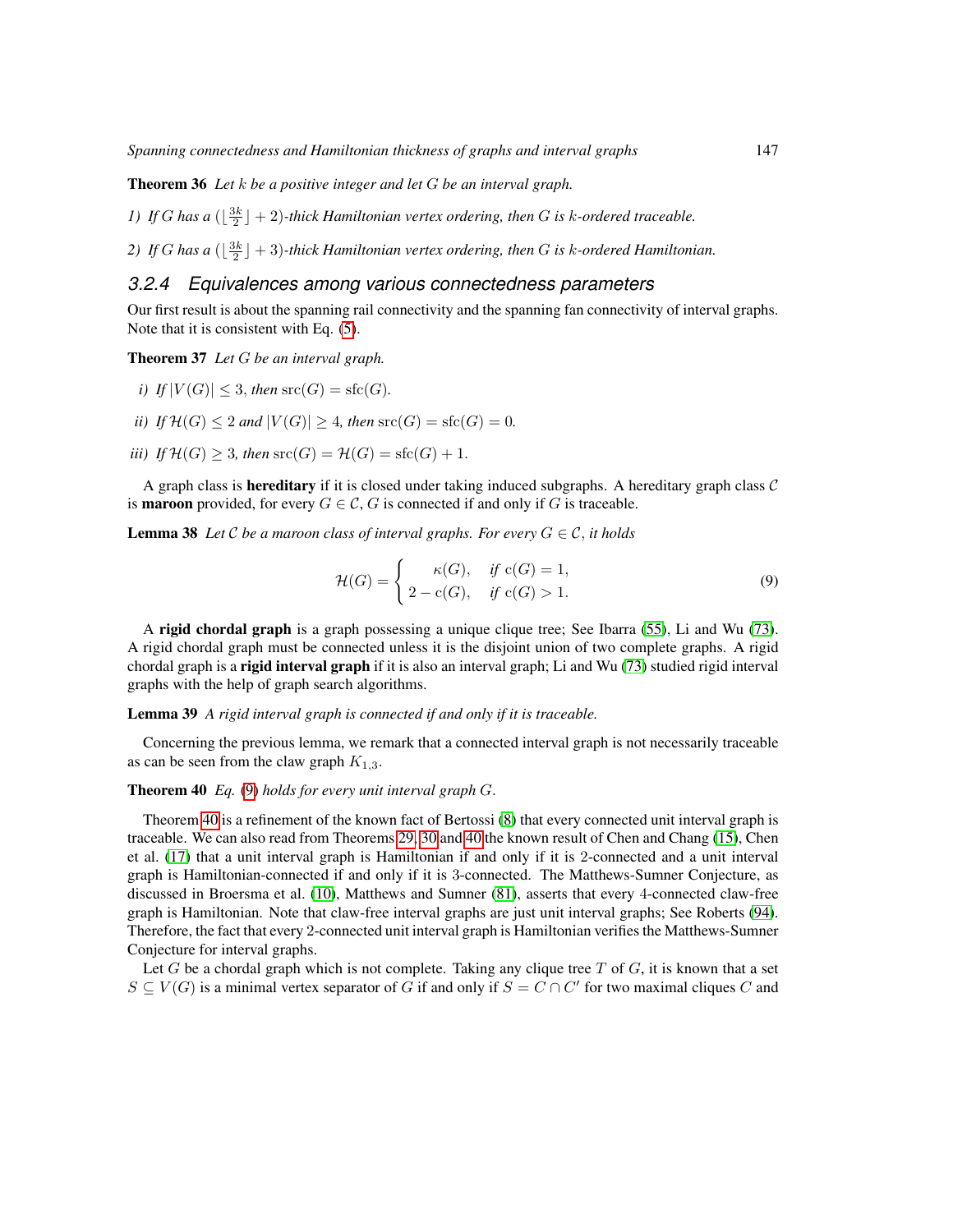**Theorem 36** *Let $k$ be a positive integer and let $G$ be an interval graph.*

*1) If $G$ has a $(\lfloor \frac{3k}{2} \rfloor + 2)$-thick Hamiltonian vertex ordering, then $G$ is $k$-ordered traceable.*

*2) If $G$ has a $(\lfloor \frac{3k}{2} \rfloor + 3)$-thick Hamiltonian vertex ordering, then $G$ is $k$-ordered Hamiltonian.*

### 3.2.4 Equivalences among various connectedness parameters

Our first result is about the spanning rail connectivity and the spanning fan connectivity of interval graphs. Note that it is consistent with Eq. (5).

**Theorem 37** *Let $G$ be an interval graph.*

*i) If $|V(G)| \leq 3$, then $\mathrm{src}(G) = \mathrm{sfc}(G)$.*

*ii) If $\mathcal{H}(G) \leq 2$ and $|V(G)| \geq 4$, then $\mathrm{src}(G) = \mathrm{sfc}(G) = 0$.*

*iii) If $\mathcal{H}(G) \geq 3$, then $\mathrm{src}(G) = \mathcal{H}(G) = \mathrm{sfc}(G) + 1$.*

A graph class is **hereditary** if it is closed under taking induced subgraphs. A hereditary graph class $\mathcal{C}$ is **maroon** provided, for every $G \in \mathcal{C}$, $G$ is connected if and only if $G$ is traceable.

**Lemma 38** *Let $\mathcal{C}$ be a maroon class of interval graphs. For every $G \in \mathcal{C}$, it holds*

$$\mathcal{H}(G) = \begin{cases} \kappa(G), & \text{if } \mathrm{c}(G) = 1, \\ 2 - \mathrm{c}(G), & \text{if } \mathrm{c}(G) > 1. \end{cases} \tag{9}$$

A **rigid chordal graph** is a graph possessing a unique clique tree; See Ibarra (55), Li and Wu (73). A rigid chordal graph must be connected unless it is the disjoint union of two complete graphs. A rigid chordal graph is a **rigid interval graph** if it is also an interval graph; Li and Wu (73) studied rigid interval graphs with the help of graph search algorithms.

**Lemma 39** *A rigid interval graph is connected if and only if it is traceable.*

Concerning the previous lemma, we remark that a connected interval graph is not necessarily traceable as can be seen from the claw graph $K_{1,3}$.

**Theorem 40** *Eq. (9) holds for every unit interval graph $G$.*

Theorem 40 is a refinement of the known fact of Bertossi (8) that every connected unit interval graph is traceable. We can also read from Theorems 29, 30 and 40 the known result of Chen and Chang (15), Chen et al. (17) that a unit interval graph is Hamiltonian if and only if it is 2-connected and a unit interval graph is Hamiltonian-connected if and only if it is 3-connected. The Matthews-Sumner Conjecture, as discussed in Broersma et al. (10), Matthews and Sumner (81), asserts that every 4-connected claw-free graph is Hamiltonian. Note that claw-free interval graphs are just unit interval graphs; See Roberts (94). Therefore, the fact that every 2-connected unit interval graph is Hamiltonian verifies the Matthews-Sumner Conjecture for interval graphs.

Let $G$ be a chordal graph which is not complete. Taking any clique tree $T$ of $G$, it is known that a set $S \subseteq V(G)$ is a minimal vertex separator of $G$ if and only if $S = C \cap C'$ for two maximal cliques $C$ and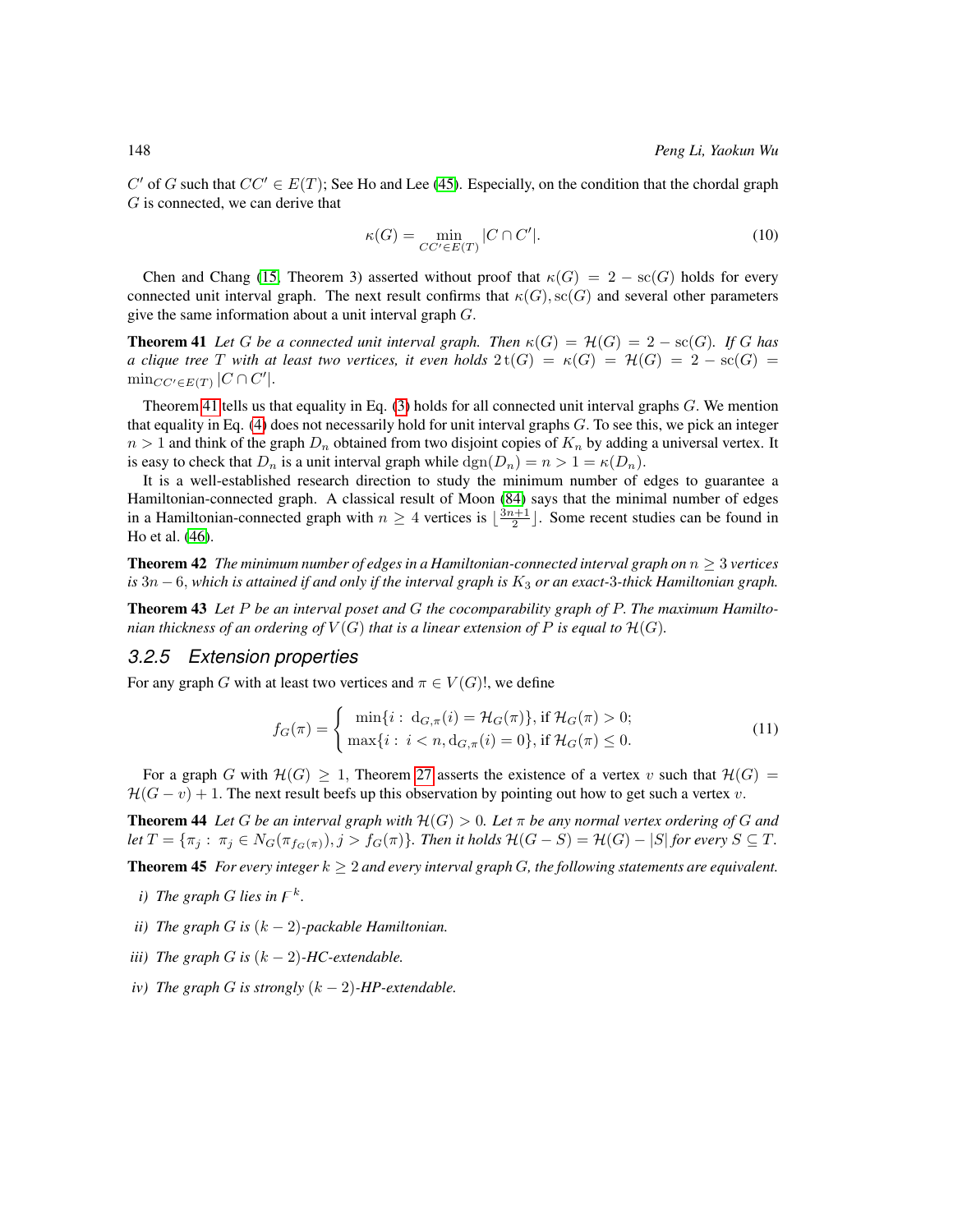$C'$ of $G$ such that $CC' \in E(T)$; See Ho and Lee (45). Especially, on the condition that the chordal graph $G$ is connected, we can derive that

$$\kappa(G) = \min_{CC' \in E(T)} |C \cap C'|. \tag{10}$$

Chen and Chang (15, Theorem 3) asserted without proof that $\kappa(G) = 2 - \mathrm{sc}(G)$ holds for every connected unit interval graph. The next result confirms that $\kappa(G), \mathrm{sc}(G)$ and several other parameters give the same information about a unit interval graph $G$.

**Theorem 41** *Let $G$ be a connected unit interval graph. Then $\kappa(G) = \mathcal{H}(G) = 2 - \mathrm{sc}(G)$. If $G$ has a clique tree $T$ with at least two vertices, it even holds $2\,\mathrm{t}(G) = \kappa(G) = \mathcal{H}(G) = 2 - \mathrm{sc}(G) = \min_{CC' \in E(T)} |C \cap C'|$.*

Theorem 41 tells us that equality in Eq. (3) holds for all connected unit interval graphs $G$. We mention that equality in Eq. (4) does not necessarily hold for unit interval graphs $G$. To see this, we pick an integer $n > 1$ and think of the graph $D_n$ obtained from two disjoint copies of $K_n$ by adding a universal vertex. It is easy to check that $D_n$ is a unit interval graph while $\mathrm{dgn}(D_n) = n > 1 = \kappa(D_n)$.

It is a well-established research direction to study the minimum number of edges to guarantee a Hamiltonian-connected graph. A classical result of Moon (84) says that the minimal number of edges in a Hamiltonian-connected graph with $n \geq 4$ vertices is $\lfloor \frac{3n+1}{2} \rfloor$. Some recent studies can be found in Ho et al. (46).

**Theorem 42** *The minimum number of edges in a Hamiltonian-connected interval graph on $n \geq 3$ vertices is $3n - 6$, which is attained if and only if the interval graph is $K_3$ or an exact-3-thick Hamiltonian graph.*

**Theorem 43** *Let $P$ be an interval poset and $G$ the cocomparability graph of $P$. The maximum Hamiltonian thickness of an ordering of $V(G)$ that is a linear extension of $P$ is equal to $\mathcal{H}(G)$.*

### 3.2.5 Extension properties

For any graph $G$ with at least two vertices and $\pi \in V(G)!$, we define

$$f_G(\pi) = \begin{cases} \min\{i: \ \mathrm{d}_{G,\pi}(i) = \mathcal{H}_G(\pi)\}, \text{ if } \mathcal{H}_G(\pi) > 0; \\ \max\{i: \ i < n, \mathrm{d}_{G,\pi}(i) = 0\}, \text{ if } \mathcal{H}_G(\pi) \leq 0. \end{cases} \tag{11}$$

For a graph $G$ with $\mathcal{H}(G) \geq 1$, Theorem 27 asserts the existence of a vertex $v$ such that $\mathcal{H}(G) = \mathcal{H}(G - v) + 1$. The next result beefs up this observation by pointing out how to get such a vertex $v$.

**Theorem 44** *Let $G$ be an interval graph with $\mathcal{H}(G) > 0$. Let $\pi$ be any normal vertex ordering of $G$ and let $T = \{\pi_j : \ \pi_j \in N_G(\pi_{f_G(\pi)}), j > f_G(\pi)\}$. Then it holds $\mathcal{H}(G - S) = \mathcal{H}(G) - |S|$ for every $S \subseteq T$.*

**Theorem 45** *For every integer $k \geq 2$ and every interval graph $G$, the following statements are equivalent.*

- *i) The graph $G$ lies in $\mathcal{F}^k$.*
- *ii) The graph $G$ is $(k-2)$-packable Hamiltonian.*
- *iii) The graph $G$ is $(k-2)$-HC-extendable.*
- *iv) The graph $G$ is strongly $(k-2)$-HP-extendable.*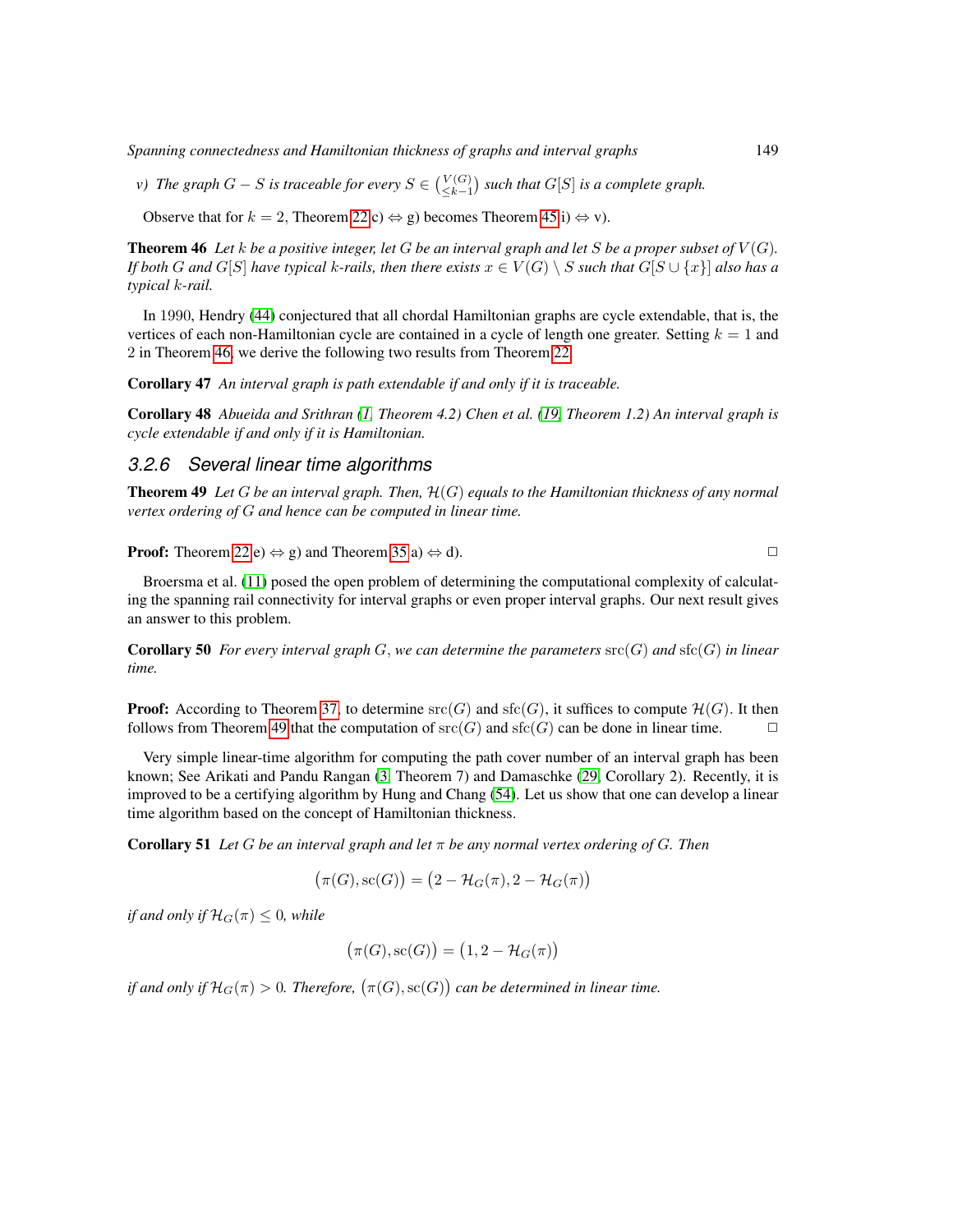*v) The graph $G - S$ is traceable for every $S \in \binom{V(G)}{\leq k-1}$ such that $G[S]$ is a complete graph.*

Observe that for $k = 2$, Theorem 22 c) ⇔ g) becomes Theorem 45 i) ⇔ v).

**Theorem 46** *Let $k$ be a positive integer, let $G$ be an interval graph and let $S$ be a proper subset of $V(G)$. If both $G$ and $G[S]$ have typical $k$-rails, then there exists $x \in V(G) \setminus S$ such that $G[S \cup \{x\}]$ also has a typical $k$-rail.*

In 1990, Hendry (44) conjectured that all chordal Hamiltonian graphs are cycle extendable, that is, the vertices of each non-Hamiltonian cycle are contained in a cycle of length one greater. Setting $k = 1$ and 2 in Theorem 46, we derive the following two results from Theorem 22.

**Corollary 47** *An interval graph is path extendable if and only if it is traceable.*

**Corollary 48** *Abueida and Srithran (1, Theorem 4.2) Chen et al. (19, Theorem 1.2) An interval graph is cycle extendable if and only if it is Hamiltonian.*

### *3.2.6 Several linear time algorithms*

**Theorem 49** *Let $G$ be an interval graph. Then, $\mathcal{H}(G)$ equals to the Hamiltonian thickness of any normal vertex ordering of $G$ and hence can be computed in linear time.*

**Proof:** Theorem 22 e) ⇔ g) and Theorem 35 a) ⇔ d). □

Broersma et al. (11) posed the open problem of determining the computational complexity of calculating the spanning rail connectivity for interval graphs or even proper interval graphs. Our next result gives an answer to this problem.

**Corollary 50** *For every interval graph $G$, we can determine the parameters $\mathrm{src}(G)$ and $\mathrm{sfc}(G)$ in linear time.*

**Proof:** According to Theorem 37, to determine $\mathrm{src}(G)$ and $\mathrm{sfc}(G)$, it suffices to compute $\mathcal{H}(G)$. It then follows from Theorem 49 that the computation of $\mathrm{src}(G)$ and $\mathrm{sfc}(G)$ can be done in linear time. □

Very simple linear-time algorithm for computing the path cover number of an interval graph has been known; See Arikati and Pandu Rangan (3, Theorem 7) and Damaschke (29, Corollary 2). Recently, it is improved to be a certifying algorithm by Hung and Chang (54). Let us show that one can develop a linear time algorithm based on the concept of Hamiltonian thickness.

**Corollary 51** *Let $G$ be an interval graph and let $\pi$ be any normal vertex ordering of $G$. Then*

$$\big(\pi(G), \mathrm{sc}(G)\big) = \big(2 - \mathcal{H}_G(\pi), 2 - \mathcal{H}_G(\pi)\big)$$

*if and only if $\mathcal{H}_G(\pi) \leq 0$, while*

$$\big(\pi(G), \mathrm{sc}(G)\big) = \big(1, 2 - \mathcal{H}_G(\pi)\big)$$

*if and only if $\mathcal{H}_G(\pi) > 0$. Therefore, $\big(\pi(G), \mathrm{sc}(G)\big)$ can be determined in linear time.*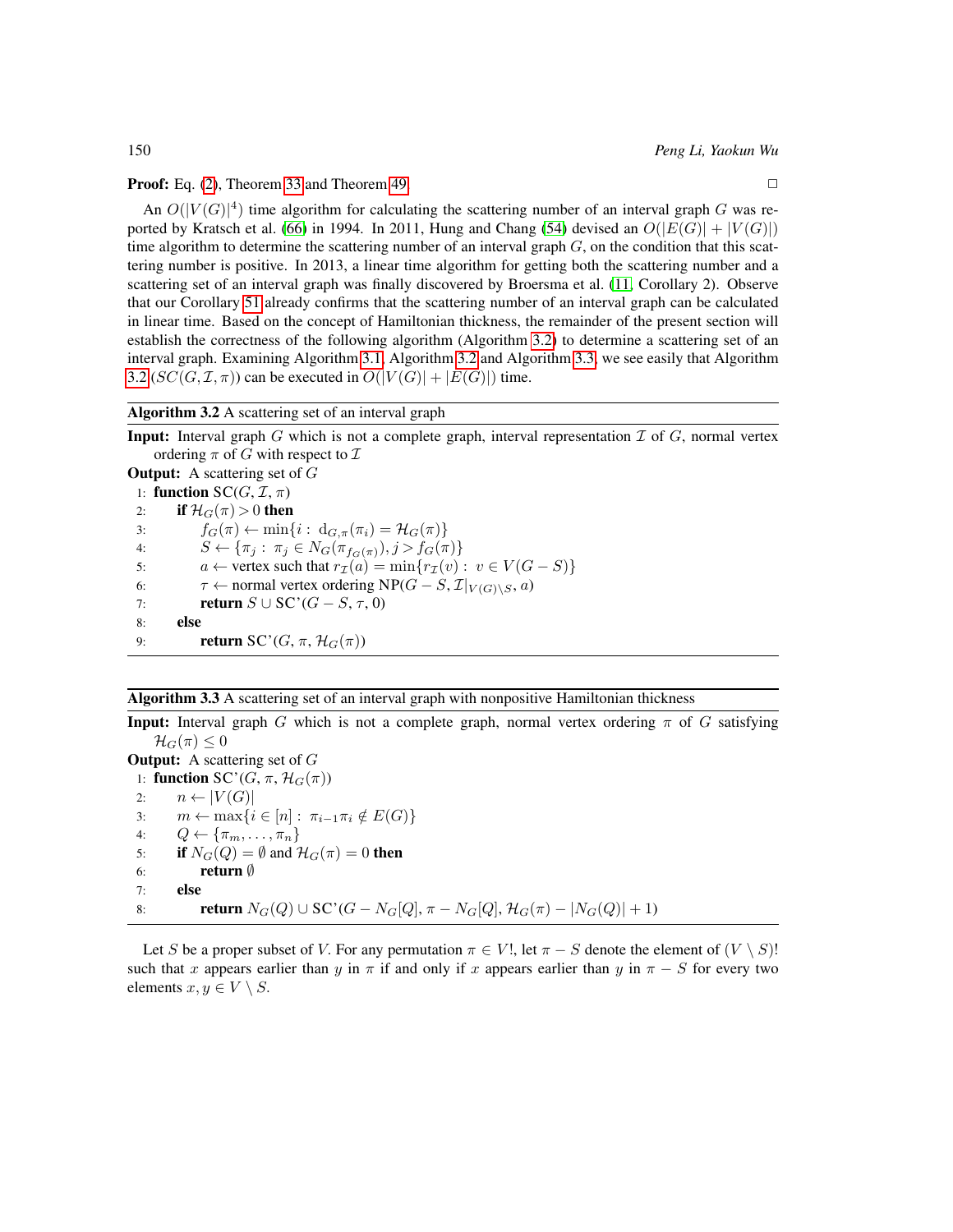**Proof:** Eq. (2), Theorem 33 and Theorem 49 □

An $O(|V(G)|^4)$ time algorithm for calculating the scattering number of an interval graph $G$ was reported by Kratsch et al. (66) in 1994. In 2011, Hung and Chang (54) devised an $O(|E(G)| + |V(G)|)$ time algorithm to determine the scattering number of an interval graph $G$, on the condition that this scattering number is positive. In 2013, a linear time algorithm for getting both the scattering number and a scattering set of an interval graph was finally discovered by Broersma et al. (11, Corollary 2). Observe that our Corollary 51 already confirms that the scattering number of an interval graph can be calculated in linear time. Based on the concept of Hamiltonian thickness, the remainder of the present section will establish the correctness of the following algorithm (Algorithm 3.2) to determine a scattering set of an interval graph. Examining Algorithm 3.1, Algorithm 3.2 and Algorithm 3.3, we see easily that Algorithm 3.2 ($SC(G, \mathcal{I}, \pi)$) can be executed in $O(|V(G)| + |E(G)|)$ time.

---

**Algorithm 3.2** A scattering set of an interval graph

---

**Input:** Interval graph $G$ which is not a complete graph, interval representation $\mathcal{I}$ of $G$, normal vertex ordering $\pi$ of $G$ with respect to $\mathcal{I}$

**Output:** A scattering set of $G$

1: **function** SC($G$, $\mathcal{I}$, $\pi$)
2: &nbsp;&nbsp;&nbsp;&nbsp;**if** $\mathcal{H}_G(\pi) > 0$ **then**
3: &nbsp;&nbsp;&nbsp;&nbsp;&nbsp;&nbsp;&nbsp;&nbsp;$f_G(\pi) \leftarrow \min\{i : \mathrm{d}_{G,\pi}(\pi_i) = \mathcal{H}_G(\pi)\}$
4: &nbsp;&nbsp;&nbsp;&nbsp;&nbsp;&nbsp;&nbsp;&nbsp;$S \leftarrow \{\pi_j : \pi_j \in N_G(\pi_{f_G(\pi)}), j > f_G(\pi)\}$
5: &nbsp;&nbsp;&nbsp;&nbsp;&nbsp;&nbsp;&nbsp;&nbsp;$a \leftarrow$ vertex such that $r_{\mathcal{I}}(a) = \min\{r_{\mathcal{I}}(v) : v \in V(G - S)\}$
6: &nbsp;&nbsp;&nbsp;&nbsp;&nbsp;&nbsp;&nbsp;&nbsp;$\tau \leftarrow$ normal vertex ordering NP($G - S$, $\mathcal{I}|_{V(G)\setminus S}$, $a$)
7: &nbsp;&nbsp;&nbsp;&nbsp;&nbsp;&nbsp;&nbsp;&nbsp;**return** $S \cup$ SC'($G - S$, $\tau$, 0)
8: &nbsp;&nbsp;&nbsp;&nbsp;**else**
9: &nbsp;&nbsp;&nbsp;&nbsp;&nbsp;&nbsp;&nbsp;&nbsp;**return** SC'($G$, $\pi$, $\mathcal{H}_G(\pi)$)

---

**Algorithm 3.3** A scattering set of an interval graph with nonpositive Hamiltonian thickness

---

**Input:** Interval graph $G$ which is not a complete graph, normal vertex ordering $\pi$ of $G$ satisfying $\mathcal{H}_G(\pi) \leq 0$

**Output:** A scattering set of $G$

1: **function** SC'($G$, $\pi$, $\mathcal{H}_G(\pi)$)
2: &nbsp;&nbsp;&nbsp;&nbsp;$n \leftarrow |V(G)|$
3: &nbsp;&nbsp;&nbsp;&nbsp;$m \leftarrow \max\{i \in [n] : \pi_{i-1}\pi_i \notin E(G)\}$
4: &nbsp;&nbsp;&nbsp;&nbsp;$Q \leftarrow \{\pi_m, \ldots, \pi_n\}$
5: &nbsp;&nbsp;&nbsp;&nbsp;**if** $N_G(Q) = \emptyset$ and $\mathcal{H}_G(\pi) = 0$ **then**
6: &nbsp;&nbsp;&nbsp;&nbsp;&nbsp;&nbsp;&nbsp;&nbsp;**return** $\emptyset$
7: &nbsp;&nbsp;&nbsp;&nbsp;**else**
8: &nbsp;&nbsp;&nbsp;&nbsp;&nbsp;&nbsp;&nbsp;&nbsp;**return** $N_G(Q) \cup$ SC'($G - N_G[Q]$, $\pi - N_G[Q]$, $\mathcal{H}_G(\pi) - |N_G(Q)| + 1$)

---

Let $S$ be a proper subset of $V$. For any permutation $\pi \in V!$, let $\pi - S$ denote the element of $(V \setminus S)!$ such that $x$ appears earlier than $y$ in $\pi$ if and only if $x$ appears earlier than $y$ in $\pi - S$ for every two elements $x, y \in V \setminus S$.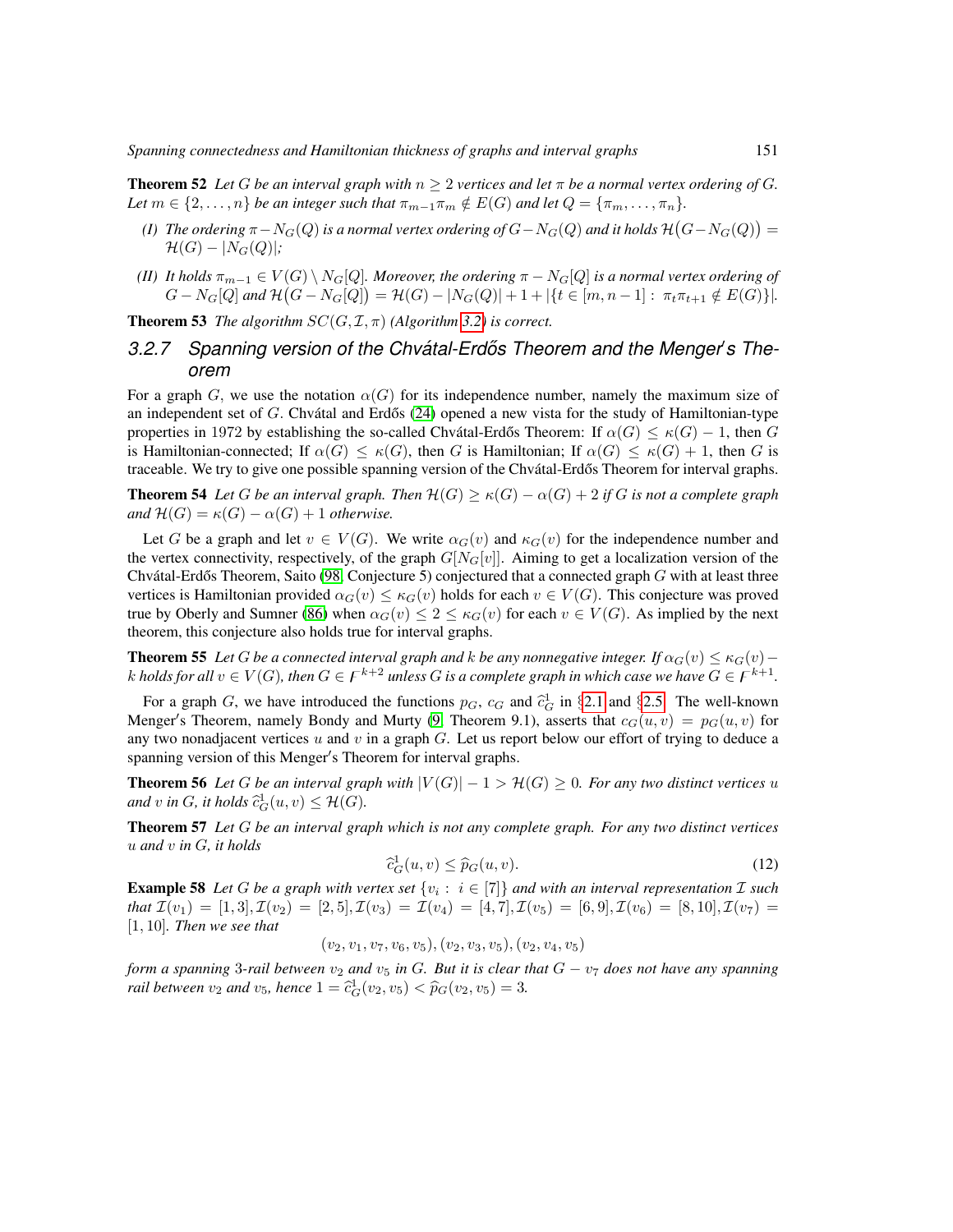**Theorem 52** *Let $G$ be an interval graph with $n \geq 2$ vertices and let $\pi$ be a normal vertex ordering of $G$. Let $m \in \{2, \ldots, n\}$ be an integer such that $\pi_{m-1}\pi_m \notin E(G)$ and let $Q = \{\pi_m, \ldots, \pi_n\}$.*

- *(I) The ordering $\pi - N_G(Q)$ is a normal vertex ordering of $G - N_G(Q)$ and it holds $\mathcal{H}\big(G - N_G(Q)\big) = \mathcal{H}(G) - |N_G(Q)|$;*
- *(II) It holds $\pi_{m-1} \in V(G) \setminus N_G[Q]$. Moreover, the ordering $\pi - N_G[Q]$ is a normal vertex ordering of $G - N_G[Q]$ and $\mathcal{H}\big(G - N_G[Q]\big) = \mathcal{H}(G) - |N_G(Q)| + 1 + |\{t \in [m, n-1] : \pi_t\pi_{t+1} \notin E(G)\}|$.*

**Theorem 53** *The algorithm $SC(G, \mathcal{I}, \pi)$ (Algorithm 3.2) is correct.*

### 3.2.7 Spanning version of the Chvátal-Erdős Theorem and the Menger's Theorem

For a graph $G$, we use the notation $\alpha(G)$ for its independence number, namely the maximum size of an independent set of $G$. Chvátal and Erdős (24) opened a new vista for the study of Hamiltonian-type properties in 1972 by establishing the so-called Chvátal-Erdős Theorem: If $\alpha(G) \leq \kappa(G) - 1$, then $G$ is Hamiltonian-connected; If $\alpha(G) \leq \kappa(G)$, then $G$ is Hamiltonian; If $\alpha(G) \leq \kappa(G) + 1$, then $G$ is traceable. We try to give one possible spanning version of the Chvátal-Erdős Theorem for interval graphs.

**Theorem 54** *Let $G$ be an interval graph. Then $\mathcal{H}(G) \geq \kappa(G) - \alpha(G) + 2$ if $G$ is not a complete graph and $\mathcal{H}(G) = \kappa(G) - \alpha(G) + 1$ otherwise.*

Let $G$ be a graph and let $v \in V(G)$. We write $\alpha_G(v)$ and $\kappa_G(v)$ for the independence number and the vertex connectivity, respectively, of the graph $G[N_G[v]]$. Aiming to get a localization version of the Chvátal-Erdős Theorem, Saito (98, Conjecture 5) conjectured that a connected graph $G$ with at least three vertices is Hamiltonian provided $\alpha_G(v) \leq \kappa_G(v)$ holds for each $v \in V(G)$. This conjecture was proved true by Oberly and Sumner (86) when $\alpha_G(v) \leq 2 \leq \kappa_G(v)$ for each $v \in V(G)$. As implied by the next theorem, this conjecture also holds true for interval graphs.

**Theorem 55** *Let $G$ be a connected interval graph and $k$ be any nonnegative integer. If $\alpha_G(v) \leq \kappa_G(v) - k$ holds for all $v \in V(G)$, then $G \in \digamma^{k+2}$ unless $G$ is a complete graph in which case we have $G \in \digamma^{k+1}$.*

For a graph $G$, we have introduced the functions $p_G$, $c_G$ and $\widehat{c}_G^1$ in §2.1 and §2.5. The well-known Menger's Theorem, namely Bondy and Murty (9, Theorem 9.1), asserts that $c_G(u, v) = p_G(u, v)$ for any two nonadjacent vertices $u$ and $v$ in a graph $G$. Let us report below our effort of trying to deduce a spanning version of this Menger's Theorem for interval graphs.

**Theorem 56** *Let $G$ be an interval graph with $|V(G)| - 1 > \mathcal{H}(G) \geq 0$. For any two distinct vertices $u$ and $v$ in $G$, it holds $\widehat{c}_G^1(u, v) \leq \mathcal{H}(G)$.*

**Theorem 57** *Let $G$ be an interval graph which is not any complete graph. For any two distinct vertices $u$ and $v$ in $G$, it holds*

$$\widehat{c}_G^1(u, v) \leq \widehat{p}_G(u, v). \tag{12}$$

**Example 58** *Let $G$ be a graph with vertex set $\{v_i : i \in [7]\}$ and with an interval representation $\mathcal{I}$ such that $\mathcal{I}(v_1) = [1, 3], \mathcal{I}(v_2) = [2, 5], \mathcal{I}(v_3) = \mathcal{I}(v_4) = [4, 7], \mathcal{I}(v_5) = [6, 9], \mathcal{I}(v_6) = [8, 10], \mathcal{I}(v_7) = [1, 10]$. Then we see that*

$$(v_2, v_1, v_7, v_6, v_5), (v_2, v_3, v_5), (v_2, v_4, v_5)$$

*form a spanning 3-rail between $v_2$ and $v_5$ in $G$. But it is clear that $G - v_7$ does not have any spanning rail between $v_2$ and $v_5$, hence $1 = \widehat{c}_G^1(v_2, v_5) < \widehat{p}_G(v_2, v_5) = 3$.*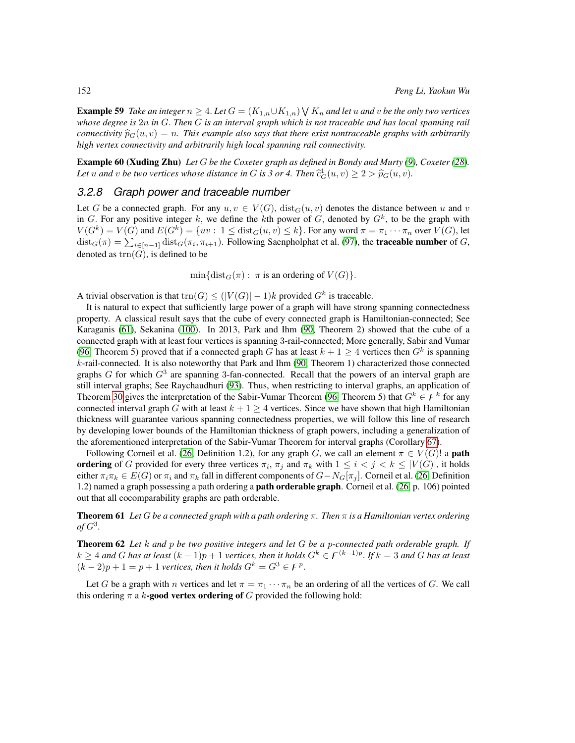**Example 59** *Take an integer $n \geq 4$. Let $G = (K_{1,n} \cup K_{1,n}) \bigvee K_n$ and let $u$ and $v$ be the only two vertices whose degree is $2n$ in $G$. Then $G$ is an interval graph which is not traceable and has local spanning rail connectivity $\widehat{p}_G(u,v) = n$. This example also says that there exist nontraceable graphs with arbitrarily high vertex connectivity and arbitrarily high local spanning rail connectivity.*

**Example 60 (Xuding Zhu)** *Let $G$ be the Coxeter graph as defined in Bondy and Murty (9), Coxeter (28). Let $u$ and $v$ be two vertices whose distance in $G$ is 3 or 4. Then $\widehat{c}^1_G(u,v) \geq 2 > \widehat{p}_G(u,v)$.*

### 3.2.8 Graph power and traceable number

Let $G$ be a connected graph. For any $u, v \in V(G)$, $\mathrm{dist}_G(u,v)$ denotes the distance between $u$ and $v$ in $G$. For any positive integer $k$, we define the $k$th power of $G$, denoted by $G^k$, to be the graph with $V(G^k) = V(G)$ and $E(G^k) = \{uv : 1 \leq \mathrm{dist}_G(u,v) \leq k\}$. For any word $\pi = \pi_1 \cdots \pi_n$ over $V(G)$, let $\mathrm{dist}_G(\pi) = \sum_{i \in [n-1]} \mathrm{dist}_G(\pi_i, \pi_{i+1})$. Following Saenpholphat et al. (97), the **traceable number** of $G$, denoted as $\mathrm{trn}(G)$, is defined to be

$$\min\{\mathrm{dist}_G(\pi) : \ \pi \text{ is an ordering of } V(G)\}.$$

A trivial observation is that $\mathrm{trn}(G) \leq (|V(G)| - 1)k$ provided $G^k$ is traceable.

It is natural to expect that sufficiently large power of a graph will have strong spanning connectedness property. A classical result says that the cube of every connected graph is Hamiltonian-connected; See Karaganis (61), Sekanina (100). In 2013, Park and Ihm (90, Theorem 2) showed that the cube of a connected graph with at least four vertices is spanning 3-rail-connected; More generally, Sabir and Vumar (96, Theorem 5) proved that if a connected graph $G$ has at least $k+1 \geq 4$ vertices then $G^k$ is spanning $k$-rail-connected. It is also noteworthy that Park and Ihm (90, Theorem 1) characterized those connected graphs $G$ for which $G^3$ are spanning 3-fan-connected. Recall that the powers of an interval graph are still interval graphs; See Raychaudhuri (93). Thus, when restricting to interval graphs, an application of Theorem 30 gives the interpretation of the Sabir-Vumar Theorem (96, Theorem 5) that $G^k \in \digamma^k$ for any connected interval graph $G$ with at least $k+1 \geq 4$ vertices. Since we have shown that high Hamiltonian thickness will guarantee various spanning connectedness properties, we will follow this line of research by developing lower bounds of the Hamiltonian thickness of graph powers, including a generalization of the aforementioned interpretation of the Sabir-Vumar Theorem for interval graphs (Corollary 67).

Following Corneil et al. (26, Definition 1.2), for any graph $G$, we call an element $\pi \in V(G)!$ a **path ordering** of $G$ provided for every three vertices $\pi_i$, $\pi_j$ and $\pi_k$ with $1 \leq i < j < k \leq |V(G)|$, it holds either $\pi_i\pi_k \in E(G)$ or $\pi_i$ and $\pi_k$ fall in different components of $G - N_G[\pi_j]$. Corneil et al. (26, Definition 1.2) named a graph possessing a path ordering a **path orderable graph**. Corneil et al. (26, p. 106) pointed out that all cocomparability graphs are path orderable.

**Theorem 61** *Let $G$ be a connected graph with a path ordering $\pi$. Then $\pi$ is a Hamiltonian vertex ordering of $G^3$.*

**Theorem 62** *Let $k$ and $p$ be two positive integers and let $G$ be a $p$-connected path orderable graph. If $k \geq 4$ and $G$ has at least $(k-1)p+1$ vertices, then it holds $G^k \in \digamma^{(k-1)p}$. If $k = 3$ and $G$ has at least $(k-2)p+1 = p+1$ vertices, then it holds $G^k = G^3 \in \digamma^p$.*

Let $G$ be a graph with $n$ vertices and let $\pi = \pi_1 \cdots \pi_n$ be an ordering of all the vertices of $G$. We call this ordering $\pi$ a $k$**-good vertex ordering of** $G$ provided the following hold: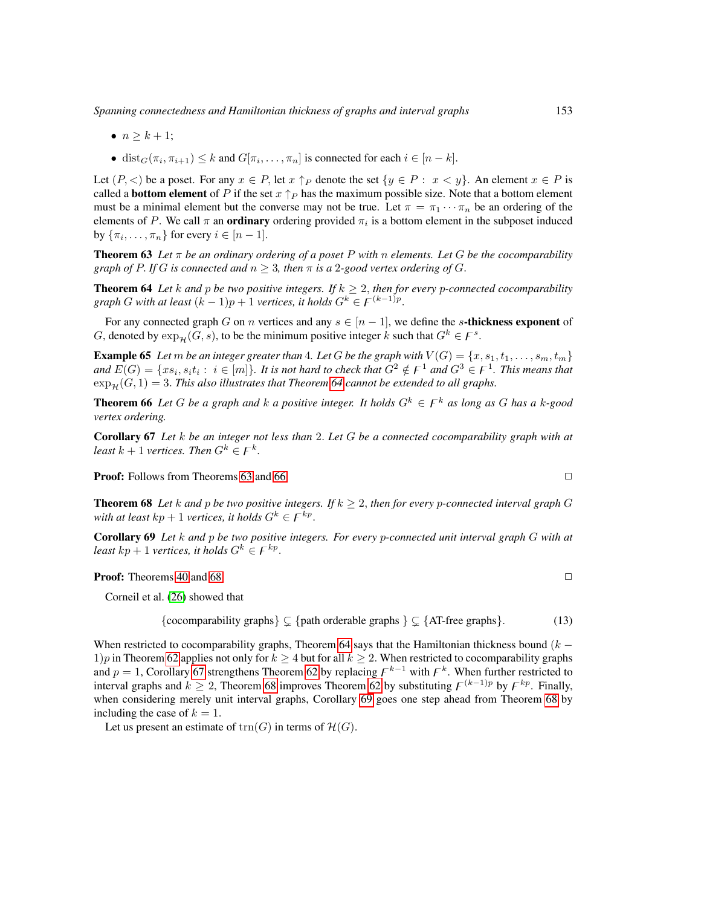- $n \geq k+1$;
- $\mathrm{dist}_G(\pi_i, \pi_{i+1}) \leq k$ and $G[\pi_i, \ldots, \pi_n]$ is connected for each $i \in [n-k]$.

Let $(P, <)$ be a poset. For any $x \in P$, let $x \uparrow_P$ denote the set $\{y \in P : \ x < y\}$. An element $x \in P$ is called a **bottom element** of $P$ if the set $x \uparrow_P$ has the maximum possible size. Note that a bottom element must be a minimal element but the converse may not be true. Let $\pi = \pi_1 \cdots \pi_n$ be an ordering of the elements of $P$. We call $\pi$ an **ordinary** ordering provided $\pi_i$ is a bottom element in the subposet induced by $\{\pi_i, \ldots, \pi_n\}$ for every $i \in [n-1]$.

**Theorem 63** *Let $\pi$ be an ordinary ordering of a poset $P$ with $n$ elements. Let $G$ be the cocomparability graph of $P$. If $G$ is connected and $n \geq 3$, then $\pi$ is a 2-good vertex ordering of $G$.*

**Theorem 64** *Let $k$ and $p$ be two positive integers. If $k \geq 2$, then for every $p$-connected cocomparability graph $G$ with at least $(k-1)p+1$ vertices, it holds $G^k \in \digamma^{(k-1)p}$.*

For any connected graph $G$ on $n$ vertices and any $s \in [n-1]$, we define the $s$**-thickness exponent** of $G$, denoted by $\exp_{\mathcal{H}}(G, s)$, to be the minimum positive integer $k$ such that $G^k \in \digamma^s$.

**Example 65** *Let $m$ be an integer greater than 4. Let $G$ be the graph with $V(G) = \{x, s_1, t_1, \ldots, s_m, t_m\}$ and $E(G) = \{xs_i, s_it_i : \ i \in [m]\}$. It is not hard to check that $G^2 \notin \digamma^1$ and $G^3 \in \digamma^1$. This means that $\exp_{\mathcal{H}}(G, 1) = 3$. This also illustrates that Theorem 64 cannot be extended to all graphs.*

**Theorem 66** *Let $G$ be a graph and $k$ a positive integer. It holds $G^k \in \digamma^k$ as long as $G$ has a $k$-good vertex ordering.*

**Corollary 67** *Let $k$ be an integer not less than 2. Let $G$ be a connected cocomparability graph with at least $k+1$ vertices. Then $G^k \in \digamma^k$.*

**Proof:** Follows from Theorems 63 and 66. □

**Theorem 68** *Let $k$ and $p$ be two positive integers. If $k \geq 2$, then for every $p$-connected interval graph $G$ with at least $kp+1$ vertices, it holds $G^k \in \digamma^{kp}$.*

**Corollary 69** *Let $k$ and $p$ be two positive integers. For every $p$-connected unit interval graph $G$ with at least $kp+1$ vertices, it holds $G^k \in \digamma^{kp}$.*

**Proof:** Theorems 40 and 68. □

Corneil et al. (26) showed that

$$\{\text{cocomparability graphs}\} \subsetneq \{\text{path orderable graphs }\} \subsetneq \{\text{AT-free graphs}\}. \tag{13}$$

When restricted to cocomparability graphs, Theorem 64 says that the Hamiltonian thickness bound $(k-1)p$ in Theorem 62 applies not only for $k \geq 4$ but for all $k \geq 2$. When restricted to cocomparability graphs and $p = 1$, Corollary 67 strengthens Theorem 62 by replacing $\digamma^{k-1}$ with $\digamma^k$. When further restricted to interval graphs and $k \geq 2$, Theorem 68 improves Theorem 62 by substituting $\digamma^{(k-1)p}$ by $\digamma^{kp}$. Finally, when considering merely unit interval graphs, Corollary 69 goes one step ahead from Theorem 68 by including the case of $k = 1$.

Let us present an estimate of $\mathrm{trn}(G)$ in terms of $\mathcal{H}(G)$.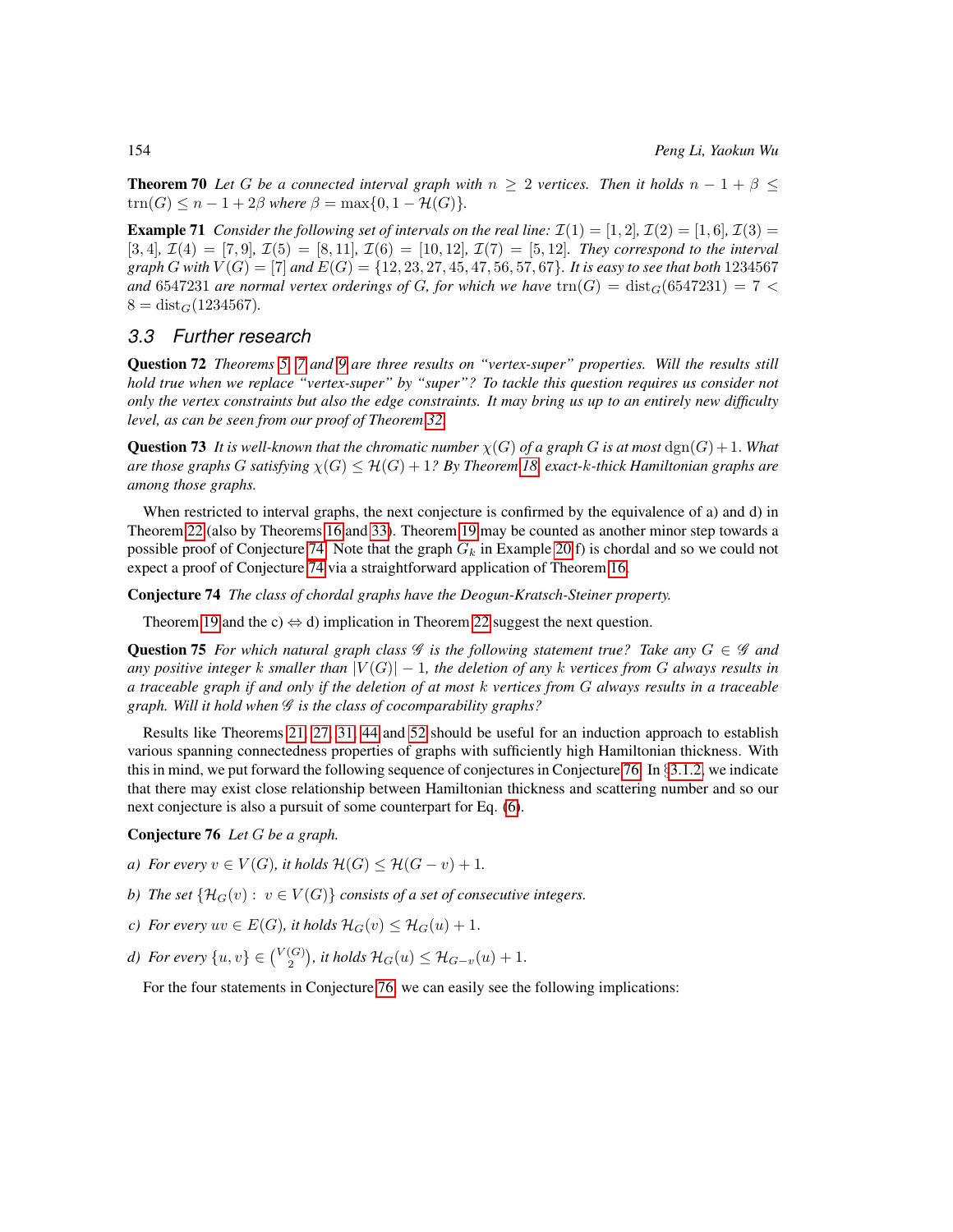**Theorem 70** *Let $G$ be a connected interval graph with $n \geq 2$ vertices. Then it holds $n - 1 + \beta \leq \mathrm{trn}(G) \leq n - 1 + 2\beta$ where $\beta = \max\{0, 1 - \mathcal{H}(G)\}$.*

**Example 71** *Consider the following set of intervals on the real line: $\mathcal{I}(1) = [1, 2]$, $\mathcal{I}(2) = [1, 6]$, $\mathcal{I}(3) = [3, 4]$, $\mathcal{I}(4) = [7, 9]$, $\mathcal{I}(5) = [8, 11]$, $\mathcal{I}(6) = [10, 12]$, $\mathcal{I}(7) = [5, 12]$. They correspond to the interval graph $G$ with $V(G) = [7]$ and $E(G) = \{12, 23, 27, 45, 47, 56, 57, 67\}$. It is easy to see that both 1234567 and 6547231 are normal vertex orderings of $G$, for which we have $\mathrm{trn}(G) = \mathrm{dist}_G(6547231) = 7 < 8 = \mathrm{dist}_G(1234567)$.*

### 3.3 Further research

**Question 72** *Theorems 5, 7 and 9 are three results on "vertex-super" properties. Will the results still hold true when we replace "vertex-super" by "super"? To tackle this question requires us consider not only the vertex constraints but also the edge constraints. It may bring us up to an entirely new difficulty level, as can be seen from our proof of Theorem 32.*

**Question 73** *It is well-known that the chromatic number $\chi(G)$ of a graph $G$ is at most $\mathrm{dgn}(G) + 1$. What are those graphs $G$ satisfying $\chi(G) \leq \mathcal{H}(G) + 1$? By Theorem 18, exact-$k$-thick Hamiltonian graphs are among those graphs.*

When restricted to interval graphs, the next conjecture is confirmed by the equivalence of a) and d) in Theorem 22 (also by Theorems 16 and 33). Theorem 19 may be counted as another minor step towards a possible proof of Conjecture 74. Note that the graph $G_k$ in Example 20 f) is chordal and so we could not expect a proof of Conjecture 74 via a straightforward application of Theorem 16.

**Conjecture 74** *The class of chordal graphs have the Deogun-Kratsch-Steiner property.*

Theorem 19 and the c) $\Leftrightarrow$ d) implication in Theorem 22 suggest the next question.

**Question 75** *For which natural graph class $\mathscr{G}$ is the following statement true? Take any $G \in \mathscr{G}$ and any positive integer $k$ smaller than $|V(G)| - 1$, the deletion of any $k$ vertices from $G$ always results in a traceable graph if and only if the deletion of at most $k$ vertices from $G$ always results in a traceable graph. Will it hold when $\mathscr{G}$ is the class of cocomparability graphs?*

Results like Theorems 21, 27, 31, 44 and 52 should be useful for an induction approach to establish various spanning connectedness properties of graphs with sufficiently high Hamiltonian thickness. With this in mind, we put forward the following sequence of conjectures in Conjecture 76. In §3.1.2, we indicate that there may exist close relationship between Hamiltonian thickness and scattering number and so our next conjecture is also a pursuit of some counterpart for Eq. (6).

**Conjecture 76** *Let $G$ be a graph.*

*a) For every $v \in V(G)$, it holds $\mathcal{H}(G) \leq \mathcal{H}(G - v) + 1$.*

*b) The set $\{\mathcal{H}_G(v) : v \in V(G)\}$ consists of a set of consecutive integers.*

*c) For every $uv \in E(G)$, it holds $\mathcal{H}_G(v) \leq \mathcal{H}_G(u) + 1$.*

*d) For every $\{u, v\} \in \binom{V(G)}{2}$, it holds $\mathcal{H}_G(u) \leq \mathcal{H}_{G-v}(u) + 1$.*

For the four statements in Conjecture 76, we can easily see the following implications: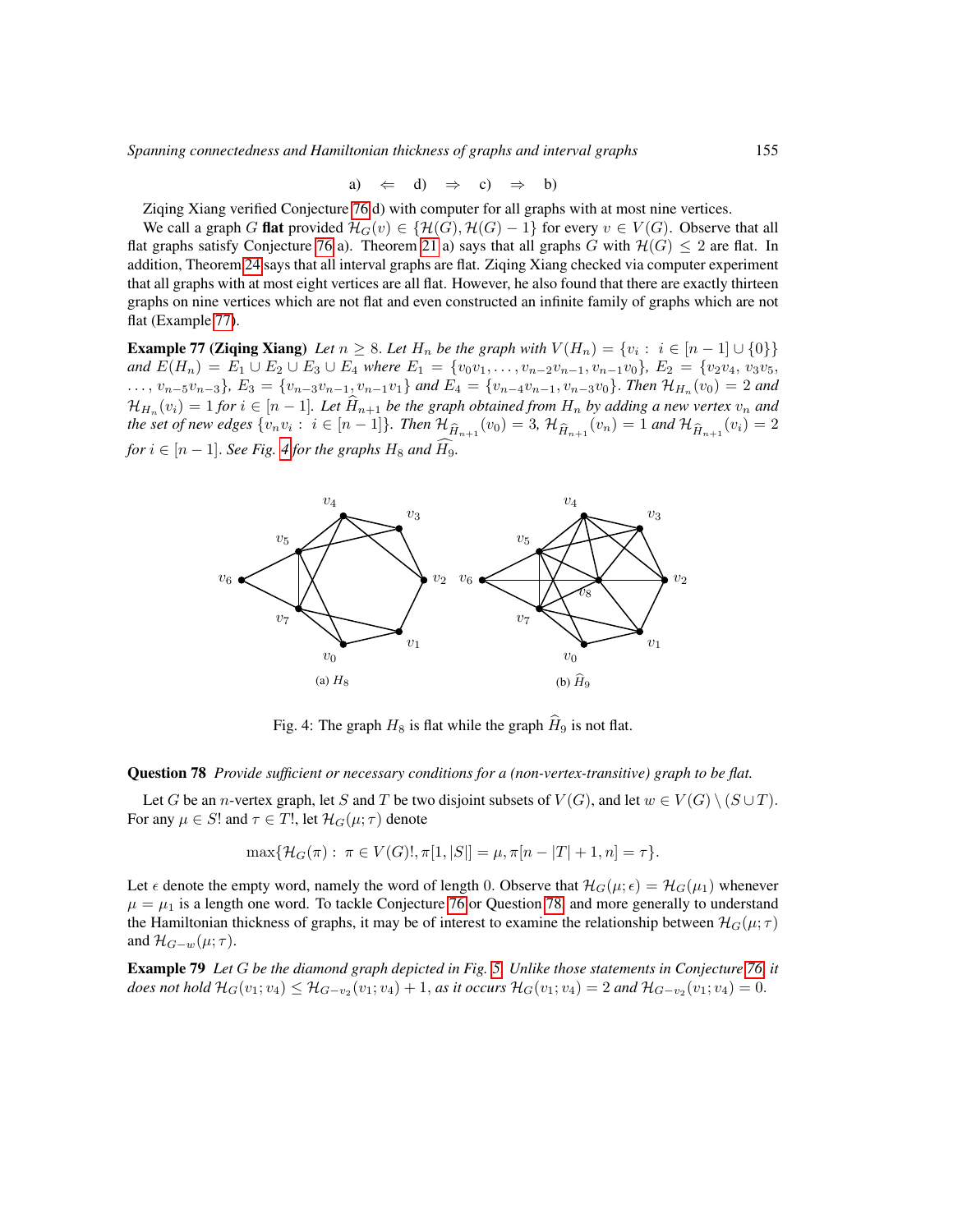a) $\Leftarrow$ d) $\Rightarrow$ c) $\Rightarrow$ b)

Ziqing Xiang verified Conjecture 76 d) with computer for all graphs with at most nine vertices.

We call a graph $G$ **flat** provided $\mathcal{H}_G(v) \in \{\mathcal{H}(G), \mathcal{H}(G) - 1\}$ for every $v \in V(G)$. Observe that all flat graphs satisfy Conjecture 76 a). Theorem 21 a) says that all graphs $G$ with $\mathcal{H}(G) \leq 2$ are flat. In addition, Theorem 24 says that all interval graphs are flat. Ziqing Xiang checked via computer experiment that all graphs with at most eight vertices are all flat. However, he also found that there are exactly thirteen graphs on nine vertices which are not flat and even constructed an infinite family of graphs which are not flat (Example 77).

**Example 77 (Ziqing Xiang)** *Let $n \geq 8$. Let $H_n$ be the graph with $V(H_n) = \{v_i : i \in [n-1] \cup \{0\}\}$ and $E(H_n) = E_1 \cup E_2 \cup E_3 \cup E_4$ where $E_1 = \{v_0v_1, \ldots, v_{n-2}v_{n-1}, v_{n-1}v_0\}$, $E_2 = \{v_2v_4, v_3v_5, \ldots, v_{n-5}v_{n-3}\}$, $E_3 = \{v_{n-3}v_{n-1}, v_{n-1}v_1\}$ and $E_4 = \{v_{n-4}v_{n-1}, v_{n-3}v_0\}$. Then $\mathcal{H}_{H_n}(v_0) = 2$ and $\mathcal{H}_{H_n}(v_i) = 1$ for $i \in [n-1]$. Let $\widehat{H}_{n+1}$ be the graph obtained from $H_n$ by adding a new vertex $v_n$ and the set of new edges $\{v_nv_i : i \in [n-1]\}$. Then $\mathcal{H}_{\widehat{H}_{n+1}}(v_0) = 3$, $\mathcal{H}_{\widehat{H}_{n+1}}(v_n) = 1$ and $\mathcal{H}_{\widehat{H}_{n+1}}(v_i) = 2$ for $i \in [n-1]$. See Fig. 4 for the graphs $H_8$ and $\widehat{H}_9$.*

(a) $H_8$ (b) $\widehat{H}_9$

Fig. 4: The graph $H_8$ is flat while the graph $\widehat{H}_9$ is not flat.

**Question 78** *Provide sufficient or necessary conditions for a (non-vertex-transitive) graph to be flat.*

Let $G$ be an $n$-vertex graph, let $S$ and $T$ be two disjoint subsets of $V(G)$, and let $w \in V(G) \setminus (S \cup T)$. For any $\mu \in S!$ and $\tau \in T!$, let $\mathcal{H}_G(\mu; \tau)$ denote

$$\max\{\mathcal{H}_G(\pi) : \pi \in V(G)!, \pi[1, |S|] = \mu, \pi[n - |T| + 1, n] = \tau\}.$$

Let $\epsilon$ denote the empty word, namely the word of length 0. Observe that $\mathcal{H}_G(\mu; \epsilon) = \mathcal{H}_G(\mu_1)$ whenever $\mu = \mu_1$ is a length one word. To tackle Conjecture 76 or Question 78, and more generally to understand the Hamiltonian thickness of graphs, it may be of interest to examine the relationship between $\mathcal{H}_G(\mu; \tau)$ and $\mathcal{H}_{G-w}(\mu; \tau)$.

**Example 79** *Let $G$ be the diamond graph depicted in Fig. 5. Unlike those statements in Conjecture 76, it does not hold $\mathcal{H}_G(v_1; v_4) \leq \mathcal{H}_{G-v_2}(v_1; v_4) + 1$, as it occurs $\mathcal{H}_G(v_1; v_4) = 2$ and $\mathcal{H}_{G-v_2}(v_1; v_4) = 0$.*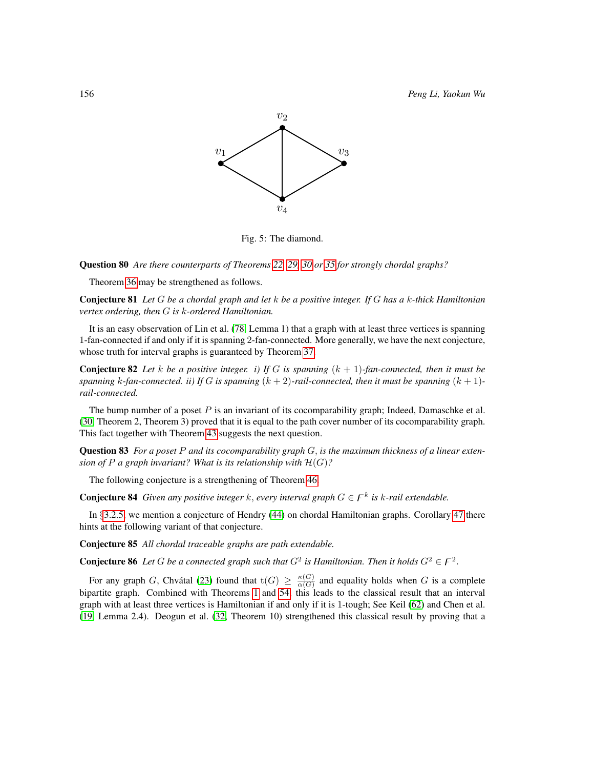Fig. 5: The diamond.

**Question 80** *Are there counterparts of Theorems 22, 29, 30 or 35 for strongly chordal graphs?*

Theorem 36 may be strengthened as follows.

**Conjecture 81** *Let $G$ be a chordal graph and let $k$ be a positive integer. If $G$ has a $k$-thick Hamiltonian vertex ordering, then $G$ is $k$-ordered Hamiltonian.*

It is an easy observation of Lin et al. (78, Lemma 1) that a graph with at least three vertices is spanning 1-fan-connected if and only if it is spanning 2-fan-connected. More generally, we have the next conjecture, whose truth for interval graphs is guaranteed by Theorem 37.

**Conjecture 82** *Let $k$ be a positive integer. i) If $G$ is spanning $(k+1)$-fan-connected, then it must be spanning $k$-fan-connected. ii) If $G$ is spanning $(k+2)$-rail-connected, then it must be spanning $(k+1)$-rail-connected.*

The bump number of a poset $P$ is an invariant of its cocomparability graph; Indeed, Damaschke et al. (30, Theorem 2, Theorem 3) proved that it is equal to the path cover number of its cocomparability graph. This fact together with Theorem 43 suggests the next question.

**Question 83** *For a poset $P$ and its cocomparability graph $G$, is the maximum thickness of a linear extension of $P$ a graph invariant? What is its relationship with $\mathcal{H}(G)$?*

The following conjecture is a strengthening of Theorem 46.

**Conjecture 84** *Given any positive integer $k$, every interval graph $G \in \digamma^k$ is $k$-rail extendable.*

In §3.2.5, we mention a conjecture of Hendry (44) on chordal Hamiltonian graphs. Corollary 47 there hints at the following variant of that conjecture.

**Conjecture 85** *All chordal traceable graphs are path extendable.*

**Conjecture 86** *Let $G$ be a connected graph such that $G^2$ is Hamiltonian. Then it holds $G^2 \in \digamma^2$.*

For any graph $G$, Chvátal (23) found that $\mathrm{t}(G) \geq \frac{\kappa(G)}{\alpha(G)}$ and equality holds when $G$ is a complete bipartite graph. Combined with Theorems 1 and 54, this leads to the classical result that an interval graph with at least three vertices is Hamiltonian if and only if it is 1-tough; See Keil (62) and Chen et al. (19, Lemma 2.4). Deogun et al. (32, Theorem 10) strengthened this classical result by proving that a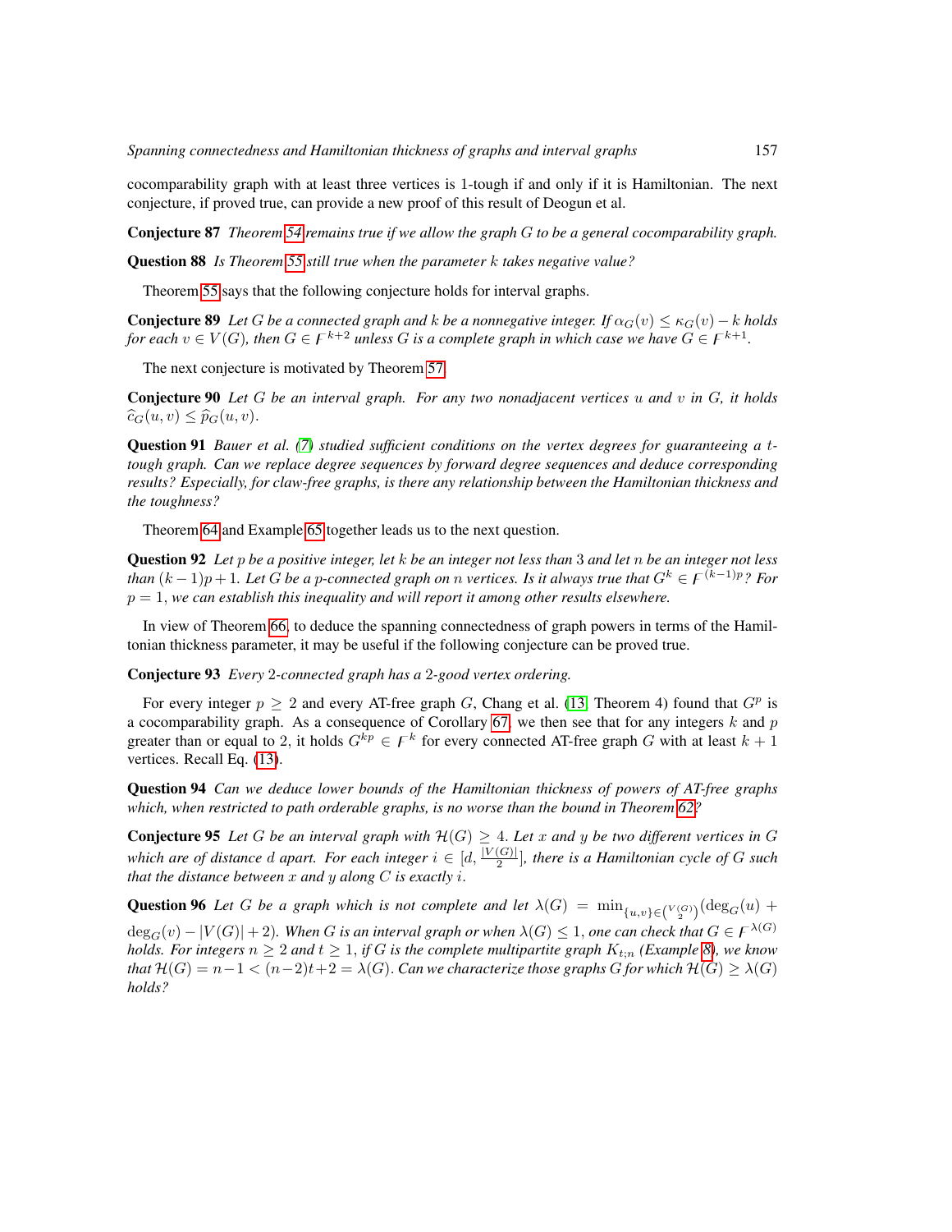cocomparability graph with at least three vertices is 1-tough if and only if it is Hamiltonian. The next conjecture, if proved true, can provide a new proof of this result of Deogun et al.

**Conjecture 87** *Theorem 54 remains true if we allow the graph $G$ to be a general cocomparability graph.*

**Question 88** *Is Theorem 55 still true when the parameter $k$ takes negative value?*

Theorem 55 says that the following conjecture holds for interval graphs.

**Conjecture 89** *Let $G$ be a connected graph and $k$ be a nonnegative integer. If $\alpha_G(v) \leq \kappa_G(v) - k$ holds for each $v \in V(G)$, then $G \in \digamma^{k+2}$ unless $G$ is a complete graph in which case we have $G \in \digamma^{k+1}$.*

The next conjecture is motivated by Theorem 57.

**Conjecture 90** *Let $G$ be an interval graph. For any two nonadjacent vertices $u$ and $v$ in $G$, it holds $\widehat{c}_G(u, v) \leq \widehat{p}_G(u, v)$.*

**Question 91** *Bauer et al. (7) studied sufficient conditions on the vertex degrees for guaranteeing a $t$-tough graph. Can we replace degree sequences by forward degree sequences and deduce corresponding results? Especially, for claw-free graphs, is there any relationship between the Hamiltonian thickness and the toughness?*

Theorem 64 and Example 65 together leads us to the next question.

**Question 92** *Let $p$ be a positive integer, let $k$ be an integer not less than 3 and let $n$ be an integer not less than $(k-1)p+1$. Let $G$ be a $p$-connected graph on $n$ vertices. Is it always true that $G^k \in \digamma^{(k-1)p}$? For $p = 1$, we can establish this inequality and will report it among other results elsewhere.*

In view of Theorem 66, to deduce the spanning connectedness of graph powers in terms of the Hamiltonian thickness parameter, it may be useful if the following conjecture can be proved true.

**Conjecture 93** *Every 2-connected graph has a 2-good vertex ordering.*

For every integer $p \geq 2$ and every AT-free graph $G$, Chang et al. (13, Theorem 4) found that $G^p$ is a cocomparability graph. As a consequence of Corollary 67, we then see that for any integers $k$ and $p$ greater than or equal to 2, it holds $G^{kp} \in \digamma^k$ for every connected AT-free graph $G$ with at least $k+1$ vertices. Recall Eq. (13).

**Question 94** *Can we deduce lower bounds of the Hamiltonian thickness of powers of AT-free graphs which, when restricted to path orderable graphs, is no worse than the bound in Theorem 62?*

**Conjecture 95** *Let $G$ be an interval graph with $\mathcal{H}(G) \geq 4$. Let $x$ and $y$ be two different vertices in $G$ which are of distance $d$ apart. For each integer $i \in [d, \frac{|V(G)|}{2}]$, there is a Hamiltonian cycle of $G$ such that the distance between $x$ and $y$ along $C$ is exactly $i$.*

**Question 96** *Let $G$ be a graph which is not complete and let $\lambda(G) = \min_{\{u,v\} \in \binom{V(G)}{2}} (\deg_G(u) + \deg_G(v) - |V(G)| + 2)$. When $G$ is an interval graph or when $\lambda(G) \leq 1$, one can check that $G \in \digamma^{\lambda(G)}$ holds. For integers $n \geq 2$ and $t \geq 1$, if $G$ is the complete multipartite graph $K_{t;n}$ (Example 8), we know that $\mathcal{H}(G) = n-1 < (n-2)t+2 = \lambda(G)$. Can we characterize those graphs $G$ for which $\mathcal{H}(G) \geq \lambda(G)$ holds?*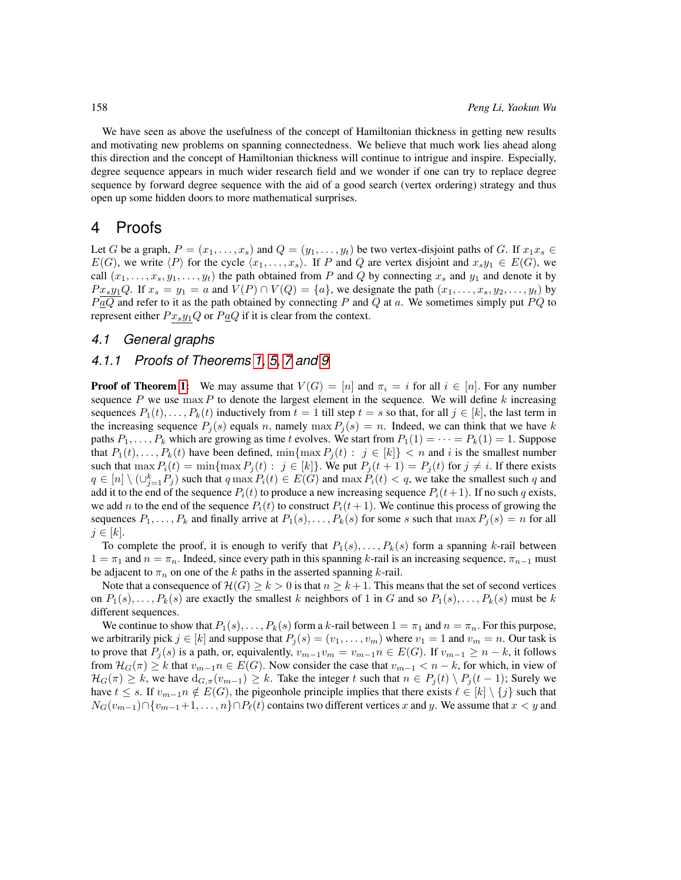We have seen as above the usefulness of the concept of Hamiltonian thickness in getting new results and motivating new problems on spanning connectedness. We believe that much work lies ahead along this direction and the concept of Hamiltonian thickness will continue to intrigue and inspire. Especially, degree sequence appears in much wider research field and we wonder if one can try to replace degree sequence by forward degree sequence with the aid of a good search (vertex ordering) strategy and thus open up some hidden doors to more mathematical surprises.

# 4 Proofs

Let $G$ be a graph, $P = (x_1, \ldots, x_s)$ and $Q = (y_1, \ldots, y_t)$ be two vertex-disjoint paths of $G$. If $x_1x_s \in E(G)$, we write $\langle P \rangle$ for the cycle $\langle x_1, \ldots, x_s \rangle$. If $P$ and $Q$ are vertex disjoint and $x_sy_1 \in E(G)$, we call $(x_1, \ldots, x_s, y_1, \ldots, y_t)$ the path obtained from $P$ and $Q$ by connecting $x_s$ and $y_1$ and denote it by $P\underline{x_sy_1}Q$. If $x_s = y_1 = a$ and $V(P) \cap V(Q) = \{a\}$, we designate the path $(x_1, \ldots, x_s, y_2, \ldots, y_t)$ by $P\underline{a}Q$ and refer to it as the path obtained by connecting $P$ and $Q$ at $a$. We sometimes simply put $PQ$ to represent either $P\underline{x_sy_1}Q$ or $P\underline{a}Q$ if it is clear from the context.

## 4.1 General graphs

### 4.1.1 Proofs of Theorems 1, 5, 7 and 9

**Proof of Theorem 1:** We may assume that $V(G) = [n]$ and $\pi_i = i$ for all $i \in [n]$. For any number sequence $P$ we use $\max P$ to denote the largest element in the sequence. We will define $k$ increasing sequences $P_1(t), \ldots, P_k(t)$ inductively from $t = 1$ till step $t = s$ so that, for all $j \in [k]$, the last term in the increasing sequence $P_j(s)$ equals $n$, namely $\max P_j(s) = n$. Indeed, we can think that we have $k$ paths $P_1, \ldots, P_k$ which are growing as time $t$ evolves. We start from $P_1(1) = \cdots = P_k(1) = 1$. Suppose that $P_1(t), \ldots, P_k(t)$ have been defined, $\min\{\max P_j(t) :\ j \in [k]\} < n$ and $i$ is the smallest number such that $\max P_i(t) = \min\{\max P_j(t) :\ j \in [k]\}$. We put $P_j(t+1) = P_j(t)$ for $j \neq i$. If there exists $q \in [n] \setminus (\cup_{j=1}^k P_j)$ such that $q \max P_i(t) \in E(G)$ and $\max P_i(t) < q$, we take the smallest such $q$ and add it to the end of the sequence $P_i(t)$ to produce a new increasing sequence $P_i(t+1)$. If no such $q$ exists, we add $n$ to the end of the sequence $P_i(t)$ to construct $P_i(t+1)$. We continue this process of growing the sequences $P_1, \ldots, P_k$ and finally arrive at $P_1(s), \ldots, P_k(s)$ for some $s$ such that $\max P_j(s) = n$ for all $j \in [k]$.

To complete the proof, it is enough to verify that $P_1(s), \ldots, P_k(s)$ form a spanning $k$-rail between $1 = \pi_1$ and $n = \pi_n$. Indeed, since every path in this spanning $k$-rail is an increasing sequence, $\pi_{n-1}$ must be adjacent to $\pi_n$ on one of the $k$ paths in the asserted spanning $k$-rail.

Note that a consequence of $\mathcal{H}(G) \geq k > 0$ is that $n \geq k+1$. This means that the set of second vertices on $P_1(s), \ldots, P_k(s)$ are exactly the smallest $k$ neighbors of 1 in $G$ and so $P_1(s), \ldots, P_k(s)$ must be $k$ different sequences.

We continue to show that $P_1(s), \ldots, P_k(s)$ form a $k$-rail between $1 = \pi_1$ and $n = \pi_n$. For this purpose, we arbitrarily pick $j \in [k]$ and suppose that $P_j(s) = (v_1, \ldots, v_m)$ where $v_1 = 1$ and $v_m = n$. Our task is to prove that $P_j(s)$ is a path, or, equivalently, $v_{m-1}v_m = v_{m-1}n \in E(G)$. If $v_{m-1} \geq n-k$, it follows from $\mathcal{H}_G(\pi) \geq k$ that $v_{m-1}n \in E(G)$. Now consider the case that $v_{m-1} < n-k$, for which, in view of $\mathcal{H}_G(\pi) \geq k$, we have $\mathrm{d}_{G,\pi}(v_{m-1}) \geq k$. Take the integer $t$ such that $n \in P_j(t) \setminus P_j(t-1)$; Surely we have $t \leq s$. If $v_{m-1}n \notin E(G)$, the pigeonhole principle implies that there exists $\ell \in [k] \setminus \{j\}$ such that $N_G(v_{m-1}) \cap \{v_{m-1}+1, \ldots, n\} \cap P_\ell(t)$ contains two different vertices $x$ and $y$. We assume that $x < y$ and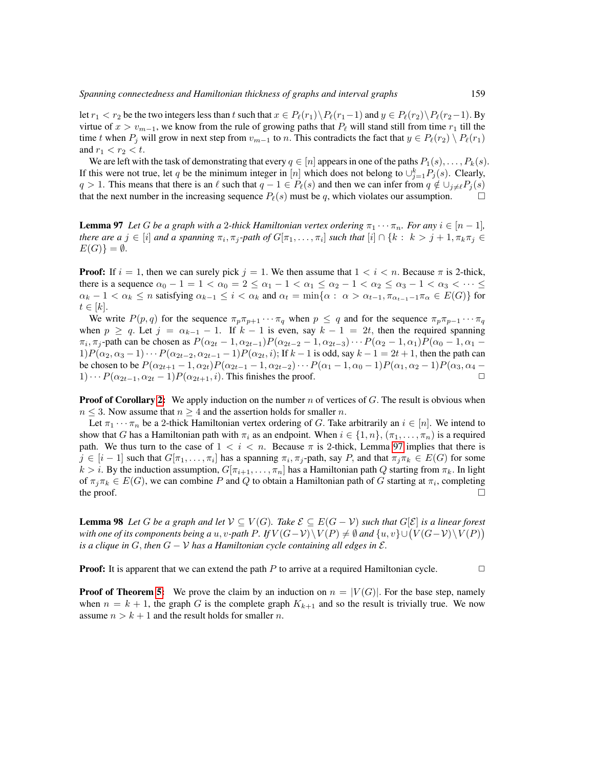let $r_1 < r_2$ be the two integers less than $t$ such that $x \in P_\ell(r_1) \setminus P_\ell(r_1 - 1)$ and $y \in P_\ell(r_2) \setminus P_\ell(r_2 - 1)$. By virtue of $x > v_{m-1}$, we know from the rule of growing paths that $P_\ell$ will stand still from time $r_1$ till the time $t$ when $P_j$ will grow in next step from $v_{m-1}$ to $n$. This contradicts the fact that $y \in P_\ell(r_2) \setminus P_\ell(r_1)$ and $r_1 < r_2 < t$.

We are left with the task of demonstrating that every $q \in [n]$ appears in one of the paths $P_1(s), \ldots, P_k(s)$. If this were not true, let $q$ be the minimum integer in $[n]$ which does not belong to $\cup_{j=1}^{k} P_j(s)$. Clearly, $q > 1$. This means that there is an $\ell$ such that $q - 1 \in P_\ell(s)$ and then we can infer from $q \notin \cup_{j \neq \ell} P_j(s)$ that the next number in the increasing sequence $P_\ell(s)$ must be $q$, which violates our assumption. $\square$

**Lemma 97** *Let $G$ be a graph with a 2-thick Hamiltonian vertex ordering $\pi_1 \cdots \pi_n$. For any $i \in [n-1]$, there are a $j \in [i]$ and a spanning $\pi_i, \pi_j$-path of $G[\pi_1, \ldots, \pi_i]$ such that $[i] \cap \{k : \ k > j + 1, \pi_k \pi_j \in E(G)\} = \emptyset$.*

**Proof:** If $i = 1$, then we can surely pick $j = 1$. We then assume that $1 < i < n$. Because $\pi$ is 2-thick, there is a sequence $\alpha_0 - 1 = 1 < \alpha_0 = 2 \leq \alpha_1 - 1 < \alpha_1 \leq \alpha_2 - 1 < \alpha_2 \leq \alpha_3 - 1 < \alpha_3 < \cdots \leq \alpha_k - 1 < \alpha_k \leq n$ satisfying $\alpha_{k-1} \leq i < \alpha_k$ and $\alpha_t = \min\{\alpha : \ \alpha > \alpha_{t-1}, \pi_{\alpha_{t-1}-1}\pi_\alpha \in E(G)\}$ for $t \in [k]$.

We write $P(p, q)$ for the sequence $\pi_p \pi_{p+1} \cdots \pi_q$ when $p \leq q$ and for the sequence $\pi_p \pi_{p-1} \cdots \pi_q$ when $p \geq q$. Let $j = \alpha_{k-1} - 1$. If $k - 1$ is even, say $k - 1 = 2t$, then the required spanning $\pi_i, \pi_j$-path can be chosen as $P(\alpha_{2t} - 1, \alpha_{2t-1})P(\alpha_{2t-2} - 1, \alpha_{2t-3}) \cdots P(\alpha_2 - 1, \alpha_1)P(\alpha_0 - 1, \alpha_1 - 1)P(\alpha_2, \alpha_3 - 1) \cdots P(\alpha_{2t-2}, \alpha_{2t-1} - 1)P(\alpha_{2t}, i)$; If $k - 1$ is odd, say $k - 1 = 2t + 1$, then the path can be chosen to be $P(\alpha_{2t+1} - 1, \alpha_{2t})P(\alpha_{2t-1} - 1, \alpha_{2t-2}) \cdots P(\alpha_1 - 1, \alpha_0 - 1)P(\alpha_1, \alpha_2 - 1)P(\alpha_3, \alpha_4 - 1) \cdots P(\alpha_{2t-1}, \alpha_{2t} - 1)P(\alpha_{2t+1}, i)$. This finishes the proof. $\square$

**Proof of Corollary 2:** We apply induction on the number $n$ of vertices of $G$. The result is obvious when $n \leq 3$. Now assume that $n \geq 4$ and the assertion holds for smaller $n$.

Let $\pi_1 \cdots \pi_n$ be a 2-thick Hamiltonian vertex ordering of $G$. Take arbitrarily an $i \in [n]$. We intend to show that $G$ has a Hamiltonian path with $\pi_i$ as an endpoint. When $i \in \{1, n\}$, $(\pi_1, \ldots, \pi_n)$ is a required path. We thus turn to the case of $1 < i < n$. Because $\pi$ is 2-thick, Lemma 97 implies that there is $j \in [i-1]$ such that $G[\pi_1, \ldots, \pi_i]$ has a spanning $\pi_i, \pi_j$-path, say $P$, and that $\pi_j \pi_k \in E(G)$ for some $k > i$. By the induction assumption, $G[\pi_{i+1}, \ldots, \pi_n]$ has a Hamiltonian path $Q$ starting from $\pi_k$. In light of $\pi_j \pi_k \in E(G)$, we can combine $P$ and $Q$ to obtain a Hamiltonian path of $G$ starting at $\pi_i$, completing the proof. $\square$

**Lemma 98** *Let $G$ be a graph and let $\mathcal{V} \subseteq V(G)$. Take $\mathcal{E} \subseteq E(G - \mathcal{V})$ such that $G[\mathcal{E}]$ is a linear forest with one of its components being a $u, v$-path $P$. If $V(G - \mathcal{V}) \setminus V(P) \neq \emptyset$ and $\{u, v\} \cup \big(V(G - \mathcal{V}) \setminus V(P)\big)$ is a clique in $G$, then $G - \mathcal{V}$ has a Hamiltonian cycle containing all edges in $\mathcal{E}$.*

**Proof:** It is apparent that we can extend the path $P$ to arrive at a required Hamiltonian cycle. $\square$

**Proof of Theorem 5:** We prove the claim by an induction on $n = |V(G)|$. For the base step, namely when $n = k + 1$, the graph $G$ is the complete graph $K_{k+1}$ and so the result is trivially true. We now assume $n > k + 1$ and the result holds for smaller $n$.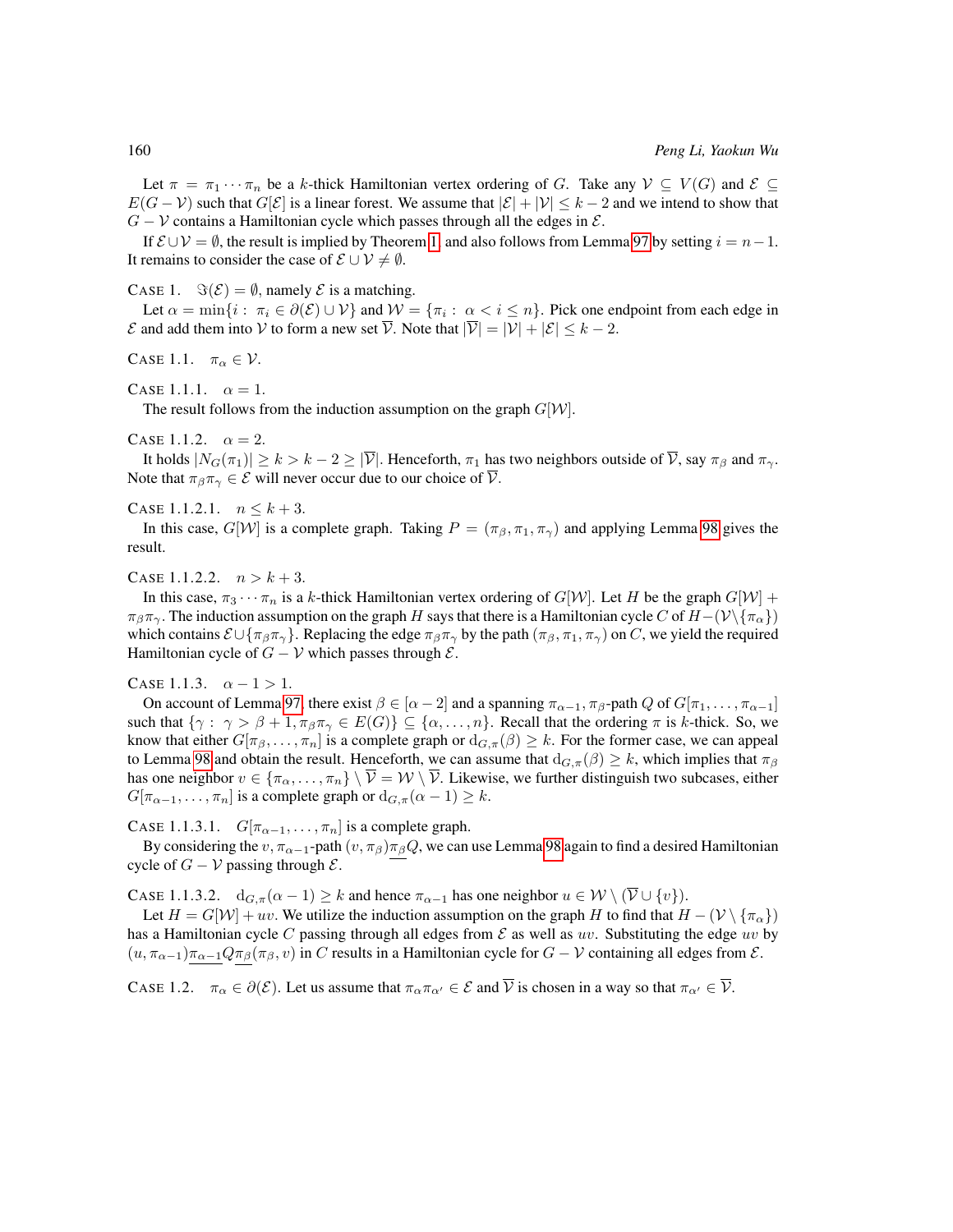Let $\pi = \pi_1 \cdots \pi_n$ be a $k$-thick Hamiltonian vertex ordering of $G$. Take any $\mathcal{V} \subseteq V(G)$ and $\mathcal{E} \subseteq E(G - \mathcal{V})$ such that $G[\mathcal{E}]$ is a linear forest. We assume that $|\mathcal{E}| + |\mathcal{V}| \leq k - 2$ and we intend to show that $G - \mathcal{V}$ contains a Hamiltonian cycle which passes through all the edges in $\mathcal{E}$.

If $\mathcal{E} \cup \mathcal{V} = \emptyset$, the result is implied by Theorem 1 and also follows from Lemma 97 by setting $i = n - 1$. It remains to consider the case of $\mathcal{E} \cup \mathcal{V} \neq \emptyset$.

CASE 1. $\Im(\mathcal{E}) = \emptyset$, namely $\mathcal{E}$ is a matching.

Let $\alpha = \min\{i : \pi_i \in \partial(\mathcal{E}) \cup \mathcal{V}\}$ and $\mathcal{W} = \{\pi_i : \alpha < i \leq n\}$. Pick one endpoint from each edge in $\mathcal{E}$ and add them into $\mathcal{V}$ to form a new set $\overline{\mathcal{V}}$. Note that $|\overline{\mathcal{V}}| = |\mathcal{V}| + |\mathcal{E}| \leq k - 2$.

CASE 1.1. $\pi_\alpha \in \mathcal{V}$.

CASE 1.1.1. $\alpha = 1$.

The result follows from the induction assumption on the graph $G[\mathcal{W}]$.

CASE 1.1.2. $\alpha = 2$.

It holds $|N_G(\pi_1)| \geq k > k - 2 \geq |\overline{\mathcal{V}}|$. Henceforth, $\pi_1$ has two neighbors outside of $\overline{\mathcal{V}}$, say $\pi_\beta$ and $\pi_\gamma$. Note that $\pi_\beta\pi_\gamma \in \mathcal{E}$ will never occur due to our choice of $\overline{\mathcal{V}}$.

CASE 1.1.2.1. $n \leq k + 3$.

In this case, $G[\mathcal{W}]$ is a complete graph. Taking $P = (\pi_\beta, \pi_1, \pi_\gamma)$ and applying Lemma 98 gives the result.

CASE 1.1.2.2. $n > k + 3$.

In this case, $\pi_3 \cdots \pi_n$ is a $k$-thick Hamiltonian vertex ordering of $G[\mathcal{W}]$. Let $H$ be the graph $G[\mathcal{W}] + \pi_\beta\pi_\gamma$. The induction assumption on the graph $H$ says that there is a Hamiltonian cycle $C$ of $H - (\mathcal{V} \setminus \{\pi_\alpha\})$ which contains $\mathcal{E} \cup \{\pi_\beta\pi_\gamma\}$. Replacing the edge $\pi_\beta\pi_\gamma$ by the path $(\pi_\beta, \pi_1, \pi_\gamma)$ on $C$, we yield the required Hamiltonian cycle of $G - \mathcal{V}$ which passes through $\mathcal{E}$.

CASE 1.1.3. $\alpha - 1 > 1$.

On account of Lemma 97, there exist $\beta \in [\alpha - 2]$ and a spanning $\pi_{\alpha-1}, \pi_\beta$-path $Q$ of $G[\pi_1, \ldots, \pi_{\alpha-1}]$ such that $\{\gamma : \gamma > \beta + 1, \pi_\beta\pi_\gamma \in E(G)\} \subseteq \{\alpha, \ldots, n\}$. Recall that the ordering $\pi$ is $k$-thick. So, we know that either $G[\pi_\beta, \ldots, \pi_n]$ is a complete graph or $d_{G,\pi}(\beta) \geq k$. For the former case, we can appeal to Lemma 98 and obtain the result. Henceforth, we can assume that $d_{G,\pi}(\beta) \geq k$, which implies that $\pi_\beta$ has one neighbor $v \in \{\pi_\alpha, \ldots, \pi_n\} \setminus \overline{\mathcal{V}} = \mathcal{W} \setminus \overline{\mathcal{V}}$. Likewise, we further distinguish two subcases, either $G[\pi_{\alpha-1}, \ldots, \pi_n]$ is a complete graph or $d_{G,\pi}(\alpha - 1) \geq k$.

CASE 1.1.3.1. $G[\pi_{\alpha-1}, \ldots, \pi_n]$ is a complete graph.

By considering the $v, \pi_{\alpha-1}$-path $(v, \pi_\beta)\underline{\pi_\beta}Q$, we can use Lemma 98 again to find a desired Hamiltonian cycle of $G - \mathcal{V}$ passing through $\mathcal{E}$.

CASE 1.1.3.2. $d_{G,\pi}(\alpha - 1) \geq k$ and hence $\pi_{\alpha-1}$ has one neighbor $u \in \mathcal{W} \setminus (\overline{\mathcal{V}} \cup \{v\})$.

Let $H = G[\mathcal{W}] + uv$. We utilize the induction assumption on the graph $H$ to find that $H - (\mathcal{V} \setminus \{\pi_\alpha\})$ has a Hamiltonian cycle $C$ passing through all edges from $\mathcal{E}$ as well as $uv$. Substituting the edge $uv$ by $(u, \pi_{\alpha-1})\underline{\pi_{\alpha-1}}Q\underline{\pi_\beta}(\pi_\beta, v)$ in $C$ results in a Hamiltonian cycle for $G - \mathcal{V}$ containing all edges from $\mathcal{E}$.

CASE 1.2. $\pi_\alpha \in \partial(\mathcal{E})$. Let us assume that $\pi_\alpha\pi_{\alpha'} \in \mathcal{E}$ and $\overline{\mathcal{V}}$ is chosen in a way so that $\pi_{\alpha'} \in \overline{\mathcal{V}}$.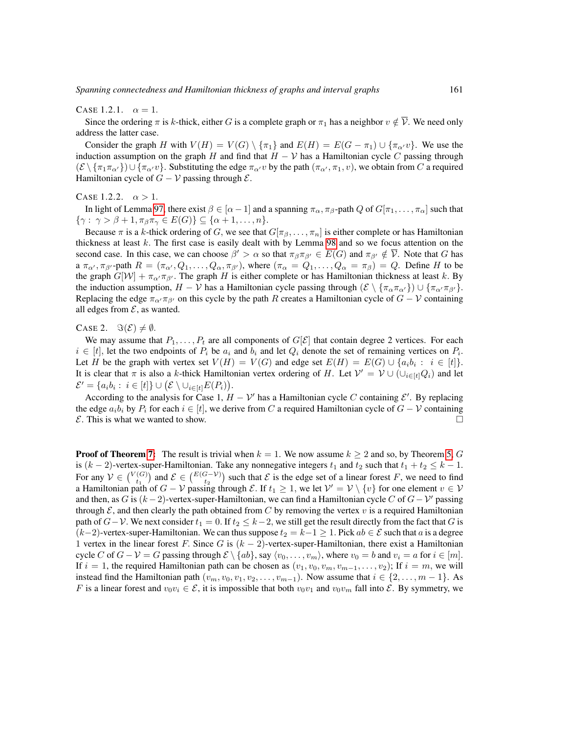CASE 1.2.1. $\alpha = 1$.

Since the ordering $\pi$ is $k$-thick, either $G$ is a complete graph or $\pi_1$ has a neighbor $v \notin \overline{\mathcal{V}}$. We need only address the latter case.

Consider the graph $H$ with $V(H) = V(G) \setminus \{\pi_1\}$ and $E(H) = E(G - \pi_1) \cup \{\pi_{\alpha'} v\}$. We use the induction assumption on the graph $H$ and find that $H - \mathcal{V}$ has a Hamiltonian cycle $C$ passing through $(\mathcal{E} \setminus \{\pi_1 \pi_{\alpha'}\}) \cup \{\pi_{\alpha'} v\}$. Substituting the edge $\pi_{\alpha'} v$ by the path $(\pi_{\alpha'}, \pi_1, v)$, we obtain from $C$ a required Hamiltonian cycle of $G - \mathcal{V}$ passing through $\mathcal{E}$.

CASE 1.2.2. $\alpha > 1$.

In light of Lemma 97, there exist $\beta \in [\alpha - 1]$ and a spanning $\pi_\alpha, \pi_\beta$-path $Q$ of $G[\pi_1, \ldots, \pi_\alpha]$ such that $\{\gamma : \gamma > \beta + 1, \pi_\beta \pi_\gamma \in E(G)\} \subseteq \{\alpha + 1, \ldots, n\}$.

Because $\pi$ is a $k$-thick ordering of $G$, we see that $G[\pi_\beta, \ldots, \pi_n]$ is either complete or has Hamiltonian thickness at least $k$. The first case is easily dealt with by Lemma 98 and so we focus attention on the second case. In this case, we can choose $\beta' > \alpha$ so that $\pi_\beta \pi_{\beta'} \in E(G)$ and $\pi_{\beta'} \notin \overline{\mathcal{V}}$. Note that $G$ has a $\pi_{\alpha'}, \pi_{\beta'}$-path $R = (\pi_{\alpha'}, Q_1, \ldots, Q_\alpha, \pi_{\beta'})$, where $(\pi_\alpha = Q_1, \ldots, Q_\alpha = \pi_\beta) = Q$. Define $H$ to be the graph $G[\mathcal{W}] + \pi_{\alpha'} \pi_{\beta'}$. The graph $H$ is either complete or has Hamiltonian thickness at least $k$. By the induction assumption, $H - \mathcal{V}$ has a Hamiltonian cycle passing through $(\mathcal{E} \setminus \{\pi_\alpha \pi_{\alpha'}\}) \cup \{\pi_{\alpha'} \pi_{\beta'}\}$. Replacing the edge $\pi_{\alpha'} \pi_{\beta'}$ on this cycle by the path $R$ creates a Hamiltonian cycle of $G - \mathcal{V}$ containing all edges from $\mathcal{E}$, as wanted.

CASE 2. $\Im(\mathcal{E}) \neq \emptyset$.

We may assume that $P_1, \ldots, P_t$ are all components of $G[\mathcal{E}]$ that contain degree 2 vertices. For each $i \in [t]$, let the two endpoints of $P_i$ be $a_i$ and $b_i$ and let $Q_i$ denote the set of remaining vertices on $P_i$. Let $H$ be the graph with vertex set $V(H) = V(G)$ and edge set $E(H) = E(G) \cup \{a_i b_i : i \in [t]\}$. It is clear that $\pi$ is also a $k$-thick Hamiltonian vertex ordering of $H$. Let $\mathcal{V}' = \mathcal{V} \cup (\cup_{i \in [t]} Q_i)$ and let $\mathcal{E}' = \{a_i b_i : i \in [t]\} \cup \big(\mathcal{E} \setminus \cup_{i \in [t]} E(P_i)\big)$.

According to the analysis for Case 1, $H - \mathcal{V}'$ has a Hamiltonian cycle $C$ containing $\mathcal{E}'$. By replacing the edge $a_i b_i$ by $P_i$ for each $i \in [t]$, we derive from $C$ a required Hamiltonian cycle of $G - \mathcal{V}$ containing $\mathcal{E}$. This is what we wanted to show. □

**Proof of Theorem 7:** The result is trivial when $k = 1$. We now assume $k \geq 2$ and so, by Theorem 5, $G$ is $(k-2)$-vertex-super-Hamiltonian. Take any nonnegative integers $t_1$ and $t_2$ such that $t_1 + t_2 \leq k - 1$. For any $\mathcal{V} \in \binom{V(G)}{t_1}$ and $\mathcal{E} \in \binom{E(G - \mathcal{V})}{t_2}$ such that $\mathcal{E}$ is the edge set of a linear forest $F$, we need to find a Hamiltonian path of $G - \mathcal{V}$ passing through $\mathcal{E}$. If $t_1 \geq 1$, we let $\mathcal{V}' = \mathcal{V} \setminus \{v\}$ for one element $v \in \mathcal{V}$ and then, as $G$ is $(k-2)$-vertex-super-Hamiltonian, we can find a Hamiltonian cycle $C$ of $G - \mathcal{V}'$ passing through $\mathcal{E}$, and then clearly the path obtained from $C$ by removing the vertex $v$ is a required Hamiltonian path of $G - \mathcal{V}$. We next consider $t_1 = 0$. If $t_2 \leq k - 2$, we still get the result directly from the fact that $G$ is $(k-2)$-vertex-super-Hamiltonian. We can thus suppose $t_2 = k - 1 \geq 1$. Pick $ab \in \mathcal{E}$ such that $a$ is a degree 1 vertex in the linear forest $F$. Since $G$ is $(k-2)$-vertex-super-Hamiltonian, there exist a Hamiltonian cycle $C$ of $G - \mathcal{V} = G$ passing through $\mathcal{E} \setminus \{ab\}$, say $\langle v_0, \ldots, v_m \rangle$, where $v_0 = b$ and $v_i = a$ for $i \in [m]$. If $i = 1$, the required Hamiltonian path can be chosen as $(v_1, v_0, v_m, v_{m-1}, \ldots, v_2)$; If $i = m$, we will instead find the Hamiltonian path $(v_m, v_0, v_1, v_2, \ldots, v_{m-1})$. Now assume that $i \in \{2, \ldots, m-1\}$. As $F$ is a linear forest and $v_0 v_i \in \mathcal{E}$, it is impossible that both $v_0 v_1$ and $v_0 v_m$ fall into $\mathcal{E}$. By symmetry, we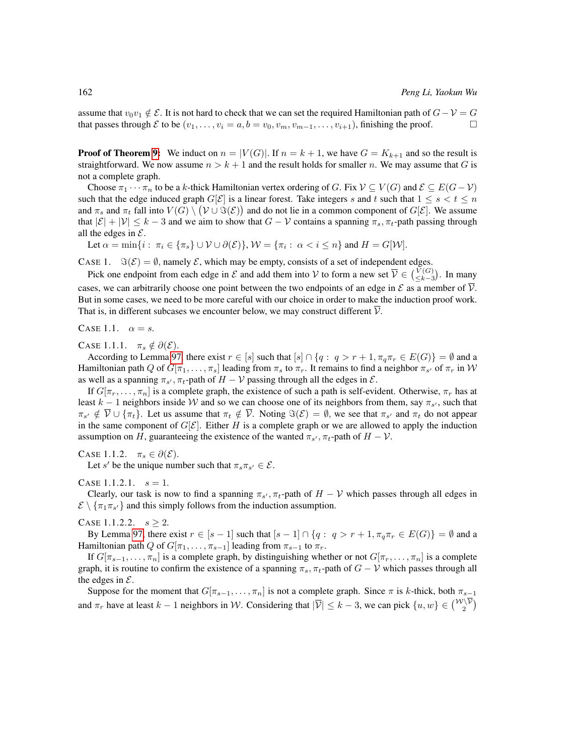assume that $v_0v_1 \notin \mathcal{E}$. It is not hard to check that we can set the required Hamiltonian path of $G - \mathcal{V} = G$ that passes through $\mathcal{E}$ to be $(v_1, \ldots, v_i = a, b = v_0, v_m, v_{m-1}, \ldots, v_{i+1})$, finishing the proof. □

**Proof of Theorem 9:** We induct on $n = |V(G)|$. If $n = k+1$, we have $G = K_{k+1}$ and so the result is straightforward. We now assume $n > k+1$ and the result holds for smaller $n$. We may assume that $G$ is not a complete graph.

Choose $\pi_1 \cdots \pi_n$ to be a $k$-thick Hamiltonian vertex ordering of $G$. Fix $\mathcal{V} \subseteq V(G)$ and $\mathcal{E} \subseteq E(G - \mathcal{V})$ such that the edge induced graph $G[\mathcal{E}]$ is a linear forest. Take integers $s$ and $t$ such that $1 \leq s < t \leq n$ and $\pi_s$ and $\pi_t$ fall into $V(G) \setminus \big(\mathcal{V} \cup \Im(\mathcal{E})\big)$ and do not lie in a common component of $G[\mathcal{E}]$. We assume that $|\mathcal{E}| + |\mathcal{V}| \leq k - 3$ and we aim to show that $G - \mathcal{V}$ contains a spanning $\pi_s, \pi_t$-path passing through all the edges in $\mathcal{E}$.

Let $\alpha = \min\{i :\ \pi_i \in \{\pi_s\} \cup \mathcal{V} \cup \partial(\mathcal{E})\}$, $\mathcal{W} = \{\pi_i :\ \alpha < i \leq n\}$ and $H = G[\mathcal{W}]$.

CASE 1. $\Im(\mathcal{E}) = \emptyset$, namely $\mathcal{E}$, which may be empty, consists of a set of independent edges.

Pick one endpoint from each edge in $\mathcal{E}$ and add them into $\mathcal{V}$ to form a new set $\overline{\mathcal{V}} \in \binom{V(G)}{\leq k-3}$. In many cases, we can arbitrarily choose one point between the two endpoints of an edge in $\mathcal{E}$ as a member of $\overline{\mathcal{V}}$. But in some cases, we need to be more careful with our choice in order to make the induction proof work. That is, in different subcases we encounter below, we may construct different $\overline{\mathcal{V}}$.

CASE 1.1. $\alpha = s$.

CASE 1.1.1. $\pi_s \notin \partial(\mathcal{E})$.

According to Lemma 97, there exist $r \in [s]$ such that $[s] \cap \{q :\ q > r+1, \pi_q\pi_r \in E(G)\} = \emptyset$ and a Hamiltonian path $Q$ of $G[\pi_1, \ldots, \pi_s]$ leading from $\pi_s$ to $\pi_r$. It remains to find a neighbor $\pi_{s'}$ of $\pi_r$ in $\mathcal{W}$ as well as a spanning $\pi_{s'}, \pi_t$-path of $H - \mathcal{V}$ passing through all the edges in $\mathcal{E}$.

If $G[\pi_r, \ldots, \pi_n]$ is a complete graph, the existence of such a path is self-evident. Otherwise, $\pi_r$ has at least $k-1$ neighbors inside $\mathcal{W}$ and so we can choose one of its neighbors from them, say $\pi_{s'}$, such that $\pi_{s'} \notin \overline{\mathcal{V}} \cup \{\pi_t\}$. Let us assume that $\pi_t \notin \overline{\mathcal{V}}$. Noting $\Im(\mathcal{E}) = \emptyset$, we see that $\pi_{s'}$ and $\pi_t$ do not appear in the same component of $G[\mathcal{E}]$. Either $H$ is a complete graph or we are allowed to apply the induction assumption on $H$, guaranteeing the existence of the wanted $\pi_{s'}, \pi_t$-path of $H - \mathcal{V}$.

CASE 1.1.2. $\pi_s \in \partial(\mathcal{E})$.

Let $s'$ be the unique number such that $\pi_s\pi_{s'} \in \mathcal{E}$.

CASE 1.1.2.1. $s = 1$.

Clearly, our task is now to find a spanning $\pi_{s'}, \pi_t$-path of $H - \mathcal{V}$ which passes through all edges in $\mathcal{E} \setminus \{\pi_1\pi_{s'}\}$ and this simply follows from the induction assumption.

CASE 1.1.2.2. $s \geq 2$.

By Lemma 97, there exist $r \in [s-1]$ such that $[s-1] \cap \{q :\ q > r+1, \pi_q\pi_r \in E(G)\} = \emptyset$ and a Hamiltonian path $Q$ of $G[\pi_1, \ldots, \pi_{s-1}]$ leading from $\pi_{s-1}$ to $\pi_r$.

If $G[\pi_{s-1}, \ldots, \pi_n]$ is a complete graph, by distinguishing whether or not $G[\pi_r, \ldots, \pi_n]$ is a complete graph, it is routine to confirm the existence of a spanning $\pi_s, \pi_t$-path of $G - \mathcal{V}$ which passes through all the edges in $\mathcal{E}$.

Suppose for the moment that $G[\pi_{s-1}, \ldots, \pi_n]$ is not a complete graph. Since $\pi$ is $k$-thick, both $\pi_{s-1}$ and $\pi_r$ have at least $k-1$ neighbors in $\mathcal{W}$. Considering that $|\overline{\mathcal{V}}| \leq k-3$, we can pick $\{u, w\} \in \binom{\mathcal{W} \setminus \overline{\mathcal{V}}}{2}$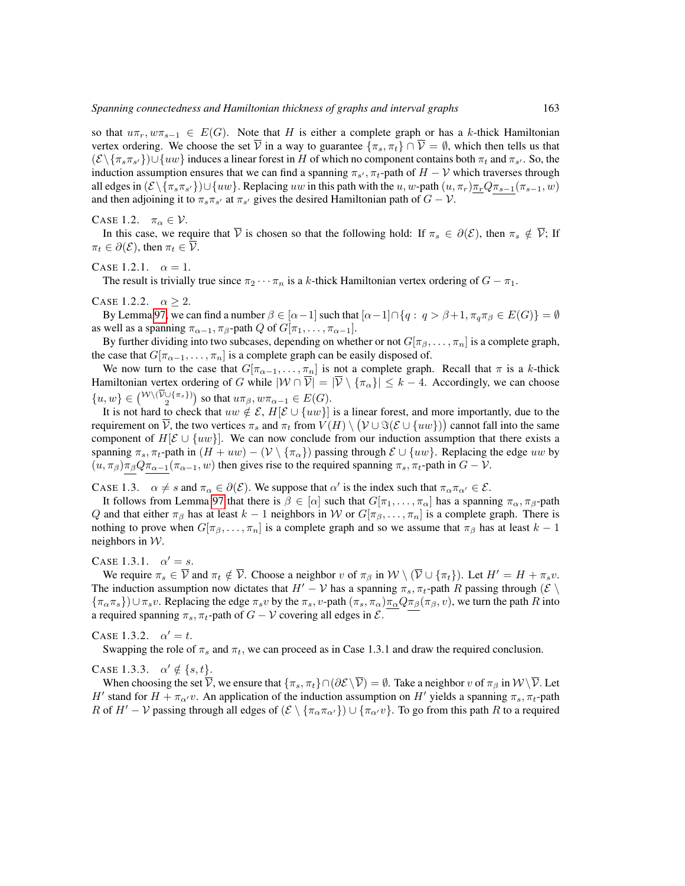so that $u\pi_r, w\pi_{s-1} \in E(G)$. Note that $H$ is either a complete graph or has a $k$-thick Hamiltonian vertex ordering. We choose the set $\overline{\mathcal{V}}$ in a way to guarantee $\{\pi_s, \pi_t\} \cap \overline{\mathcal{V}} = \emptyset$, which then tells us that $(\mathcal{E} \setminus \{\pi_s\pi_{s'}\}) \cup \{uw\}$ induces a linear forest in $H$ of which no component contains both $\pi_t$ and $\pi_{s'}$. So, the induction assumption ensures that we can find a spanning $\pi_{s'}, \pi_t$-path of $H - \mathcal{V}$ which traverses through all edges in $(\mathcal{E} \setminus \{\pi_s\pi_{s'}\}) \cup \{uw\}$. Replacing $uw$ in this path with the $u, w$-path $(u, \pi_r)\underline{\pi_r}Q\underline{\pi_{s-1}}(\pi_{s-1}, w)$ and then adjoining it to $\pi_s\pi_{s'}$ at $\pi_{s'}$ gives the desired Hamiltonian path of $G - \mathcal{V}$.

Case 1.2. $\pi_\alpha \in \mathcal{V}$.

In this case, we require that $\overline{\mathcal{V}}$ is chosen so that the following hold: If $\pi_s \in \partial(\mathcal{E})$, then $\pi_s \notin \overline{\mathcal{V}}$; If $\pi_t \in \partial(\mathcal{E})$, then $\pi_t \in \overline{\mathcal{V}}$.

Case 1.2.1. $\alpha = 1$.

The result is trivially true since $\pi_2 \cdots \pi_n$ is a $k$-thick Hamiltonian vertex ordering of $G - \pi_1$.

Case 1.2.2. $\alpha \geq 2$.

By Lemma 97, we can find a number $\beta \in [\alpha-1]$ such that $[\alpha-1] \cap \{q : q > \beta+1, \pi_q\pi_\beta \in E(G)\} = \emptyset$ as well as a spanning $\pi_{\alpha-1}, \pi_\beta$-path $Q$ of $G[\pi_1, \dots, \pi_{\alpha-1}]$.

By further dividing into two subcases, depending on whether or not $G[\pi_\beta, \dots, \pi_n]$ is a complete graph, the case that $G[\pi_{\alpha-1}, \dots, \pi_n]$ is a complete graph can be easily disposed of.

We now turn to the case that $G[\pi_{\alpha-1}, \dots, \pi_n]$ is not a complete graph. Recall that $\pi$ is a $k$-thick Hamiltonian vertex ordering of $G$ while $|\mathcal{W} \cap \overline{\mathcal{V}}| = |\overline{\mathcal{V}} \setminus \{\pi_\alpha\}| \leq k - 4$. Accordingly, we can choose $\{u, w\} \in \binom{\mathcal{W} \setminus (\overline{\mathcal{V}} \cup \{\pi_s\})}{2}$ so that $u\pi_\beta, w\pi_{\alpha-1} \in E(G)$.

It is not hard to check that $uw \notin \mathcal{E}$, $H[\mathcal{E} \cup \{uw\}]$ is a linear forest, and more importantly, due to the requirement on $\overline{\mathcal{V}}$, the two vertices $\pi_s$ and $\pi_t$ from $V(H) \setminus (\mathcal{V} \cup \Im(\mathcal{E} \cup \{uw\}))$ cannot fall into the same component of $H[\mathcal{E} \cup \{uw\}]$. We can now conclude from our induction assumption that there exists a spanning $\pi_s, \pi_t$-path in $(H + uw) - (\mathcal{V} \setminus \{\pi_\alpha\})$ passing through $\mathcal{E} \cup \{uw\}$. Replacing the edge $uw$ by $(u, \pi_\beta)\underline{\pi_\beta}Q\underline{\pi_{\alpha-1}}(\pi_{\alpha-1}, w)$ then gives rise to the required spanning $\pi_s, \pi_t$-path in $G - \mathcal{V}$.

Case 1.3. $\alpha \neq s$ and $\pi_\alpha \in \partial(\mathcal{E})$. We suppose that $\alpha'$ is the index such that $\pi_\alpha\pi_{\alpha'} \in \mathcal{E}$.

It follows from Lemma 97 that there is $\beta \in [\alpha]$ such that $G[\pi_1, \dots, \pi_\alpha]$ has a spanning $\pi_\alpha, \pi_\beta$-path $Q$ and that either $\pi_\beta$ has at least $k - 1$ neighbors in $\mathcal{W}$ or $G[\pi_\beta, \dots, \pi_n]$ is a complete graph. There is nothing to prove when $G[\pi_\beta, \dots, \pi_n]$ is a complete graph and so we assume that $\pi_\beta$ has at least $k - 1$ neighbors in $\mathcal{W}$.

Case 1.3.1. $\alpha' = s$.

We require $\pi_s \in \overline{\mathcal{V}}$ and $\pi_t \notin \overline{\mathcal{V}}$. Choose a neighbor $v$ of $\pi_\beta$ in $\mathcal{W} \setminus (\overline{\mathcal{V}} \cup \{\pi_t\})$. Let $H' = H + \pi_s v$. The induction assumption now dictates that $H' - \mathcal{V}$ has a spanning $\pi_s, \pi_t$-path $R$ passing through $(\mathcal{E} \setminus \{\pi_\alpha\pi_s\}) \cup \pi_s v$. Replacing the edge $\pi_s v$ by the $\pi_s, v$-path $(\pi_s, \pi_\alpha)\underline{\pi_\alpha}Q\underline{\pi_\beta}(\pi_\beta, v)$, we turn the path $R$ into a required spanning $\pi_s, \pi_t$-path of $G - \mathcal{V}$ covering all edges in $\mathcal{E}$.

Case 1.3.2. $\alpha' = t$.

Swapping the role of $\pi_s$ and $\pi_t$, we can proceed as in Case 1.3.1 and draw the required conclusion.

Case 1.3.3. $\alpha' \notin \{s, t\}$.

When choosing the set $\overline{\mathcal{V}}$, we ensure that $\{\pi_s, \pi_t\} \cap (\partial\mathcal{E} \setminus \overline{\mathcal{V}}) = \emptyset$. Take a neighbor $v$ of $\pi_\beta$ in $\mathcal{W} \setminus \overline{\mathcal{V}}$. Let $H'$ stand for $H + \pi_{\alpha'} v$. An application of the induction assumption on $H'$ yields a spanning $\pi_s, \pi_t$-path $R$ of $H' - \mathcal{V}$ passing through all edges of $(\mathcal{E} \setminus \{\pi_\alpha\pi_{\alpha'}\}) \cup \{\pi_{\alpha'} v\}$. To go from this path $R$ to a required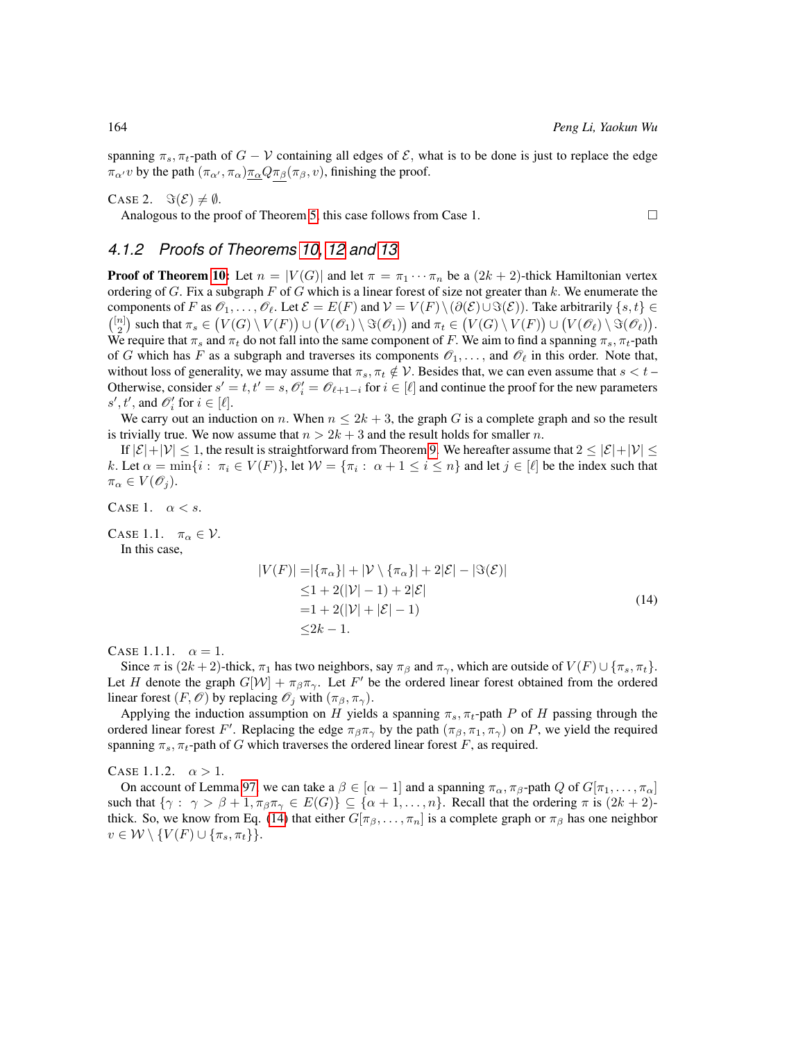spanning $\pi_s, \pi_t$-path of $G - \mathcal{V}$ containing all edges of $\mathcal{E}$, what is to be done is just to replace the edge $\pi_{\alpha'} v$ by the path $(\pi_{\alpha'}, \pi_\alpha)\underline{\pi_\alpha} Q \underline{\pi_\beta}(\pi_\beta, v)$, finishing the proof.

CASE 2. $\Im(\mathcal{E}) \neq \emptyset$.

Analogous to the proof of Theorem 5, this case follows from Case 1. □

### 4.1.2 Proofs of Theorems 10, 12 and 13

**Proof of Theorem 10:** Let $n = |V(G)|$ and let $\pi = \pi_1 \cdots \pi_n$ be a $(2k+2)$-thick Hamiltonian vertex ordering of $G$. Fix a subgraph $F$ of $G$ which is a linear forest of size not greater than $k$. We enumerate the components of $F$ as $\mathscr{O}_1, \ldots, \mathscr{O}_\ell$. Let $\mathcal{E} = E(F)$ and $\mathcal{V} = V(F) \setminus (\partial(\mathcal{E}) \cup \Im(\mathcal{E}))$. Take arbitrarily $\{s, t\} \in \binom{[n]}{2}$ such that $\pi_s \in \big(V(G) \setminus V(F)\big) \cup \big(V(\mathscr{O}_1) \setminus \Im(\mathscr{O}_1)\big)$ and $\pi_t \in \big(V(G) \setminus V(F)\big) \cup \big(V(\mathscr{O}_\ell) \setminus \Im(\mathscr{O}_\ell)\big)$. We require that $\pi_s$ and $\pi_t$ do not fall into the same component of $F$. We aim to find a spanning $\pi_s, \pi_t$-path of $G$ which has $F$ as a subgraph and traverses its components $\mathscr{O}_1, \ldots$, and $\mathscr{O}_\ell$ in this order. Note that, without loss of generality, we may assume that $\pi_s, \pi_t \notin \mathcal{V}$. Besides that, we can even assume that $s < t$ – Otherwise, consider $s' = t, t' = s, \mathscr{O}'_i = \mathscr{O}_{\ell+1-i}$ for $i \in [\ell]$ and continue the proof for the new parameters $s', t'$, and $\mathscr{O}'_i$ for $i \in [\ell]$.

We carry out an induction on $n$. When $n \le 2k+3$, the graph $G$ is a complete graph and so the result is trivially true. We now assume that $n > 2k+3$ and the result holds for smaller $n$.

If $|\mathcal{E}|+|\mathcal{V}| \le 1$, the result is straightforward from Theorem 9. We hereafter assume that $2 \le |\mathcal{E}|+|\mathcal{V}| \le k$. Let $\alpha = \min\{i : \ \pi_i \in V(F)\}$, let $\mathcal{W} = \{\pi_i : \ \alpha+1 \le i \le n\}$ and let $j \in [\ell]$ be the index such that $\pi_\alpha \in V(\mathscr{O}_j)$.

CASE 1. $\alpha < s$.

CASE 1.1. $\pi_\alpha \in \mathcal{V}$.

In this case,

$$
\begin{aligned}
|V(F)| =& |\{\pi_\alpha\}| + |\mathcal{V} \setminus \{\pi_\alpha\}| + 2|\mathcal{E}| - |\Im(\mathcal{E})| \\
\le& 1 + 2(|\mathcal{V}|-1) + 2|\mathcal{E}| \\
=& 1 + 2(|\mathcal{V}| + |\mathcal{E}| - 1) \\
\le& 2k-1.
\end{aligned} \tag{14}
$$

CASE 1.1.1. $\alpha = 1$.

Since $\pi$ is $(2k+2)$-thick, $\pi_1$ has two neighbors, say $\pi_\beta$ and $\pi_\gamma$, which are outside of $V(F) \cup \{\pi_s, \pi_t\}$. Let $H$ denote the graph $G[\mathcal{W}] + \pi_\beta\pi_\gamma$. Let $F'$ be the ordered linear forest obtained from the ordered linear forest $(F, \mathscr{O})$ by replacing $\mathscr{O}_j$ with $(\pi_\beta, \pi_\gamma)$.

Applying the induction assumption on $H$ yields a spanning $\pi_s, \pi_t$-path $P$ of $H$ passing through the ordered linear forest $F'$. Replacing the edge $\pi_\beta\pi_\gamma$ by the path $(\pi_\beta, \pi_1, \pi_\gamma)$ on $P$, we yield the required spanning $\pi_s, \pi_t$-path of $G$ which traverses the ordered linear forest $F$, as required.

CASE 1.1.2. $\alpha > 1$.

On account of Lemma 97, we can take a $\beta \in [\alpha-1]$ and a spanning $\pi_\alpha, \pi_\beta$-path $Q$ of $G[\pi_1, \ldots, \pi_\alpha]$ such that $\{\gamma : \ \gamma > \beta+1, \pi_\beta\pi_\gamma \in E(G)\} \subseteq \{\alpha+1, \ldots, n\}$. Recall that the ordering $\pi$ is $(2k+2)$-thick. So, we know from Eq. (14) that either $G[\pi_\beta, \ldots, \pi_n]$ is a complete graph or $\pi_\beta$ has one neighbor $v \in \mathcal{W} \setminus \{V(F) \cup \{\pi_s, \pi_t\}\}$.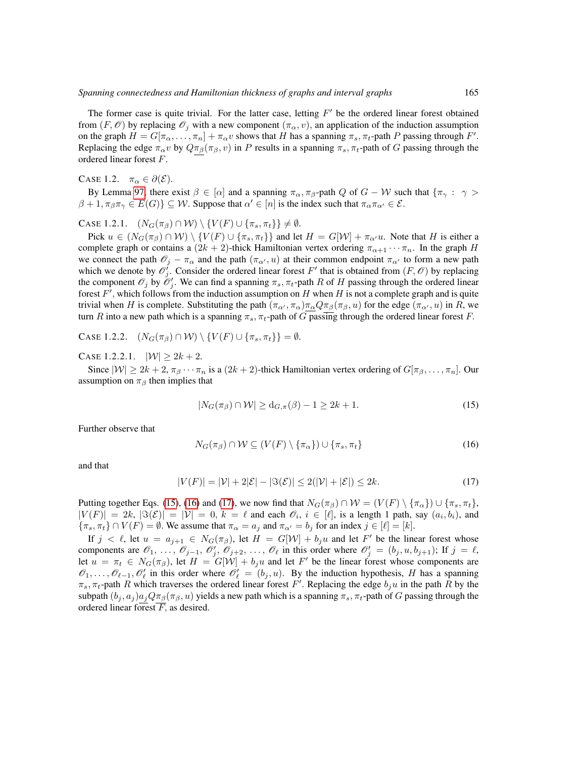The former case is quite trivial. For the latter case, letting $F'$ be the ordered linear forest obtained from $(F, \mathscr{O})$ by replacing $\mathscr{O}_j$ with a new component $(\pi_\alpha, v)$, an application of the induction assumption on the graph $H = G[\pi_\alpha, \ldots, \pi_n] + \pi_\alpha v$ shows that $H$ has a spanning $\pi_s, \pi_t$-path $P$ passing through $F'$. Replacing the edge $\pi_\alpha v$ by $Q\underline{\pi_\beta}(\pi_\beta, v)$ in $P$ results in a spanning $\pi_s, \pi_t$-path of $G$ passing through the ordered linear forest $F$.

CASE 1.2. $\quad \pi_\alpha \in \partial(\mathcal{E})$.

By Lemma 97, there exist $\beta \in [\alpha]$ and a spanning $\pi_\alpha, \pi_\beta$-path $Q$ of $G - \mathcal{W}$ such that $\{\pi_\gamma : \gamma > \beta + 1, \pi_\beta\pi_\gamma \in E(G)\} \subseteq \mathcal{W}$. Suppose that $\alpha' \in [n]$ is the index such that $\pi_\alpha\pi_{\alpha'} \in \mathcal{E}$.

CASE 1.2.1. $\quad (N_G(\pi_\beta) \cap \mathcal{W}) \setminus \{V(F) \cup \{\pi_s, \pi_t\}\} \neq \emptyset$.

Pick $u \in (N_G(\pi_\beta) \cap \mathcal{W}) \setminus \{V(F) \cup \{\pi_s, \pi_t\}\}$ and let $H = G[\mathcal{W}] + \pi_{\alpha'} u$. Note that $H$ is either a complete graph or contains a $(2k+2)$-thick Hamiltonian vertex ordering $\pi_{\alpha+1} \cdots \pi_n$. In the graph $H$ we connect the path $\mathscr{O}_j - \pi_\alpha$ and the path $(\pi_{\alpha'}, u)$ at their common endpoint $\pi_{\alpha'}$ to form a new path which we denote by $\mathscr{O}'_j$. Consider the ordered linear forest $F'$ that is obtained from $(F, \mathscr{O})$ by replacing the component $\mathscr{O}_j$ by $\mathscr{O}'_j$. We can find a spanning $\pi_s, \pi_t$-path $R$ of $H$ passing through the ordered linear forest $F'$, which follows from the induction assumption on $H$ when $H$ is not a complete graph and is quite trivial when $H$ is complete. Substituting the path $(\pi_{\alpha'}, \pi_\alpha)\underline{\pi_\alpha}Q\underline{\pi_\beta}(\pi_\beta, u)$ for the edge $(\pi_{\alpha'}, u)$ in $R$, we turn $R$ into a new path which is a spanning $\pi_s, \pi_t$-path of $G$ passing through the ordered linear forest $F$.

CASE 1.2.2. $\quad (N_G(\pi_\beta) \cap \mathcal{W}) \setminus \{V(F) \cup \{\pi_s, \pi_t\}\} = \emptyset$.

CASE 1.2.2.1. $\quad |\mathcal{W}| \geq 2k + 2$.

Since $|\mathcal{W}| \geq 2k+2$, $\pi_\beta \cdots \pi_n$ is a $(2k+2)$-thick Hamiltonian vertex ordering of $G[\pi_\beta, \ldots, \pi_n]$. Our assumption on $\pi_\beta$ then implies that

$$|N_G(\pi_\beta) \cap \mathcal{W}| \geq \mathrm{d}_{G,\pi}(\beta) - 1 \geq 2k + 1. \tag{15}$$

Further observe that

$$N_G(\pi_\beta) \cap \mathcal{W} \subseteq (V(F) \setminus \{\pi_\alpha\}) \cup \{\pi_s, \pi_t\} \tag{16}$$

and that

$$|V(F)| = |\mathcal{V}| + 2|\mathcal{E}| - |\Im(\mathcal{E})| \leq 2(|\mathcal{V}| + |\mathcal{E}|) \leq 2k. \tag{17}$$

Putting together Eqs. (15), (16) and (17), we now find that $N_G(\pi_\beta) \cap \mathcal{W} = (V(F) \setminus \{\pi_\alpha\}) \cup \{\pi_s, \pi_t\}$, $|V(F)| = 2k$, $|\Im(\mathcal{E})| = |\mathcal{V}| = 0$, $k = \ell$ and each $\mathscr{O}_i$, $i \in [\ell]$, is a length 1 path, say $(a_i, b_i)$, and $\{\pi_s, \pi_t\} \cap V(F) = \emptyset$. We assume that $\pi_\alpha = a_j$ and $\pi_{\alpha'} = b_j$ for an index $j \in [\ell] = [k]$.

If $j < \ell$, let $u = a_{j+1} \in N_G(\pi_\beta)$, let $H = G[\mathcal{W}] + b_j u$ and let $F'$ be the linear forest whose components are $\mathscr{O}_1, \ldots, \mathscr{O}_{j-1}, \mathscr{O}'_j, \mathscr{O}_{j+2}, \ldots, \mathscr{O}_\ell$ in this order where $\mathscr{O}'_j = (b_j, u, b_{j+1})$; If $j = \ell$, let $u = \pi_t \in N_G(\pi_\beta)$, let $H = G[\mathcal{W}] + b_j u$ and let $F'$ be the linear forest whose components are $\mathscr{O}_1, \ldots, \mathscr{O}_{\ell-1}, \mathscr{O}'_\ell$ in this order where $\mathscr{O}'_\ell = (b_j, u)$. By the induction hypothesis, $H$ has a spanning $\pi_s, \pi_t$-path $R$ which traverses the ordered linear forest $F'$. Replacing the edge $b_j u$ in the path $R$ by the subpath $(b_j, a_j)\underline{a_j}Q\underline{\pi_\beta}(\pi_\beta, u)$ yields a new path which is a spanning $\pi_s, \pi_t$-path of $G$ passing through the ordered linear forest $F$, as desired.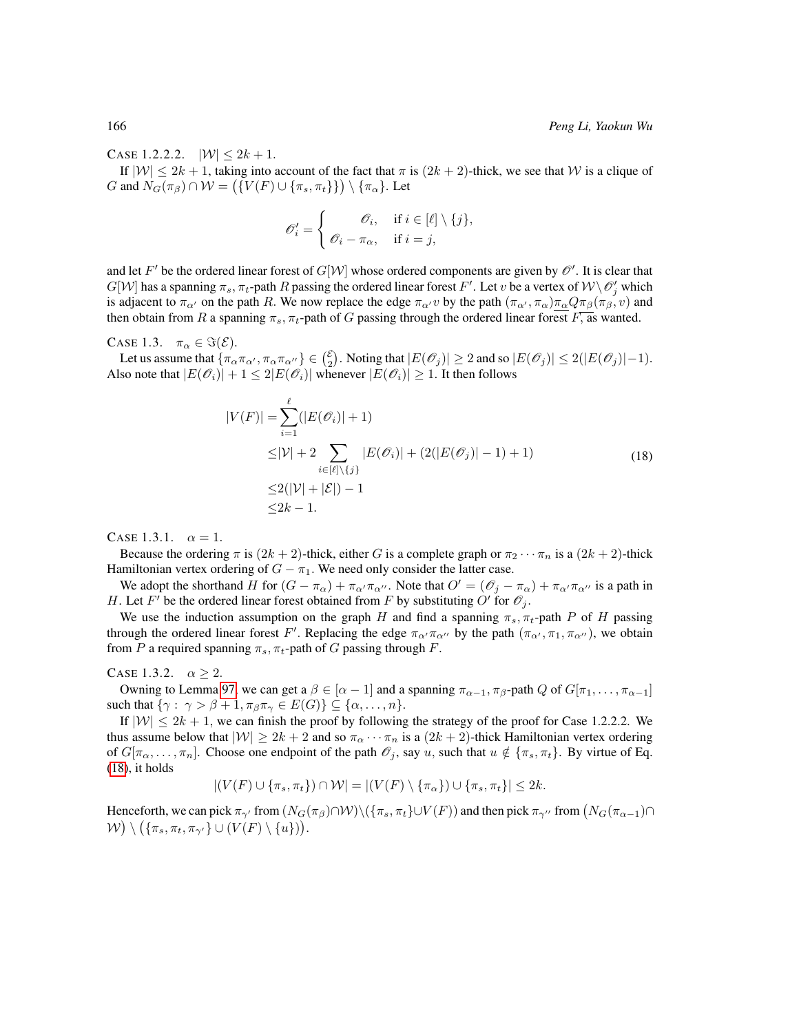CASE 1.2.2.2. $|\mathcal{W}| \le 2k+1$.

If $|\mathcal{W}| \le 2k+1$, taking into account of the fact that $\pi$ is $(2k+2)$-thick, we see that $\mathcal{W}$ is a clique of $G$ and $N_G(\pi_\beta) \cap \mathcal{W} = \big(\{V(F) \cup \{\pi_s, \pi_t\}\}\big) \setminus \{\pi_\alpha\}$. Let

$$\mathscr{O}'_i = \begin{cases} \mathscr{O}_i, & \text{if } i \in [\ell] \setminus \{j\}, \\ \mathscr{O}_i - \pi_\alpha, & \text{if } i = j, \end{cases}$$

and let $F'$ be the ordered linear forest of $G[\mathcal{W}]$ whose ordered components are given by $\mathscr{O}'$. It is clear that $G[\mathcal{W}]$ has a spanning $\pi_s, \pi_t$-path $R$ passing the ordered linear forest $F'$. Let $v$ be a vertex of $\mathcal{W} \setminus \mathscr{O}'_j$ which is adjacent to $\pi_{\alpha'}$ on the path $R$. We now replace the edge $\pi_{\alpha'}v$ by the path $(\pi_{\alpha'}, \pi_\alpha)\underline{\pi_\alpha} Q \pi_\beta(\pi_\beta, v)$ and then obtain from $R$ a spanning $\pi_s, \pi_t$-path of $G$ passing through the ordered linear forest $F$, as wanted.

CASE 1.3. $\pi_\alpha \in \Im(\mathcal{E})$.

Let us assume that $\{\pi_\alpha\pi_{\alpha'}, \pi_\alpha\pi_{\alpha''}\} \in \binom{\mathcal{E}}{2}$. Noting that $|E(\mathscr{O}_j)| \ge 2$ and so $|E(\mathscr{O}_j)| \le 2(|E(\mathscr{O}_j)|-1)$. Also note that $|E(\mathscr{O}_i)| + 1 \le 2|E(\mathscr{O}_i)|$ whenever $|E(\mathscr{O}_i)| \ge 1$. It then follows

$$\begin{aligned}
|V(F)| =& \sum_{i=1}^{\ell}(|E(\mathscr{O}_i)|+1) \\
\le& |\mathcal{V}| + 2\sum_{i\in[\ell]\setminus\{j\}} |E(\mathscr{O}_i)| + (2(|E(\mathscr{O}_j)|-1)+1) \\
\le& 2(|\mathcal{V}| + |\mathcal{E}|) - 1 \\
\le& 2k-1.
\end{aligned} \tag{18}$$

CASE 1.3.1. $\alpha = 1$.

Because the ordering $\pi$ is $(2k+2)$-thick, either $G$ is a complete graph or $\pi_2 \cdots \pi_n$ is a $(2k+2)$-thick Hamiltonian vertex ordering of $G - \pi_1$. We need only consider the latter case.

We adopt the shorthand $H$ for $(G - \pi_\alpha) + \pi_{\alpha'}\pi_{\alpha''}$. Note that $O' = (\mathscr{O}_j - \pi_\alpha) + \pi_{\alpha'}\pi_{\alpha''}$ is a path in $H$. Let $F'$ be the ordered linear forest obtained from $F$ by substituting $O'$ for $\mathscr{O}_j$.

We use the induction assumption on the graph $H$ and find a spanning $\pi_s, \pi_t$-path $P$ of $H$ passing through the ordered linear forest $F'$. Replacing the edge $\pi_{\alpha'}\pi_{\alpha''}$ by the path $(\pi_{\alpha'}, \pi_1, \pi_{\alpha''})$, we obtain from $P$ a required spanning $\pi_s, \pi_t$-path of $G$ passing through $F$.

CASE 1.3.2. $\alpha \ge 2$.

Owning to Lemma 97, we can get a $\beta \in [\alpha-1]$ and a spanning $\pi_{\alpha-1}, \pi_\beta$-path $Q$ of $G[\pi_1, \dots, \pi_{\alpha-1}]$ such that $\{\gamma : \gamma > \beta+1, \pi_\beta\pi_\gamma \in E(G)\} \subseteq \{\alpha, \dots, n\}$.

If $|\mathcal{W}| \le 2k+1$, we can finish the proof by following the strategy of the proof for Case 1.2.2.2. We thus assume below that $|\mathcal{W}| \ge 2k+2$ and so $\pi_\alpha \cdots \pi_n$ is a $(2k+2)$-thick Hamiltonian vertex ordering of $G[\pi_\alpha, \dots, \pi_n]$. Choose one endpoint of the path $\mathscr{O}_j$, say $u$, such that $u \notin \{\pi_s, \pi_t\}$. By virtue of Eq. (18), it holds

$$|(V(F) \cup \{\pi_s, \pi_t\}) \cap \mathcal{W}| = |(V(F) \setminus \{\pi_\alpha\}) \cup \{\pi_s, \pi_t\}| \le 2k.$$

Henceforth, we can pick $\pi_{\gamma'}$ from $(N_G(\pi_\beta) \cap \mathcal{W}) \setminus (\{\pi_s, \pi_t\} \cup V(F))$ and then pick $\pi_{\gamma''}$ from $\big(N_G(\pi_{\alpha-1}) \cap \mathcal{W}\big) \setminus \big(\{\pi_s, \pi_t, \pi_{\gamma'}\} \cup (V(F) \setminus \{u\})\big)$.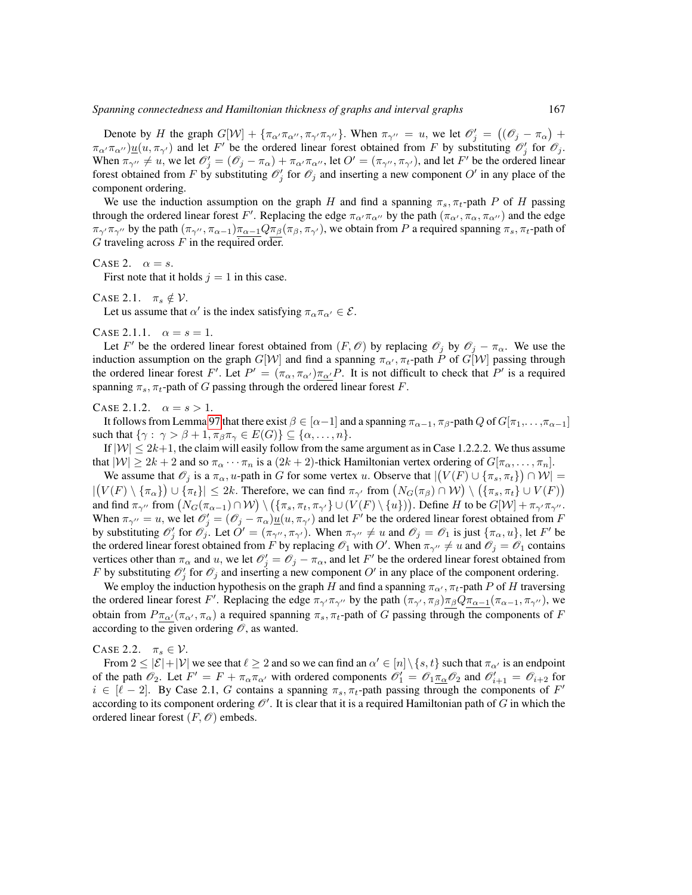Denote by $H$ the graph $G[\mathcal{W}] + \{\pi_{\alpha'}\pi_{\alpha''}, \pi_{\gamma'}\pi_{\gamma''}\}$. When $\pi_{\gamma''} = u$, we let $\mathscr{O}'_j = \big((\mathscr{O}_j - \pi_\alpha) + \pi_{\alpha'}\pi_{\alpha''}\big)\underline{u}(u, \pi_{\gamma'})$ and let $F'$ be the ordered linear forest obtained from $F$ by substituting $\mathscr{O}'_j$ for $\mathscr{O}_j$. When $\pi_{\gamma''} \neq u$, we let $\mathscr{O}'_j = (\mathscr{O}_j - \pi_\alpha) + \pi_{\alpha'}\pi_{\alpha''}$, let $O' = (\pi_{\gamma''}, \pi_{\gamma'})$, and let $F'$ be the ordered linear forest obtained from $F$ by substituting $\mathscr{O}'_j$ for $\mathscr{O}_j$ and inserting a new component $O'$ in any place of the component ordering.

We use the induction assumption on the graph $H$ and find a spanning $\pi_s, \pi_t$-path $P$ of $H$ passing through the ordered linear forest $F'$. Replacing the edge $\pi_{\alpha'}\pi_{\alpha''}$ by the path $(\pi_{\alpha'}, \pi_\alpha, \pi_{\alpha''})$ and the edge $\pi_{\gamma'}\pi_{\gamma''}$ by the path $(\pi_{\gamma''}, \pi_{\alpha-1})\underline{\pi_{\alpha-1}}Q\underline{\pi_\beta}(\pi_\beta, \pi_{\gamma'})$, we obtain from $P$ a required spanning $\pi_s, \pi_t$-path of $G$ traveling across $F$ in the required order.

CASE 2. $\alpha = s$.

First note that it holds $j = 1$ in this case.

CASE 2.1. $\pi_s \notin \mathcal{V}$.

Let us assume that $\alpha'$ is the index satisfying $\pi_\alpha\pi_{\alpha'} \in \mathcal{E}$.

CASE 2.1.1. $\alpha = s = 1$.

Let $F'$ be the ordered linear forest obtained from $(F, \mathscr{O})$ by replacing $\mathscr{O}_j$ by $\mathscr{O}_j - \pi_\alpha$. We use the induction assumption on the graph $G[\mathcal{W}]$ and find a spanning $\pi_{\alpha'}, \pi_t$-path $P$ of $G[\mathcal{W}]$ passing through the ordered linear forest $F'$. Let $P' = (\pi_\alpha, \pi_{\alpha'})\underline{\pi_{\alpha'}}P$. It is not difficult to check that $P'$ is a required spanning $\pi_s, \pi_t$-path of $G$ passing through the ordered linear forest $F$.

CASE 2.1.2. $\alpha = s > 1$.

It follows from Lemma 97 that there exist $\beta \in [\alpha-1]$ and a spanning $\pi_{\alpha-1}, \pi_\beta$-path $Q$ of $G[\pi_1, \ldots, \pi_{\alpha-1}]$ such that $\{\gamma : \gamma > \beta + 1, \pi_\beta\pi_\gamma \in E(G)\} \subseteq \{\alpha, \ldots, n\}$.

If $|\mathcal{W}| \leq 2k+1$, the claim will easily follow from the same argument as in Case 1.2.2.2. We thus assume that $|\mathcal{W}| \geq 2k+2$ and so $\pi_\alpha \cdots \pi_n$ is a $(2k+2)$-thick Hamiltonian vertex ordering of $G[\pi_\alpha, \ldots, \pi_n]$.

We assume that $\mathscr{O}_j$ is a $\pi_\alpha, u$-path in $G$ for some vertex $u$. Observe that $|(V(F) \cup \{\pi_s, \pi_t\}) \cap \mathcal{W}| = |(V(F) \setminus \{\pi_\alpha\}) \cup \{\pi_t\}| \leq 2k$. Therefore, we can find $\pi_{\gamma'}$ from $(N_G(\pi_\beta) \cap \mathcal{W}) \setminus (\{\pi_s, \pi_t\} \cup V(F))$ and find $\pi_{\gamma''}$ from $(N_G(\pi_{\alpha-1}) \cap \mathcal{W}) \setminus (\{\pi_s, \pi_t, \pi_{\gamma'}\} \cup (V(F) \setminus \{u\}))$. Define $H$ to be $G[\mathcal{W}] + \pi_{\gamma'}\pi_{\gamma''}$. When $\pi_{\gamma''} = u$, we let $\mathscr{O}'_j = (\mathscr{O}_j - \pi_\alpha)\underline{u}(u, \pi_{\gamma'})$ and let $F'$ be the ordered linear forest obtained from $F$ by substituting $\mathscr{O}'_j$ for $\mathscr{O}_j$. Let $O' = (\pi_{\gamma''}, \pi_{\gamma'})$. When $\pi_{\gamma''} \neq u$ and $\mathscr{O}_j = \mathscr{O}_1$ is just $\{\pi_\alpha, u\}$, let $F'$ be the ordered linear forest obtained from $F$ by replacing $\mathscr{O}_1$ with $O'$. When $\pi_{\gamma''} \neq u$ and $\mathscr{O}_j = \mathscr{O}_1$ contains vertices other than $\pi_\alpha$ and $u$, we let $\mathscr{O}'_j = \mathscr{O}_j - \pi_\alpha$, and let $F'$ be the ordered linear forest obtained from $F$ by substituting $\mathscr{O}'_j$ for $\mathscr{O}_j$ and inserting a new component $O'$ in any place of the component ordering.

We employ the induction hypothesis on the graph $H$ and find a spanning $\pi_{\alpha'}, \pi_t$-path $P$ of $H$ traversing the ordered linear forest $F'$. Replacing the edge $\pi_{\gamma'}\pi_{\gamma''}$ by the path $(\pi_{\gamma'}, \pi_\beta)\underline{\pi_\beta}Q\underline{\pi_{\alpha-1}}(\pi_{\alpha-1}, \pi_{\gamma''})$, we obtain from $P\underline{\pi_{\alpha'}}(\pi_{\alpha'}, \pi_\alpha)$ a required spanning $\pi_s, \pi_t$-path of $G$ passing through the components of $F$ according to the given ordering $\mathscr{O}$, as wanted.

CASE 2.2. $\pi_s \in \mathcal{V}$.

From $2 \leq |\mathcal{E}| + |\mathcal{V}|$ we see that $\ell \geq 2$ and so we can find an $\alpha' \in [n] \setminus \{s, t\}$ such that $\pi_{\alpha'}$ is an endpoint of the path $\mathscr{O}_2$. Let $F' = F + \pi_\alpha\pi_{\alpha'}$ with ordered components $\mathscr{O}'_1 = \mathscr{O}_1\underline{\pi_\alpha}\mathscr{O}_2$ and $\mathscr{O}'_{i+1} = \mathscr{O}_{i+2}$ for $i \in [\ell-2]$. By Case 2.1, $G$ contains a spanning $\pi_s, \pi_t$-path passing through the components of $F'$ according to its component ordering $\mathscr{O}'$. It is clear that it is a required Hamiltonian path of $G$ in which the ordered linear forest $(F, \mathscr{O})$ embeds.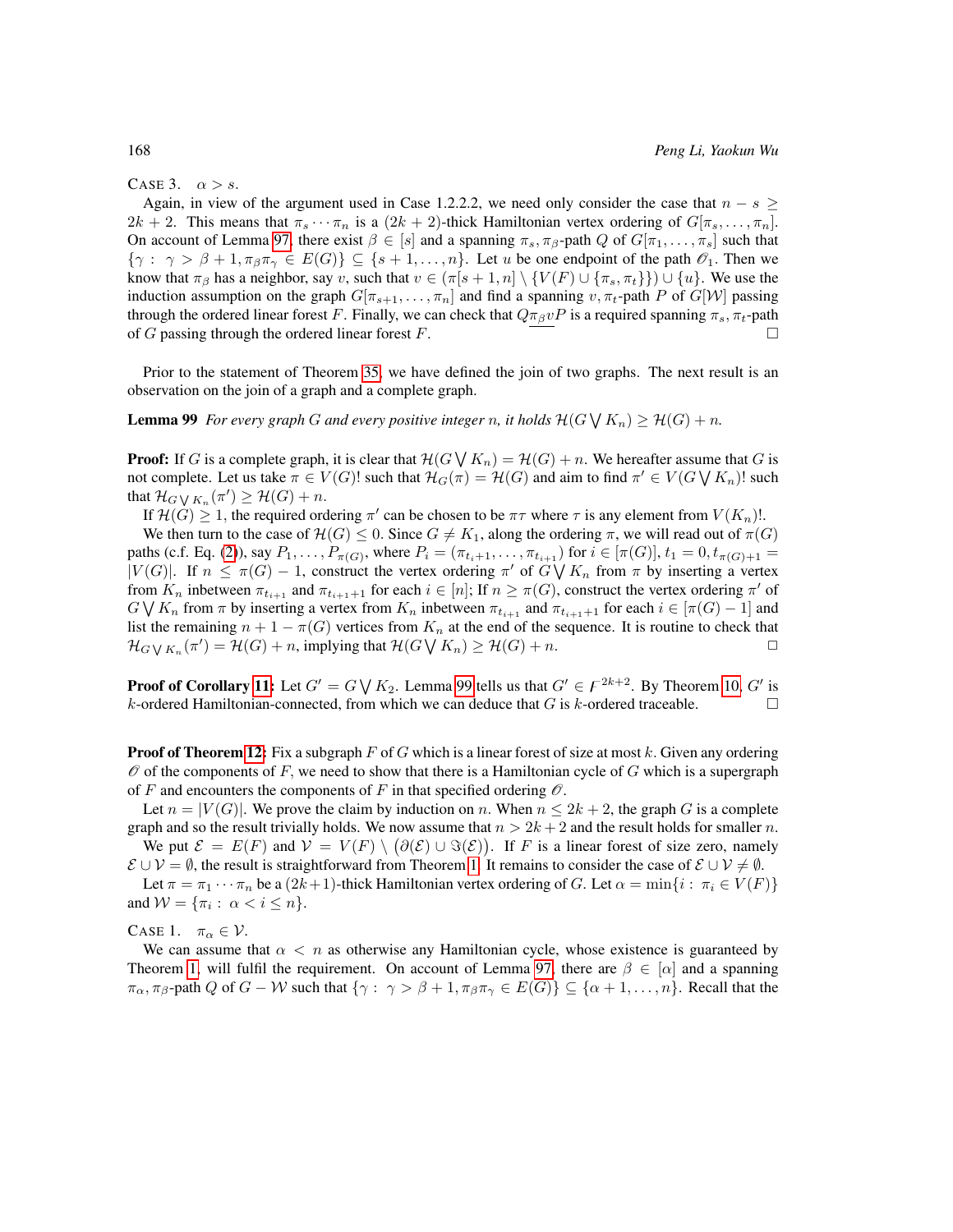CASE 3. $\alpha > s$.

Again, in view of the argument used in Case 1.2.2.2, we need only consider the case that $n - s \geq 2k + 2$. This means that $\pi_s \cdots \pi_n$ is a $(2k+2)$-thick Hamiltonian vertex ordering of $G[\pi_s, \ldots, \pi_n]$. On account of Lemma 97, there exist $\beta \in [s]$ and a spanning $\pi_s, \pi_\beta$-path $Q$ of $G[\pi_1, \ldots, \pi_s]$ such that $\{\gamma :\ \gamma > \beta + 1, \pi_\beta \pi_\gamma \in E(G)\} \subseteq \{s+1, \ldots, n\}$. Let $u$ be one endpoint of the path $\mathscr{O}_1$. Then we know that $\pi_\beta$ has a neighbor, say $v$, such that $v \in (\pi[s+1, n] \setminus \{V(F) \cup \{\pi_s, \pi_t\}\}) \cup \{u\}$. We use the induction assumption on the graph $G[\pi_{s+1}, \ldots, \pi_n]$ and find a spanning $v, \pi_t$-path $P$ of $G[\mathcal{W}]$ passing through the ordered linear forest $F$. Finally, we can check that $Q\underline{\pi_\beta v}P$ is a required spanning $\pi_s, \pi_t$-path of $G$ passing through the ordered linear forest $F$. $\square$

Prior to the statement of Theorem 35, we have defined the join of two graphs. The next result is an observation on the join of a graph and a complete graph.

**Lemma 99** *For every graph $G$ and every positive integer $n$, it holds $\mathcal{H}(G \bigvee K_n) \geq \mathcal{H}(G) + n$.*

**Proof:** If $G$ is a complete graph, it is clear that $\mathcal{H}(G \bigvee K_n) = \mathcal{H}(G) + n$. We hereafter assume that $G$ is not complete. Let us take $\pi \in V(G)!$ such that $\mathcal{H}_G(\pi) = \mathcal{H}(G)$ and aim to find $\pi' \in V(G \bigvee K_n)!$ such that $\mathcal{H}_{G \bigvee K_n}(\pi') \geq \mathcal{H}(G) + n$.

If $\mathcal{H}(G) \geq 1$, the required ordering $\pi'$ can be chosen to be $\pi\tau$ where $\tau$ is any element from $V(K_n)!$.

We then turn to the case of $\mathcal{H}(G) \leq 0$. Since $G \neq K_1$, along the ordering $\pi$, we will read out of $\pi(G)$ paths (c.f. Eq. (2)), say $P_1, \ldots, P_{\pi(G)}$, where $P_i = (\pi_{t_i+1}, \ldots, \pi_{t_{i+1}})$ for $i \in [\pi(G)]$, $t_1 = 0, t_{\pi(G)+1} = |V(G)|$. If $n \leq \pi(G) - 1$, construct the vertex ordering $\pi'$ of $G \bigvee K_n$ from $\pi$ by inserting a vertex from $K_n$ inbetween $\pi_{t_{i+1}}$ and $\pi_{t_{i+1}+1}$ for each $i \in [n]$; If $n \geq \pi(G)$, construct the vertex ordering $\pi'$ of $G \bigvee K_n$ from $\pi$ by inserting a vertex from $K_n$ inbetween $\pi_{t_{i+1}}$ and $\pi_{t_{i+1}+1}$ for each $i \in [\pi(G) - 1]$ and list the remaining $n + 1 - \pi(G)$ vertices from $K_n$ at the end of the sequence. It is routine to check that $\mathcal{H}_{G \bigvee K_n}(\pi') = \mathcal{H}(G) + n$, implying that $\mathcal{H}(G \bigvee K_n) \geq \mathcal{H}(G) + n$. $\square$

**Proof of Corollary 11:** Let $G' = G \bigvee K_2$. Lemma 99 tells us that $G' \in \digamma^{2k+2}$. By Theorem 10, $G'$ is $k$-ordered Hamiltonian-connected, from which we can deduce that $G$ is $k$-ordered traceable. $\square$

**Proof of Theorem 12:** Fix a subgraph $F$ of $G$ which is a linear forest of size at most $k$. Given any ordering $\mathscr{O}$ of the components of $F$, we need to show that there is a Hamiltonian cycle of $G$ which is a supergraph of $F$ and encounters the components of $F$ in that specified ordering $\mathscr{O}$.

Let $n = |V(G)|$. We prove the claim by induction on $n$. When $n \leq 2k + 2$, the graph $G$ is a complete graph and so the result trivially holds. We now assume that $n > 2k + 2$ and the result holds for smaller $n$.

We put $\mathcal{E} = E(F)$ and $\mathcal{V} = V(F) \setminus \big(\partial(\mathcal{E}) \cup \Im(\mathcal{E})\big)$. If $F$ is a linear forest of size zero, namely $\mathcal{E} \cup \mathcal{V} = \emptyset$, the result is straightforward from Theorem 1. It remains to consider the case of $\mathcal{E} \cup \mathcal{V} \neq \emptyset$.

Let $\pi = \pi_1 \cdots \pi_n$ be a $(2k+1)$-thick Hamiltonian vertex ordering of $G$. Let $\alpha = \min\{i :\ \pi_i \in V(F)\}$ and $\mathcal{W} = \{\pi_i :\ \alpha < i \leq n\}$.

CASE 1. $\pi_\alpha \in \mathcal{V}$.

We can assume that $\alpha < n$ as otherwise any Hamiltonian cycle, whose existence is guaranteed by Theorem 1, will fulfil the requirement. On account of Lemma 97, there are $\beta \in [\alpha]$ and a spanning $\pi_\alpha, \pi_\beta$-path $Q$ of $G - \mathcal{W}$ such that $\{\gamma :\ \gamma > \beta + 1, \pi_\beta \pi_\gamma \in E(G)\} \subseteq \{\alpha + 1, \ldots, n\}$. Recall that the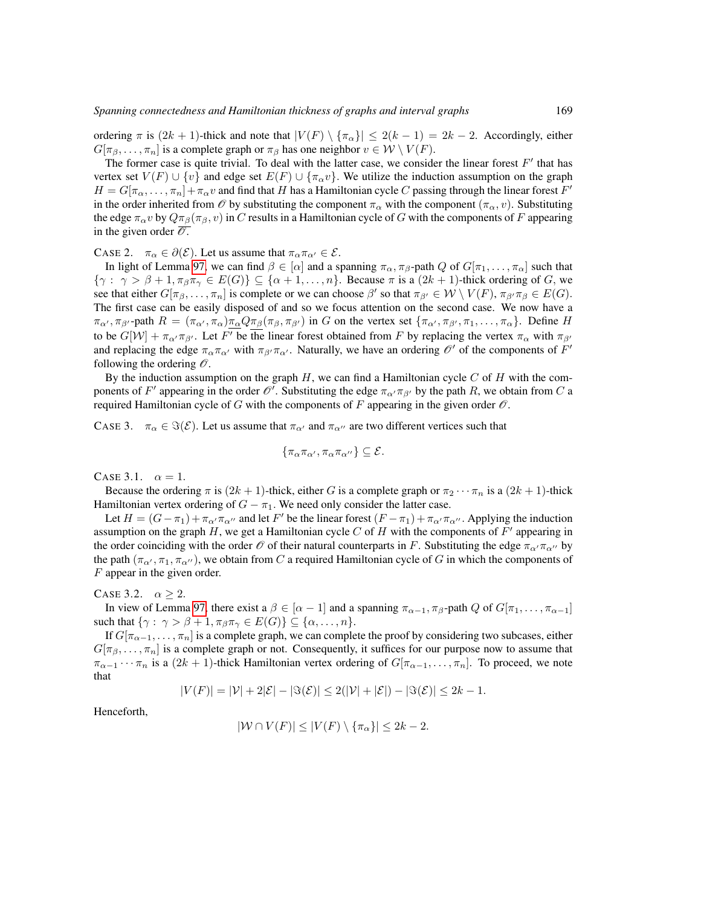ordering $\pi$ is $(2k+1)$-thick and note that $|V(F) \setminus \{\pi_\alpha\}| \leq 2(k-1) = 2k-2$. Accordingly, either $G[\pi_\beta, \ldots, \pi_n]$ is a complete graph or $\pi_\beta$ has one neighbor $v \in \mathcal{W} \setminus V(F)$.

The former case is quite trivial. To deal with the latter case, we consider the linear forest $F'$ that has vertex set $V(F) \cup \{v\}$ and edge set $E(F) \cup \{\pi_\alpha v\}$. We utilize the induction assumption on the graph $H = G[\pi_\alpha, \ldots, \pi_n] + \pi_\alpha v$ and find that $H$ has a Hamiltonian cycle $C$ passing through the linear forest $F'$ in the order inherited from $\mathscr{O}$ by substituting the component $\pi_\alpha$ with the component $(\pi_\alpha, v)$. Substituting the edge $\pi_\alpha v$ by $Q\pi_\beta(\pi_\beta, v)$ in $C$ results in a Hamiltonian cycle of $G$ with the components of $F$ appearing in the given order $\overline{\mathscr{O}}$.

CASE 2. $\pi_\alpha \in \partial(\mathcal{E})$. Let us assume that $\pi_\alpha \pi_{\alpha'} \in \mathcal{E}$.

In light of Lemma 97, we can find $\beta \in [\alpha]$ and a spanning $\pi_\alpha, \pi_\beta$-path $Q$ of $G[\pi_1, \ldots, \pi_\alpha]$ such that $\{\gamma : \gamma > \beta + 1, \pi_\beta \pi_\gamma \in E(G)\} \subseteq \{\alpha + 1, \ldots, n\}$. Because $\pi$ is a $(2k+1)$-thick ordering of $G$, we see that either $G[\pi_\beta, \ldots, \pi_n]$ is complete or we can choose $\beta'$ so that $\pi_{\beta'} \in \mathcal{W} \setminus V(F)$, $\pi_{\beta'}\pi_\beta \in E(G)$. The first case can be easily disposed of and so we focus attention on the second case. We now have a $\pi_{\alpha'}, \pi_{\beta'}$-path $R = (\pi_{\alpha'}, \pi_\alpha)\underline{\pi_\alpha} Q \underline{\pi_\beta}(\pi_\beta, \pi_{\beta'})$ in $G$ on the vertex set $\{\pi_{\alpha'}, \pi_{\beta'}, \pi_1, \ldots, \pi_\alpha\}$. Define $H$ to be $G[\mathcal{W}] + \pi_{\alpha'}\pi_{\beta'}$. Let $F'$ be the linear forest obtained from $F$ by replacing the vertex $\pi_\alpha$ with $\pi_{\beta'}$ and replacing the edge $\pi_\alpha \pi_{\alpha'}$ with $\pi_{\beta'}\pi_{\alpha'}$. Naturally, we have an ordering $\mathscr{O}'$ of the components of $F'$ following the ordering $\mathscr{O}$.

By the induction assumption on the graph $H$, we can find a Hamiltonian cycle $C$ of $H$ with the components of $F'$ appearing in the order $\mathscr{O}'$. Substituting the edge $\pi_{\alpha'}\pi_{\beta'}$ by the path $R$, we obtain from $C$ a required Hamiltonian cycle of $G$ with the components of $F$ appearing in the given order $\mathscr{O}$.

CASE 3. $\pi_\alpha \in \Im(\mathcal{E})$. Let us assume that $\pi_{\alpha'}$ and $\pi_{\alpha''}$ are two different vertices such that

$$\{\pi_\alpha \pi_{\alpha'}, \pi_\alpha \pi_{\alpha''}\} \subseteq \mathcal{E}.$$

CASE 3.1. $\alpha = 1$.

Because the ordering $\pi$ is $(2k+1)$-thick, either $G$ is a complete graph or $\pi_2 \cdots \pi_n$ is a $(2k+1)$-thick Hamiltonian vertex ordering of $G - \pi_1$. We need only consider the latter case.

Let $H = (G - \pi_1) + \pi_{\alpha'}\pi_{\alpha''}$ and let $F'$ be the linear forest $(F - \pi_1) + \pi_{\alpha'}\pi_{\alpha''}$. Applying the induction assumption on the graph $H$, we get a Hamiltonian cycle $C$ of $H$ with the components of $F'$ appearing in the order coinciding with the order $\mathscr{O}$ of their natural counterparts in $F$. Substituting the edge $\pi_{\alpha'}\pi_{\alpha''}$ by the path $(\pi_{\alpha'}, \pi_1, \pi_{\alpha''})$, we obtain from $C$ a required Hamiltonian cycle of $G$ in which the components of $F$ appear in the given order.

CASE 3.2. $\alpha \geq 2$.

In view of Lemma 97, there exist a $\beta \in [\alpha - 1]$ and a spanning $\pi_{\alpha-1}, \pi_\beta$-path $Q$ of $G[\pi_1, \ldots, \pi_{\alpha-1}]$ such that $\{\gamma : \gamma > \beta + 1, \pi_\beta \pi_\gamma \in E(G)\} \subseteq \{\alpha, \ldots, n\}$.

If $G[\pi_{\alpha-1}, \ldots, \pi_n]$ is a complete graph, we can complete the proof by considering two subcases, either $G[\pi_\beta, \ldots, \pi_n]$ is a complete graph or not. Consequently, it suffices for our purpose now to assume that $\pi_{\alpha-1} \cdots \pi_n$ is a $(2k+1)$-thick Hamiltonian vertex ordering of $G[\pi_{\alpha-1}, \ldots, \pi_n]$. To proceed, we note that

$$|V(F)| = |\mathcal{V}| + 2|\mathcal{E}| - |\Im(\mathcal{E})| \leq 2(|\mathcal{V}| + |\mathcal{E}|) - |\Im(\mathcal{E})| \leq 2k - 1.$$

Henceforth,

$$|\mathcal{W} \cap V(F)| \leq |V(F) \setminus \{\pi_\alpha\}| \leq 2k - 2.$$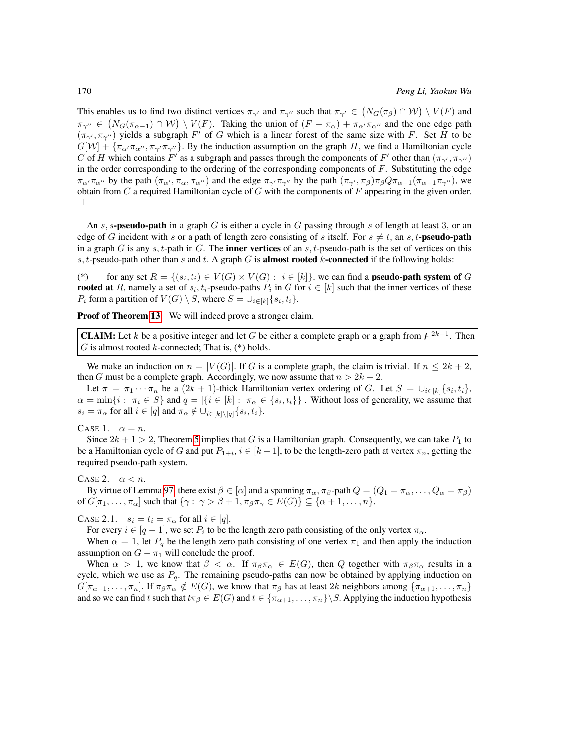This enables us to find two distinct vertices $\pi_{\gamma'}$ and $\pi_{\gamma''}$ such that $\pi_{\gamma'} \in \big(N_G(\pi_\beta) \cap \mathcal{W}\big) \setminus V(F)$ and $\pi_{\gamma''} \in \big(N_G(\pi_{\alpha-1}) \cap \mathcal{W}\big) \setminus V(F)$. Taking the union of $(F - \pi_\alpha) + \pi_{\alpha'}\pi_{\alpha''}$ and the one edge path $(\pi_{\gamma'}, \pi_{\gamma''})$ yields a subgraph $F'$ of $G$ which is a linear forest of the same size with $F$. Set $H$ to be $G[\mathcal{W}] + \{\pi_{\alpha'}\pi_{\alpha''}, \pi_{\gamma'}\pi_{\gamma''}\}$. By the induction assumption on the graph $H$, we find a Hamiltonian cycle $C$ of $H$ which contains $F'$ as a subgraph and passes through the components of $F'$ other than $(\pi_{\gamma'}, \pi_{\gamma''})$ in the order corresponding to the ordering of the corresponding components of $F$. Substituting the edge $\pi_{\alpha'}\pi_{\alpha''}$ by the path $(\pi_{\alpha'}, \pi_\alpha, \pi_{\alpha''})$ and the edge $\pi_{\gamma'}\pi_{\gamma''}$ by the path $(\pi_{\gamma'}, \pi_\beta)\underline{\pi_\beta Q \pi_{\alpha-1}}(\pi_{\alpha-1}\pi_{\gamma''})$, we obtain from $C$ a required Hamiltonian cycle of $G$ with the components of $F$ appearing in the given order. □

An $s, s$-**pseudo-path** in a graph $G$ is either a cycle in $G$ passing through $s$ of length at least 3, or an edge of $G$ incident with $s$ or a path of length zero consisting of $s$ itself. For $s \neq t$, an $s, t$-**pseudo-path** in a graph $G$ is any $s, t$-path in $G$. The **inner vertices** of an $s, t$-pseudo-path is the set of vertices on this $s, t$-pseudo-path other than $s$ and $t$. A graph $G$ is **almost rooted** $k$-**connected** if the following holds:

(*) for any set $R = \{(s_i, t_i) \in V(G) \times V(G) : i \in [k]\}$, we can find a **pseudo-path system of** $G$ **rooted at** $R$, namely a set of $s_i, t_i$-pseudo-paths $P_i$ in $G$ for $i \in [k]$ such that the inner vertices of these $P_i$ form a partition of $V(G) \setminus S$, where $S = \cup_{i \in [k]}\{s_i, t_i\}$.

**Proof of Theorem 13:** We will indeed prove a stronger claim.

**CLAIM:** Let $k$ be a positive integer and let $G$ be either a complete graph or a graph from $\digamma^{2k+1}$. Then $G$ is almost rooted $k$-connected; That is, (*) holds.

We make an induction on $n = |V(G)|$. If $G$ is a complete graph, the claim is trivial. If $n \leq 2k + 2$, then $G$ must be a complete graph. Accordingly, we now assume that $n > 2k + 2$.

Let $\pi = \pi_1 \cdots \pi_n$ be a $(2k+1)$-thick Hamiltonian vertex ordering of $G$. Let $S = \cup_{i \in [k]}\{s_i, t_i\}$, $\alpha = \min\{i : \pi_i \in S\}$ and $q = |\{i \in [k] : \pi_\alpha \in \{s_i, t_i\}\}|$. Without loss of generality, we assume that $s_i = \pi_\alpha$ for all $i \in [q]$ and $\pi_\alpha \notin \cup_{i \in [k] \setminus [q]}\{s_i, t_i\}$.

Case 1. $\alpha = n$.

Since $2k + 1 > 2$, Theorem 5 implies that $G$ is a Hamiltonian graph. Consequently, we can take $P_1$ to be a Hamiltonian cycle of $G$ and put $P_{1+i}, i \in [k-1]$, to be the length-zero path at vertex $\pi_n$, getting the required pseudo-path system.

Case 2. $\alpha < n$.

By virtue of Lemma 97, there exist $\beta \in [\alpha]$ and a spanning $\pi_\alpha, \pi_\beta$-path $Q = (Q_1 = \pi_\alpha, \ldots, Q_\alpha = \pi_\beta)$ of $G[\pi_1, \ldots, \pi_\alpha]$ such that $\{\gamma : \gamma > \beta + 1, \pi_\beta\pi_\gamma \in E(G)\} \subseteq \{\alpha + 1, \ldots, n\}$.

Case 2.1. $s_i = t_i = \pi_\alpha$ for all $i \in [q]$.

For every $i \in [q-1]$, we set $P_i$ to be the length zero path consisting of the only vertex $\pi_\alpha$.

When $\alpha = 1$, let $P_q$ be the length zero path consisting of one vertex $\pi_1$ and then apply the induction assumption on $G - \pi_1$ will conclude the proof.

When $\alpha > 1$, we know that $\beta < \alpha$. If $\pi_\beta\pi_\alpha \in E(G)$, then $Q$ together with $\pi_\beta\pi_\alpha$ results in a cycle, which we use as $P_q$. The remaining pseudo-paths can now be obtained by applying induction on $G[\pi_{\alpha+1}, \ldots, \pi_n]$. If $\pi_\beta\pi_\alpha \notin E(G)$, we know that $\pi_\beta$ has at least $2k$ neighbors among $\{\pi_{\alpha+1}, \ldots, \pi_n\}$ and so we can find $t$ such that $t\pi_\beta \in E(G)$ and $t \in \{\pi_{\alpha+1}, \ldots, \pi_n\} \setminus S$. Applying the induction hypothesis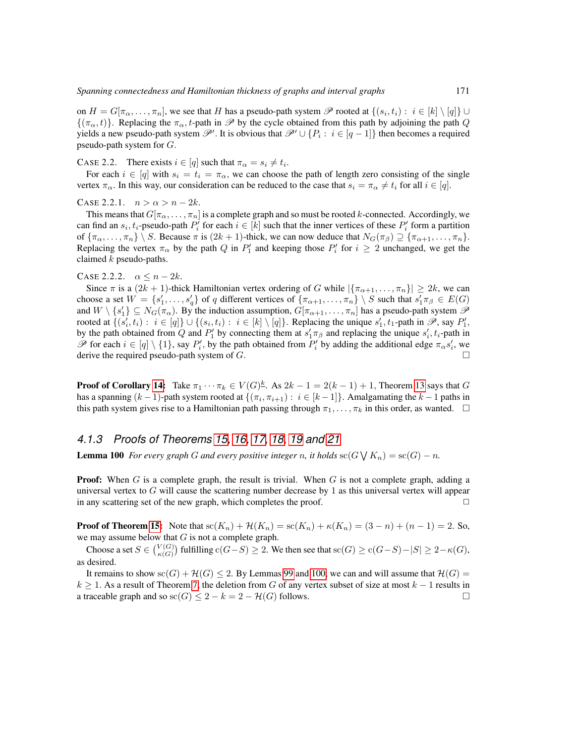on $H = G[\pi_\alpha, \ldots, \pi_n]$, we see that $H$ has a pseudo-path system $\mathscr{P}$ rooted at $\{(s_i, t_i) : i \in [k] \setminus [q]\} \cup \{(\pi_\alpha, t)\}$. Replacing the $\pi_\alpha, t$-path in $\mathscr{P}$ by the cycle obtained from this path by adjoining the path $Q$ yields a new pseudo-path system $\mathscr{P}'$. It is obvious that $\mathscr{P}' \cup \{P_i : i \in [q-1]\}$ then becomes a required pseudo-path system for $G$.

CASE 2.2. There exists $i \in [q]$ such that $\pi_\alpha = s_i \neq t_i$.

For each $i \in [q]$ with $s_i = t_i = \pi_\alpha$, we can choose the path of length zero consisting of the single vertex $\pi_\alpha$. In this way, our consideration can be reduced to the case that $s_i = \pi_\alpha \neq t_i$ for all $i \in [q]$.

CASE 2.2.1. $n > \alpha > n - 2k$.

This means that $G[\pi_\alpha, \ldots, \pi_n]$ is a complete graph and so must be rooted $k$-connected. Accordingly, we can find an $s_i, t_i$-pseudo-path $P'_i$ for each $i \in [k]$ such that the inner vertices of these $P'_i$ form a partition of $\{\pi_\alpha, \ldots, \pi_n\} \setminus S$. Because $\pi$ is $(2k+1)$-thick, we can now deduce that $N_G(\pi_\beta) \supseteq \{\pi_{\alpha+1}, \ldots, \pi_n\}$. Replacing the vertex $\pi_\alpha$ by the path $Q$ in $P'_1$ and keeping those $P'_i$ for $i \geq 2$ unchanged, we get the claimed $k$ pseudo-paths.

CASE 2.2.2. $\alpha \leq n - 2k$.

Since $\pi$ is a $(2k+1)$-thick Hamiltonian vertex ordering of $G$ while $|\{\pi_{\alpha+1}, \ldots, \pi_n\}| \geq 2k$, we can choose a set $W = \{s'_1, \ldots, s'_q\}$ of $q$ different vertices of $\{\pi_{\alpha+1}, \ldots, \pi_n\} \setminus S$ such that $s'_1\pi_\beta \in E(G)$ and $W \setminus \{s'_1\} \subseteq N_G(\pi_\alpha)$. By the induction assumption, $G[\pi_{\alpha+1}, \ldots, \pi_n]$ has a pseudo-path system $\mathscr{P}$ rooted at $\{(s'_i, t_i) : i \in [q]\} \cup \{(s_i, t_i) : i \in [k] \setminus [q]\}$. Replacing the unique $s'_1, t_1$-path in $\mathscr{P}$, say $P'_1$, by the path obtained from $Q$ and $P'_1$ by connecting them at $s'_1\pi_\beta$ and replacing the unique $s'_i, t_i$-path in $\mathscr{P}$ for each $i \in [q] \setminus \{1\}$, say $P'_i$, by the path obtained from $P'_i$ by adding the additional edge $\pi_\alpha s'_i$, we derive the required pseudo-path system of $G$. □

**Proof of Corollary 14:** Take $\pi_1 \cdots \pi_k \in V(G)^{\underline{k}}$. As $2k - 1 = 2(k-1) + 1$, Theorem 13 says that $G$ has a spanning $(k-1)$-path system rooted at $\{(\pi_i, \pi_{i+1}) : i \in [k-1]\}$. Amalgamating the $k-1$ paths in this path system gives rise to a Hamiltonian path passing through $\pi_1, \ldots, \pi_k$ in this order, as wanted. □

### 4.1.3 Proofs of Theorems 15, 16, 17, 18, 19 and 21

**Lemma 100** *For every graph $G$ and every positive integer $n$, it holds* $\mathrm{sc}(G \bigvee K_n) = \mathrm{sc}(G) - n$.

**Proof:** When $G$ is a complete graph, the result is trivial. When $G$ is not a complete graph, adding a universal vertex to $G$ will cause the scattering number decrease by 1 as this universal vertex will appear in any scattering set of the new graph, which completes the proof. □

**Proof of Theorem 15:** Note that $\mathrm{sc}(K_n) + \mathcal{H}(K_n) = \mathrm{sc}(K_n) + \kappa(K_n) = (3-n) + (n-1) = 2$. So, we may assume below that $G$ is not a complete graph.

Choose a set $S \in \binom{V(G)}{\kappa(G)}$ fulfilling $\mathrm{c}(G-S) \geq 2$. We then see that $\mathrm{sc}(G) \geq \mathrm{c}(G-S) - |S| \geq 2 - \kappa(G)$, as desired.

It remains to show $\mathrm{sc}(G) + \mathcal{H}(G) \leq 2$. By Lemmas 99 and 100, we can and will assume that $\mathcal{H}(G) = k \geq 1$. As a result of Theorem 7, the deletion from $G$ of any vertex subset of size at most $k-1$ results in a traceable graph and so $\mathrm{sc}(G) \leq 2 - k = 2 - \mathcal{H}(G)$ follows. □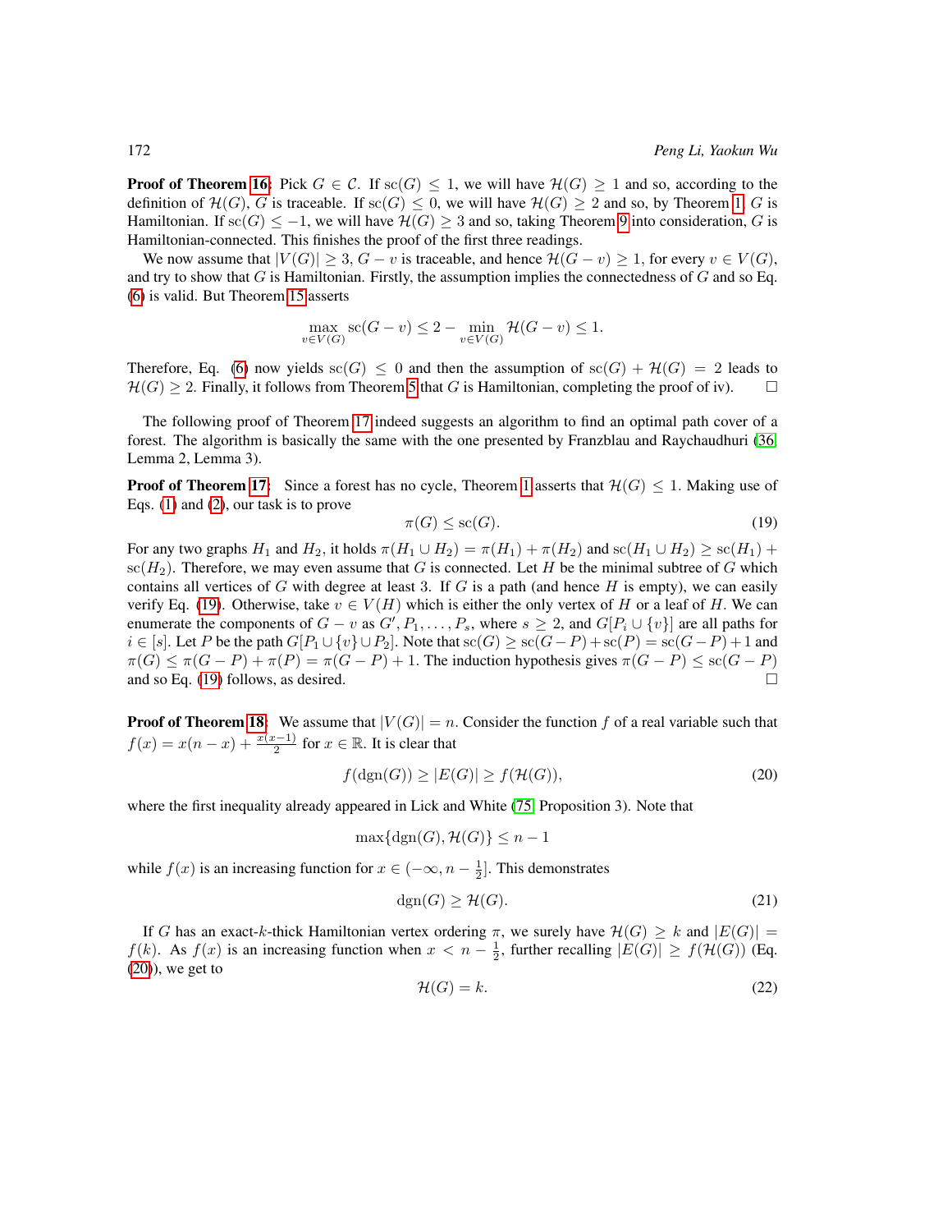**Proof of Theorem 16:** Pick $G \in \mathcal{C}$. If $\mathrm{sc}(G) \leq 1$, we will have $\mathcal{H}(G) \geq 1$ and so, according to the definition of $\mathcal{H}(G)$, $G$ is traceable. If $\mathrm{sc}(G) \leq 0$, we will have $\mathcal{H}(G) \geq 2$ and so, by Theorem 1, $G$ is Hamiltonian. If $\mathrm{sc}(G) \leq -1$, we will have $\mathcal{H}(G) \geq 3$ and so, taking Theorem 9 into consideration, $G$ is Hamiltonian-connected. This finishes the proof of the first three readings.

We now assume that $|V(G)| \geq 3$, $G - v$ is traceable, and hence $\mathcal{H}(G - v) \geq 1$, for every $v \in V(G)$, and try to show that $G$ is Hamiltonian. Firstly, the assumption implies the connectedness of $G$ and so Eq. (6) is valid. But Theorem 15 asserts

$$\max_{v \in V(G)} \mathrm{sc}(G - v) \leq 2 - \min_{v \in V(G)} \mathcal{H}(G - v) \leq 1.$$

Therefore, Eq. (6) now yields $\mathrm{sc}(G) \leq 0$ and then the assumption of $\mathrm{sc}(G) + \mathcal{H}(G) = 2$ leads to $\mathcal{H}(G) \geq 2$. Finally, it follows from Theorem 5 that $G$ is Hamiltonian, completing the proof of iv). $\square$

The following proof of Theorem 17 indeed suggests an algorithm to find an optimal path cover of a forest. The algorithm is basically the same with the one presented by Franzblau and Raychaudhuri [36, Lemma 2, Lemma 3).

**Proof of Theorem 17:** Since a forest has no cycle, Theorem 1 asserts that $\mathcal{H}(G) \leq 1$. Making use of Eqs. (1) and (2), our task is to prove

$$\pi(G) \leq \mathrm{sc}(G). \tag{19}$$

For any two graphs $H_1$ and $H_2$, it holds $\pi(H_1 \cup H_2) = \pi(H_1) + \pi(H_2)$ and $\mathrm{sc}(H_1 \cup H_2) \geq \mathrm{sc}(H_1) + \mathrm{sc}(H_2)$. Therefore, we may even assume that $G$ is connected. Let $H$ be the minimal subtree of $G$ which contains all vertices of $G$ with degree at least 3. If $G$ is a path (and hence $H$ is empty), we can easily verify Eq. (19). Otherwise, take $v \in V(H)$ which is either the only vertex of $H$ or a leaf of $H$. We can enumerate the components of $G - v$ as $G', P_1, \ldots, P_s$, where $s \geq 2$, and $G[P_i \cup \{v\}]$ are all paths for $i \in [s]$. Let $P$ be the path $G[P_1 \cup \{v\} \cup P_2]$. Note that $\mathrm{sc}(G) \geq \mathrm{sc}(G - P) + \mathrm{sc}(P) = \mathrm{sc}(G - P) + 1$ and $\pi(G) \leq \pi(G - P) + \pi(P) = \pi(G - P) + 1$. The induction hypothesis gives $\pi(G - P) \leq \mathrm{sc}(G - P)$ and so Eq. (19) follows, as desired. $\square$

**Proof of Theorem 18:** We assume that $|V(G)| = n$. Consider the function $f$ of a real variable such that $f(x) = x(n - x) + \frac{x(x-1)}{2}$ for $x \in \mathbb{R}$. It is clear that

$$f(\mathrm{dgn}(G)) \geq |E(G)| \geq f(\mathcal{H}(G)), \tag{20}$$

where the first inequality already appeared in Lick and White (75, Proposition 3). Note that

$$\max\{\mathrm{dgn}(G), \mathcal{H}(G)\} \leq n - 1$$

while $f(x)$ is an increasing function for $x \in (-\infty, n - \frac{1}{2}]$. This demonstrates

$$\mathrm{dgn}(G) \geq \mathcal{H}(G). \tag{21}$$

If $G$ has an exact-$k$-thick Hamiltonian vertex ordering $\pi$, we surely have $\mathcal{H}(G) \geq k$ and $|E(G)| = f(k)$. As $f(x)$ is an increasing function when $x < n - \frac{1}{2}$, further recalling $|E(G)| \geq f(\mathcal{H}(G))$ (Eq. (20)), we get to

$$\mathcal{H}(G) = k. \tag{22}$$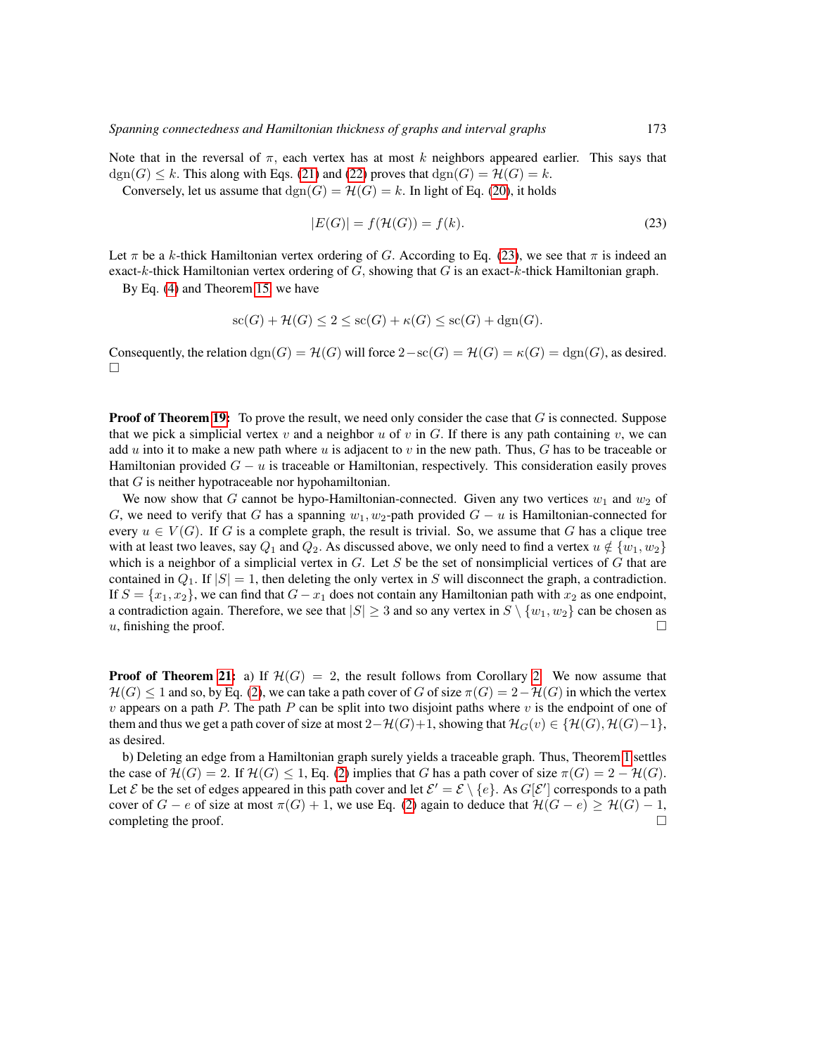Note that in the reversal of $\pi$, each vertex has at most $k$ neighbors appeared earlier. This says that $\mathrm{dgn}(G) \leq k$. This along with Eqs. (21) and (22) proves that $\mathrm{dgn}(G) = \mathcal{H}(G) = k$.

Conversely, let us assume that $\mathrm{dgn}(G) = \mathcal{H}(G) = k$. In light of Eq. (20), it holds

$$|E(G)| = f(\mathcal{H}(G)) = f(k). \tag{23}$$

Let $\pi$ be a $k$-thick Hamiltonian vertex ordering of $G$. According to Eq. (23), we see that $\pi$ is indeed an exact-$k$-thick Hamiltonian vertex ordering of $G$, showing that $G$ is an exact-$k$-thick Hamiltonian graph.

By Eq. (4) and Theorem 15, we have

$$\mathrm{sc}(G) + \mathcal{H}(G) \leq 2 \leq \mathrm{sc}(G) + \kappa(G) \leq \mathrm{sc}(G) + \mathrm{dgn}(G).$$

Consequently, the relation $\mathrm{dgn}(G) = \mathcal{H}(G)$ will force $2 - \mathrm{sc}(G) = \mathcal{H}(G) = \kappa(G) = \mathrm{dgn}(G)$, as desired. □

**Proof of Theorem 19:** To prove the result, we need only consider the case that $G$ is connected. Suppose that we pick a simplicial vertex $v$ and a neighbor $u$ of $v$ in $G$. If there is any path containing $v$, we can add $u$ into it to make a new path where $u$ is adjacent to $v$ in the new path. Thus, $G$ has to be traceable or Hamiltonian provided $G - u$ is traceable or Hamiltonian, respectively. This consideration easily proves that $G$ is neither hypotraceable nor hypohamiltonian.

We now show that $G$ cannot be hypo-Hamiltonian-connected. Given any two vertices $w_1$ and $w_2$ of $G$, we need to verify that $G$ has a spanning $w_1, w_2$-path provided $G - u$ is Hamiltonian-connected for every $u \in V(G)$. If $G$ is a complete graph, the result is trivial. So, we assume that $G$ has a clique tree with at least two leaves, say $Q_1$ and $Q_2$. As discussed above, we only need to find a vertex $u \notin \{w_1, w_2\}$ which is a neighbor of a simplicial vertex in $G$. Let $S$ be the set of nonsimplicial vertices of $G$ that are contained in $Q_1$. If $|S| = 1$, then deleting the only vertex in $S$ will disconnect the graph, a contradiction. If $S = \{x_1, x_2\}$, we can find that $G - x_1$ does not contain any Hamiltonian path with $x_2$ as one endpoint, a contradiction again. Therefore, we see that $|S| \geq 3$ and so any vertex in $S \setminus \{w_1, w_2\}$ can be chosen as $u$, finishing the proof. □

**Proof of Theorem 21:** a) If $\mathcal{H}(G) = 2$, the result follows from Corollary 2. We now assume that $\mathcal{H}(G) \leq 1$ and so, by Eq. (2), we can take a path cover of $G$ of size $\pi(G) = 2 - \mathcal{H}(G)$ in which the vertex $v$ appears on a path $P$. The path $P$ can be split into two disjoint paths where $v$ is the endpoint of one of them and thus we get a path cover of size at most $2 - \mathcal{H}(G) + 1$, showing that $\mathcal{H}_G(v) \in \{\mathcal{H}(G), \mathcal{H}(G) - 1\}$, as desired.

b) Deleting an edge from a Hamiltonian graph surely yields a traceable graph. Thus, Theorem 1 settles the case of $\mathcal{H}(G) = 2$. If $\mathcal{H}(G) \leq 1$, Eq. (2) implies that $G$ has a path cover of size $\pi(G) = 2 - \mathcal{H}(G)$. Let $\mathcal{E}$ be the set of edges appeared in this path cover and let $\mathcal{E}' = \mathcal{E} \setminus \{e\}$. As $G[\mathcal{E}']$ corresponds to a path cover of $G - e$ of size at most $\pi(G) + 1$, we use Eq. (2) again to deduce that $\mathcal{H}(G - e) \geq \mathcal{H}(G) - 1$, completing the proof. □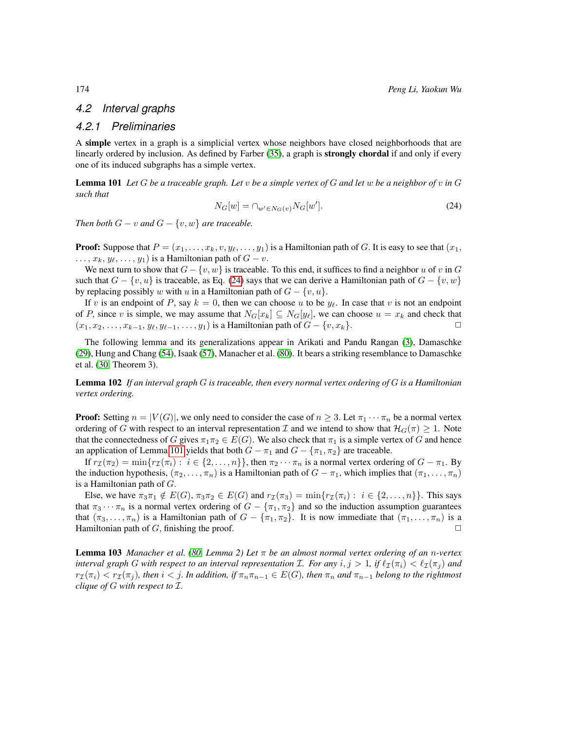## 4.2 Interval graphs

### 4.2.1 Preliminaries

A **simple** vertex in a graph is a simplicial vertex whose neighbors have closed neighborhoods that are linearly ordered by inclusion. As defined by Farber (35), a graph is **strongly chordal** if and only if every one of its induced subgraphs has a simple vertex.

**Lemma 101** *Let $G$ be a traceable graph. Let $v$ be a simple vertex of $G$ and let $w$ be a neighbor of $v$ in $G$ such that*

$$N_G[w] = \cap_{w' \in N_G(v)} N_G[w']. \tag{24}$$

*Then both $G - v$ and $G - \{v, w\}$ are traceable.*

**Proof:** Suppose that $P = (x_1, \ldots, x_k, v, y_\ell, \ldots, y_1)$ is a Hamiltonian path of $G$. It is easy to see that $(x_1, \ldots, x_k, y_\ell, \ldots, y_1)$ is a Hamiltonian path of $G - v$.

We next turn to show that $G - \{v, w\}$ is traceable. To this end, it suffices to find a neighbor $u$ of $v$ in $G$ such that $G - \{v, u\}$ is traceable, as Eq. (24) says that we can derive a Hamiltonian path of $G - \{v, w\}$ by replacing possibly $w$ with $u$ in a Hamiltonian path of $G - \{v, u\}$.

If $v$ is an endpoint of $P$, say $k = 0$, then we can choose $u$ to be $y_\ell$. In case that $v$ is not an endpoint of $P$, since $v$ is simple, we may assume that $N_G[x_k] \subseteq N_G[y_\ell]$, we can choose $u = x_k$ and check that $(x_1, x_2, \ldots, x_{k-1}, y_\ell, y_{\ell-1}, \ldots, y_1)$ is a Hamiltonian path of $G - \{v, x_k\}$. □

The following lemma and its generalizations appear in Arikati and Pandu Rangan (3), Damaschke (29), Hung and Chang (54), Isaak (57), Manacher et al. (80). It bears a striking resemblance to Damaschke et al. (30, Theorem 3).

**Lemma 102** *If an interval graph $G$ is traceable, then every normal vertex ordering of $G$ is a Hamiltonian vertex ordering.*

**Proof:** Setting $n = |V(G)|$, we only need to consider the case of $n \geq 3$. Let $\pi_1 \cdots \pi_n$ be a normal vertex ordering of $G$ with respect to an interval representation $\mathcal{I}$ and we intend to show that $\mathcal{H}_G(\pi) \geq 1$. Note that the connectedness of $G$ gives $\pi_1\pi_2 \in E(G)$. We also check that $\pi_1$ is a simple vertex of $G$ and hence an application of Lemma 101 yields that both $G - \pi_1$ and $G - \{\pi_1, \pi_2\}$ are traceable.

If $r_{\mathcal{I}}(\pi_2) = \min\{r_{\mathcal{I}}(\pi_i) : i \in \{2, \ldots, n\}\}$, then $\pi_2 \cdots \pi_n$ is a normal vertex ordering of $G - \pi_1$. By the induction hypothesis, $(\pi_2, \ldots, \pi_n)$ is a Hamiltonian path of $G - \pi_1$, which implies that $(\pi_1, \ldots, \pi_n)$ is a Hamiltonian path of $G$.

Else, we have $\pi_3\pi_1 \notin E(G)$, $\pi_3\pi_2 \in E(G)$ and $r_{\mathcal{I}}(\pi_3) = \min\{r_{\mathcal{I}}(\pi_i) : i \in \{2, \ldots, n\}\}$. This says that $\pi_3 \cdots \pi_n$ is a normal vertex ordering of $G - \{\pi_1, \pi_2\}$ and so the induction assumption guarantees that $(\pi_3, \ldots, \pi_n)$ is a Hamiltonian path of $G - \{\pi_1, \pi_2\}$. It is now immediate that $(\pi_1, \ldots, \pi_n)$ is a Hamiltonian path of $G$, finishing the proof. □

**Lemma 103** *Manacher et al. (80, Lemma 2) Let $\pi$ be an almost normal vertex ordering of an $n$-vertex interval graph $G$ with respect to an interval representation $\mathcal{I}$. For any $i, j > 1$, if $\ell_{\mathcal{I}}(\pi_i) < \ell_{\mathcal{I}}(\pi_j)$ and $r_{\mathcal{I}}(\pi_i) < r_{\mathcal{I}}(\pi_j)$, then $i < j$. In addition, if $\pi_n\pi_{n-1} \in E(G)$, then $\pi_n$ and $\pi_{n-1}$ belong to the rightmost clique of $G$ with respect to $\mathcal{I}$.*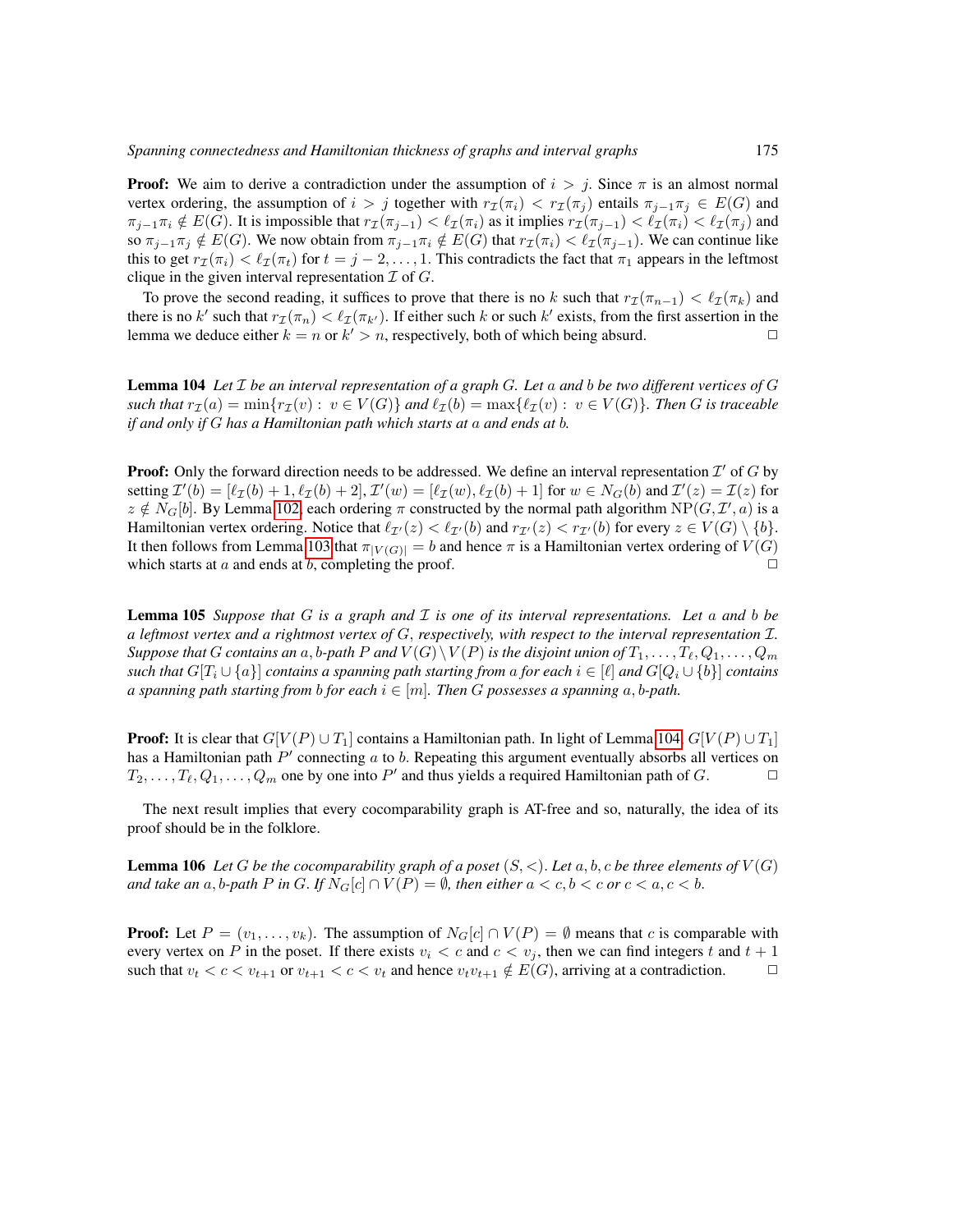**Proof:** We aim to derive a contradiction under the assumption of $i > j$. Since $\pi$ is an almost normal vertex ordering, the assumption of $i > j$ together with $r_{\mathcal{I}}(\pi_i) < r_{\mathcal{I}}(\pi_j)$ entails $\pi_{j-1}\pi_j \in E(G)$ and $\pi_{j-1}\pi_i \notin E(G)$. It is impossible that $r_{\mathcal{I}}(\pi_{j-1}) < \ell_{\mathcal{I}}(\pi_i)$ as it implies $r_{\mathcal{I}}(\pi_{j-1}) < \ell_{\mathcal{I}}(\pi_i) < \ell_{\mathcal{I}}(\pi_j)$ and so $\pi_{j-1}\pi_j \notin E(G)$. We now obtain from $\pi_{j-1}\pi_i \notin E(G)$ that $r_{\mathcal{I}}(\pi_i) < \ell_{\mathcal{I}}(\pi_{j-1})$. We can continue like this to get $r_{\mathcal{I}}(\pi_i) < \ell_{\mathcal{I}}(\pi_t)$ for $t = j-2, \ldots, 1$. This contradicts the fact that $\pi_1$ appears in the leftmost clique in the given interval representation $\mathcal{I}$ of $G$.

To prove the second reading, it suffices to prove that there is no $k$ such that $r_{\mathcal{I}}(\pi_{n-1}) < \ell_{\mathcal{I}}(\pi_k)$ and there is no $k'$ such that $r_{\mathcal{I}}(\pi_n) < \ell_{\mathcal{I}}(\pi_{k'})$. If either such $k$ or such $k'$ exists, from the first assertion in the lemma we deduce either $k = n$ or $k' > n$, respectively, both of which being absurd. □

**Lemma 104** *Let $\mathcal{I}$ be an interval representation of a graph $G$. Let $a$ and $b$ be two different vertices of $G$ such that $r_{\mathcal{I}}(a) = \min\{r_{\mathcal{I}}(v) : v \in V(G)\}$ and $\ell_{\mathcal{I}}(b) = \max\{\ell_{\mathcal{I}}(v) : v \in V(G)\}$. Then $G$ is traceable if and only if $G$ has a Hamiltonian path which starts at $a$ and ends at $b$.*

**Proof:** Only the forward direction needs to be addressed. We define an interval representation $\mathcal{I}'$ of $G$ by setting $\mathcal{I}'(b) = [\ell_{\mathcal{I}}(b)+1, \ell_{\mathcal{I}}(b)+2]$, $\mathcal{I}'(w) = [\ell_{\mathcal{I}}(w), \ell_{\mathcal{I}}(b)+1]$ for $w \in N_G(b)$ and $\mathcal{I}'(z) = \mathcal{I}(z)$ for $z \notin N_G[b]$. By Lemma 102, each ordering $\pi$ constructed by the normal path algorithm $\mathrm{NP}(G, \mathcal{I}', a)$ is a Hamiltonian vertex ordering. Notice that $\ell_{\mathcal{I}'}(z) < \ell_{\mathcal{I}'}(b)$ and $r_{\mathcal{I}'}(z) < r_{\mathcal{I}'}(b)$ for every $z \in V(G) \setminus \{b\}$. It then follows from Lemma 103 that $\pi_{|V(G)|} = b$ and hence $\pi$ is a Hamiltonian vertex ordering of $V(G)$ which starts at $a$ and ends at $b$, completing the proof. □

**Lemma 105** *Suppose that $G$ is a graph and $\mathcal{I}$ is one of its interval representations. Let $a$ and $b$ be a leftmost vertex and a rightmost vertex of $G$, respectively, with respect to the interval representation $\mathcal{I}$. Suppose that $G$ contains an $a,b$-path $P$ and $V(G) \setminus V(P)$ is the disjoint union of $T_1, \ldots, T_\ell, Q_1, \ldots, Q_m$ such that $G[T_i \cup \{a\}]$ contains a spanning path starting from $a$ for each $i \in [\ell]$ and $G[Q_i \cup \{b\}]$ contains a spanning path starting from $b$ for each $i \in [m]$. Then $G$ possesses a spanning $a,b$-path.*

**Proof:** It is clear that $G[V(P) \cup T_1]$ contains a Hamiltonian path. In light of Lemma 104, $G[V(P) \cup T_1]$ has a Hamiltonian path $P'$ connecting $a$ to $b$. Repeating this argument eventually absorbs all vertices on $T_2, \ldots, T_\ell, Q_1, \ldots, Q_m$ one by one into $P'$ and thus yields a required Hamiltonian path of $G$. □

The next result implies that every cocomparability graph is AT-free and so, naturally, the idea of its proof should be in the folklore.

**Lemma 106** *Let $G$ be the cocomparability graph of a poset $(S, <)$. Let $a, b, c$ be three elements of $V(G)$ and take an $a,b$-path $P$ in $G$. If $N_G[c] \cap V(P) = \emptyset$, then either $a < c, b < c$ or $c < a, c < b$.*

**Proof:** Let $P = (v_1, \ldots, v_k)$. The assumption of $N_G[c] \cap V(P) = \emptyset$ means that $c$ is comparable with every vertex on $P$ in the poset. If there exists $v_i < c$ and $c < v_j$, then we can find integers $t$ and $t+1$ such that $v_t < c < v_{t+1}$ or $v_{t+1} < c < v_t$ and hence $v_t v_{t+1} \notin E(G)$, arriving at a contradiction. □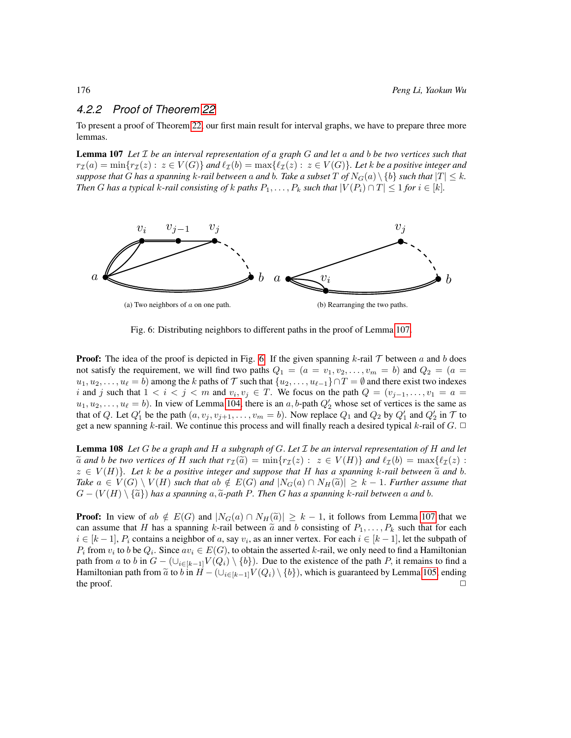### 4.2.2 Proof of Theorem 22

To present a proof of Theorem 22, our first main result for interval graphs, we have to prepare three more lemmas.

**Lemma 107** *Let $\mathcal{I}$ be an interval representation of a graph $G$ and let $a$ and $b$ be two vertices such that $r_{\mathcal{I}}(a) = \min\{r_{\mathcal{I}}(z) : z \in V(G)\}$ and $\ell_{\mathcal{I}}(b) = \max\{\ell_{\mathcal{I}}(z) : z \in V(G)\}$. Let $k$ be a positive integer and suppose that $G$ has a spanning $k$-rail between $a$ and $b$. Take a subset $T$ of $N_G(a) \setminus \{b\}$ such that $|T| \leq k$. Then $G$ has a typical $k$-rail consisting of $k$ paths $P_1, \ldots, P_k$ such that $|V(P_i) \cap T| \leq 1$ for $i \in [k]$.*

(a) Two neighbors of $a$ on one path.

(b) Rearranging the two paths.

Fig. 6: Distributing neighbors to different paths in the proof of Lemma 107.

**Proof:** The idea of the proof is depicted in Fig. 6. If the given spanning $k$-rail $\mathcal{T}$ between $a$ and $b$ does not satisfy the requirement, we will find two paths $Q_1 = (a = v_1, v_2, \ldots, v_m = b)$ and $Q_2 = (a = u_1, u_2, \ldots, u_\ell = b)$ among the $k$ paths of $\mathcal{T}$ such that $\{u_2, \ldots, u_{\ell-1}\} \cap T = \emptyset$ and there exist two indexes $i$ and $j$ such that $1 < i < j < m$ and $v_i, v_j \in T$. We focus on the path $Q = (v_{j-1}, \ldots, v_1 = a = u_1, u_2, \ldots, u_\ell = b)$. In view of Lemma 104, there is an $a,b$-path $Q_2'$ whose set of vertices is the same as that of $Q$. Let $Q_1'$ be the path $(a, v_j, v_{j+1}, \ldots, v_m = b)$. Now replace $Q_1$ and $Q_2$ by $Q_1'$ and $Q_2'$ in $\mathcal{T}$ to get a new spanning $k$-rail. We continue this process and will finally reach a desired typical $k$-rail of $G$. □

**Lemma 108** *Let $G$ be a graph and $H$ a subgraph of $G$. Let $\mathcal{I}$ be an interval representation of $H$ and let $\widetilde{a}$ and $b$ be two vertices of $H$ such that $r_{\mathcal{I}}(\widetilde{a}) = \min\{r_{\mathcal{I}}(z) : z \in V(H)\}$ and $\ell_{\mathcal{I}}(b) = \max\{\ell_{\mathcal{I}}(z) : z \in V(H)\}$. Let $k$ be a positive integer and suppose that $H$ has a spanning $k$-rail between $\widetilde{a}$ and $b$. Take $a \in V(G) \setminus V(H)$ such that $ab \notin E(G)$ and $|N_G(a) \cap N_H(\widetilde{a})| \geq k-1$. Further assume that $G - (V(H) \setminus \{\widetilde{a}\})$ has a spanning $a,\widetilde{a}$-path $P$. Then $G$ has a spanning $k$-rail between $a$ and $b$.*

**Proof:** In view of $ab \notin E(G)$ and $|N_G(a) \cap N_H(\widetilde{a})| \geq k-1$, it follows from Lemma 107 that we can assume that $H$ has a spanning $k$-rail between $\widetilde{a}$ and $b$ consisting of $P_1, \ldots, P_k$ such that for each $i \in [k-1]$, $P_i$ contains a neighbor of $a$, say $v_i$, as an inner vertex. For each $i \in [k-1]$, let the subpath of $P_i$ from $v_i$ to $b$ be $Q_i$. Since $av_i \in E(G)$, to obtain the asserted $k$-rail, we only need to find a Hamiltonian path from $a$ to $b$ in $G - (\cup_{i\in[k-1]} V(Q_i) \setminus \{b\})$. Due to the existence of the path $P$, it remains to find a Hamiltonian path from $\widetilde{a}$ to $b$ in $H - (\cup_{i\in[k-1]} V(Q_i) \setminus \{b\})$, which is guaranteed by Lemma 105, ending the proof. □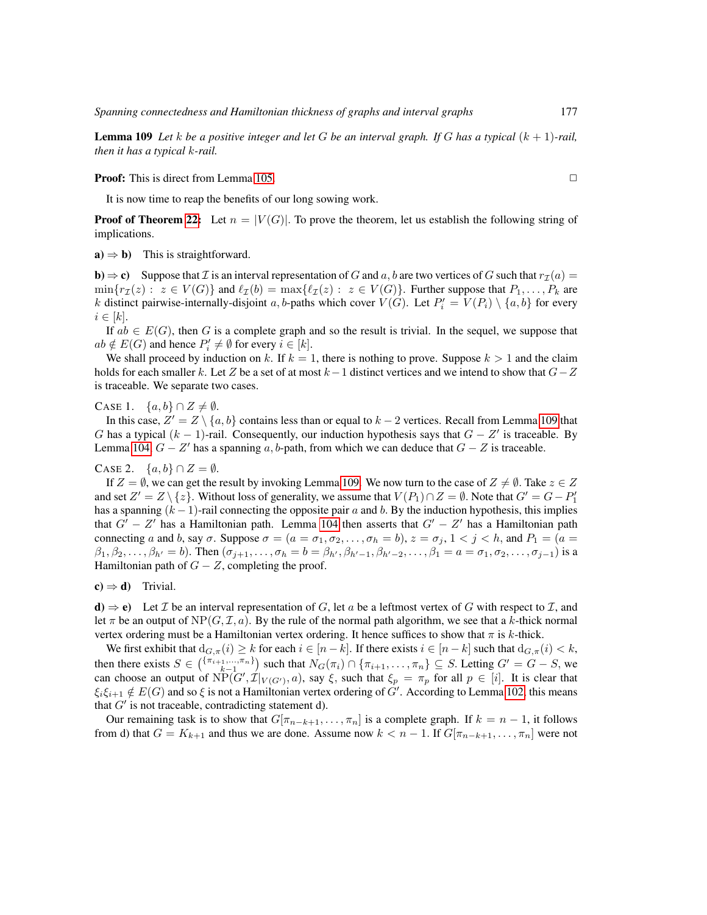**Lemma 109** *Let $k$ be a positive integer and let $G$ be an interval graph. If $G$ has a typical $(k+1)$-rail, then it has a typical $k$-rail.*

**Proof:** This is direct from Lemma 105. □

It is now time to reap the benefits of our long sowing work.

**Proof of Theorem 22:** Let $n = |V(G)|$. To prove the theorem, let us establish the following string of implications.

**a) ⇒ b)** This is straightforward.

**b) ⇒ c)** Suppose that $\mathcal{I}$ is an interval representation of $G$ and $a, b$ are two vertices of $G$ such that $r_{\mathcal{I}}(a) = \min\{r_{\mathcal{I}}(z) : z \in V(G)\}$ and $\ell_{\mathcal{I}}(b) = \max\{\ell_{\mathcal{I}}(z) : z \in V(G)\}$. Further suppose that $P_1, \ldots, P_k$ are $k$ distinct pairwise-internally-disjoint $a, b$-paths which cover $V(G)$. Let $P'_i = V(P_i) \setminus \{a, b\}$ for every $i \in [k]$.

If $ab \in E(G)$, then $G$ is a complete graph and so the result is trivial. In the sequel, we suppose that $ab \notin E(G)$ and hence $P'_i \neq \emptyset$ for every $i \in [k]$.

We shall proceed by induction on $k$. If $k = 1$, there is nothing to prove. Suppose $k > 1$ and the claim holds for each smaller $k$. Let $Z$ be a set of at most $k-1$ distinct vertices and we intend to show that $G - Z$ is traceable. We separate two cases.

CASE 1. $\{a, b\} \cap Z \neq \emptyset$.

In this case, $Z' = Z \setminus \{a, b\}$ contains less than or equal to $k-2$ vertices. Recall from Lemma 109 that $G$ has a typical $(k-1)$-rail. Consequently, our induction hypothesis says that $G - Z'$ is traceable. By Lemma 104, $G - Z'$ has a spanning $a, b$-path, from which we can deduce that $G - Z$ is traceable.

CASE 2. $\{a, b\} \cap Z = \emptyset$.

If $Z = \emptyset$, we can get the result by invoking Lemma 109. We now turn to the case of $Z \neq \emptyset$. Take $z \in Z$ and set $Z' = Z \setminus \{z\}$. Without loss of generality, we assume that $V(P_1) \cap Z = \emptyset$. Note that $G' = G - P'_1$ has a spanning $(k-1)$-rail connecting the opposite pair $a$ and $b$. By the induction hypothesis, this implies that $G' - Z'$ has a Hamiltonian path. Lemma 104 then asserts that $G' - Z'$ has a Hamiltonian path connecting $a$ and $b$, say $\sigma$. Suppose $\sigma = (a = \sigma_1, \sigma_2, \ldots, \sigma_h = b)$, $z = \sigma_j$, $1 < j < h$, and $P_1 = (a = \beta_1, \beta_2, \ldots, \beta_{h'} = b)$. Then $(\sigma_{j+1}, \ldots, \sigma_h = b = \beta_{h'}, \beta_{h'-1}, \beta_{h'-2}, \ldots, \beta_1 = a = \sigma_1, \sigma_2, \ldots, \sigma_{j-1})$ is a Hamiltonian path of $G - Z$, completing the proof.

**c) ⇒ d)** Trivial.

**d) ⇒ e)** Let $\mathcal{I}$ be an interval representation of $G$, let $a$ be a leftmost vertex of $G$ with respect to $\mathcal{I}$, and let $\pi$ be an output of $\mathrm{NP}(G, \mathcal{I}, a)$. By the rule of the normal path algorithm, we see that a $k$-thick normal vertex ordering must be a Hamiltonian vertex ordering. It hence suffices to show that $\pi$ is $k$-thick.

We first exhibit that $\mathrm{d}_{G,\pi}(i) \geq k$ for each $i \in [n-k]$. If there exists $i \in [n-k]$ such that $\mathrm{d}_{G,\pi}(i) < k$, then there exists $S \in \binom{\{\pi_{i+1}, \ldots, \pi_n\}}{k-1}$ such that $N_G(\pi_i) \cap \{\pi_{i+1}, \ldots, \pi_n\} \subseteq S$. Letting $G' = G - S$, we can choose an output of $\mathrm{NP}(G', \mathcal{I}|_{V(G')}, a)$, say $\xi$, such that $\xi_p = \pi_p$ for all $p \in [i]$. It is clear that $\xi_i \xi_{i+1} \notin E(G)$ and so $\xi$ is not a Hamiltonian vertex ordering of $G'$. According to Lemma 102, this means that $G'$ is not traceable, contradicting statement d).

Our remaining task is to show that $G[\pi_{n-k+1}, \ldots, \pi_n]$ is a complete graph. If $k = n-1$, it follows from d) that $G = K_{k+1}$ and thus we are done. Assume now $k < n-1$. If $G[\pi_{n-k+1}, \ldots, \pi_n]$ were not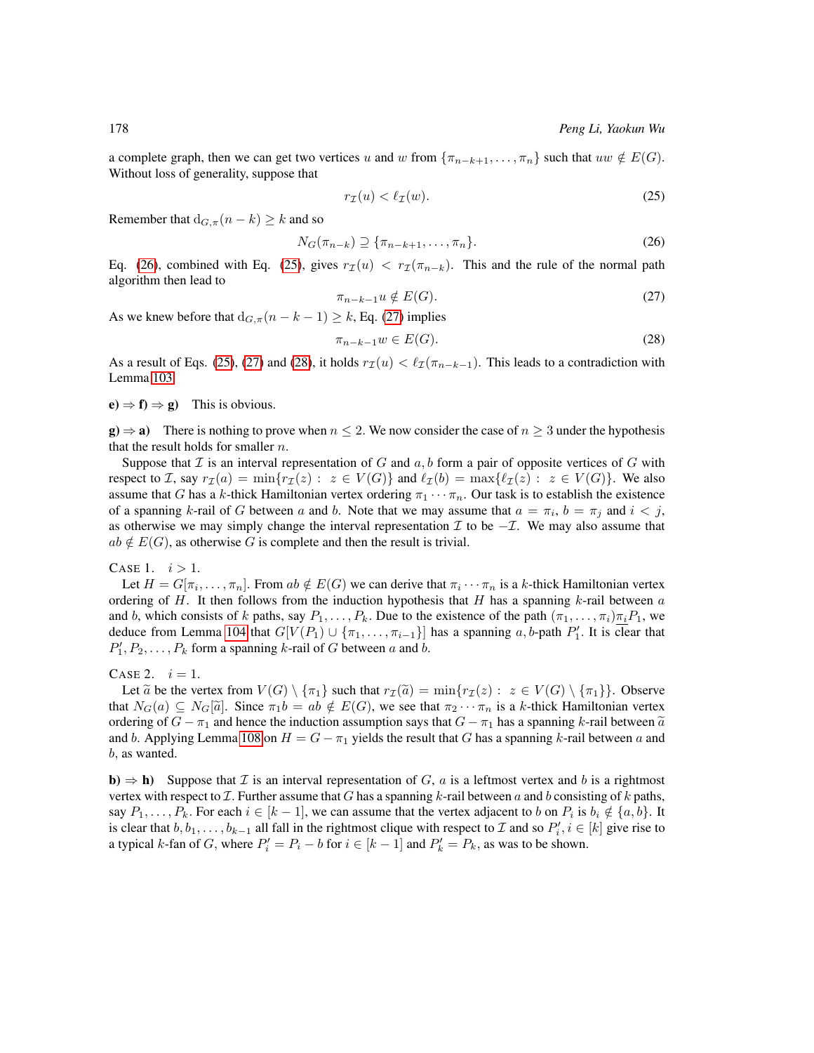a complete graph, then we can get two vertices $u$ and $w$ from $\{\pi_{n-k+1},\ldots,\pi_n\}$ such that $uw\notin E(G)$. Without loss of generality, suppose that

$$r_{\mathcal{I}}(u)<\ell_{\mathcal{I}}(w). \tag{25}$$

Remember that $\mathrm{d}_{G,\pi}(n-k)\geq k$ and so

$$N_G(\pi_{n-k})\supseteq\{\pi_{n-k+1},\ldots,\pi_n\}. \tag{26}$$

Eq. (26), combined with Eq. (25), gives $r_{\mathcal{I}}(u)<r_{\mathcal{I}}(\pi_{n-k})$. This and the rule of the normal path algorithm then lead to

$$\pi_{n-k-1}u\notin E(G). \tag{27}$$

As we knew before that $\mathrm{d}_{G,\pi}(n-k-1)\geq k$, Eq. (27) implies

$$\pi_{n-k-1}w\in E(G). \tag{28}$$

As a result of Eqs. (25), (27) and (28), it holds $r_{\mathcal{I}}(u)<\ell_{\mathcal{I}}(\pi_{n-k-1})$. This leads to a contradiction with Lemma 103.

**e) ⇒ f) ⇒ g)** This is obvious.

**g) ⇒ a)** There is nothing to prove when $n\leq 2$. We now consider the case of $n\geq 3$ under the hypothesis that the result holds for smaller $n$.

Suppose that $\mathcal{I}$ is an interval representation of $G$ and $a,b$ form a pair of opposite vertices of $G$ with respect to $\mathcal{I}$, say $r_{\mathcal{I}}(a)=\min\{r_{\mathcal{I}}(z):\ z\in V(G)\}$ and $\ell_{\mathcal{I}}(b)=\max\{\ell_{\mathcal{I}}(z):\ z\in V(G)\}$. We also assume that $G$ has a $k$-thick Hamiltonian vertex ordering $\pi_1\cdots\pi_n$. Our task is to establish the existence of a spanning $k$-rail of $G$ between $a$ and $b$. Note that we may assume that $a=\pi_i$, $b=\pi_j$ and $i<j$, as otherwise we may simply change the interval representation $\mathcal{I}$ to be $-\mathcal{I}$. We may also assume that $ab\notin E(G)$, as otherwise $G$ is complete and then the result is trivial.

CASE 1. $i>1$.
Let $H=G[\pi_i,\ldots,\pi_n]$. From $ab\notin E(G)$ we can derive that $\pi_i\cdots\pi_n$ is a $k$-thick Hamiltonian vertex ordering of $H$. It then follows from the induction hypothesis that $H$ has a spanning $k$-rail between $a$ and $b$, which consists of $k$ paths, say $P_1,\ldots,P_k$. Due to the existence of the path $(\pi_1,\ldots,\pi_i)\underline{\pi_i}P_1$, we deduce from Lemma 104 that $G[V(P_1)\cup\{\pi_1,\ldots,\pi_{i-1}\}]$ has a spanning $a,b$-path $P_1'$. It is clear that $P_1',P_2,\ldots,P_k$ form a spanning $k$-rail of $G$ between $a$ and $b$.

CASE 2. $i=1$.
Let $\widetilde{a}$ be the vertex from $V(G)\setminus\{\pi_1\}$ such that $r_{\mathcal{I}}(\widetilde{a})=\min\{r_{\mathcal{I}}(z):\ z\in V(G)\setminus\{\pi_1\}\}$. Observe that $N_G(a)\subseteq N_G[\widetilde{a}]$. Since $\pi_1b=ab\notin E(G)$, we see that $\pi_2\cdots\pi_n$ is a $k$-thick Hamiltonian vertex ordering of $G-\pi_1$ and hence the induction assumption says that $G-\pi_1$ has a spanning $k$-rail between $\widetilde{a}$ and $b$. Applying Lemma 108 on $H=G-\pi_1$ yields the result that $G$ has a spanning $k$-rail between $a$ and $b$, as wanted.

**b) ⇒ h)** Suppose that $\mathcal{I}$ is an interval representation of $G$, $a$ is a leftmost vertex and $b$ is a rightmost vertex with respect to $\mathcal{I}$. Further assume that $G$ has a spanning $k$-rail between $a$ and $b$ consisting of $k$ paths, say $P_1,\ldots,P_k$. For each $i\in[k-1]$, we can assume that the vertex adjacent to $b$ on $P_i$ is $b_i\notin\{a,b\}$. It is clear that $b,b_1,\ldots,b_{k-1}$ all fall in the rightmost clique with respect to $\mathcal{I}$ and so $P_i'$, $i\in[k]$ give rise to a typical $k$-fan of $G$, where $P_i'=P_i-b$ for $i\in[k-1]$ and $P_k'=P_k$, as was to be shown.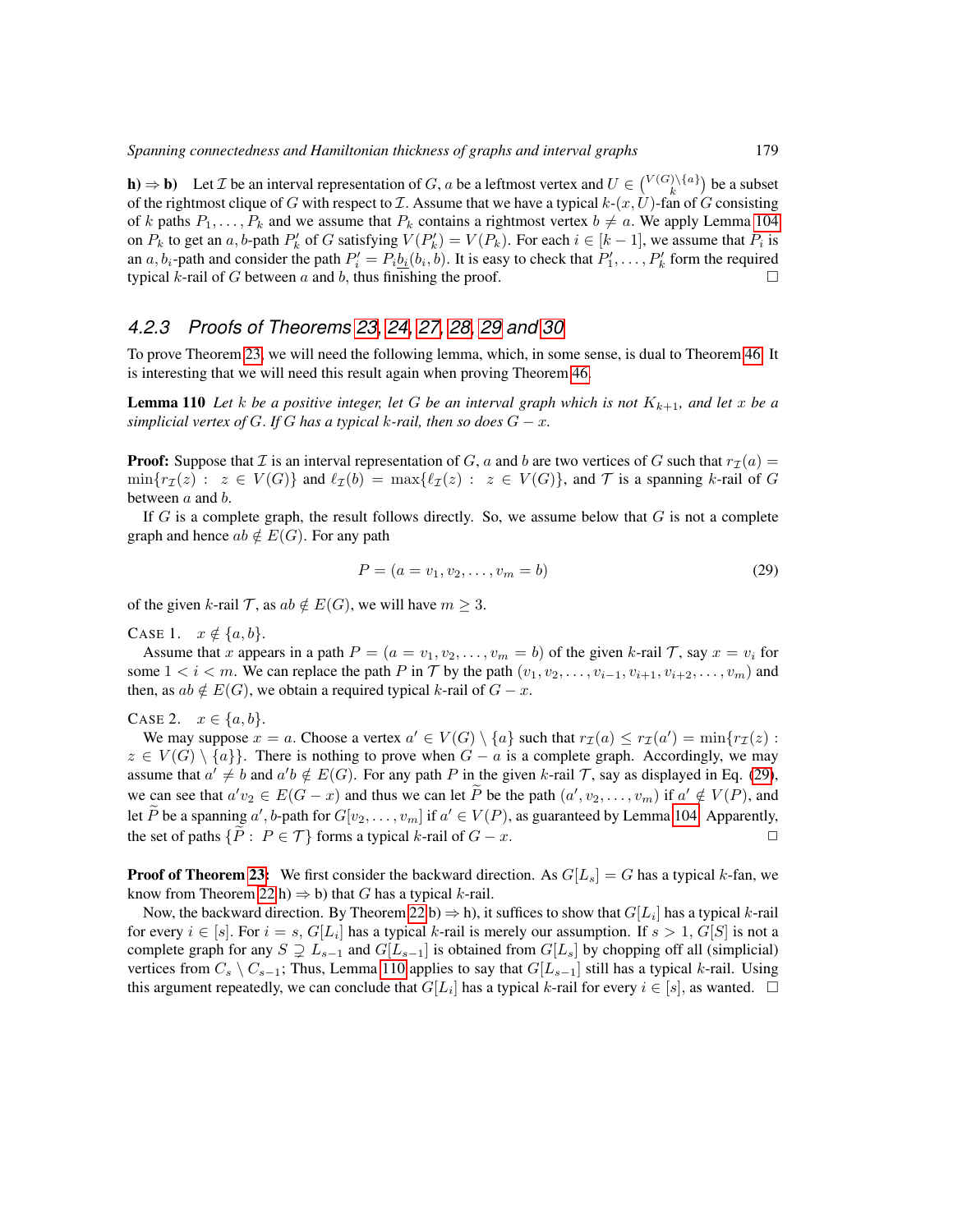**h) ⇒ b)** Let $\mathcal{I}$ be an interval representation of $G$, $a$ be a leftmost vertex and $U \in \binom{V(G)\setminus\{a\}}{k}$ be a subset of the rightmost clique of $G$ with respect to $\mathcal{I}$. Assume that we have a typical $k$-$(x, U)$-fan of $G$ consisting of $k$ paths $P_1, \dots, P_k$ and we assume that $P_k$ contains a rightmost vertex $b \neq a$. We apply Lemma 104 on $P_k$ to get an $a, b$-path $P'_k$ of $G$ satisfying $V(P'_k) = V(P_k)$. For each $i \in [k-1]$, we assume that $P_i$ is an $a, b_i$-path and consider the path $P'_i = P_i \underline{b_i}(b_i, b)$. It is easy to check that $P'_1, \dots, P'_k$ form the required typical $k$-rail of $G$ between $a$ and $b$, thus finishing the proof. □

### 4.2.3 Proofs of Theorems 23, 24, 27, 28, 29 and 30

To prove Theorem 23, we will need the following lemma, which, in some sense, is dual to Theorem 46. It is interesting that we will need this result again when proving Theorem 46.

**Lemma 110** *Let $k$ be a positive integer, let $G$ be an interval graph which is not $K_{k+1}$, and let $x$ be a simplicial vertex of $G$. If $G$ has a typical $k$-rail, then so does $G - x$.*

**Proof:** Suppose that $\mathcal{I}$ is an interval representation of $G$, $a$ and $b$ are two vertices of $G$ such that $r_{\mathcal{I}}(a) = \min\{r_{\mathcal{I}}(z) : z \in V(G)\}$ and $\ell_{\mathcal{I}}(b) = \max\{\ell_{\mathcal{I}}(z) : z \in V(G)\}$, and $\mathcal{T}$ is a spanning $k$-rail of $G$ between $a$ and $b$.

If $G$ is a complete graph, the result follows directly. So, we assume below that $G$ is not a complete graph and hence $ab \notin E(G)$. For any path

$$P = (a = v_1, v_2, \dots, v_m = b) \tag{29}$$

of the given $k$-rail $\mathcal{T}$, as $ab \notin E(G)$, we will have $m \geq 3$.

CASE 1. $x \notin \{a, b\}$.

Assume that $x$ appears in a path $P = (a = v_1, v_2, \dots, v_m = b)$ of the given $k$-rail $\mathcal{T}$, say $x = v_i$ for some $1 < i < m$. We can replace the path $P$ in $\mathcal{T}$ by the path $(v_1, v_2, \dots, v_{i-1}, v_{i+1}, v_{i+2}, \dots, v_m)$ and then, as $ab \notin E(G)$, we obtain a required typical $k$-rail of $G - x$.

CASE 2. $x \in \{a, b\}$.

We may suppose $x = a$. Choose a vertex $a' \in V(G) \setminus \{a\}$ such that $r_{\mathcal{I}}(a) \leq r_{\mathcal{I}}(a') = \min\{r_{\mathcal{I}}(z) : z \in V(G) \setminus \{a\}\}$. There is nothing to prove when $G - a$ is a complete graph. Accordingly, we may assume that $a' \neq b$ and $a'b \notin E(G)$. For any path $P$ in the given $k$-rail $\mathcal{T}$, say as displayed in Eq. (29), we can see that $a'v_2 \in E(G - x)$ and thus we can let $\widetilde{P}$ be the path $(a', v_2, \dots, v_m)$ if $a' \notin V(P)$, and let $\widetilde{P}$ be a spanning $a', b$-path for $G[v_2, \dots, v_m]$ if $a' \in V(P)$, as guaranteed by Lemma 104. Apparently, the set of paths $\{\widetilde{P} : P \in \mathcal{T}\}$ forms a typical $k$-rail of $G - x$. □

**Proof of Theorem 23:** We first consider the backward direction. As $G[L_s] = G$ has a typical $k$-fan, we know from Theorem 22 h) ⇒ b) that $G$ has a typical $k$-rail.

Now, the backward direction. By Theorem 22 b) ⇒ h), it suffices to show that $G[L_i]$ has a typical $k$-rail for every $i \in [s]$. For $i = s$, $G[L_i]$ has a typical $k$-rail is merely our assumption. If $s > 1$, $G[S]$ is not a complete graph for any $S \supsetneq L_{s-1}$ and $G[L_{s-1}]$ is obtained from $G[L_s]$ by chopping off all (simplicial) vertices from $C_s \setminus C_{s-1}$; Thus, Lemma 110 applies to say that $G[L_{s-1}]$ still has a typical $k$-rail. Using this argument repeatedly, we can conclude that $G[L_i]$ has a typical $k$-rail for every $i \in [s]$, as wanted. □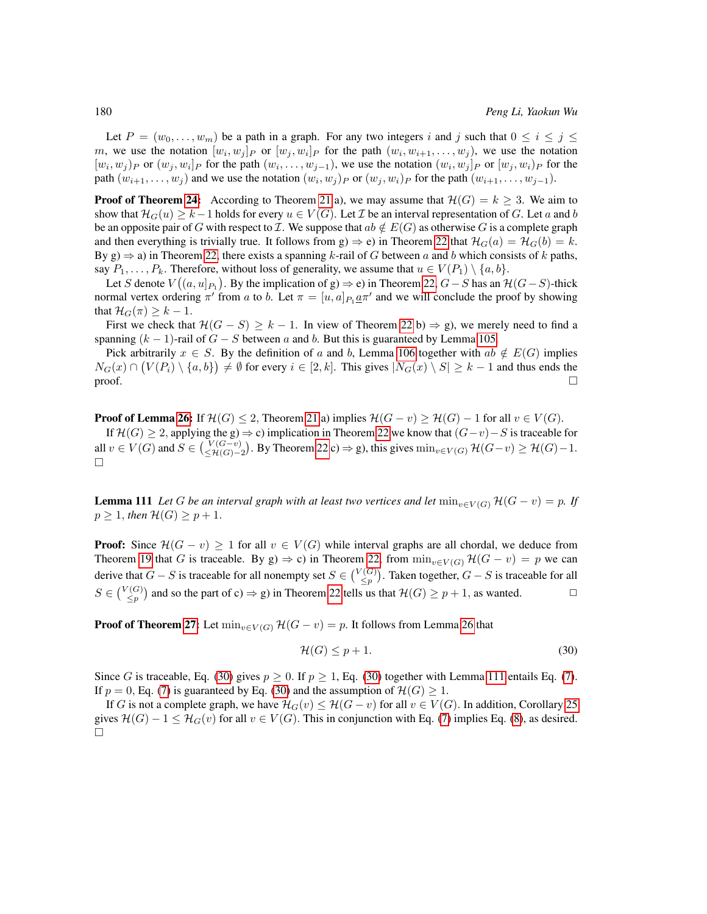Let $P = (w_0, \ldots, w_m)$ be a path in a graph. For any two integers $i$ and $j$ such that $0 \leq i \leq j \leq m$, we use the notation $[w_i, w_j]_P$ or $[w_j, w_i]_P$ for the path $(w_i, w_{i+1}, \ldots, w_j)$, we use the notation $[w_i, w_j)_P$ or $(w_j, w_i]_P$ for the path $(w_i, \ldots, w_{j-1})$, we use the notation $(w_i, w_j]_P$ or $[w_j, w_i)_P$ for the path $(w_{i+1}, \ldots, w_j)$ and we use the notation $(w_i, w_j)_P$ or $(w_j, w_i)_P$ for the path $(w_{i+1}, \ldots, w_{j-1})$.

**Proof of Theorem 24:** According to Theorem 21 a), we may assume that $\mathcal{H}(G) = k \geq 3$. We aim to show that $\mathcal{H}_G(u) \geq k-1$ holds for every $u \in V(G)$. Let $\mathcal{I}$ be an interval representation of $G$. Let $a$ and $b$ be an opposite pair of $G$ with respect to $\mathcal{I}$. We suppose that $ab \notin E(G)$ as otherwise $G$ is a complete graph and then everything is trivially true. It follows from g) $\Rightarrow$ e) in Theorem 22 that $\mathcal{H}_G(a) = \mathcal{H}_G(b) = k$. By g) $\Rightarrow$ a) in Theorem 22, there exists a spanning $k$-rail of $G$ between $a$ and $b$ which consists of $k$ paths, say $P_1, \ldots, P_k$. Therefore, without loss of generality, we assume that $u \in V(P_1) \setminus \{a, b\}$.

Let $S$ denote $V\big((a, u]_{P_1}\big)$. By the implication of g) $\Rightarrow$ e) in Theorem 22, $G - S$ has an $\mathcal{H}(G-S)$-thick normal vertex ordering $\pi'$ from $a$ to $b$. Let $\pi = [u, a]_{P_1} \underline{a} \pi'$ and we will conclude the proof by showing that $\mathcal{H}_G(\pi) \geq k-1$.

First we check that $\mathcal{H}(G - S) \geq k - 1$. In view of Theorem 22 b) $\Rightarrow$ g), we merely need to find a spanning $(k-1)$-rail of $G - S$ between $a$ and $b$. But this is guaranteed by Lemma 105.

Pick arbitrarily $x \in S$. By the definition of $a$ and $b$, Lemma 106 together with $ab \notin E(G)$ implies $N_G(x) \cap \big(V(P_i) \setminus \{a, b\}\big) \neq \emptyset$ for every $i \in [2, k]$. This gives $|N_G(x) \setminus S| \geq k-1$ and thus ends the proof. □

**Proof of Lemma 26:** If $\mathcal{H}(G) \leq 2$, Theorem 21 a) implies $\mathcal{H}(G - v) \geq \mathcal{H}(G) - 1$ for all $v \in V(G)$.

If $\mathcal{H}(G) \geq 2$, applying the g) $\Rightarrow$ c) implication in Theorem 22 we know that $(G-v)-S$ is traceable for all $v \in V(G)$ and $S \in \binom{V(G-v)}{\leq \mathcal{H}(G)-2}$. By Theorem 22 c) $\Rightarrow$ g), this gives $\min_{v \in V(G)} \mathcal{H}(G-v) \geq \mathcal{H}(G)-1$. □

**Lemma 111** *Let $G$ be an interval graph with at least two vertices and let $\min_{v \in V(G)} \mathcal{H}(G - v) = p$. If $p \geq 1$, then $\mathcal{H}(G) \geq p + 1$.*

**Proof:** Since $\mathcal{H}(G - v) \geq 1$ for all $v \in V(G)$ while interval graphs are all chordal, we deduce from Theorem 19 that $G$ is traceable. By g) $\Rightarrow$ c) in Theorem 22, from $\min_{v \in V(G)} \mathcal{H}(G - v) = p$ we can derive that $G - S$ is traceable for all nonempty set $S \in \binom{V(G)}{\leq p}$. Taken together, $G - S$ is traceable for all $S \in \binom{V(G)}{\leq p}$ and so the part of c) $\Rightarrow$ g) in Theorem 22 tells us that $\mathcal{H}(G) \geq p + 1$, as wanted. □

**Proof of Theorem 27:** Let $\min_{v \in V(G)} \mathcal{H}(G - v) = p$. It follows from Lemma 26 that

$$\mathcal{H}(G) \leq p + 1. \tag{30}$$

Since $G$ is traceable, Eq. (30) gives $p \geq 0$. If $p \geq 1$, Eq. (30) together with Lemma 111 entails Eq. (7). If $p = 0$, Eq. (7) is guaranteed by Eq. (30) and the assumption of $\mathcal{H}(G) \geq 1$.

If $G$ is not a complete graph, we have $\mathcal{H}_G(v) \leq \mathcal{H}(G - v)$ for all $v \in V(G)$. In addition, Corollary 25 gives $\mathcal{H}(G) - 1 \leq \mathcal{H}_G(v)$ for all $v \in V(G)$. This in conjunction with Eq. (7) implies Eq. (8), as desired. □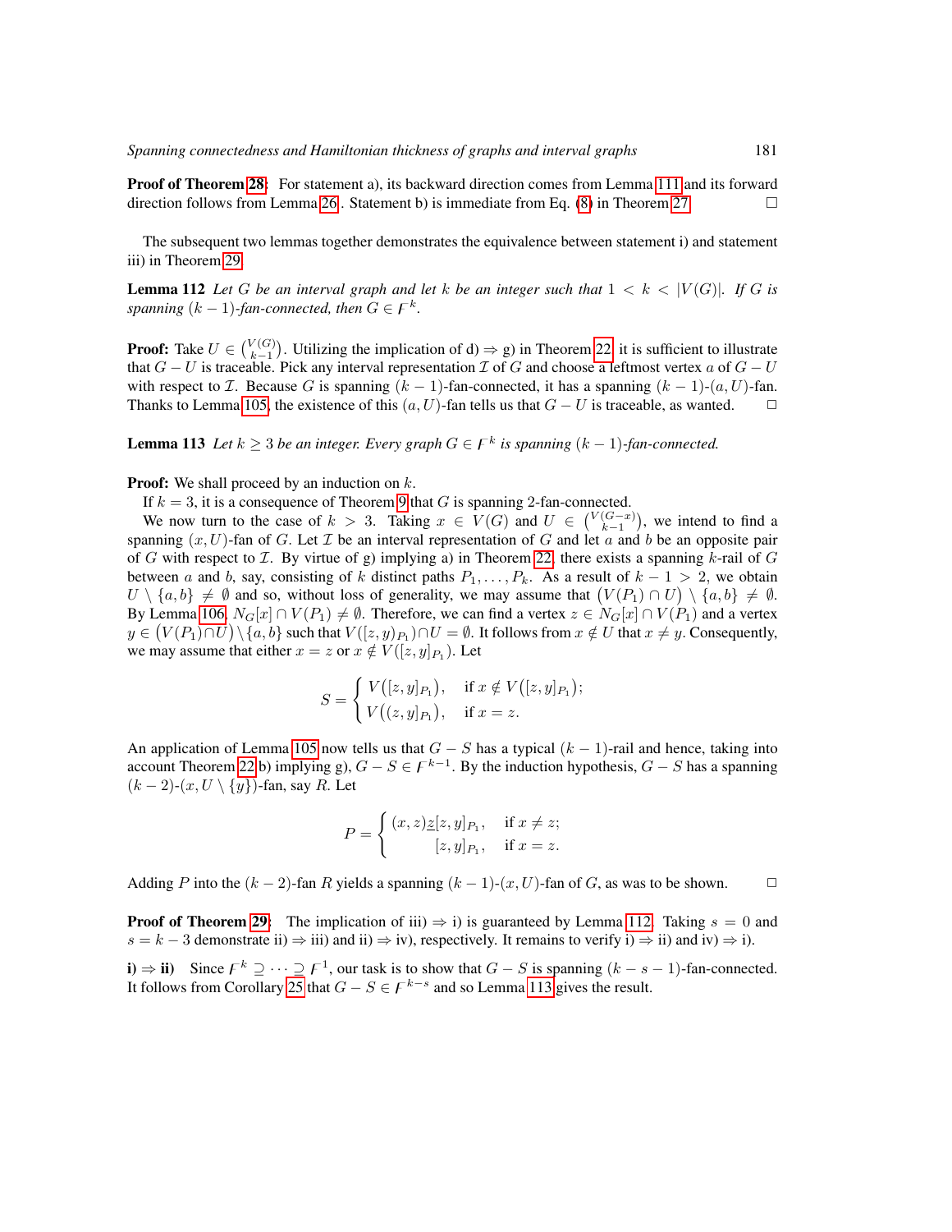**Proof of Theorem 28:** For statement a), its backward direction comes from Lemma 111 and its forward direction follows from Lemma 26. Statement b) is immediate from Eq. (8) in Theorem 27. $\square$

The subsequent two lemmas together demonstrates the equivalence between statement i) and statement iii) in Theorem 29.

**Lemma 112** *Let $G$ be an interval graph and let $k$ be an integer such that $1 < k < |V(G)|$. If $G$ is spanning $(k-1)$-fan-connected, then $G \in \digamma^k$.*

**Proof:** Take $U \in \binom{V(G)}{k-1}$. Utilizing the implication of d) $\Rightarrow$ g) in Theorem 22, it is sufficient to illustrate that $G - U$ is traceable. Pick any interval representation $\mathcal{I}$ of $G$ and choose a leftmost vertex $a$ of $G - U$ with respect to $\mathcal{I}$. Because $G$ is spanning $(k-1)$-fan-connected, it has a spanning $(k-1)$-$(a, U)$-fan. Thanks to Lemma 105, the existence of this $(a, U)$-fan tells us that $G - U$ is traceable, as wanted. $\square$

**Lemma 113** *Let $k \geq 3$ be an integer. Every graph $G \in \digamma^k$ is spanning $(k-1)$-fan-connected.*

**Proof:** We shall proceed by an induction on $k$.

If $k = 3$, it is a consequence of Theorem 9 that $G$ is spanning 2-fan-connected.

We now turn to the case of $k > 3$. Taking $x \in V(G)$ and $U \in \binom{V(G-x)}{k-1}$, we intend to find a spanning $(x, U)$-fan of $G$. Let $\mathcal{I}$ be an interval representation of $G$ and let $a$ and $b$ be an opposite pair of $G$ with respect to $\mathcal{I}$. By virtue of g) implying a) in Theorem 22, there exists a spanning $k$-rail of $G$ between $a$ and $b$, say, consisting of $k$ distinct paths $P_1, \ldots, P_k$. As a result of $k - 1 > 2$, we obtain $U \setminus \{a, b\} \neq \emptyset$ and so, without loss of generality, we may assume that $\big(V(P_1) \cap U\big) \setminus \{a, b\} \neq \emptyset$. By Lemma 106, $N_G[x] \cap V(P_1) \neq \emptyset$. Therefore, we can find a vertex $z \in N_G[x] \cap V(P_1)$ and a vertex $y \in \big(V(P_1) \cap U\big) \setminus \{a, b\}$ such that $V([z, y)_{P_1}) \cap U = \emptyset$. It follows from $x \notin U$ that $x \neq y$. Consequently, we may assume that either $x = z$ or $x \notin V([z, y]_{P_1})$. Let

$$S = \begin{cases} V\big([z, y]_{P_1}\big), & \text{if } x \notin V\big([z, y]_{P_1}\big); \\ V\big((z, y]_{P_1}\big), & \text{if } x = z. \end{cases}$$

An application of Lemma 105 now tells us that $G - S$ has a typical $(k-1)$-rail and hence, taking into account Theorem 22 b) implying g), $G - S \in \digamma^{k-1}$. By the induction hypothesis, $G - S$ has a spanning $(k-2)$-$(x, U \setminus \{y\})$-fan, say $R$. Let

$$P = \begin{cases} (x, z)\underline{z}[z, y]_{P_1}, & \text{if } x \neq z; \\ [z, y]_{P_1}, & \text{if } x = z. \end{cases}$$

Adding $P$ into the $(k-2)$-fan $R$ yields a spanning $(k-1)$-$(x, U)$-fan of $G$, as was to be shown. $\square$

**Proof of Theorem 29:** The implication of iii) $\Rightarrow$ i) is guaranteed by Lemma 112. Taking $s = 0$ and $s = k - 3$ demonstrate ii) $\Rightarrow$ iii) and ii) $\Rightarrow$ iv), respectively. It remains to verify i) $\Rightarrow$ ii) and iv) $\Rightarrow$ i).

**i) $\Rightarrow$ ii)** Since $\digamma^k \supseteq \cdots \supseteq \digamma^1$, our task is to show that $G - S$ is spanning $(k-s-1)$-fan-connected. It follows from Corollary 25 that $G - S \in \digamma^{k-s}$ and so Lemma 113 gives the result.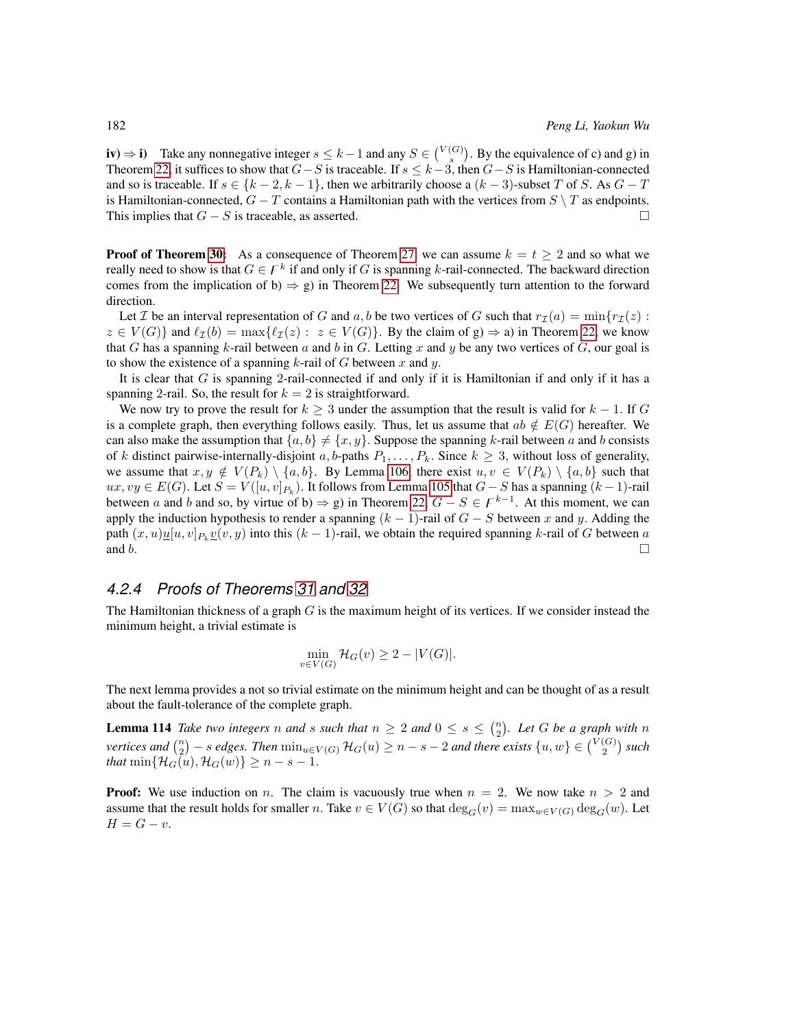**iv) $\Rightarrow$ i)** Take any nonnegative integer $s \le k-1$ and any $S \in \binom{V(G)}{s}$. By the equivalence of c) and g) in Theorem 22, it suffices to show that $G-S$ is traceable. If $s \le k-3$, then $G-S$ is Hamiltonian-connected and so is traceable. If $s \in \{k-2, k-1\}$, then we arbitrarily choose a $(k-3)$-subset $T$ of $S$. As $G-T$ is Hamiltonian-connected, $G-T$ contains a Hamiltonian path with the vertices from $S \setminus T$ as endpoints. This implies that $G-S$ is traceable, as asserted. □

**Proof of Theorem 30:** As a consequence of Theorem 27, we can assume $k = t \ge 2$ and so what we really need to show is that $G \in \digamma^k$ if and only if $G$ is spanning $k$-rail-connected. The backward direction comes from the implication of b) $\Rightarrow$ g) in Theorem 22. We subsequently turn attention to the forward direction.

Let $\mathcal{I}$ be an interval representation of $G$ and $a, b$ be two vertices of $G$ such that $r_{\mathcal{I}}(a) = \min\{r_{\mathcal{I}}(z) : z \in V(G)\}$ and $\ell_{\mathcal{I}}(b) = \max\{\ell_{\mathcal{I}}(z) : z \in V(G)\}$. By the claim of g) $\Rightarrow$ a) in Theorem 22, we know that $G$ has a spanning $k$-rail between $a$ and $b$ in $G$. Letting $x$ and $y$ be any two vertices of $G$, our goal is to show the existence of a spanning $k$-rail of $G$ between $x$ and $y$.

It is clear that $G$ is spanning 2-rail-connected if and only if it is Hamiltonian if and only if it has a spanning 2-rail. So, the result for $k = 2$ is straightforward.

We now try to prove the result for $k \ge 3$ under the assumption that the result is valid for $k-1$. If $G$ is a complete graph, then everything follows easily. Thus, let us assume that $ab \notin E(G)$ hereafter. We can also make the assumption that $\{a, b\} \ne \{x, y\}$. Suppose the spanning $k$-rail between $a$ and $b$ consists of $k$ distinct pairwise-internally-disjoint $a, b$-paths $P_1, \ldots, P_k$. Since $k \ge 3$, without loss of generality, we assume that $x, y \notin V(P_k) \setminus \{a, b\}$. By Lemma 106, there exist $u, v \in V(P_k) \setminus \{a, b\}$ such that $ux, vy \in E(G)$. Let $S = V([u, v]_{P_k})$. It follows from Lemma 105 that $G-S$ has a spanning $(k-1)$-rail between $a$ and $b$ and so, by virtue of b) $\Rightarrow$ g) in Theorem 22, $G-S \in \digamma^{k-1}$. At this moment, we can apply the induction hypothesis to render a spanning $(k-1)$-rail of $G-S$ between $x$ and $y$. Adding the path $(x, u)\underline{u}[u, v]_{P_k}\underline{v}(v, y)$ into this $(k-1)$-rail, we obtain the required spanning $k$-rail of $G$ between $a$ and $b$. □

#### 4.2.4 Proofs of Theorems 31 and 32

The Hamiltonian thickness of a graph $G$ is the maximum height of its vertices. If we consider instead the minimum height, a trivial estimate is

$$\min_{v \in V(G)} \mathcal{H}_G(v) \ge 2 - |V(G)|.$$

The next lemma provides a not so trivial estimate on the minimum height and can be thought of as a result about the fault-tolerance of the complete graph.

**Lemma 114** *Take two integers $n$ and $s$ such that $n \ge 2$ and $0 \le s \le \binom{n}{2}$. Let $G$ be a graph with $n$ vertices and $\binom{n}{2} - s$ edges. Then $\min_{u \in V(G)} \mathcal{H}_G(u) \ge n - s - 2$ and there exists $\{u, w\} \in \binom{V(G)}{2}$ such that $\min\{\mathcal{H}_G(u), \mathcal{H}_G(w)\} \ge n - s - 1$.*

**Proof:** We use induction on $n$. The claim is vacuously true when $n = 2$. We now take $n > 2$ and assume that the result holds for smaller $n$. Take $v \in V(G)$ so that $\deg_G(v) = \max_{w \in V(G)} \deg_G(w)$. Let $H = G - v$.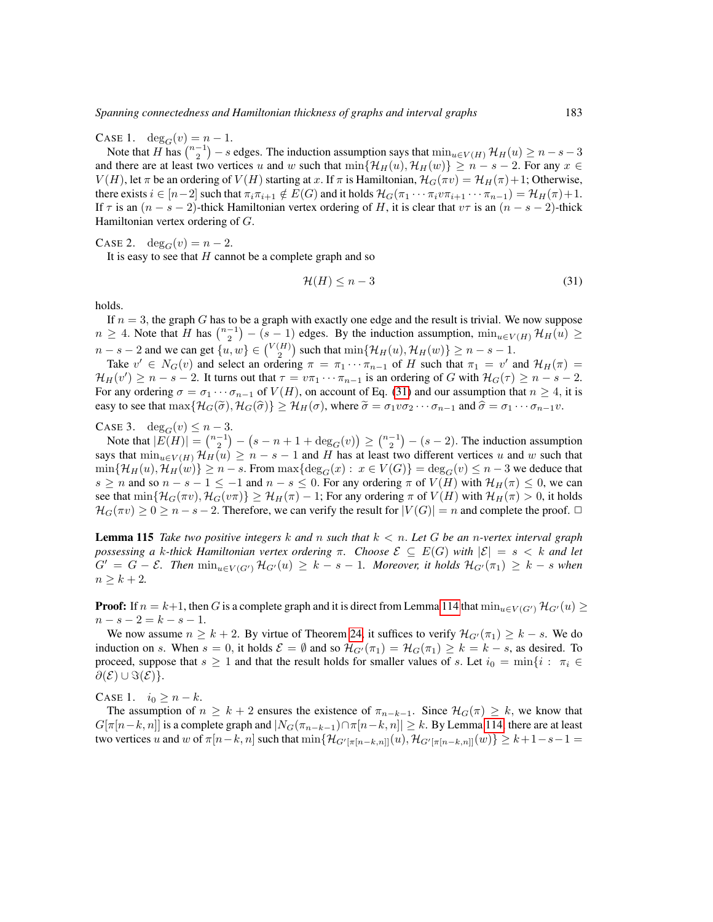CASE 1. $\deg_G(v) = n-1$.

Note that $H$ has $\binom{n-1}{2} - s$ edges. The induction assumption says that $\min_{u \in V(H)} \mathcal{H}_H(u) \geq n-s-3$ and there are at least two vertices $u$ and $w$ such that $\min\{\mathcal{H}_H(u), \mathcal{H}_H(w)\} \geq n-s-2$. For any $x \in V(H)$, let $\pi$ be an ordering of $V(H)$ starting at $x$. If $\pi$ is Hamiltonian, $\mathcal{H}_G(\pi v) = \mathcal{H}_H(\pi)+1$; Otherwise, there exists $i \in [n-2]$ such that $\pi_i \pi_{i+1} \notin E(G)$ and it holds $\mathcal{H}_G(\pi_1 \cdots \pi_i v \pi_{i+1} \cdots \pi_{n-1}) = \mathcal{H}_H(\pi)+1$. If $\tau$ is an $(n-s-2)$-thick Hamiltonian vertex ordering of $H$, it is clear that $v\tau$ is an $(n-s-2)$-thick Hamiltonian vertex ordering of $G$.

CASE 2. $\deg_G(v) = n-2$.

It is easy to see that $H$ cannot be a complete graph and so

$$\mathcal{H}(H) \leq n-3 \tag{31}$$

holds.

If $n=3$, the graph $G$ has to be a graph with exactly one edge and the result is trivial. We now suppose $n \geq 4$. Note that $H$ has $\binom{n-1}{2} - (s-1)$ edges. By the induction assumption, $\min_{u \in V(H)} \mathcal{H}_H(u) \geq n-s-2$ and we can get $\{u, w\} \in \binom{V(H)}{2}$ such that $\min\{\mathcal{H}_H(u), \mathcal{H}_H(w)\} \geq n-s-1$.

Take $v' \in N_G(v)$ and select an ordering $\pi = \pi_1 \cdots \pi_{n-1}$ of $H$ such that $\pi_1 = v'$ and $\mathcal{H}_H(\pi) = \mathcal{H}_H(v') \geq n-s-2$. It turns out that $\tau = v\pi_1 \cdots \pi_{n-1}$ is an ordering of $G$ with $\mathcal{H}_G(\tau) \geq n-s-2$. For any ordering $\sigma = \sigma_1 \cdots \sigma_{n-1}$ of $V(H)$, on account of Eq. (31) and our assumption that $n \geq 4$, it is easy to see that $\max\{\mathcal{H}_G(\widetilde{\sigma}), \mathcal{H}_G(\widehat{\sigma})\} \geq \mathcal{H}_H(\sigma)$, where $\widetilde{\sigma} = \sigma_1 v \sigma_2 \cdots \sigma_{n-1}$ and $\widehat{\sigma} = \sigma_1 \cdots \sigma_{n-1} v$.

CASE 3. $\deg_G(v) \leq n-3$.

Note that $|E(H)| = \binom{n-1}{2} - (s-n+1+\deg_G(v)) \geq \binom{n-1}{2} - (s-2)$. The induction assumption says that $\min_{u \in V(H)} \mathcal{H}_H(u) \geq n-s-1$ and $H$ has at least two different vertices $u$ and $w$ such that $\min\{\mathcal{H}_H(u), \mathcal{H}_H(w)\} \geq n-s$. From $\max\{\deg_G(x) : x \in V(G)\} = \deg_G(v) \leq n-3$ we deduce that $s \geq n$ and so $n-s-1 \leq -1$ and $n-s \leq 0$. For any ordering $\pi$ of $V(H)$ with $\mathcal{H}_H(\pi) \leq 0$, we can see that $\min\{\mathcal{H}_G(\pi v), \mathcal{H}_G(v\pi)\} \geq \mathcal{H}_H(\pi) - 1$; For any ordering $\pi$ of $V(H)$ with $\mathcal{H}_H(\pi) > 0$, it holds $\mathcal{H}_G(\pi v) \geq 0 \geq n-s-2$. Therefore, we can verify the result for $|V(G)| = n$ and complete the proof. $\square$

**Lemma 115** *Take two positive integers $k$ and $n$ such that $k < n$. Let $G$ be an $n$-vertex interval graph possessing a $k$-thick Hamiltonian vertex ordering $\pi$. Choose $\mathcal{E} \subseteq E(G)$ with $|\mathcal{E}| = s < k$ and let $G' = G - \mathcal{E}$. Then $\min_{u \in V(G')} \mathcal{H}_{G'}(u) \geq k-s-1$. Moreover, it holds $\mathcal{H}_{G'}(\pi_1) \geq k-s$ when $n \geq k+2$.*

**Proof:** If $n = k+1$, then $G$ is a complete graph and it is direct from Lemma 114 that $\min_{u \in V(G')} \mathcal{H}_{G'}(u) \geq n-s-2 = k-s-1$.

We now assume $n \geq k+2$. By virtue of Theorem 24, it suffices to verify $\mathcal{H}_{G'}(\pi_1) \geq k-s$. We do induction on $s$. When $s=0$, it holds $\mathcal{E} = \emptyset$ and so $\mathcal{H}_{G'}(\pi_1) = \mathcal{H}_G(\pi_1) \geq k = k-s$, as desired. To proceed, suppose that $s \geq 1$ and that the result holds for smaller values of $s$. Let $i_0 = \min\{i : \pi_i \in \partial(\mathcal{E}) \cup \Im(\mathcal{E})\}$.

CASE 1. $i_0 \geq n-k$.

The assumption of $n \geq k+2$ ensures the existence of $\pi_{n-k-1}$. Since $\mathcal{H}_G(\pi) \geq k$, we know that $G[\pi[n-k, n]]$ is a complete graph and $|N_G(\pi_{n-k-1}) \cap \pi[n-k, n]| \geq k$. By Lemma 114, there are at least two vertices $u$ and $w$ of $\pi[n-k, n]$ such that $\min\{\mathcal{H}_{G'[\pi[n-k,n]]}(u), \mathcal{H}_{G'[\pi[n-k,n]]}(w)\} \geq k+1-s-1 =$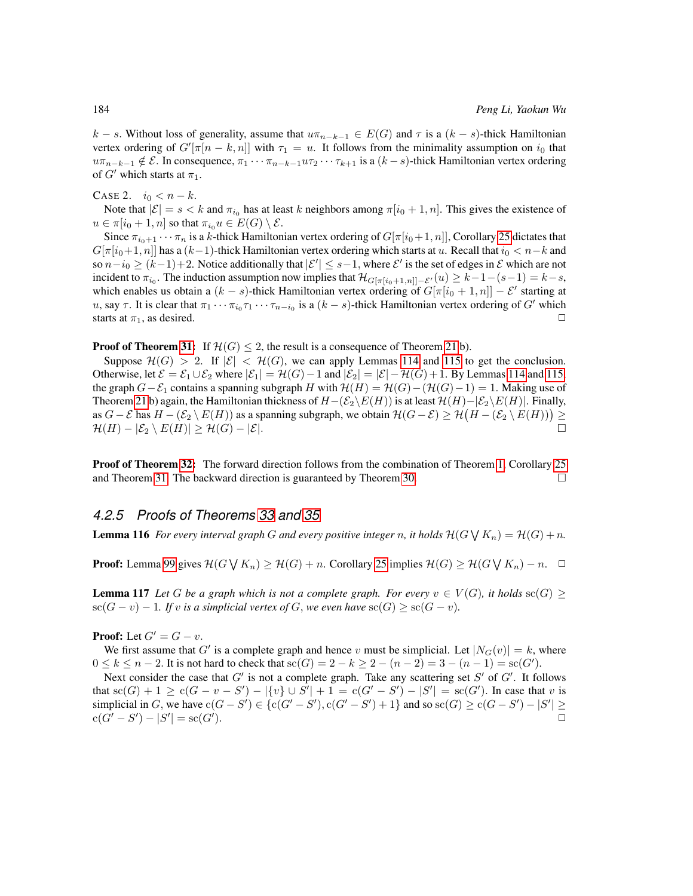$k-s$. Without loss of generality, assume that $u\pi_{n-k-1} \in E(G)$ and $\tau$ is a $(k-s)$-thick Hamiltonian vertex ordering of $G'[\pi[n-k,n]]$ with $\tau_1 = u$. It follows from the minimality assumption on $i_0$ that $u\pi_{n-k-1} \notin \mathcal{E}$. In consequence, $\pi_1 \cdots \pi_{n-k-1} u \tau_2 \cdots \tau_{k+1}$ is a $(k-s)$-thick Hamiltonian vertex ordering of $G'$ which starts at $\pi_1$.

CASE 2. $i_0 < n-k$.

Note that $|\mathcal{E}| = s < k$ and $\pi_{i_0}$ has at least $k$ neighbors among $\pi[i_0+1,n]$. This gives the existence of $u \in \pi[i_0+1,n]$ so that $\pi_{i_0} u \in E(G) \setminus \mathcal{E}$.

Since $\pi_{i_0+1} \cdots \pi_n$ is a $k$-thick Hamiltonian vertex ordering of $G[\pi[i_0+1,n]]$, Corollary 25 dictates that $G[\pi[i_0+1,n]]$ has a $(k-1)$-thick Hamiltonian vertex ordering which starts at $u$. Recall that $i_0 < n-k$ and so $n-i_0 \geq (k-1)+2$. Notice additionally that $|\mathcal{E}'| \leq s-1$, where $\mathcal{E}'$ is the set of edges in $\mathcal{E}$ which are not incident to $\pi_{i_0}$. The induction assumption now implies that $\mathcal{H}_{G[\pi[i_0+1,n]]-\mathcal{E}'}(u) \geq k-1-(s-1) = k-s$, which enables us obtain a $(k-s)$-thick Hamiltonian vertex ordering of $G[\pi[i_0+1,n]] - \mathcal{E}'$ starting at $u$, say $\tau$. It is clear that $\pi_1 \cdots \pi_{i_0} \tau_1 \cdots \tau_{n-i_0}$ is a $(k-s)$-thick Hamiltonian vertex ordering of $G'$ which starts at $\pi_1$, as desired. □

**Proof of Theorem 31:** If $\mathcal{H}(G) \leq 2$, the result is a consequence of Theorem 21 b).

Suppose $\mathcal{H}(G) > 2$. If $|\mathcal{E}| < \mathcal{H}(G)$, we can apply Lemmas 114 and 115 to get the conclusion. Otherwise, let $\mathcal{E} = \mathcal{E}_1 \cup \mathcal{E}_2$ where $|\mathcal{E}_1| = \mathcal{H}(G)-1$ and $|\mathcal{E}_2| = |\mathcal{E}| - \mathcal{H}(G)+1$. By Lemmas 114 and 115, the graph $G - \mathcal{E}_1$ contains a spanning subgraph $H$ with $\mathcal{H}(H) = \mathcal{H}(G) - (\mathcal{H}(G)-1) = 1$. Making use of Theorem 21 b) again, the Hamiltonian thickness of $H - (\mathcal{E}_2 \setminus E(H))$ is at least $\mathcal{H}(H) - |\mathcal{E}_2 \setminus E(H)|$. Finally, as $G - \mathcal{E}$ has $H - (\mathcal{E}_2 \setminus E(H))$ as a spanning subgraph, we obtain $\mathcal{H}(G-\mathcal{E}) \geq \mathcal{H}\big(H - (\mathcal{E}_2 \setminus E(H))\big) \geq \mathcal{H}(H) - |\mathcal{E}_2 \setminus E(H)| \geq \mathcal{H}(G) - |\mathcal{E}|$. □

**Proof of Theorem 32:** The forward direction follows from the combination of Theorem 1, Corollary 25 and Theorem 31. The backward direction is guaranteed by Theorem 30. □

### 4.2.5 Proofs of Theorems 33 and 35

**Lemma 116** *For every interval graph $G$ and every positive integer $n$, it holds $\mathcal{H}(G \bigvee K_n) = \mathcal{H}(G) + n$.*

**Proof:** Lemma 99 gives $\mathcal{H}(G \bigvee K_n) \geq \mathcal{H}(G) + n$. Corollary 25 implies $\mathcal{H}(G) \geq \mathcal{H}(G \bigvee K_n) - n$. □

**Lemma 117** *Let $G$ be a graph which is not a complete graph. For every $v \in V(G)$, it holds $\mathrm{sc}(G) \geq \mathrm{sc}(G-v) - 1$. If $v$ is a simplicial vertex of $G$, we even have $\mathrm{sc}(G) \geq \mathrm{sc}(G-v)$.*

**Proof:** Let $G' = G - v$.

We first assume that $G'$ is a complete graph and hence $v$ must be simplicial. Let $|N_G(v)| = k$, where $0 \leq k \leq n-2$. It is not hard to check that $\mathrm{sc}(G) = 2-k \geq 2-(n-2) = 3-(n-1) = \mathrm{sc}(G')$.

Next consider the case that $G'$ is not a complete graph. Take any scattering set $S'$ of $G'$. It follows that $\mathrm{sc}(G)+1 \geq \mathrm{c}(G-v-S') - |\{v\} \cup S'| + 1 = \mathrm{c}(G'-S') - |S'| = \mathrm{sc}(G')$. In case that $v$ is simplicial in $G$, we have $\mathrm{c}(G-S') \in \{\mathrm{c}(G'-S'), \mathrm{c}(G'-S')+1\}$ and so $\mathrm{sc}(G) \geq \mathrm{c}(G-S') - |S'| \geq \mathrm{c}(G'-S') - |S'| = \mathrm{sc}(G')$. □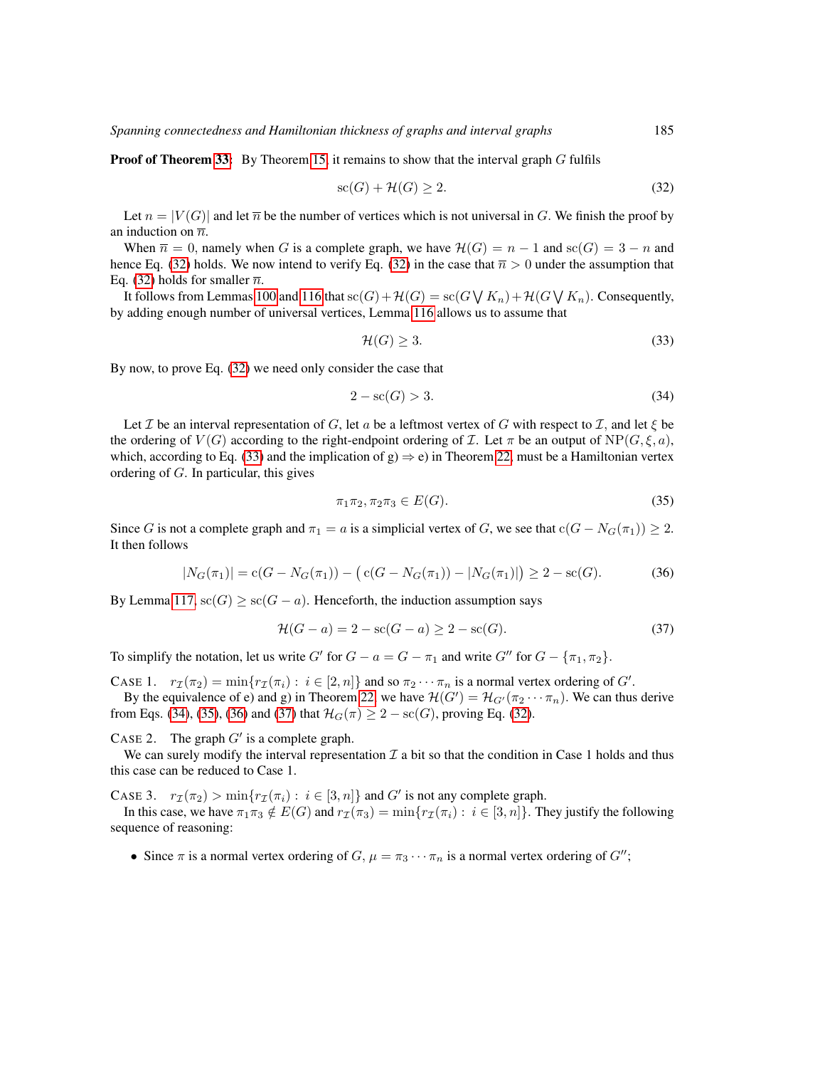**Proof of Theorem 33:** By Theorem 15, it remains to show that the interval graph $G$ fulfils

$$\mathrm{sc}(G) + \mathcal{H}(G) \geq 2. \tag{32}$$

Let $n = |V(G)|$ and let $\overline{\pi}$ be the number of vertices which is not universal in $G$. We finish the proof by an induction on $\overline{\pi}$.

When $\overline{\pi} = 0$, namely when $G$ is a complete graph, we have $\mathcal{H}(G) = n - 1$ and $\mathrm{sc}(G) = 3 - n$ and hence Eq. (32) holds. We now intend to verify Eq. (32) in the case that $\overline{\pi} > 0$ under the assumption that Eq. (32) holds for smaller $\overline{\pi}$.

It follows from Lemmas 100 and 116 that $\mathrm{sc}(G) + \mathcal{H}(G) = \mathrm{sc}(G \bigvee K_n) + \mathcal{H}(G \bigvee K_n)$. Consequently, by adding enough number of universal vertices, Lemma 116 allows us to assume that

$$\mathcal{H}(G) \geq 3. \tag{33}$$

By now, to prove Eq. (32) we need only consider the case that

$$2 - \mathrm{sc}(G) > 3. \tag{34}$$

Let $\mathcal{I}$ be an interval representation of $G$, let $a$ be a leftmost vertex of $G$ with respect to $\mathcal{I}$, and let $\xi$ be the ordering of $V(G)$ according to the right-endpoint ordering of $\mathcal{I}$. Let $\pi$ be an output of $\mathrm{NP}(G, \xi, a)$, which, according to Eq. (33) and the implication of g) $\Rightarrow$ e) in Theorem 22, must be a Hamiltonian vertex ordering of $G$. In particular, this gives

$$\pi_1\pi_2, \pi_2\pi_3 \in E(G). \tag{35}$$

Since $G$ is not a complete graph and $\pi_1 = a$ is a simplicial vertex of $G$, we see that $\mathrm{c}(G - N_G(\pi_1)) \geq 2$. It then follows

$$|N_G(\pi_1)| = \mathrm{c}(G - N_G(\pi_1)) - \big(\mathrm{c}(G - N_G(\pi_1)) - |N_G(\pi_1)|\big) \geq 2 - \mathrm{sc}(G). \tag{36}$$

By Lemma 117, $\mathrm{sc}(G) \geq \mathrm{sc}(G - a)$. Henceforth, the induction assumption says

$$\mathcal{H}(G - a) = 2 - \mathrm{sc}(G - a) \geq 2 - \mathrm{sc}(G). \tag{37}$$

To simplify the notation, let us write $G'$ for $G - a = G - \pi_1$ and write $G''$ for $G - \{\pi_1, \pi_2\}$.

CASE 1. $r_{\mathcal{I}}(\pi_2) = \min\{r_{\mathcal{I}}(\pi_i) : i \in [2, n]\}$ and so $\pi_2 \cdots \pi_n$ is a normal vertex ordering of $G'$.

By the equivalence of e) and g) in Theorem 22, we have $\mathcal{H}(G') = \mathcal{H}_{G'}(\pi_2 \cdots \pi_n)$. We can thus derive from Eqs. (34), (35), (36) and (37) that $\mathcal{H}_G(\pi) \geq 2 - \mathrm{sc}(G)$, proving Eq. (32).

CASE 2. The graph $G'$ is a complete graph.

We can surely modify the interval representation $\mathcal{I}$ a bit so that the condition in Case 1 holds and thus this case can be reduced to Case 1.

CASE 3. $r_{\mathcal{I}}(\pi_2) > \min\{r_{\mathcal{I}}(\pi_i) : i \in [3, n]\}$ and $G'$ is not any complete graph.

In this case, we have $\pi_1\pi_3 \notin E(G)$ and $r_{\mathcal{I}}(\pi_3) = \min\{r_{\mathcal{I}}(\pi_i) : i \in [3, n]\}$. They justify the following sequence of reasoning:

- Since $\pi$ is a normal vertex ordering of $G$, $\mu = \pi_3 \cdots \pi_n$ is a normal vertex ordering of $G''$;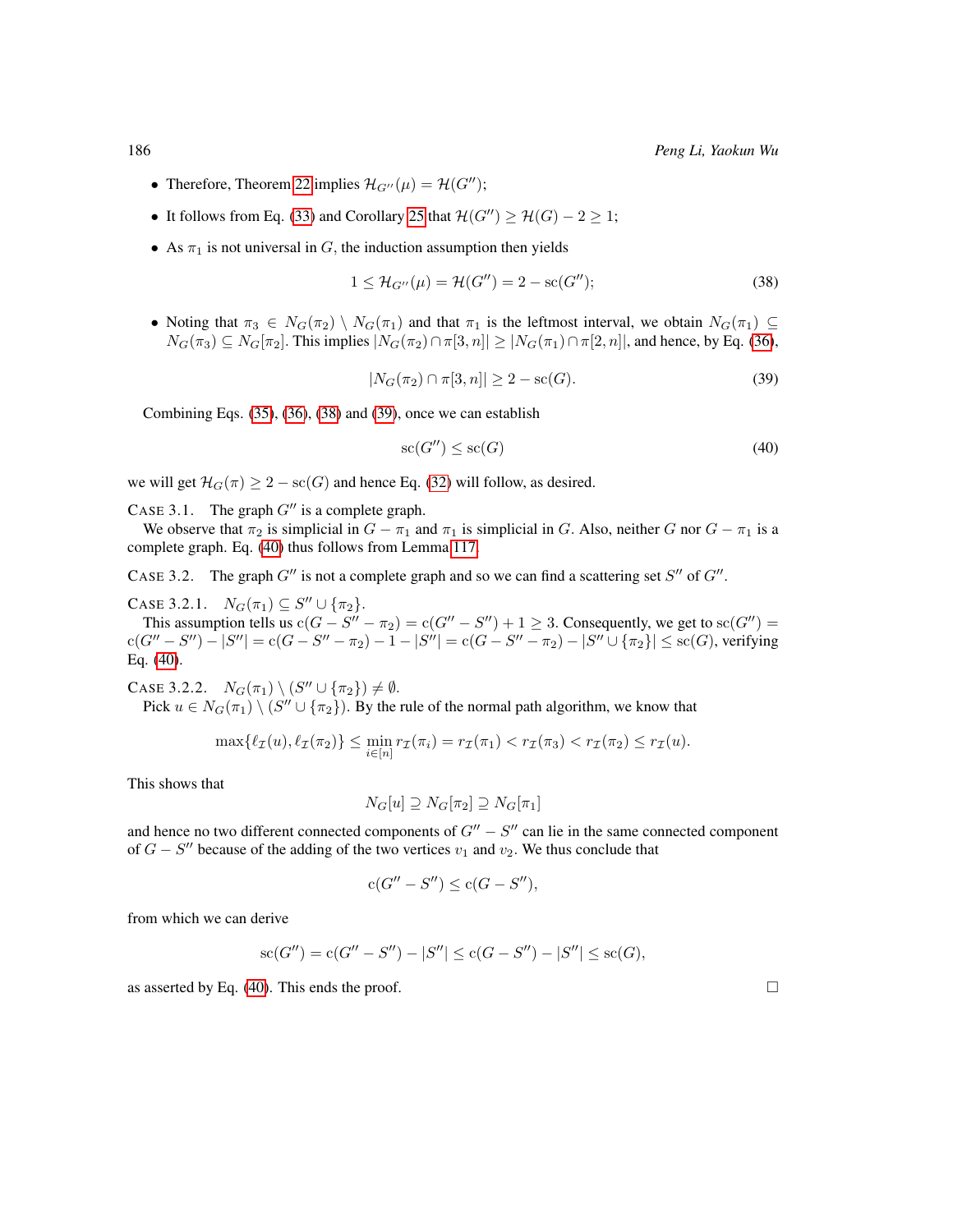- Therefore, Theorem 22 implies $\mathcal{H}_{G''}(\mu) = \mathcal{H}(G'')$;
- It follows from Eq. (33) and Corollary 25 that $\mathcal{H}(G'') \geq \mathcal{H}(G) - 2 \geq 1$;
- As $\pi_1$ is not universal in $G$, the induction assumption then yields

$$1 \leq \mathcal{H}_{G''}(\mu) = \mathcal{H}(G'') = 2 - \mathrm{sc}(G''); \tag{38}$$

- Noting that $\pi_3 \in N_G(\pi_2) \setminus N_G(\pi_1)$ and that $\pi_1$ is the leftmost interval, we obtain $N_G(\pi_1) \subseteq N_G(\pi_3) \subseteq N_G[\pi_2]$. This implies $|N_G(\pi_2) \cap \pi[3, n]| \geq |N_G(\pi_1) \cap \pi[2, n]|$, and hence, by Eq. (36),

$$|N_G(\pi_2) \cap \pi[3, n]| \geq 2 - \mathrm{sc}(G). \tag{39}$$

Combining Eqs. (35), (36), (38) and (39), once we can establish

$$\mathrm{sc}(G'') \leq \mathrm{sc}(G) \tag{40}$$

we will get $\mathcal{H}_G(\pi) \geq 2 - \mathrm{sc}(G)$ and hence Eq. (32) will follow, as desired.

CASE 3.1. The graph $G''$ is a complete graph.
We observe that $\pi_2$ is simplicial in $G - \pi_1$ and $\pi_1$ is simplicial in $G$. Also, neither $G$ nor $G - \pi_1$ is a complete graph. Eq. (40) thus follows from Lemma 117.

CASE 3.2. The graph $G''$ is not a complete graph and so we can find a scattering set $S''$ of $G''$.

CASE 3.2.1. $N_G(\pi_1) \subseteq S'' \cup \{\pi_2\}$.
This assumption tells us $\mathrm{c}(G - S'' - \pi_2) = \mathrm{c}(G'' - S'') + 1 \geq 3$. Consequently, we get to $\mathrm{sc}(G'') = \mathrm{c}(G'' - S'') - |S''| = \mathrm{c}(G - S'' - \pi_2) - 1 - |S''| = \mathrm{c}(G - S'' - \pi_2) - |S'' \cup \{\pi_2\}| \leq \mathrm{sc}(G)$, verifying Eq. (40).

CASE 3.2.2. $N_G(\pi_1) \setminus (S'' \cup \{\pi_2\}) \neq \emptyset$.
Pick $u \in N_G(\pi_1) \setminus (S'' \cup \{\pi_2\})$. By the rule of the normal path algorithm, we know that

$$\max\{\ell_{\mathcal{I}}(u), \ell_{\mathcal{I}}(\pi_2)\} \leq \min_{i \in [n]} r_{\mathcal{I}}(\pi_i) = r_{\mathcal{I}}(\pi_1) < r_{\mathcal{I}}(\pi_3) < r_{\mathcal{I}}(\pi_2) \leq r_{\mathcal{I}}(u).$$

This shows that

$$N_G[u] \supseteq N_G[\pi_2] \supseteq N_G[\pi_1]$$

and hence no two different connected components of $G'' - S''$ can lie in the same connected component of $G - S''$ because of the adding of the two vertices $v_1$ and $v_2$. We thus conclude that

$$\mathrm{c}(G'' - S'') \leq \mathrm{c}(G - S''),$$

from which we can derive

$$\mathrm{sc}(G'') = \mathrm{c}(G'' - S'') - |S''| \leq \mathrm{c}(G - S'') - |S''| \leq \mathrm{sc}(G),$$

as asserted by Eq. (40). This ends the proof. $\square$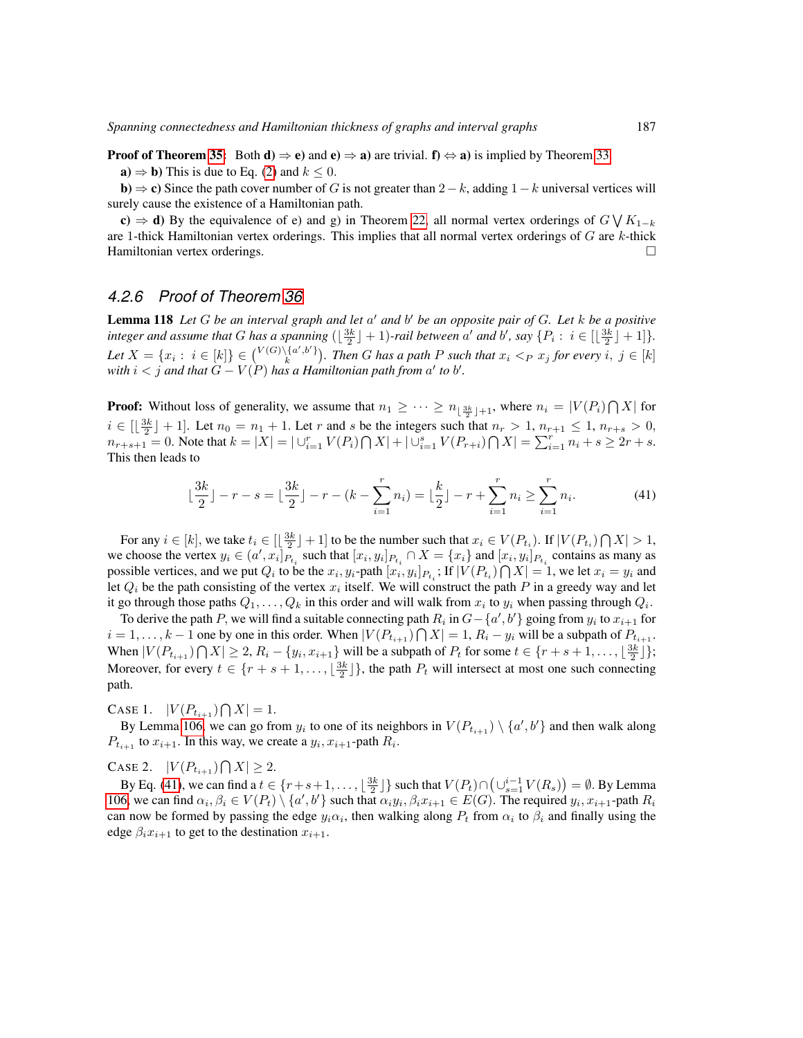**Proof of Theorem 35:** Both **d)** ⇒ **e)** and **e)** ⇒ **a)** are trivial. **f)** ⇔ **a)** is implied by Theorem 33.

**a)** ⇒ **b)** This is due to Eq. (2) and $k \leq 0$.

**b)** ⇒ **c)** Since the path cover number of $G$ is not greater than $2-k$, adding $1-k$ universal vertices will surely cause the existence of a Hamiltonian path.

**c)** ⇒ **d)** By the equivalence of e) and g) in Theorem 22, all normal vertex orderings of $G \bigvee K_{1-k}$ are 1-thick Hamiltonian vertex orderings. This implies that all normal vertex orderings of $G$ are $k$-thick Hamiltonian vertex orderings. □

### 4.2.6 Proof of Theorem 36

**Lemma 118** *Let $G$ be an interval graph and let $a'$ and $b'$ be an opposite pair of $G$. Let $k$ be a positive integer and assume that $G$ has a spanning $(\lfloor \frac{3k}{2} \rfloor + 1)$-rail between $a'$ and $b'$, say $\{P_i : i \in [\lfloor \frac{3k}{2} \rfloor + 1]\}$. Let $X = \{x_i : i \in [k]\} \in \binom{V(G)\setminus\{a',b'\}}{k}$. Then $G$ has a path $P$ such that $x_i <_P x_j$ for every $i, j \in [k]$ with $i < j$ and that $G - V(P)$ has a Hamiltonian path from $a'$ to $b'$.*

**Proof:** Without loss of generality, we assume that $n_1 \geq \cdots \geq n_{\lfloor \frac{3k}{2} \rfloor + 1}$, where $n_i = |V(P_i) \bigcap X|$ for $i \in [\lfloor \frac{3k}{2} \rfloor + 1]$. Let $n_0 = n_1 + 1$. Let $r$ and $s$ be the integers such that $n_r > 1$, $n_{r+1} \leq 1$, $n_{r+s} > 0$, $n_{r+s+1} = 0$. Note that $k = |X| = |\cup_{i=1}^r V(P_i) \bigcap X| + |\cup_{i=1}^s V(P_{r+i}) \bigcap X| = \sum_{i=1}^r n_i + s \geq 2r + s$. This then leads to

$$\lfloor \frac{3k}{2} \rfloor - r - s = \lfloor \frac{3k}{2} \rfloor - r - (k - \sum_{i=1}^r n_i) = \lfloor \frac{k}{2} \rfloor - r + \sum_{i=1}^r n_i \geq \sum_{i=1}^r n_i. \tag{41}$$

For any $i \in [k]$, we take $t_i \in [\lfloor \frac{3k}{2} \rfloor + 1]$ to be the number such that $x_i \in V(P_{t_i})$. If $|V(P_{t_i}) \bigcap X| > 1$, we choose the vertex $y_i \in (a', x_i]_{P_{t_i}}$ such that $[x_i, y_i]_{P_{t_i}} \cap X = \{x_i\}$ and $[x_i, y_i]_{P_{t_i}}$ contains as many as possible vertices, and we put $Q_i$ to be the $x_i, y_i$-path $[x_i, y_i]_{P_{t_i}}$; If $|V(P_{t_i}) \bigcap X| = 1$, we let $x_i = y_i$ and let $Q_i$ be the path consisting of the vertex $x_i$ itself. We will construct the path $P$ in a greedy way and let it go through those paths $Q_1, \ldots, Q_k$ in this order and will walk from $x_i$ to $y_i$ when passing through $Q_i$.

To derive the path $P$, we will find a suitable connecting path $R_i$ in $G - \{a', b'\}$ going from $y_i$ to $x_{i+1}$ for $i = 1, \ldots, k-1$ one by one in this order. When $|V(P_{t_{i+1}}) \bigcap X| = 1$, $R_i - y_i$ will be a subpath of $P_{t_{i+1}}$. When $|V(P_{t_{i+1}}) \bigcap X| \geq 2$, $R_i - \{y_i, x_{i+1}\}$ will be a subpath of $P_t$ for some $t \in \{r+s+1, \ldots, \lfloor \frac{3k}{2} \rfloor\}$; Moreover, for every $t \in \{r+s+1, \ldots, \lfloor \frac{3k}{2} \rfloor\}$, the path $P_t$ will intersect at most one such connecting path.

Case 1. $|V(P_{t_{i+1}}) \bigcap X| = 1$.

By Lemma 106, we can go from $y_i$ to one of its neighbors in $V(P_{t_{i+1}}) \setminus \{a', b'\}$ and then walk along $P_{t_{i+1}}$ to $x_{i+1}$. In this way, we create a $y_i, x_{i+1}$-path $R_i$.

Case 2. $|V(P_{t_{i+1}}) \bigcap X| \geq 2$.

By Eq. (41), we can find a $t \in \{r+s+1, \ldots, \lfloor \frac{3k}{2} \rfloor\}$ such that $V(P_t) \cap \left(\cup_{s=1}^{i-1} V(R_s)\right) = \emptyset$. By Lemma 106, we can find $\alpha_i, \beta_i \in V(P_t) \setminus \{a', b'\}$ such that $\alpha_i y_i, \beta_i x_{i+1} \in E(G)$. The required $y_i, x_{i+1}$-path $R_i$ can now be formed by passing the edge $y_i\alpha_i$, then walking along $P_t$ from $\alpha_i$ to $\beta_i$ and finally using the edge $\beta_i x_{i+1}$ to get to the destination $x_{i+1}$.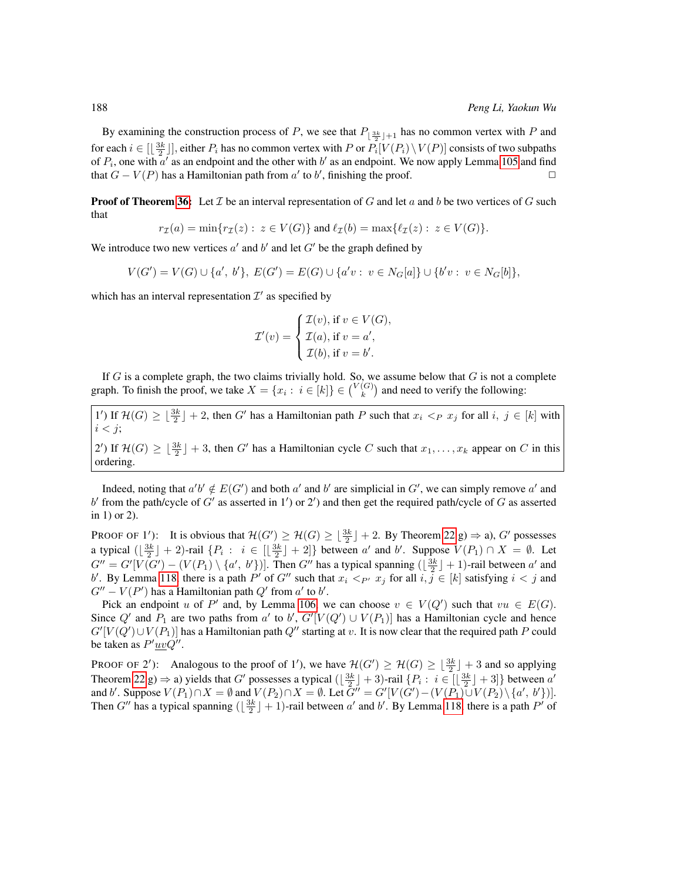By examining the construction process of $P$, we see that $P_{\lfloor \frac{3k}{2} \rfloor+1}$ has no common vertex with $P$ and for each $i \in [\lfloor \frac{3k}{2} \rfloor]$, either $P_i$ has no common vertex with $P$ or $P_i[V(P_i) \setminus V(P)]$ consists of two subpaths of $P_i$, one with $a'$ as an endpoint and the other with $b'$ as an endpoint. We now apply Lemma 105 and find that $G - V(P)$ has a Hamiltonian path from $a'$ to $b'$, finishing the proof. □

**Proof of Theorem 36:** Let $\mathcal{I}$ be an interval representation of $G$ and let $a$ and $b$ be two vertices of $G$ such that

$$r_{\mathcal{I}}(a) = \min\{r_{\mathcal{I}}(z) : z \in V(G)\} \text{ and } \ell_{\mathcal{I}}(b) = \max\{\ell_{\mathcal{I}}(z) : z \in V(G)\}.$$

We introduce two new vertices $a'$ and $b'$ and let $G'$ be the graph defined by

$$V(G') = V(G) \cup \{a',\, b'\},\ E(G') = E(G) \cup \{a'v : v \in N_G[a]\} \cup \{b'v : v \in N_G[b]\},$$

which has an interval representation $\mathcal{I}'$ as specified by

$$\mathcal{I}'(v) = \begin{cases} \mathcal{I}(v), \text{ if } v \in V(G), \\ \mathcal{I}(a), \text{ if } v = a', \\ \mathcal{I}(b), \text{ if } v = b'. \end{cases}$$

If $G$ is a complete graph, the two claims trivially hold. So, we assume below that $G$ is not a complete graph. To finish the proof, we take $X = \{x_i : i \in [k]\} \in \binom{V(G)}{k}$ and need to verify the following:

1$'$) If $\mathcal{H}(G) \geq \lfloor \frac{3k}{2} \rfloor + 2$, then $G'$ has a Hamiltonian path $P$ such that $x_i <_P x_j$ for all $i,\ j \in [k]$ with $i < j$;

2$'$) If $\mathcal{H}(G) \geq \lfloor \frac{3k}{2} \rfloor + 3$, then $G'$ has a Hamiltonian cycle $C$ such that $x_1, \ldots, x_k$ appear on $C$ in this ordering.

Indeed, noting that $a'b' \notin E(G')$ and both $a'$ and $b'$ are simplicial in $G'$, we can simply remove $a'$ and $b'$ from the path/cycle of $G'$ as asserted in 1$'$) or 2$'$) and then get the required path/cycle of $G$ as asserted in 1) or 2).

PROOF OF 1$'$): It is obvious that $\mathcal{H}(G') \geq \mathcal{H}(G) \geq \lfloor \frac{3k}{2} \rfloor + 2$. By Theorem 22 g) $\Rightarrow$ a), $G'$ possesses a typical $(\lfloor \frac{3k}{2} \rfloor + 2)$-rail $\{P_i : i \in [\lfloor \frac{3k}{2} \rfloor + 2]\}$ between $a'$ and $b'$. Suppose $V(P_1) \cap X = \emptyset$. Let $G'' = G'[V(G') - (V(P_1) \setminus \{a',\, b'\})]$. Then $G''$ has a typical spanning $(\lfloor \frac{3k}{2} \rfloor + 1)$-rail between $a'$ and $b'$. By Lemma 118, there is a path $P'$ of $G''$ such that $x_i <_{P'} x_j$ for all $i, j \in [k]$ satisfying $i < j$ and $G'' - V(P')$ has a Hamiltonian path $Q'$ from $a'$ to $b'$.

Pick an endpoint $u$ of $P'$ and, by Lemma 106, we can choose $v \in V(Q')$ such that $vu \in E(G)$. Since $Q'$ and $P_1$ are two paths from $a'$ to $b'$, $G'[V(Q') \cup V(P_1)]$ has a Hamiltonian cycle and hence $G'[V(Q') \cup V(P_1)]$ has a Hamiltonian path $Q''$ starting at $v$. It is now clear that the required path $P$ could be taken as $P'\underline{uv}Q''$.

PROOF OF 2$'$): Analogous to the proof of 1$'$), we have $\mathcal{H}(G') \geq \mathcal{H}(G) \geq \lfloor \frac{3k}{2} \rfloor + 3$ and so applying Theorem 22 g) $\Rightarrow$ a) yields that $G'$ possesses a typical $(\lfloor \frac{3k}{2} \rfloor + 3)$-rail $\{P_i : i \in [\lfloor \frac{3k}{2} \rfloor + 3]\}$ between $a'$ and $b'$. Suppose $V(P_1) \cap X = \emptyset$ and $V(P_2) \cap X = \emptyset$. Let $G'' = G'[V(G') - (V(P_1) \cup V(P_2) \setminus \{a',\, b'\})]$. Then $G''$ has a typical spanning $(\lfloor \frac{3k}{2} \rfloor + 1)$-rail between $a'$ and $b'$. By Lemma 118, there is a path $P'$ of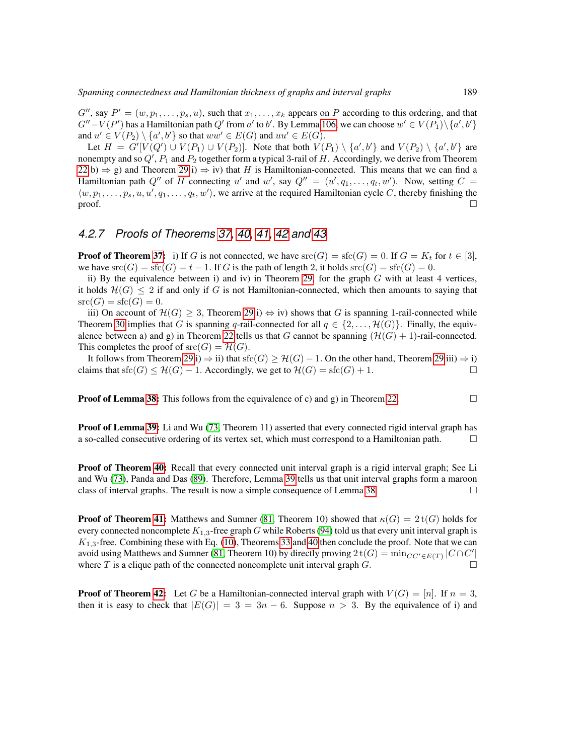$G''$, say $P' = (w, p_1, \ldots, p_s, u)$, such that $x_1, \ldots, x_k$ appears on $P$ according to this ordering, and that $G'' - V(P')$ has a Hamiltonian path $Q'$ from $a'$ to $b'$. By Lemma 106, we can choose $w' \in V(P_1) \setminus \{a', b'\}$ and $u' \in V(P_2) \setminus \{a', b'\}$ so that $ww' \in E(G)$ and $uu' \in E(G)$.

Let $H = G'[V(Q') \cup V(P_1) \cup V(P_2)]$. Note that both $V(P_1) \setminus \{a', b'\}$ and $V(P_2) \setminus \{a', b'\}$ are nonempty and so $Q'$, $P_1$ and $P_2$ together form a typical 3-rail of $H$. Accordingly, we derive from Theorem 22 b) $\Rightarrow$ g) and Theorem 29 i) $\Rightarrow$ iv) that $H$ is Hamiltonian-connected. This means that we can find a Hamiltonian path $Q''$ of $H$ connecting $u'$ and $w'$, say $Q'' = (u', q_1, \ldots, q_t, w')$. Now, setting $C = \langle w, p_1, \ldots, p_s, u, u', q_1, \ldots, q_t, w' \rangle$, we arrive at the required Hamiltonian cycle $C$, thereby finishing the proof. □

### *4.2.7 Proofs of Theorems 37, 40, 41, 42 and 43*

**Proof of Theorem 37:** i) If $G$ is not connected, we have $\mathrm{src}(G) = \mathrm{sfc}(G) = 0$. If $G = K_t$ for $t \in [3]$, we have $\mathrm{src}(G) = \mathrm{sfc}(G) = t - 1$. If $G$ is the path of length 2, it holds $\mathrm{src}(G) = \mathrm{sfc}(G) = 0$.

ii) By the equivalence between i) and iv) in Theorem 29, for the graph $G$ with at least 4 vertices, it holds $\mathcal{H}(G) \leq 2$ if and only if $G$ is not Hamiltonian-connected, which then amounts to saying that $\mathrm{src}(G) = \mathrm{sfc}(G) = 0$.

iii) On account of $\mathcal{H}(G) \geq 3$, Theorem 29 i) $\Leftrightarrow$ iv) shows that $G$ is spanning 1-rail-connected while Theorem 30 implies that $G$ is spanning $q$-rail-connected for all $q \in \{2, \ldots, \mathcal{H}(G)\}$. Finally, the equivalence between a) and g) in Theorem 22 tells us that $G$ cannot be spanning $(\mathcal{H}(G)+1)$-rail-connected. This completes the proof of $\mathrm{src}(G) = \mathcal{H}(G)$.

It follows from Theorem 29 i) $\Rightarrow$ ii) that $\mathrm{sfc}(G) \geq \mathcal{H}(G) - 1$. On the other hand, Theorem 29 iii) $\Rightarrow$ i) claims that $\mathrm{sfc}(G) \leq \mathcal{H}(G) - 1$. Accordingly, we get to $\mathcal{H}(G) = \mathrm{sfc}(G) + 1$. □

**Proof of Lemma 38:** This follows from the equivalence of c) and g) in Theorem 22. □

**Proof of Lemma 39:** Li and Wu (73, Theorem 11) asserted that every connected rigid interval graph has a so-called consecutive ordering of its vertex set, which must correspond to a Hamiltonian path. □

**Proof of Theorem 40:** Recall that every connected unit interval graph is a rigid interval graph; See Li and Wu (73), Panda and Das (89). Therefore, Lemma 39 tells us that unit interval graphs form a maroon class of interval graphs. The result is now a simple consequence of Lemma 38. □

**Proof of Theorem 41:** Matthews and Sumner (81, Theorem 10) showed that $\kappa(G) = 2\,\mathrm{t}(G)$ holds for every connected noncomplete $K_{1,3}$-free graph $G$ while Roberts (94) told us that every unit interval graph is $K_{1,3}$-free. Combining these with Eq. (10), Theorems 33 and 40 then conclude the proof. Note that we can avoid using Matthews and Sumner (81, Theorem 10) by directly proving $2\,\mathrm{t}(G) = \min_{CC' \in E(T)} |C \cap C'|$ where $T$ is a clique path of the connected noncomplete unit interval graph $G$. □

**Proof of Theorem 42:** Let $G$ be a Hamiltonian-connected interval graph with $V(G) = [n]$. If $n = 3$, then it is easy to check that $|E(G)| = 3 = 3n - 6$. Suppose $n > 3$. By the equivalence of i) and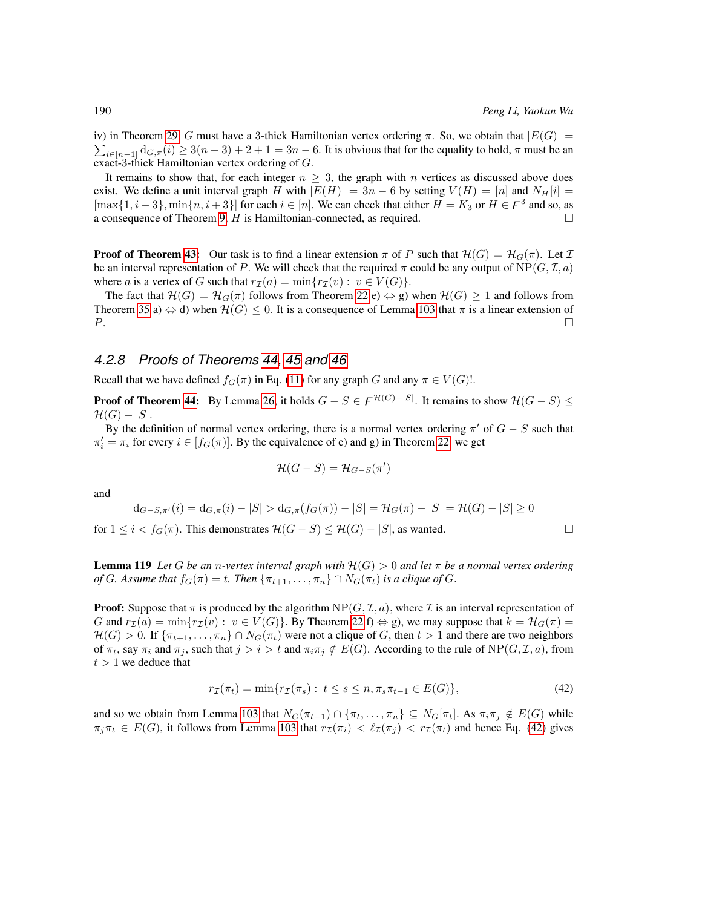iv) in Theorem 29, $G$ must have a 3-thick Hamiltonian vertex ordering $\pi$. So, we obtain that $|E(G)| = \sum_{i\in[n-1]} \mathrm{d}_{G,\pi}(i) \geq 3(n-3)+2+1 = 3n-6$. It is obvious that for the equality to hold, $\pi$ must be an exact-3-thick Hamiltonian vertex ordering of $G$.

It remains to show that, for each integer $n \geq 3$, the graph with $n$ vertices as discussed above does exist. We define a unit interval graph $H$ with $|E(H)| = 3n-6$ by setting $V(H) = [n]$ and $N_H[i] = [\max\{1, i-3\}, \min\{n, i+3\}]$ for each $i \in [n]$. We can check that either $H = K_3$ or $H \in \digamma^3$ and so, as a consequence of Theorem 9, $H$ is Hamiltonian-connected, as required. □

**Proof of Theorem 43:** Our task is to find a linear extension $\pi$ of $P$ such that $\mathcal{H}(G) = \mathcal{H}_G(\pi)$. Let $\mathcal{I}$ be an interval representation of $P$. We will check that the required $\pi$ could be any output of $\mathrm{NP}(G, \mathcal{I}, a)$ where $a$ is a vertex of $G$ such that $r_{\mathcal{I}}(a) = \min\{r_{\mathcal{I}}(v) :\ v \in V(G)\}$.

The fact that $\mathcal{H}(G) = \mathcal{H}_G(\pi)$ follows from Theorem 22 e) $\Leftrightarrow$ g) when $\mathcal{H}(G) \geq 1$ and follows from Theorem 35 a) $\Leftrightarrow$ d) when $\mathcal{H}(G) \leq 0$. It is a consequence of Lemma 103 that $\pi$ is a linear extension of $P$. □

### 4.2.8 Proofs of Theorems 44, 45 and 46

Recall that we have defined $f_G(\pi)$ in Eq. (11) for any graph $G$ and any $\pi \in V(G)!$.

**Proof of Theorem 44:** By Lemma 26, it holds $G - S \in \digamma^{\mathcal{H}(G)-|S|}$. It remains to show $\mathcal{H}(G-S) \leq \mathcal{H}(G) - |S|$.

By the definition of normal vertex ordering, there is a normal vertex ordering $\pi'$ of $G - S$ such that $\pi'_i = \pi_i$ for every $i \in [f_G(\pi)]$. By the equivalence of e) and g) in Theorem 22, we get

$$\mathcal{H}(G-S) = \mathcal{H}_{G-S}(\pi')$$

and

$$\mathrm{d}_{G-S,\pi'}(i) = \mathrm{d}_{G,\pi}(i) - |S| > \mathrm{d}_{G,\pi}(f_G(\pi)) - |S| = \mathcal{H}_G(\pi) - |S| = \mathcal{H}(G) - |S| \geq 0$$

for $1 \leq i < f_G(\pi)$. This demonstrates $\mathcal{H}(G-S) \leq \mathcal{H}(G) - |S|$, as wanted. □

**Lemma 119** *Let $G$ be an $n$-vertex interval graph with $\mathcal{H}(G) > 0$ and let $\pi$ be a normal vertex ordering of $G$. Assume that $f_G(\pi) = t$. Then $\{\pi_{t+1}, \dots, \pi_n\} \cap N_G(\pi_t)$ is a clique of $G$.*

**Proof:** Suppose that $\pi$ is produced by the algorithm $\mathrm{NP}(G, \mathcal{I}, a)$, where $\mathcal{I}$ is an interval representation of $G$ and $r_{\mathcal{I}}(a) = \min\{r_{\mathcal{I}}(v) :\ v \in V(G)\}$. By Theorem 22 f) $\Leftrightarrow$ g), we may suppose that $k = \mathcal{H}_G(\pi) = \mathcal{H}(G) > 0$. If $\{\pi_{t+1}, \dots, \pi_n\} \cap N_G(\pi_t)$ were not a clique of $G$, then $t > 1$ and there are two neighbors of $\pi_t$, say $\pi_i$ and $\pi_j$, such that $j > i > t$ and $\pi_i\pi_j \notin E(G)$. According to the rule of $\mathrm{NP}(G, \mathcal{I}, a)$, from $t > 1$ we deduce that

$$r_{\mathcal{I}}(\pi_t) = \min\{r_{\mathcal{I}}(\pi_s) :\ t \leq s \leq n, \pi_s\pi_{t-1} \in E(G)\}, \tag{42}$$

and so we obtain from Lemma 103 that $N_G(\pi_{t-1}) \cap \{\pi_t, \dots, \pi_n\} \subseteq N_G[\pi_t]$. As $\pi_i\pi_j \notin E(G)$ while $\pi_j\pi_t \in E(G)$, it follows from Lemma 103 that $r_{\mathcal{I}}(\pi_i) < \ell_{\mathcal{I}}(\pi_j) < r_{\mathcal{I}}(\pi_t)$ and hence Eq. (42) gives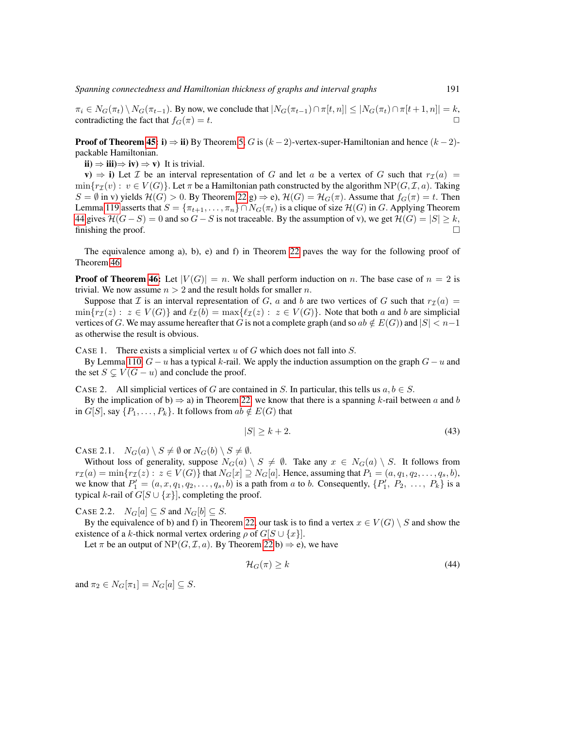$\pi_i \in N_G(\pi_t) \setminus N_G(\pi_{t-1})$. By now, we conclude that $|N_G(\pi_{t-1}) \cap \pi[t,n]| \le |N_G(\pi_t) \cap \pi[t+1,n]| = k$, contradicting the fact that $f_G(\pi) = t$. □

**Proof of Theorem 45: i) ⇒ ii)** By Theorem 5, $G$ is $(k-2)$-vertex-super-Hamiltonian and hence $(k-2)$-packable Hamiltonian.

**ii) ⇒ iii)⇒ iv) ⇒ v)** It is trivial.

**v) ⇒ i)** Let $\mathcal{I}$ be an interval representation of $G$ and let $a$ be a vertex of $G$ such that $r_{\mathcal{I}}(a) = \min\{r_{\mathcal{I}}(v) : v \in V(G)\}$. Let $\pi$ be a Hamiltonian path constructed by the algorithm $\mathrm{NP}(G, \mathcal{I}, a)$. Taking $S = \emptyset$ in v) yields $\mathcal{H}(G) > 0$. By Theorem 22 g) ⇒ e), $\mathcal{H}(G) = \mathcal{H}_G(\pi)$. Assume that $f_G(\pi) = t$. Then Lemma 119 asserts that $S = \{\pi_{t+1}, \ldots, \pi_n\} \cap N_G(\pi_t)$ is a clique of size $\mathcal{H}(G)$ in $G$. Applying Theorem 44 gives $\mathcal{H}(G - S) = 0$ and so $G - S$ is not traceable. By the assumption of v), we get $\mathcal{H}(G) = |S| \ge k$, finishing the proof. □

The equivalence among a), b), e) and f) in Theorem 22 paves the way for the following proof of Theorem 46.

**Proof of Theorem 46:** Let $|V(G)| = n$. We shall perform induction on $n$. The base case of $n = 2$ is trivial. We now assume $n > 2$ and the result holds for smaller $n$.

Suppose that $\mathcal{I}$ is an interval representation of $G$, $a$ and $b$ are two vertices of $G$ such that $r_{\mathcal{I}}(a) = \min\{r_{\mathcal{I}}(z) : z \in V(G)\}$ and $\ell_{\mathcal{I}}(b) = \max\{\ell_{\mathcal{I}}(z) : z \in V(G)\}$. Note that both $a$ and $b$ are simplicial vertices of $G$. We may assume hereafter that $G$ is not a complete graph (and so $ab \notin E(G)$) and $|S| < n-1$ as otherwise the result is obvious.

CASE 1. There exists a simplicial vertex $u$ of $G$ which does not fall into $S$.

By Lemma 110, $G - u$ has a typical $k$-rail. We apply the induction assumption on the graph $G - u$ and the set $S \subsetneq V(G - u)$ and conclude the proof.

CASE 2. All simplicial vertices of $G$ are contained in $S$. In particular, this tells us $a, b \in S$.

By the implication of b) ⇒ a) in Theorem 22, we know that there is a spanning $k$-rail between $a$ and $b$ in $G[S]$, say $\{P_1, \ldots, P_k\}$. It follows from $ab \notin E(G)$ that

$$|S| \ge k + 2. \tag{43}$$

CASE 2.1. $N_G(a) \setminus S \neq \emptyset$ or $N_G(b) \setminus S \neq \emptyset$.

Without loss of generality, suppose $N_G(a) \setminus S \neq \emptyset$. Take any $x \in N_G(a) \setminus S$. It follows from $r_{\mathcal{I}}(a) = \min\{r_{\mathcal{I}}(z) : z \in V(G)\}$ that $N_G[x] \supseteq N_G[a]$. Hence, assuming that $P_1 = (a, q_1, q_2, \ldots, q_s, b)$, we know that $P_1' = (a, x, q_1, q_2, \ldots, q_s, b)$ is a path from $a$ to $b$. Consequently, $\{P_1', P_2, \ldots, P_k\}$ is a typical $k$-rail of $G[S \cup \{x\}]$, completing the proof.

CASE 2.2. $N_G[a] \subseteq S$ and $N_G[b] \subseteq S$.

By the equivalence of b) and f) in Theorem 22, our task is to find a vertex $x \in V(G) \setminus S$ and show the existence of a $k$-thick normal vertex ordering $\rho$ of $G[S \cup \{x\}]$.

Let $\pi$ be an output of $\mathrm{NP}(G, \mathcal{I}, a)$. By Theorem 22 b) ⇒ e), we have

$$\mathcal{H}_G(\pi) \ge k \tag{44}$$

and $\pi_2 \in N_G[\pi_1] = N_G[a] \subseteq S$.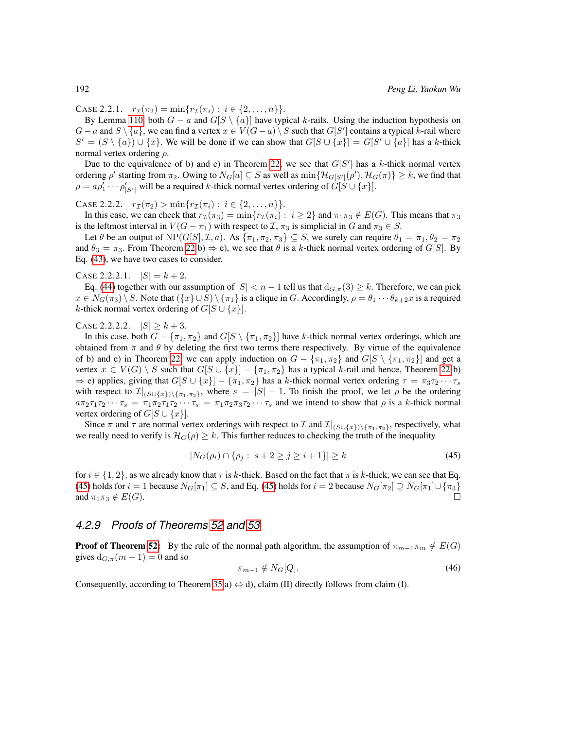Case 2.2.1. $r_{\mathcal{I}}(\pi_2) = \min\{r_{\mathcal{I}}(\pi_i) : i \in \{2, \ldots, n\}\}$.

By Lemma 110, both $G - a$ and $G[S \setminus \{a\}]$ have typical $k$-rails. Using the induction hypothesis on $G - a$ and $S \setminus \{a\}$, we can find a vertex $x \in V(G - a) \setminus S$ such that $G[S']$ contains a typical $k$-rail where $S' = (S \setminus \{a\}) \cup \{x\}$. We will be done if we can show that $G[S \cup \{x\}] = G[S' \cup \{a\}]$ has a $k$-thick normal vertex ordering $\rho$.

Due to the equivalence of b) and e) in Theorem 22, we see that $G[S']$ has a $k$-thick normal vertex ordering $\rho'$ starting from $\pi_2$. Owing to $N_G[a] \subseteq S$ as well as $\min\{\mathcal{H}_{G[S']}(\rho'), \mathcal{H}_G(\pi)\} \geq k$, we find that $\rho = a\rho'_1 \cdots \rho'_{|S'|}$ will be a required $k$-thick normal vertex ordering of $G[S \cup \{x\}]$.

Case 2.2.2. $r_{\mathcal{I}}(\pi_2) > \min\{r_{\mathcal{I}}(\pi_i) : i \in \{2, \ldots, n\}\}$.

In this case, we can check that $r_{\mathcal{I}}(\pi_3) = \min\{r_{\mathcal{I}}(\pi_i) : i \geq 2\}$ and $\pi_1\pi_3 \notin E(G)$. This means that $\pi_3$ is the leftmost interval in $V(G - \pi_1)$ with respect to $\mathcal{I}$, $\pi_3$ is simplicial in $G$ and $\pi_3 \in S$.

Let $\theta$ be an output of $\mathrm{NP}(G[S], \mathcal{I}, a)$. As $\{\pi_1, \pi_2, \pi_3\} \subseteq S$, we surely can require $\theta_1 = \pi_1, \theta_2 = \pi_2$ and $\theta_3 = \pi_3$. From Theorem 22 b) $\Rightarrow$ e), we see that $\theta$ is a $k$-thick normal vertex ordering of $G[S]$. By Eq. (43), we have two cases to consider.

Case 2.2.2.1. $|S| = k + 2$.

Eq. (44) together with our assumption of $|S| < n - 1$ tell us that $\mathrm{d}_{G,\pi}(3) \geq k$. Therefore, we can pick $x \in N_G(\pi_3) \setminus S$. Note that $(\{x\} \cup S) \setminus \{\pi_1\}$ is a clique in $G$. Accordingly, $\rho = \theta_1 \cdots \theta_{k+2}x$ is a required $k$-thick normal vertex ordering of $G[S \cup \{x\}]$.

Case 2.2.2.2. $|S| \geq k + 3$.

In this case, both $G - \{\pi_1, \pi_2\}$ and $G[S \setminus \{\pi_1, \pi_2\}]$ have $k$-thick normal vertex orderings, which are obtained from $\pi$ and $\theta$ by deleting the first two terms there respectively. By virtue of the equivalence of b) and e) in Theorem 22, we can apply induction on $G - \{\pi_1, \pi_2\}$ and $G[S \setminus \{\pi_1, \pi_2\}]$ and get a vertex $x \in V(G) \setminus S$ such that $G[S \cup \{x\}] - \{\pi_1, \pi_2\}$ has a typical $k$-rail and hence, Theorem 22 b) $\Rightarrow$ e) applies, giving that $G[S \cup \{x\}] - \{\pi_1, \pi_2\}$ has a $k$-thick normal vertex ordering $\tau = \pi_3\tau_2 \cdots \tau_s$ with respect to $\mathcal{I}|_{(S \cup \{x\}) \setminus \{\pi_1, \pi_2\}}$, where $s = |S| - 1$. To finish the proof, we let $\rho$ be the ordering $a\pi_2\tau_1\tau_2 \cdots \tau_s = \pi_1\pi_2\tau_1\tau_2 \cdots \tau_s = \pi_1\pi_2\pi_3\tau_2 \cdots \tau_s$ and we intend to show that $\rho$ is a $k$-thick normal vertex ordering of $G[S \cup \{x\}]$.

Since $\pi$ and $\tau$ are normal vertex orderings with respect to $\mathcal{I}$ and $\mathcal{I}|_{(S \cup \{x\}) \setminus \{\pi_1, \pi_2\}}$, respectively, what we really need to verify is $\mathcal{H}_G(\rho) \geq k$. This further reduces to checking the truth of the inequality

$$|N_G(\rho_i) \cap \{\rho_j : s + 2 \geq j \geq i + 1\}| \geq k \tag{45}$$

for $i \in \{1, 2\}$, as we already know that $\tau$ is $k$-thick. Based on the fact that $\pi$ is $k$-thick, we can see that Eq. (45) holds for $i = 1$ because $N_G[\pi_1] \subseteq S$, and Eq. (45) holds for $i = 2$ because $N_G[\pi_2] \supseteq N_G[\pi_1] \cup \{\pi_3\}$ and $\pi_1\pi_3 \notin E(G)$. $\square$

### 4.2.9 *Proofs of Theorems 52 and 53*

**Proof of Theorem 52:** By the rule of the normal path algorithm, the assumption of $\pi_{m-1}\pi_m \notin E(G)$ gives $\mathrm{d}_{G,\pi}(m - 1) = 0$ and so

$$\pi_{m-1} \notin N_G[Q]. \tag{46}$$

Consequently, according to Theorem 35 a) $\Leftrightarrow$ d), claim (II) directly follows from claim (I).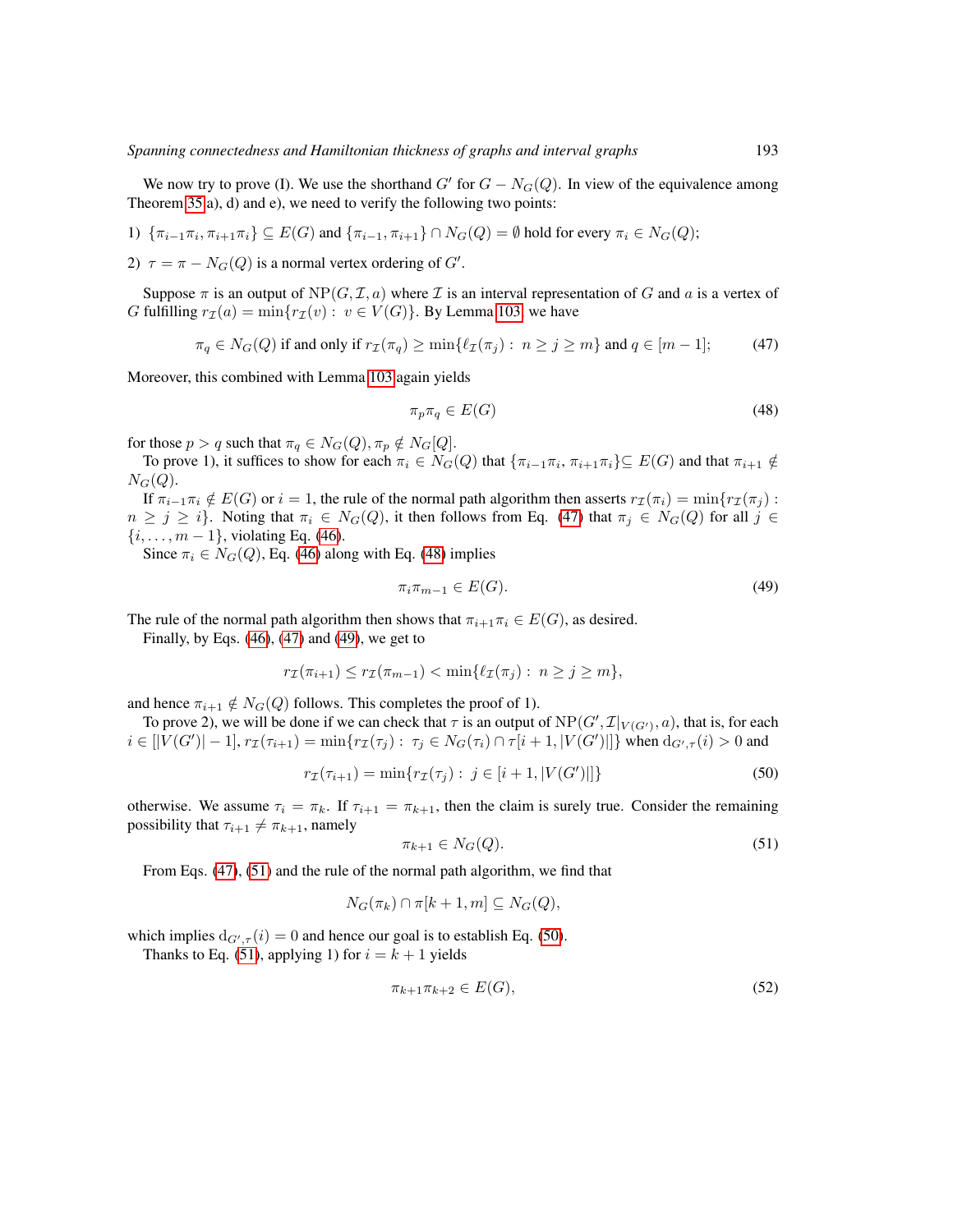We now try to prove (I). We use the shorthand $G'$ for $G - N_G(Q)$. In view of the equivalence among Theorem 35 a), d) and e), we need to verify the following two points:

1) $\{\pi_{i-1}\pi_i, \pi_{i+1}\pi_i\} \subseteq E(G)$ and $\{\pi_{i-1}, \pi_{i+1}\} \cap N_G(Q) = \emptyset$ hold for every $\pi_i \in N_G(Q)$;

2) $\tau = \pi - N_G(Q)$ is a normal vertex ordering of $G'$.

Suppose $\pi$ is an output of $\mathrm{NP}(G, \mathcal{I}, a)$ where $\mathcal{I}$ is an interval representation of $G$ and $a$ is a vertex of $G$ fulfilling $r_{\mathcal{I}}(a) = \min\{r_{\mathcal{I}}(v) : v \in V(G)\}$. By Lemma 103, we have

$$\pi_q \in N_G(Q) \text{ if and only if } r_{\mathcal{I}}(\pi_q) \geq \min\{\ell_{\mathcal{I}}(\pi_j) : n \geq j \geq m\} \text{ and } q \in [m-1]; \tag{47}$$

Moreover, this combined with Lemma 103 again yields

$$\pi_p \pi_q \in E(G) \tag{48}$$

for those $p > q$ such that $\pi_q \in N_G(Q), \pi_p \notin N_G[Q]$.

To prove 1), it suffices to show for each $\pi_i \in N_G(Q)$ that $\{\pi_{i-1}\pi_i, \pi_{i+1}\pi_i\} \subseteq E(G)$ and that $\pi_{i+1} \notin N_G(Q)$.

If $\pi_{i-1}\pi_i \notin E(G)$ or $i = 1$, the rule of the normal path algorithm then asserts $r_{\mathcal{I}}(\pi_i) = \min\{r_{\mathcal{I}}(\pi_j) : n \geq j \geq i\}$. Noting that $\pi_i \in N_G(Q)$, it then follows from Eq. (47) that $\pi_j \in N_G(Q)$ for all $j \in \{i, \ldots, m-1\}$, violating Eq. (46).

Since $\pi_i \in N_G(Q)$, Eq. (46) along with Eq. (48) implies

$$\pi_i \pi_{m-1} \in E(G). \tag{49}$$

The rule of the normal path algorithm then shows that $\pi_{i+1}\pi_i \in E(G)$, as desired.

Finally, by Eqs. (46), (47) and (49), we get to

$$r_{\mathcal{I}}(\pi_{i+1}) \leq r_{\mathcal{I}}(\pi_{m-1}) < \min\{\ell_{\mathcal{I}}(\pi_j) : n \geq j \geq m\},$$

and hence $\pi_{i+1} \notin N_G(Q)$ follows. This completes the proof of 1).

To prove 2), we will be done if we can check that $\tau$ is an output of $\mathrm{NP}(G', \mathcal{I}|_{V(G')}, a)$, that is, for each $i \in [|V(G')| - 1]$, $r_{\mathcal{I}}(\tau_{i+1}) = \min\{r_{\mathcal{I}}(\tau_j) : \tau_j \in N_G(\tau_i) \cap \tau[i+1, |V(G')|]\}$ when $\mathrm{d}_{G',\tau}(i) > 0$ and

$$r_{\mathcal{I}}(\tau_{i+1}) = \min\{r_{\mathcal{I}}(\tau_j) : j \in [i+1, |V(G')|]\} \tag{50}$$

otherwise. We assume $\tau_i = \pi_k$. If $\tau_{i+1} = \pi_{k+1}$, then the claim is surely true. Consider the remaining possibility that $\tau_{i+1} \neq \pi_{k+1}$, namely

$$\pi_{k+1} \in N_G(Q). \tag{51}$$

From Eqs. (47), (51) and the rule of the normal path algorithm, we find that

$$N_G(\pi_k) \cap \pi[k+1, m] \subseteq N_G(Q),$$

which implies $\mathrm{d}_{G',\tau}(i) = 0$ and hence our goal is to establish Eq. (50).

Thanks to Eq. (51), applying 1) for $i = k+1$ yields

$$\pi_{k+1}\pi_{k+2} \in E(G), \tag{52}$$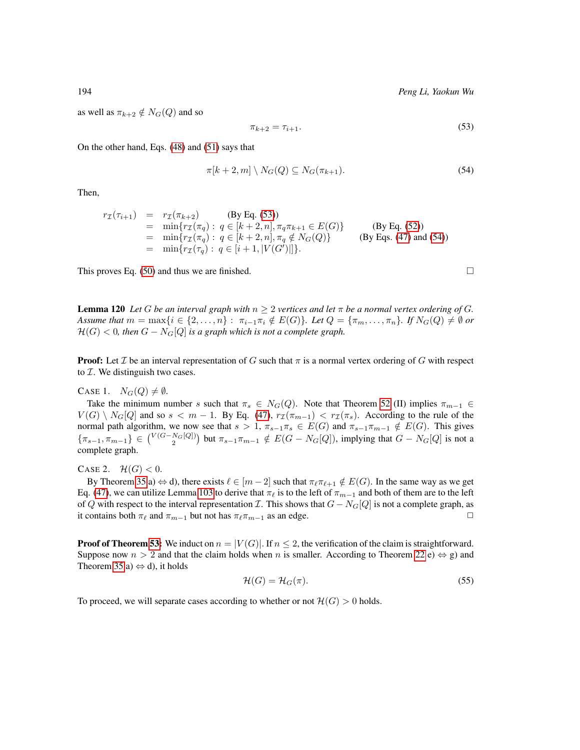as well as $\pi_{k+2} \notin N_G(Q)$ and so

$$\pi_{k+2} = \tau_{i+1}. \tag{53}$$

On the other hand, Eqs. (48) and (51) says that

$$\pi[k+2, m] \setminus N_G(Q) \subseteq N_G(\pi_{k+1}). \tag{54}$$

Then,

$$
\begin{aligned}
r_{\mathcal{I}}(\tau_{i+1}) &= r_{\mathcal{I}}(\pi_{k+2}) && \text{(By Eq. (53))} \\
&= \min\{r_{\mathcal{I}}(\pi_q) : \ q \in [k+2, n], \pi_q \pi_{k+1} \in E(G)\} && \text{(By Eq. (52))} \\
&= \min\{r_{\mathcal{I}}(\pi_q) : \ q \in [k+2, n], \pi_q \notin N_G(Q)\} && \text{(By Eqs. (47) and (54))} \\
&= \min\{r_{\mathcal{I}}(\tau_q) : \ q \in [i+1, |V(G')|]\}.
\end{aligned}
$$

This proves Eq. (50) and thus we are finished. □

**Lemma 120** *Let $G$ be an interval graph with $n \geq 2$ vertices and let $\pi$ be a normal vertex ordering of $G$. Assume that $m = \max\{i \in \{2, \ldots, n\} : \ \pi_{i-1}\pi_i \notin E(G)\}$. Let $Q = \{\pi_m, \ldots, \pi_n\}$. If $N_G(Q) \neq \emptyset$ or $\mathcal{H}(G) < 0$, then $G - N_G[Q]$ is a graph which is not a complete graph.*

**Proof:** Let $\mathcal{I}$ be an interval representation of $G$ such that $\pi$ is a normal vertex ordering of $G$ with respect to $\mathcal{I}$. We distinguish two cases.

CASE 1. $N_G(Q) \neq \emptyset$.

Take the minimum number $s$ such that $\pi_s \in N_G(Q)$. Note that Theorem 52 (II) implies $\pi_{m-1} \in V(G) \setminus N_G[Q]$ and so $s < m-1$. By Eq. (47), $r_{\mathcal{I}}(\pi_{m-1}) < r_{\mathcal{I}}(\pi_s)$. According to the rule of the normal path algorithm, we now see that $s > 1$, $\pi_{s-1}\pi_s \in E(G)$ and $\pi_{s-1}\pi_{m-1} \notin E(G)$. This gives $\{\pi_{s-1}, \pi_{m-1}\} \in \binom{V(G - N_G[Q])}{2}$ but $\pi_{s-1}\pi_{m-1} \notin E(G - N_G[Q])$, implying that $G - N_G[Q]$ is not a complete graph.

CASE 2. $\mathcal{H}(G) < 0$.

By Theorem 35 a) $\Leftrightarrow$ d), there exists $\ell \in [m-2]$ such that $\pi_\ell \pi_{\ell+1} \notin E(G)$. In the same way as we get Eq. (47), we can utilize Lemma 103 to derive that $\pi_\ell$ is to the left of $\pi_{m-1}$ and both of them are to the left of $Q$ with respect to the interval representation $\mathcal{I}$. This shows that $G - N_G[Q]$ is not a complete graph, as it contains both $\pi_\ell$ and $\pi_{m-1}$ but not has $\pi_\ell \pi_{m-1}$ as an edge. □

**Proof of Theorem 53:** We induct on $n = |V(G)|$. If $n \leq 2$, the verification of the claim is straightforward. Suppose now $n > 2$ and that the claim holds when $n$ is smaller. According to Theorem 22 e) $\Leftrightarrow$ g) and Theorem 35 a) $\Leftrightarrow$ d), it holds

$$\mathcal{H}(G) = \mathcal{H}_G(\pi). \tag{55}$$

To proceed, we will separate cases according to whether or not $\mathcal{H}(G) > 0$ holds.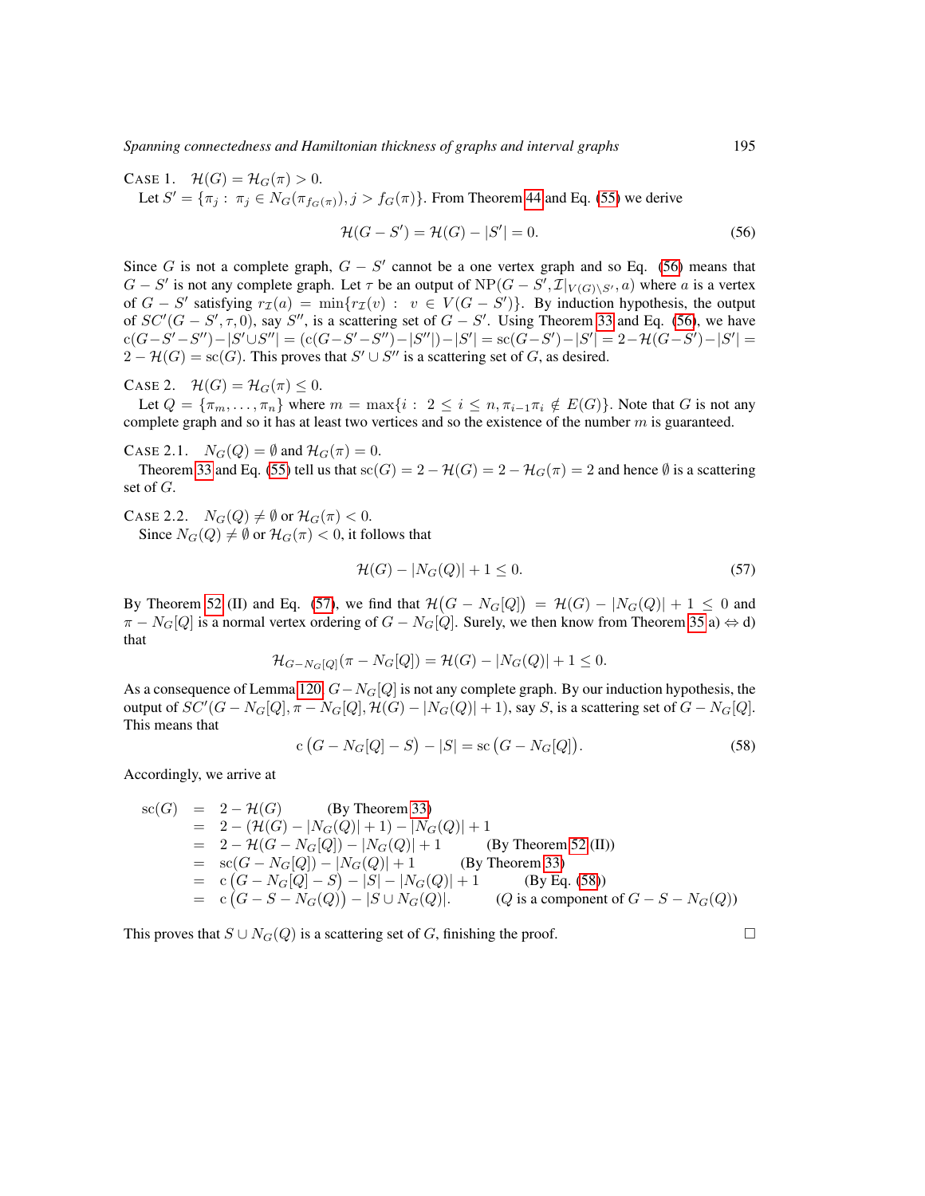CASE 1. $\mathcal{H}(G) = \mathcal{H}_G(\pi) > 0$.

Let $S' = \{\pi_j : \pi_j \in N_G(\pi_{f_G(\pi)}), j > f_G(\pi)\}$. From Theorem 44 and Eq. (55) we derive

$$\mathcal{H}(G - S') = \mathcal{H}(G) - |S'| = 0. \tag{56}$$

Since $G$ is not a complete graph, $G - S'$ cannot be a one vertex graph and so Eq. (56) means that $G - S'$ is not any complete graph. Let $\tau$ be an output of $\mathrm{NP}(G - S', \mathcal{I}|_{V(G)\setminus S'}, a)$ where $a$ is a vertex of $G - S'$ satisfying $r_{\mathcal{I}}(a) = \min\{r_{\mathcal{I}}(v) : v \in V(G - S')\}$. By induction hypothesis, the output of $SC'(G - S', \tau, 0)$, say $S''$, is a scattering set of $G - S'$. Using Theorem 33 and Eq. (56), we have $\mathrm{c}(G - S' - S'') - |S' \cup S''| = (\mathrm{c}(G - S' - S'') - |S''|) - |S'| = \mathrm{sc}(G - S') - |S'| = 2 - \mathcal{H}(G - S') - |S'| = 2 - \mathcal{H}(G) = \mathrm{sc}(G)$. This proves that $S' \cup S''$ is a scattering set of $G$, as desired.

CASE 2. $\mathcal{H}(G) = \mathcal{H}_G(\pi) \leq 0$.

Let $Q = \{\pi_m, \ldots, \pi_n\}$ where $m = \max\{i : 2 \leq i \leq n, \pi_{i-1}\pi_i \notin E(G)\}$. Note that $G$ is not any complete graph and so it has at least two vertices and so the existence of the number $m$ is guaranteed.

CASE 2.1. $N_G(Q) = \emptyset$ and $\mathcal{H}_G(\pi) = 0$.

Theorem 33 and Eq. (55) tell us that $\mathrm{sc}(G) = 2 - \mathcal{H}(G) = 2 - \mathcal{H}_G(\pi) = 2$ and hence $\emptyset$ is a scattering set of $G$.

CASE 2.2. $N_G(Q) \neq \emptyset$ or $\mathcal{H}_G(\pi) < 0$.

Since $N_G(Q) \neq \emptyset$ or $\mathcal{H}_G(\pi) < 0$, it follows that

$$\mathcal{H}(G) - |N_G(Q)| + 1 \leq 0. \tag{57}$$

By Theorem 52 (II) and Eq. (57), we find that $\mathcal{H}\big(G - N_G[Q]\big) = \mathcal{H}(G) - |N_G(Q)| + 1 \leq 0$ and $\pi - N_G[Q]$ is a normal vertex ordering of $G - N_G[Q]$. Surely, we then know from Theorem 35 a) $\Leftrightarrow$ d) that

$$\mathcal{H}_{G-N_G[Q]}(\pi - N_G[Q]) = \mathcal{H}(G) - |N_G(Q)| + 1 \leq 0.$$

As a consequence of Lemma 120, $G - N_G[Q]$ is not any complete graph. By our induction hypothesis, the output of $SC'(G - N_G[Q], \pi - N_G[Q], \mathcal{H}(G) - |N_G(Q)| + 1)$, say $S$, is a scattering set of $G - N_G[Q]$. This means that

$$\mathrm{c}\left(G - N_G[Q] - S\right) - |S| = \mathrm{sc}\left(G - N_G[Q]\right). \tag{58}$$

Accordingly, we arrive at

$$
\begin{aligned}
\mathrm{sc}(G) &= 2 - \mathcal{H}(G) && \text{(By Theorem 33)} \\
&= 2 - (\mathcal{H}(G) - |N_G(Q)| + 1) - |N_G(Q)| + 1 \\
&= 2 - \mathcal{H}(G - N_G[Q]) - |N_G(Q)| + 1 && \text{(By Theorem 52 (II))} \\
&= \mathrm{sc}(G - N_G[Q]) - |N_G(Q)| + 1 && \text{(By Theorem 33)} \\
&= \mathrm{c}\left(G - N_G[Q] - S\right) - |S| - |N_G(Q)| + 1 && \text{(By Eq. (58))} \\
&= \mathrm{c}\left(G - S - N_G(Q)\right) - |S \cup N_G(Q)|. && \text{($Q$ is a component of $G - S - N_G(Q)$)}
\end{aligned}
$$

This proves that $S \cup N_G(Q)$ is a scattering set of $G$, finishing the proof. □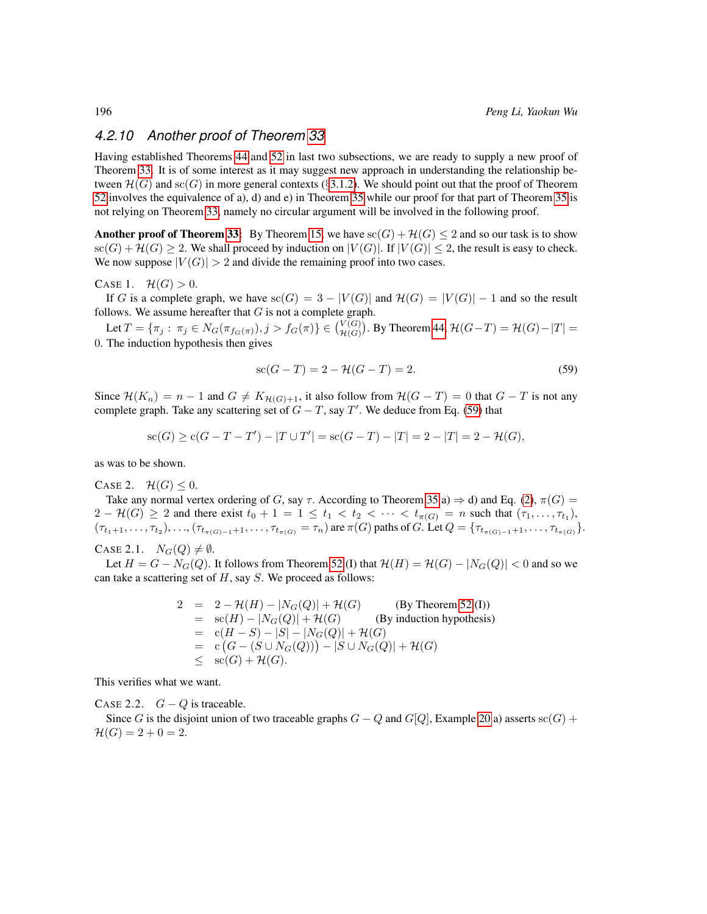### 4.2.10 Another proof of Theorem 33

Having established Theorems 44 and 52 in last two subsections, we are ready to supply a new proof of Theorem 33. It is of some interest as it may suggest new approach in understanding the relationship between $\mathcal{H}(G)$ and $\mathrm{sc}(G)$ in more general contexts (§3.1.2). We should point out that the proof of Theorem 52 involves the equivalence of a), d) and e) in Theorem 35 while our proof for that part of Theorem 35 is not relying on Theorem 33, namely no circular argument will be involved in the following proof.

**Another proof of Theorem 33**: By Theorem 15, we have $\mathrm{sc}(G) + \mathcal{H}(G) \le 2$ and so our task is to show $\mathrm{sc}(G) + \mathcal{H}(G) \ge 2$. We shall proceed by induction on $|V(G)|$. If $|V(G)| \le 2$, the result is easy to check. We now suppose $|V(G)| > 2$ and divide the remaining proof into two cases.

CASE 1. $\mathcal{H}(G) > 0$.

If $G$ is a complete graph, we have $\mathrm{sc}(G) = 3 - |V(G)|$ and $\mathcal{H}(G) = |V(G)| - 1$ and so the result follows. We assume hereafter that $G$ is not a complete graph.

Let $T = \{\pi_j : \pi_j \in N_G(\pi_{f_G(\pi)}), j > f_G(\pi)\} \in \binom{V(G)}{\mathcal{H}(G)}$. By Theorem 44, $\mathcal{H}(G-T) = \mathcal{H}(G) - |T| = 0$. The induction hypothesis then gives

$$\mathrm{sc}(G-T) = 2 - \mathcal{H}(G-T) = 2. \tag{59}$$

Since $\mathcal{H}(K_n) = n-1$ and $G \ne K_{\mathcal{H}(G)+1}$, it also follow from $\mathcal{H}(G-T) = 0$ that $G-T$ is not any complete graph. Take any scattering set of $G-T$, say $T'$. We deduce from Eq. (59) that

$$\mathrm{sc}(G) \ge \mathrm{c}(G-T-T') - |T \cup T'| = \mathrm{sc}(G-T) - |T| = 2 - |T| = 2 - \mathcal{H}(G),$$

as was to be shown.

CASE 2. $\mathcal{H}(G) \le 0$.

Take any normal vertex ordering of $G$, say $\tau$. According to Theorem 35 a) $\Rightarrow$ d) and Eq. (2), $\pi(G) = 2 - \mathcal{H}(G) \ge 2$ and there exist $t_0 + 1 = 1 \le t_1 < t_2 < \cdots < t_{\pi(G)} = n$ such that $(\tau_1, \ldots, \tau_{t_1})$, $(\tau_{t_1+1}, \ldots, \tau_{t_2}), \ldots, (\tau_{t_{\pi(G)-1}+1}, \ldots, \tau_{t_{\pi(G)}} = \tau_n)$ are $\pi(G)$ paths of $G$. Let $Q = \{\tau_{t_{\pi(G)-1}+1}, \ldots, \tau_{t_{\pi(G)}}\}$.

CASE 2.1. $N_G(Q) \ne \emptyset$.

Let $H = G - N_G(Q)$. It follows from Theorem 52 (I) that $\mathcal{H}(H) = \mathcal{H}(G) - |N_G(Q)| < 0$ and so we can take a scattering set of $H$, say $S$. We proceed as follows:

$$\begin{aligned}
2 &= 2 - \mathcal{H}(H) - |N_G(Q)| + \mathcal{H}(G) && \text{(By Theorem 52 (I))}\\
&= \mathrm{sc}(H) - |N_G(Q)| + \mathcal{H}(G) && \text{(By induction hypothesis)}\\
&= \mathrm{c}(H-S) - |S| - |N_G(Q)| + \mathcal{H}(G) &&\\
&= \mathrm{c}\big(G - (S \cup N_G(Q))\big) - |S \cup N_G(Q)| + \mathcal{H}(G) &&\\
&\le \mathrm{sc}(G) + \mathcal{H}(G). &&
\end{aligned}$$

This verifies what we want.

CASE 2.2. $G - Q$ is traceable.

Since $G$ is the disjoint union of two traceable graphs $G - Q$ and $G[Q]$, Example 20 a) asserts $\mathrm{sc}(G) + \mathcal{H}(G) = 2 + 0 = 2$.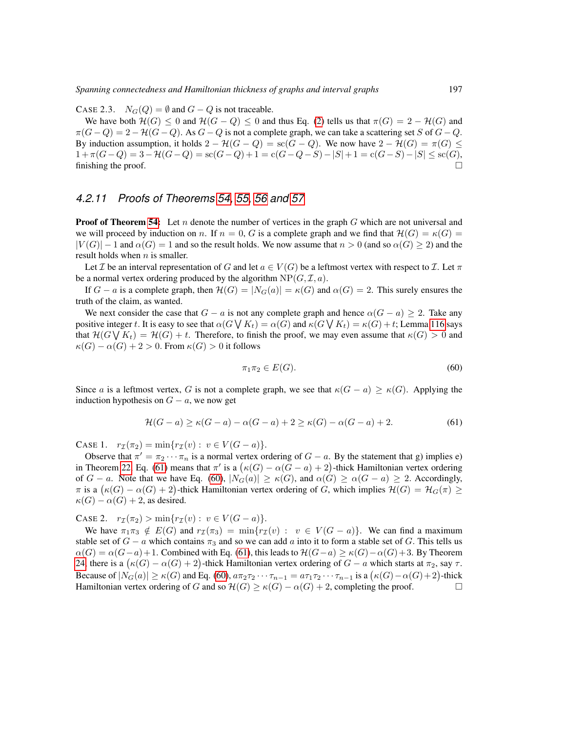CASE 2.3. $N_G(Q) = \emptyset$ and $G - Q$ is not traceable.

We have both $\mathcal{H}(G) \le 0$ and $\mathcal{H}(G-Q) \le 0$ and thus Eq. (2) tells us that $\pi(G) = 2 - \mathcal{H}(G)$ and $\pi(G-Q) = 2 - \mathcal{H}(G-Q)$. As $G-Q$ is not a complete graph, we can take a scattering set $S$ of $G-Q$. By induction assumption, it holds $2 - \mathcal{H}(G-Q) = \mathrm{sc}(G-Q)$. We now have $2 - \mathcal{H}(G) = \pi(G) \le 1 + \pi(G-Q) = 3 - \mathcal{H}(G-Q) = \mathrm{sc}(G-Q) + 1 = \mathrm{c}(G-Q-S) - |S| + 1 = \mathrm{c}(G-S) - |S| \le \mathrm{sc}(G)$, finishing the proof. □

### 4.2.11 Proofs of Theorems 54, 55, 56 and 57

**Proof of Theorem 54:** Let $n$ denote the number of vertices in the graph $G$ which are not universal and we will proceed by induction on $n$. If $n = 0$, $G$ is a complete graph and we find that $\mathcal{H}(G) = \kappa(G) = |V(G)| - 1$ and $\alpha(G) = 1$ and so the result holds. We now assume that $n > 0$ (and so $\alpha(G) \ge 2$) and the result holds when $n$ is smaller.

Let $\mathcal{I}$ be an interval representation of $G$ and let $a \in V(G)$ be a leftmost vertex with respect to $\mathcal{I}$. Let $\pi$ be a normal vertex ordering produced by the algorithm $\mathrm{NP}(G, \mathcal{I}, a)$.

If $G - a$ is a complete graph, then $\mathcal{H}(G) = |N_G(a)| = \kappa(G)$ and $\alpha(G) = 2$. This surely ensures the truth of the claim, as wanted.

We next consider the case that $G - a$ is not any complete graph and hence $\alpha(G-a) \ge 2$. Take any positive integer $t$. It is easy to see that $\alpha(G \bigvee K_t) = \alpha(G)$ and $\kappa(G \bigvee K_t) = \kappa(G) + t$; Lemma 116 says that $\mathcal{H}(G \bigvee K_t) = \mathcal{H}(G) + t$. Therefore, to finish the proof, we may even assume that $\kappa(G) > 0$ and $\kappa(G) - \alpha(G) + 2 > 0$. From $\kappa(G) > 0$ it follows

$$\pi_1\pi_2 \in E(G). \tag{60}$$

Since $a$ is a leftmost vertex, $G$ is not a complete graph, we see that $\kappa(G - a) \ge \kappa(G)$. Applying the induction hypothesis on $G - a$, we now get

$$\mathcal{H}(G-a) \ge \kappa(G-a) - \alpha(G-a) + 2 \ge \kappa(G) - \alpha(G-a) + 2. \tag{61}$$

CASE 1. $r_{\mathcal{I}}(\pi_2) = \min\{r_{\mathcal{I}}(v) : v \in V(G-a)\}$.

Observe that $\pi' = \pi_2 \cdots \pi_n$ is a normal vertex ordering of $G - a$. By the statement that g) implies e) in Theorem 22, Eq. (61) means that $\pi'$ is a $\big(\kappa(G) - \alpha(G-a) + 2\big)$-thick Hamiltonian vertex ordering of $G - a$. Note that we have Eq. (60), $|N_G(a)| \ge \kappa(G)$, and $\alpha(G) \ge \alpha(G-a) \ge 2$. Accordingly, $\pi$ is a $\big(\kappa(G) - \alpha(G) + 2\big)$-thick Hamiltonian vertex ordering of $G$, which implies $\mathcal{H}(G) = \mathcal{H}_G(\pi) \ge \kappa(G) - \alpha(G) + 2$, as desired.

CASE 2. $r_{\mathcal{I}}(\pi_2) > \min\{r_{\mathcal{I}}(v) : v \in V(G-a)\}$.

We have $\pi_1\pi_3 \notin E(G)$ and $r_{\mathcal{I}}(\pi_3) = \min\{r_{\mathcal{I}}(v) : v \in V(G-a)\}$. We can find a maximum stable set of $G - a$ which contains $\pi_3$ and so we can add $a$ into it to form a stable set of $G$. This tells us $\alpha(G) = \alpha(G-a) + 1$. Combined with Eq. (61), this leads to $\mathcal{H}(G-a) \ge \kappa(G) - \alpha(G) + 3$. By Theorem 24, there is a $\big(\kappa(G) - \alpha(G) + 2\big)$-thick Hamiltonian vertex ordering of $G - a$ which starts at $\pi_2$, say $\tau$. Because of $|N_G(a)| \ge \kappa(G)$ and Eq. (60), $a\pi_2\tau_2 \cdots \tau_{n-1} = a\tau_1\tau_2 \cdots \tau_{n-1}$ is a $\big(\kappa(G) - \alpha(G) + 2\big)$-thick Hamiltonian vertex ordering of $G$ and so $\mathcal{H}(G) \ge \kappa(G) - \alpha(G) + 2$, completing the proof. □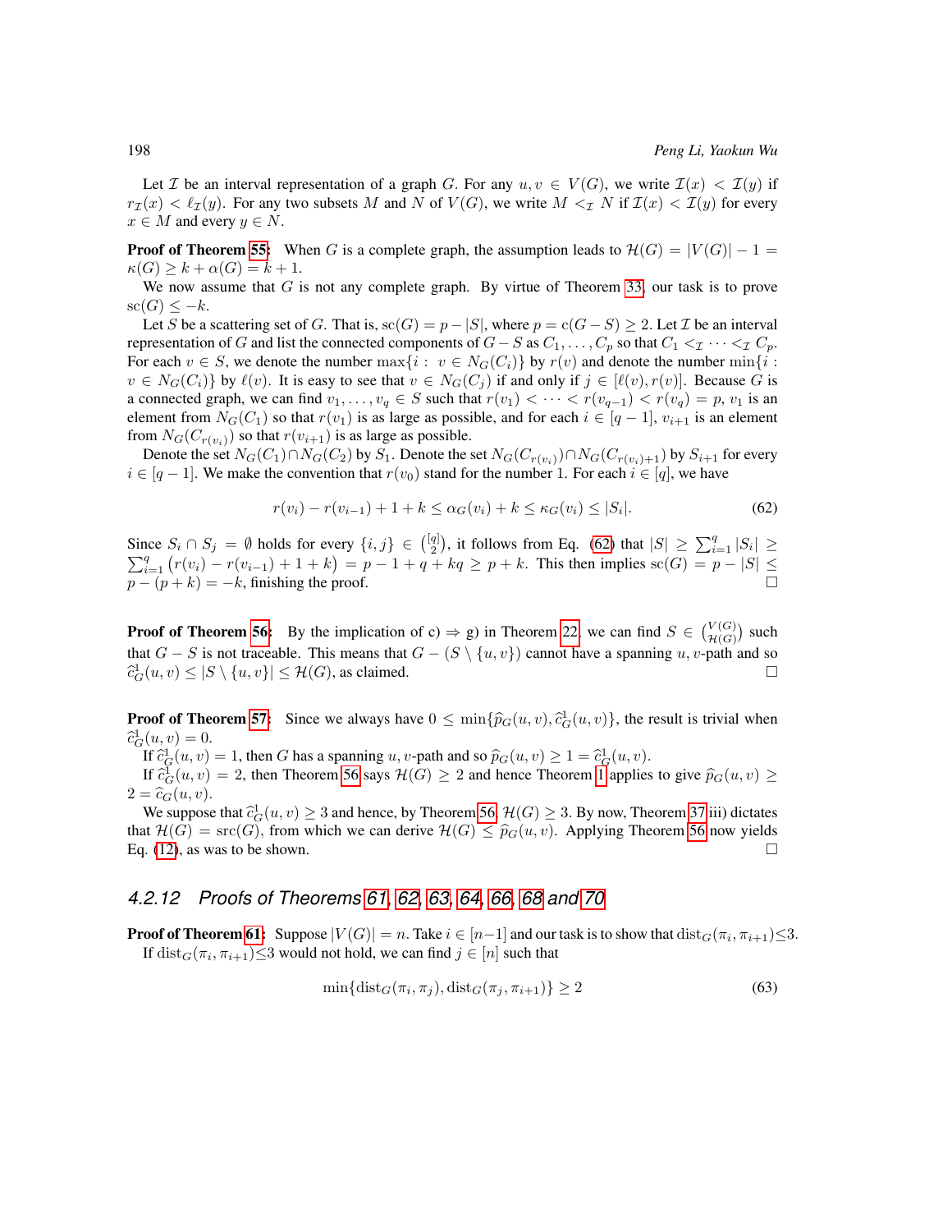Let $\mathcal{I}$ be an interval representation of a graph $G$. For any $u, v \in V(G)$, we write $\mathcal{I}(x) < \mathcal{I}(y)$ if $r_{\mathcal{I}}(x) < \ell_{\mathcal{I}}(y)$. For any two subsets $M$ and $N$ of $V(G)$, we write $M <_{\mathcal{I}} N$ if $\mathcal{I}(x) < \mathcal{I}(y)$ for every $x \in M$ and every $y \in N$.

**Proof of Theorem 55:** When $G$ is a complete graph, the assumption leads to $\mathcal{H}(G) = |V(G)| - 1 = \kappa(G) \geq k + \alpha(G) = k + 1$.

We now assume that $G$ is not any complete graph. By virtue of Theorem 33, our task is to prove $\mathrm{sc}(G) \leq -k$.

Let $S$ be a scattering set of $G$. That is, $\mathrm{sc}(G) = p - |S|$, where $p = \mathrm{c}(G - S) \geq 2$. Let $\mathcal{I}$ be an interval representation of $G$ and list the connected components of $G - S$ as $C_1, \ldots, C_p$ so that $C_1 <_{\mathcal{I}} \cdots <_{\mathcal{I}} C_p$. For each $v \in S$, we denote the number $\max\{i : v \in N_G(C_i)\}$ by $r(v)$ and denote the number $\min\{i : v \in N_G(C_i)\}$ by $\ell(v)$. It is easy to see that $v \in N_G(C_j)$ if and only if $j \in [\ell(v), r(v)]$. Because $G$ is a connected graph, we can find $v_1, \ldots, v_q \in S$ such that $r(v_1) < \cdots < r(v_{q-1}) < r(v_q) = p$, $v_1$ is an element from $N_G(C_1)$ so that $r(v_1)$ is as large as possible, and for each $i \in [q-1]$, $v_{i+1}$ is an element from $N_G(C_{r(v_i)})$ so that $r(v_{i+1})$ is as large as possible.

Denote the set $N_G(C_1) \cap N_G(C_2)$ by $S_1$. Denote the set $N_G(C_{r(v_i)}) \cap N_G(C_{r(v_i)+1})$ by $S_{i+1}$ for every $i \in [q-1]$. We make the convention that $r(v_0)$ stand for the number 1. For each $i \in [q]$, we have

$$r(v_i) - r(v_{i-1}) + 1 + k \leq \alpha_G(v_i) + k \leq \kappa_G(v_i) \leq |S_i|. \tag{62}$$

Since $S_i \cap S_j = \emptyset$ holds for every $\{i, j\} \in \binom{[q]}{2}$, it follows from Eq. (62) that $|S| \geq \sum_{i=1}^{q} |S_i| \geq \sum_{i=1}^{q} \big(r(v_i) - r(v_{i-1}) + 1 + k\big) = p - 1 + q + kq \geq p + k$. This then implies $\mathrm{sc}(G) = p - |S| \leq p - (p + k) = -k$, finishing the proof. □

**Proof of Theorem 56:** By the implication of c) ⇒ g) in Theorem 22, we can find $S \in \binom{V(G)}{\mathcal{H}(G)}$ such that $G - S$ is not traceable. This means that $G - (S \setminus \{u, v\})$ cannot have a spanning $u, v$-path and so $\widehat{c}^1_G(u, v) \leq |S \setminus \{u, v\}| \leq \mathcal{H}(G)$, as claimed. □

**Proof of Theorem 57:** Since we always have $0 \leq \min\{\widehat{p}_G(u, v), \widehat{c}^1_G(u, v)\}$, the result is trivial when $\widehat{c}^1_G(u, v) = 0$.

If $\widehat{c}^1_G(u, v) = 1$, then $G$ has a spanning $u, v$-path and so $\widehat{p}_G(u, v) \geq 1 = \widehat{c}^1_G(u, v)$.

If $\widehat{c}^1_G(u, v) = 2$, then Theorem 56 says $\mathcal{H}(G) \geq 2$ and hence Theorem 1 applies to give $\widehat{p}_G(u, v) \geq 2 = \widehat{c}_G(u, v)$.

We suppose that $\widehat{c}^1_G(u, v) \geq 3$ and hence, by Theorem 56, $\mathcal{H}(G) \geq 3$. By now, Theorem 37 iii) dictates that $\mathcal{H}(G) = \mathrm{src}(G)$, from which we can derive $\mathcal{H}(G) \leq \widehat{p}_G(u, v)$. Applying Theorem 56 now yields Eq. (12), as was to be shown. □

#### 4.2.12 Proofs of Theorems 61, 62, 63, 64, 66, 68 and 70

**Proof of Theorem 61:** Suppose $|V(G)| = n$. Take $i \in [n-1]$ and our task is to show that $\mathrm{dist}_G(\pi_i, \pi_{i+1}) \leq 3$.

If $\mathrm{dist}_G(\pi_i, \pi_{i+1}) \leq 3$ would not hold, we can find $j \in [n]$ such that

$$\min\{\mathrm{dist}_G(\pi_i, \pi_j), \mathrm{dist}_G(\pi_j, \pi_{i+1})\} \geq 2 \tag{63}$$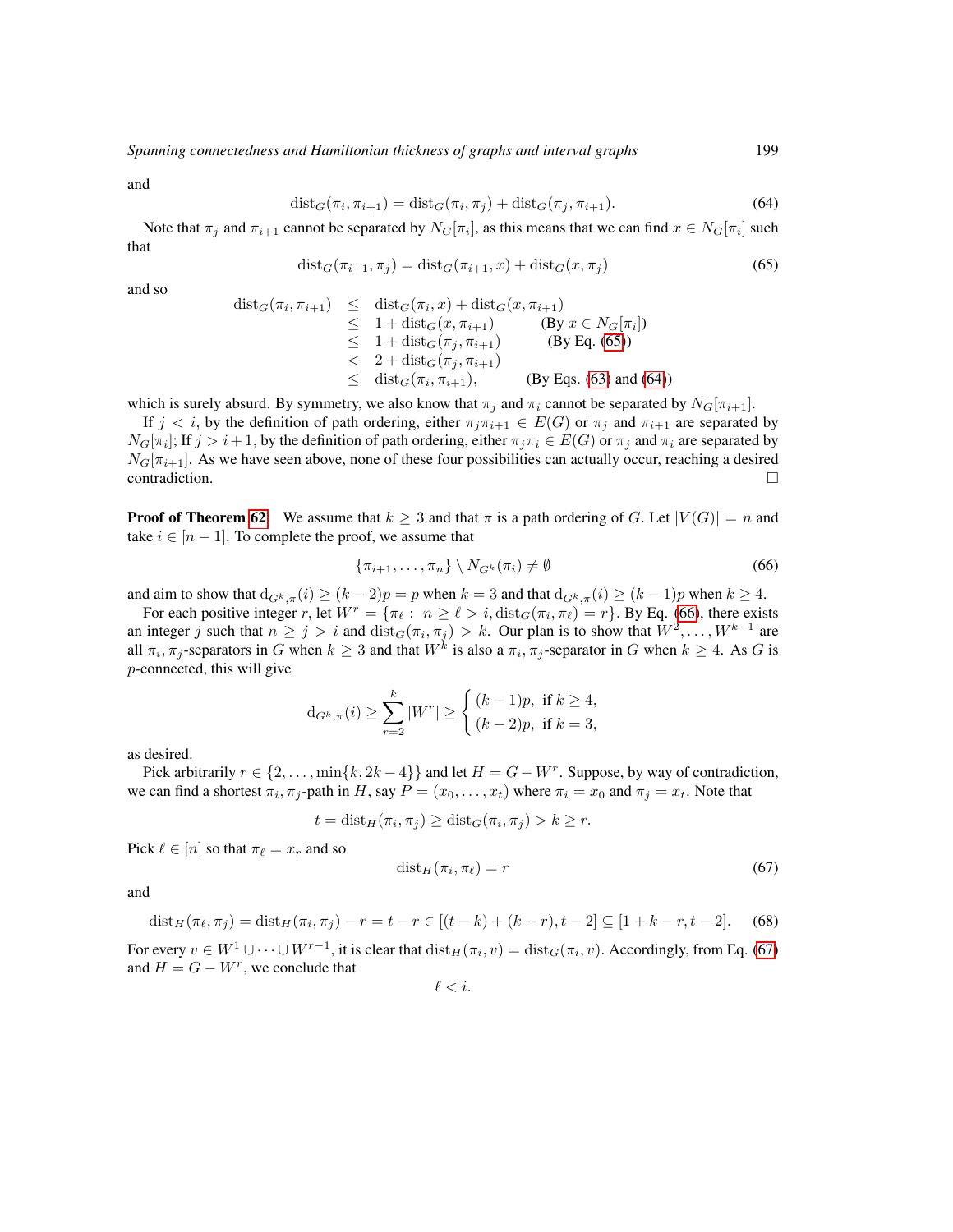and

$$\mathrm{dist}_G(\pi_i, \pi_{i+1}) = \mathrm{dist}_G(\pi_i, \pi_j) + \mathrm{dist}_G(\pi_j, \pi_{i+1}). \tag{64}$$

Note that $\pi_j$ and $\pi_{i+1}$ cannot be separated by $N_G[\pi_i]$, as this means that we can find $x \in N_G[\pi_i]$ such that

$$\mathrm{dist}_G(\pi_{i+1}, \pi_j) = \mathrm{dist}_G(\pi_{i+1}, x) + \mathrm{dist}_G(x, \pi_j) \tag{65}$$

and so

$$\begin{aligned}
\mathrm{dist}_G(\pi_i, \pi_{i+1}) &\le \mathrm{dist}_G(\pi_i, x) + \mathrm{dist}_G(x, \pi_{i+1}) \\
&\le 1 + \mathrm{dist}_G(x, \pi_{i+1}) \qquad \text{(By } x \in N_G[\pi_i]\text{)} \\
&\le 1 + \mathrm{dist}_G(\pi_j, \pi_{i+1}) \qquad \text{(By Eq. (65))} \\
&< 2 + \mathrm{dist}_G(\pi_j, \pi_{i+1}) \\
&\le \mathrm{dist}_G(\pi_i, \pi_{i+1}), \qquad \text{(By Eqs. (63) and (64))}
\end{aligned}$$

which is surely absurd. By symmetry, we also know that $\pi_j$ and $\pi_i$ cannot be separated by $N_G[\pi_{i+1}]$.

If $j < i$, by the definition of path ordering, either $\pi_j\pi_{i+1} \in E(G)$ or $\pi_j$ and $\pi_{i+1}$ are separated by $N_G[\pi_i]$; If $j > i+1$, by the definition of path ordering, either $\pi_j\pi_i \in E(G)$ or $\pi_j$ and $\pi_i$ are separated by $N_G[\pi_{i+1}]$. As we have seen above, none of these four possibilities can actually occur, reaching a desired contradiction. □

**Proof of Theorem 62:** We assume that $k \ge 3$ and that $\pi$ is a path ordering of $G$. Let $|V(G)| = n$ and take $i \in [n-1]$. To complete the proof, we assume that

$$\{\pi_{i+1}, \ldots, \pi_n\} \setminus N_{G^k}(\pi_i) \ne \emptyset \tag{66}$$

and aim to show that $\mathrm{d}_{G^k,\pi}(i) \ge (k-2)p = p$ when $k = 3$ and that $\mathrm{d}_{G^k,\pi}(i) \ge (k-1)p$ when $k \ge 4$.

For each positive integer $r$, let $W^r = \{\pi_\ell :\ n \ge \ell > i, \mathrm{dist}_G(\pi_i, \pi_\ell) = r\}$. By Eq. (66), there exists an integer $j$ such that $n \ge j > i$ and $\mathrm{dist}_G(\pi_i, \pi_j) > k$. Our plan is to show that $W^2, \ldots, W^{k-1}$ are all $\pi_i, \pi_j$-separators in $G$ when $k \ge 3$ and that $W^k$ is also a $\pi_i, \pi_j$-separator in $G$ when $k \ge 4$. As $G$ is $p$-connected, this will give

$$\mathrm{d}_{G^k,\pi}(i) \ge \sum_{r=2}^{k} |W^r| \ge \begin{cases} (k-1)p, & \text{if } k \ge 4, \\ (k-2)p, & \text{if } k = 3, \end{cases}$$

as desired.

Pick arbitrarily $r \in \{2, \ldots, \min\{k, 2k-4\}\}$ and let $H = G - W^r$. Suppose, by way of contradiction, we can find a shortest $\pi_i, \pi_j$-path in $H$, say $P = (x_0, \ldots, x_t)$ where $\pi_i = x_0$ and $\pi_j = x_t$. Note that

$$t = \mathrm{dist}_H(\pi_i, \pi_j) \ge \mathrm{dist}_G(\pi_i, \pi_j) > k \ge r.$$

Pick $\ell \in [n]$ so that $\pi_\ell = x_r$ and so

$$\mathrm{dist}_H(\pi_i, \pi_\ell) = r \tag{67}$$

and

$$\mathrm{dist}_H(\pi_\ell, \pi_j) = \mathrm{dist}_H(\pi_i, \pi_j) - r = t - r \in [(t-k) + (k-r), t-2] \subseteq [1 + k - r, t-2]. \tag{68}$$

For every $v \in W^1 \cup \cdots \cup W^{r-1}$, it is clear that $\mathrm{dist}_H(\pi_i, v) = \mathrm{dist}_G(\pi_i, v)$. Accordingly, from Eq. (67) and $H = G - W^r$, we conclude that

$$\ell < i.$$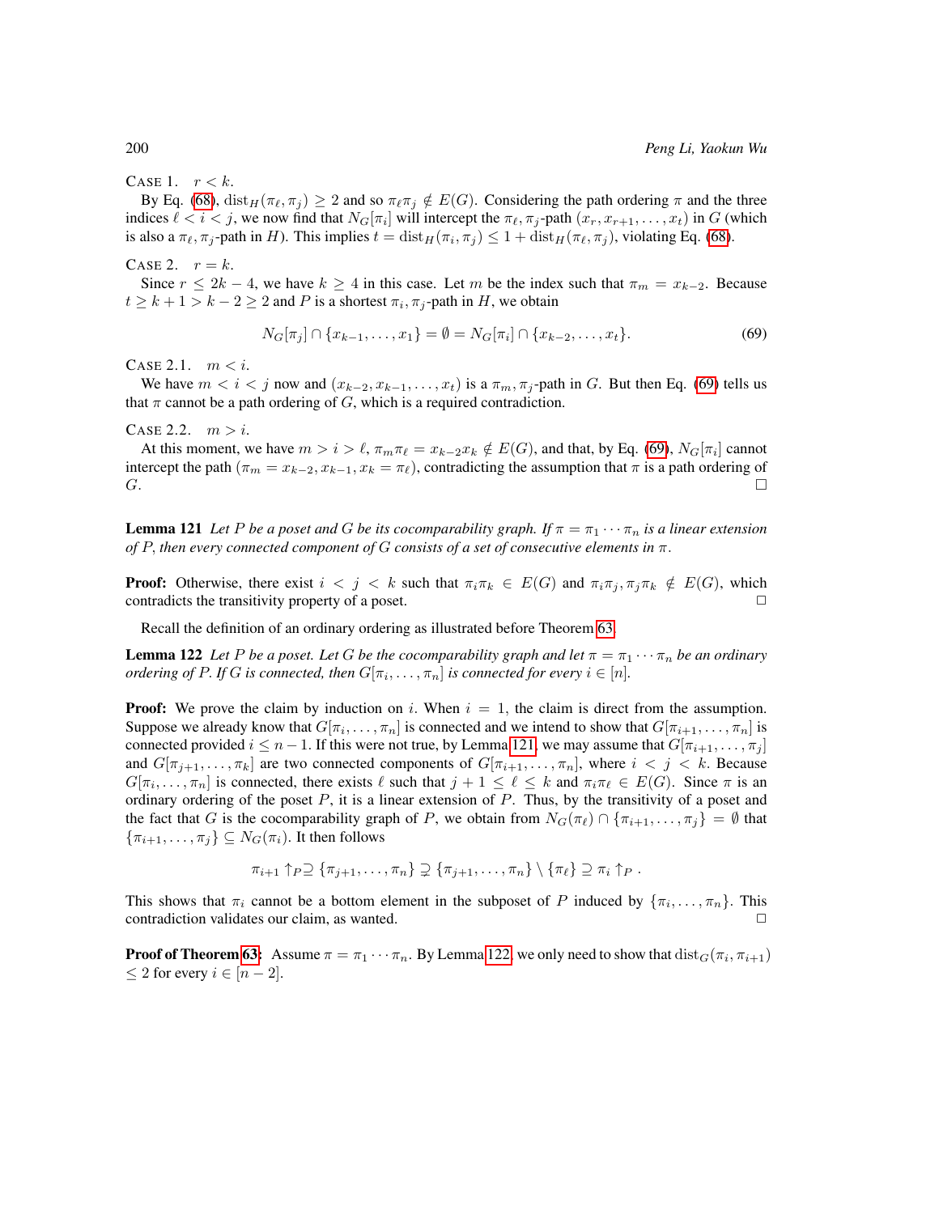CASE 1. $r < k$.

By Eq. (68), $\mathrm{dist}_H(\pi_\ell, \pi_j) \geq 2$ and so $\pi_\ell \pi_j \notin E(G)$. Considering the path ordering $\pi$ and the three indices $\ell < i < j$, we now find that $N_G[\pi_i]$ will intercept the $\pi_\ell, \pi_j$-path $(x_r, x_{r+1}, \ldots, x_t)$ in $G$ (which is also a $\pi_\ell, \pi_j$-path in $H$). This implies $t = \mathrm{dist}_H(\pi_i, \pi_j) \leq 1 + \mathrm{dist}_H(\pi_\ell, \pi_j)$, violating Eq. (68).

CASE 2. $r = k$.

Since $r \leq 2k - 4$, we have $k \geq 4$ in this case. Let $m$ be the index such that $\pi_m = x_{k-2}$. Because $t \geq k + 1 > k - 2 \geq 2$ and $P$ is a shortest $\pi_i, \pi_j$-path in $H$, we obtain

$$N_G[\pi_j] \cap \{x_{k-1}, \ldots, x_1\} = \emptyset = N_G[\pi_i] \cap \{x_{k-2}, \ldots, x_t\}. \tag{69}$$

CASE 2.1. $m < i$.

We have $m < i < j$ now and $(x_{k-2}, x_{k-1}, \ldots, x_t)$ is a $\pi_m, \pi_j$-path in $G$. But then Eq. (69) tells us that $\pi$ cannot be a path ordering of $G$, which is a required contradiction.

CASE 2.2. $m > i$.

At this moment, we have $m > i > \ell$, $\pi_m \pi_\ell = x_{k-2} x_k \notin E(G)$, and that, by Eq. (69), $N_G[\pi_i]$ cannot intercept the path $(\pi_m = x_{k-2}, x_{k-1}, x_k = \pi_\ell)$, contradicting the assumption that $\pi$ is a path ordering of $G$. □

**Lemma 121** *Let $P$ be a poset and $G$ be its cocomparability graph. If $\pi = \pi_1 \cdots \pi_n$ is a linear extension of $P$, then every connected component of $G$ consists of a set of consecutive elements in $\pi$.*

**Proof:** Otherwise, there exist $i < j < k$ such that $\pi_i \pi_k \in E(G)$ and $\pi_i \pi_j, \pi_j \pi_k \notin E(G)$, which contradicts the transitivity property of a poset. □

Recall the definition of an ordinary ordering as illustrated before Theorem 63.

**Lemma 122** *Let $P$ be a poset. Let $G$ be the cocomparability graph and let $\pi = \pi_1 \cdots \pi_n$ be an ordinary ordering of $P$. If $G$ is connected, then $G[\pi_i, \ldots, \pi_n]$ is connected for every $i \in [n]$.*

**Proof:** We prove the claim by induction on $i$. When $i = 1$, the claim is direct from the assumption. Suppose we already know that $G[\pi_i, \ldots, \pi_n]$ is connected and we intend to show that $G[\pi_{i+1}, \ldots, \pi_n]$ is connected provided $i \leq n - 1$. If this were not true, by Lemma 121, we may assume that $G[\pi_{i+1}, \ldots, \pi_j]$ and $G[\pi_{j+1}, \ldots, \pi_k]$ are two connected components of $G[\pi_{i+1}, \ldots, \pi_n]$, where $i < j < k$. Because $G[\pi_i, \ldots, \pi_n]$ is connected, there exists $\ell$ such that $j + 1 \leq \ell \leq k$ and $\pi_i \pi_\ell \in E(G)$. Since $\pi$ is an ordinary ordering of the poset $P$, it is a linear extension of $P$. Thus, by the transitivity of a poset and the fact that $G$ is the cocomparability graph of $P$, we obtain from $N_G(\pi_\ell) \cap \{\pi_{i+1}, \ldots, \pi_j\} = \emptyset$ that $\{\pi_{i+1}, \ldots, \pi_j\} \subseteq N_G(\pi_i)$. It then follows

$$\pi_{i+1} \uparrow_P \supseteq \{\pi_{j+1}, \ldots, \pi_n\} \supsetneq \{\pi_{j+1}, \ldots, \pi_n\} \setminus \{\pi_\ell\} \supseteq \pi_i \uparrow_P .$$

This shows that $\pi_i$ cannot be a bottom element in the subposet of $P$ induced by $\{\pi_i, \ldots, \pi_n\}$. This contradiction validates our claim, as wanted. □

**Proof of Theorem 63:** Assume $\pi = \pi_1 \cdots \pi_n$. By Lemma 122, we only need to show that $\mathrm{dist}_G(\pi_i, \pi_{i+1}) \leq 2$ for every $i \in [n-2]$.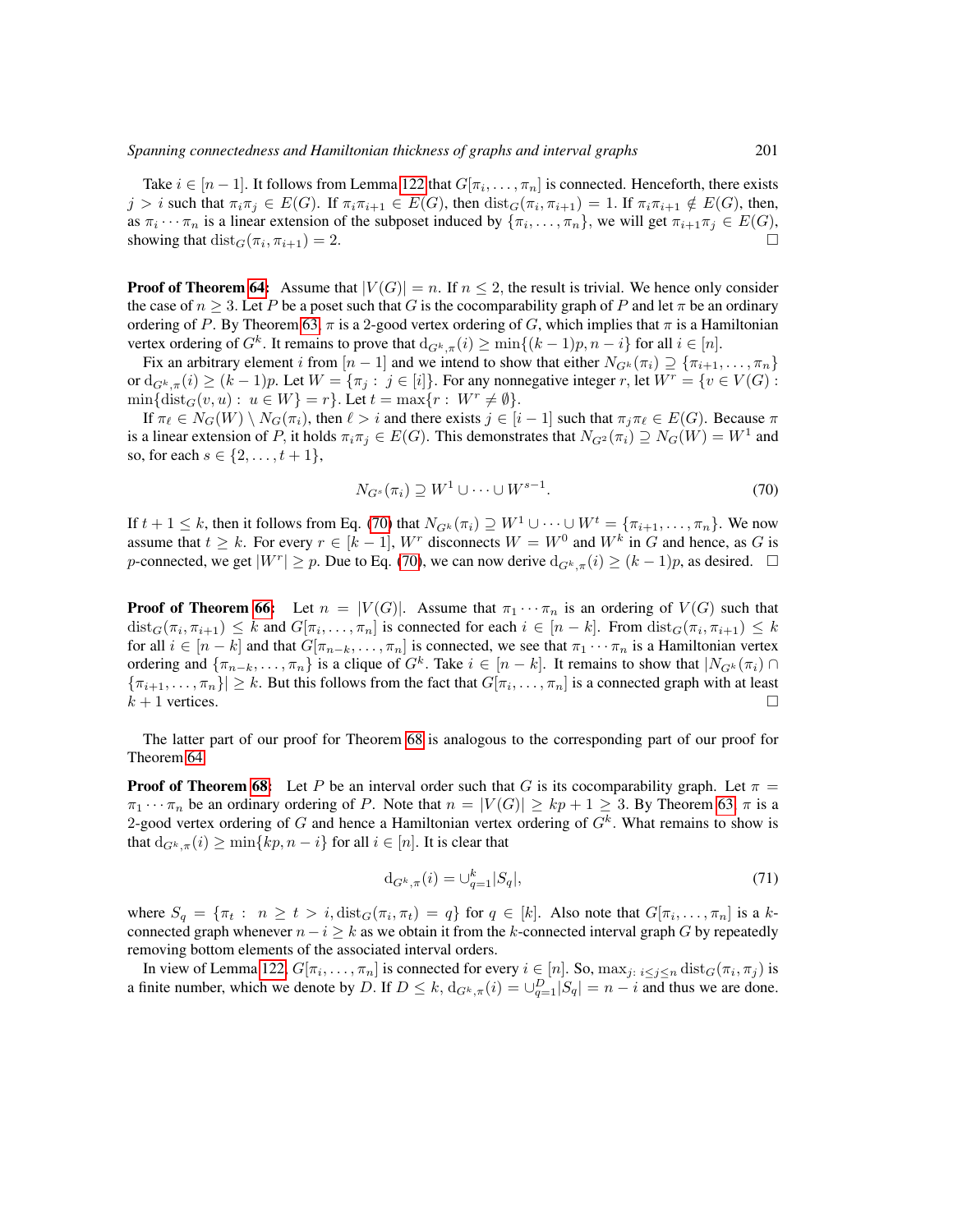Take $i \in [n-1]$. It follows from Lemma 122 that $G[\pi_i, \ldots, \pi_n]$ is connected. Henceforth, there exists $j > i$ such that $\pi_i\pi_j \in E(G)$. If $\pi_i\pi_{i+1} \in E(G)$, then $\mathrm{dist}_G(\pi_i, \pi_{i+1}) = 1$. If $\pi_i\pi_{i+1} \notin E(G)$, then, as $\pi_i \cdots \pi_n$ is a linear extension of the subposet induced by $\{\pi_i, \ldots, \pi_n\}$, we will get $\pi_{i+1}\pi_j \in E(G)$, showing that $\mathrm{dist}_G(\pi_i, \pi_{i+1}) = 2$. □

**Proof of Theorem 64:** Assume that $|V(G)| = n$. If $n \le 2$, the result is trivial. We hence only consider the case of $n \ge 3$. Let $P$ be a poset such that $G$ is the cocomparability graph of $P$ and let $\pi$ be an ordinary ordering of $P$. By Theorem 63, $\pi$ is a 2-good vertex ordering of $G$, which implies that $\pi$ is a Hamiltonian vertex ordering of $G^k$. It remains to prove that $\mathrm{d}_{G^k,\pi}(i) \ge \min\{(k-1)p, n-i\}$ for all $i \in [n]$.

Fix an arbitrary element $i$ from $[n-1]$ and we intend to show that either $N_{G^k}(\pi_i) \supseteq \{\pi_{i+1}, \ldots, \pi_n\}$ or $\mathrm{d}_{G^k,\pi}(i) \ge (k-1)p$. Let $W = \{\pi_j : j \in [i]\}$. For any nonnegative integer $r$, let $W^r = \{v \in V(G) : \min\{\mathrm{dist}_G(v, u) : u \in W\} = r\}$. Let $t = \max\{r : W^r \ne \emptyset\}$.

If $\pi_\ell \in N_G(W) \setminus N_G(\pi_i)$, then $\ell > i$ and there exists $j \in [i-1]$ such that $\pi_j\pi_\ell \in E(G)$. Because $\pi$ is a linear extension of $P$, it holds $\pi_i\pi_j \in E(G)$. This demonstrates that $N_{G^2}(\pi_i) \supseteq N_G(W) = W^1$ and so, for each $s \in \{2, \ldots, t+1\}$,

$$N_{G^s}(\pi_i) \supseteq W^1 \cup \cdots \cup W^{s-1}. \tag{70}$$

If $t + 1 \le k$, then it follows from Eq. (70) that $N_{G^k}(\pi_i) \supseteq W^1 \cup \cdots \cup W^t = \{\pi_{i+1}, \ldots, \pi_n\}$. We now assume that $t \ge k$. For every $r \in [k-1]$, $W^r$ disconnects $W = W^0$ and $W^k$ in $G$ and hence, as $G$ is $p$-connected, we get $|W^r| \ge p$. Due to Eq. (70), we can now derive $\mathrm{d}_{G^k,\pi}(i) \ge (k-1)p$, as desired. □

**Proof of Theorem 66:** Let $n = |V(G)|$. Assume that $\pi_1 \cdots \pi_n$ is an ordering of $V(G)$ such that $\mathrm{dist}_G(\pi_i, \pi_{i+1}) \le k$ and $G[\pi_i, \ldots, \pi_n]$ is connected for each $i \in [n-k]$. From $\mathrm{dist}_G(\pi_i, \pi_{i+1}) \le k$ for all $i \in [n-k]$ and that $G[\pi_{n-k}, \ldots, \pi_n]$ is connected, we see that $\pi_1 \cdots \pi_n$ is a Hamiltonian vertex ordering and $\{\pi_{n-k}, \ldots, \pi_n\}$ is a clique of $G^k$. Take $i \in [n-k]$. It remains to show that $|N_{G^k}(\pi_i) \cap \{\pi_{i+1}, \ldots, \pi_n\}| \ge k$. But this follows from the fact that $G[\pi_i, \ldots, \pi_n]$ is a connected graph with at least $k+1$ vertices. □

The latter part of our proof for Theorem 68 is analogous to the corresponding part of our proof for Theorem 64.

**Proof of Theorem 68:** Let $P$ be an interval order such that $G$ is its cocomparability graph. Let $\pi = \pi_1 \cdots \pi_n$ be an ordinary ordering of $P$. Note that $n = |V(G)| \ge kp + 1 \ge 3$. By Theorem 63, $\pi$ is a 2-good vertex ordering of $G$ and hence a Hamiltonian vertex ordering of $G^k$. What remains to show is that $\mathrm{d}_{G^k,\pi}(i) \ge \min\{kp, n-i\}$ for all $i \in [n]$. It is clear that

$$\mathrm{d}_{G^k,\pi}(i) = \cup_{q=1}^{k} |S_q|, \tag{71}$$

where $S_q = \{\pi_t : n \ge t > i, \mathrm{dist}_G(\pi_i, \pi_t) = q\}$ for $q \in [k]$. Also note that $G[\pi_i, \ldots, \pi_n]$ is a $k$-connected graph whenever $n - i \ge k$ as we obtain it from the $k$-connected interval graph $G$ by repeatedly removing bottom elements of the associated interval orders.

In view of Lemma 122, $G[\pi_i, \ldots, \pi_n]$ is connected for every $i \in [n]$. So, $\max_{j:\, i \le j \le n} \mathrm{dist}_G(\pi_i, \pi_j)$ is a finite number, which we denote by $D$. If $D \le k$, $\mathrm{d}_{G^k,\pi}(i) = \cup_{q=1}^{D} |S_q| = n - i$ and thus we are done.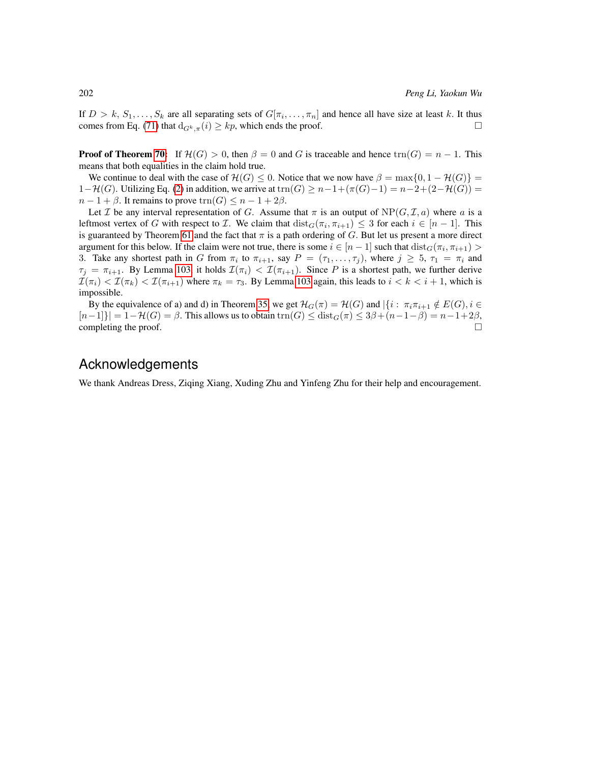If $D > k$, $S_1, \ldots, S_k$ are all separating sets of $G[\pi_i, \ldots, \pi_n]$ and hence all have size at least $k$. It thus comes from Eq. (71) that $\mathrm{d}_{G^k,\pi}(i) \geq kp$, which ends the proof. □

**Proof of Theorem 70:** If $\mathcal{H}(G) > 0$, then $\beta = 0$ and $G$ is traceable and hence $\mathrm{trn}(G) = n - 1$. This means that both equalities in the claim hold true.

We continue to deal with the case of $\mathcal{H}(G) \leq 0$. Notice that we now have $\beta = \max\{0, 1 - \mathcal{H}(G)\} = 1 - \mathcal{H}(G)$. Utilizing Eq. (2) in addition, we arrive at $\mathrm{trn}(G) \geq n-1+(\pi(G)-1) = n-2+(2-\mathcal{H}(G)) = n - 1 + \beta$. It remains to prove $\mathrm{trn}(G) \leq n - 1 + 2\beta$.

Let $\mathcal{I}$ be any interval representation of $G$. Assume that $\pi$ is an output of $\mathrm{NP}(G, \mathcal{I}, a)$ where $a$ is a leftmost vertex of $G$ with respect to $\mathcal{I}$. We claim that $\mathrm{dist}_G(\pi_i, \pi_{i+1}) \leq 3$ for each $i \in [n - 1]$. This is guaranteed by Theorem 61 and the fact that $\pi$ is a path ordering of $G$. But let us present a more direct argument for this below. If the claim were not true, there is some $i \in [n - 1]$ such that $\mathrm{dist}_G(\pi_i, \pi_{i+1}) > 3$. Take any shortest path in $G$ from $\pi_i$ to $\pi_{i+1}$, say $P = (\tau_1, \ldots, \tau_j)$, where $j \geq 5$, $\tau_1 = \pi_i$ and $\tau_j = \pi_{i+1}$. By Lemma 103, it holds $\mathcal{I}(\pi_i) < \mathcal{I}(\pi_{i+1})$. Since $P$ is a shortest path, we further derive $\mathcal{I}(\pi_i) < \mathcal{I}(\pi_k) < \mathcal{I}(\pi_{i+1})$ where $\pi_k = \tau_3$. By Lemma 103 again, this leads to $i < k < i + 1$, which is impossible.

By the equivalence of a) and d) in Theorem 35, we get $\mathcal{H}_G(\pi) = \mathcal{H}(G)$ and $|\{i : \pi_i\pi_{i+1} \notin E(G), i \in [n-1]\}| = 1-\mathcal{H}(G) = \beta$. This allows us to obtain $\mathrm{trn}(G) \leq \mathrm{dist}_G(\pi) \leq 3\beta+(n-1-\beta) = n-1+2\beta$, completing the proof. □

## Acknowledgements

We thank Andreas Dress, Ziqing Xiang, Xuding Zhu and Yinfeng Zhu for their help and encouragement.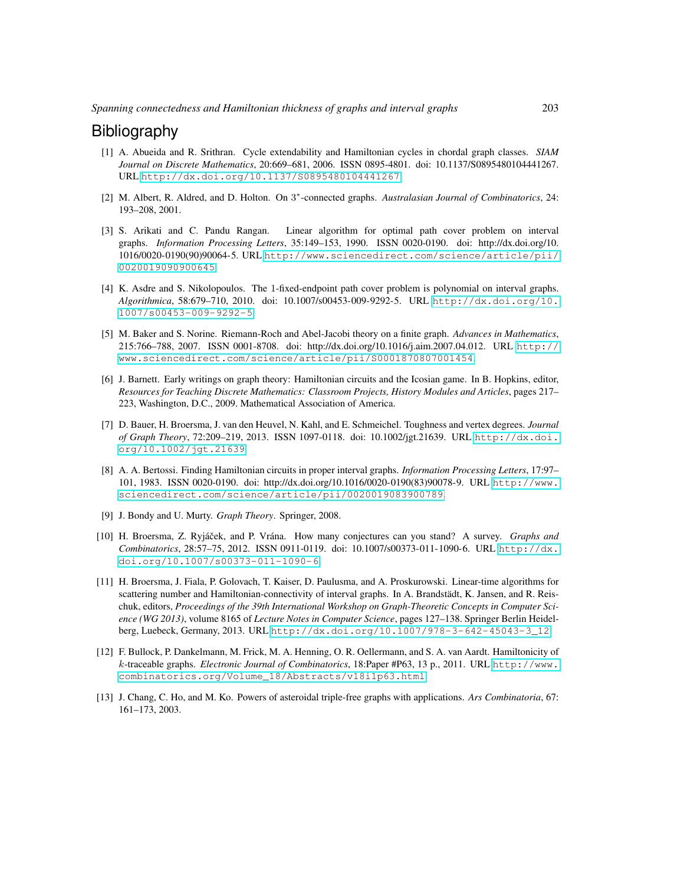# Bibliography

[1] A. Abueida and R. Srithran. Cycle extendability and Hamiltonian cycles in chordal graph classes. *SIAM Journal on Discrete Mathematics*, 20:669–681, 2006. ISSN 0895-4801. doi: 10.1137/S0895480104441267. URL http://dx.doi.org/10.1137/S0895480104441267.

[2] M. Albert, R. Aldred, and D. Holton. On $3^*$-connected graphs. *Australasian Journal of Combinatorics*, 24: 193–208, 2001.

[3] S. Arikati and C. Pandu Rangan. Linear algorithm for optimal path cover problem on interval graphs. *Information Processing Letters*, 35:149–153, 1990. ISSN 0020-0190. doi: http://dx.doi.org/10.1016/0020-0190(90)90064-5. URL http://www.sciencedirect.com/science/article/pii/0020019090900645.

[4] K. Asdre and S. Nikolopoulos. The 1-fixed-endpoint path cover problem is polynomial on interval graphs. *Algorithmica*, 58:679–710, 2010. doi: 10.1007/s00453-009-9292-5. URL http://dx.doi.org/10.1007/s00453-009-9292-5.

[5] M. Baker and S. Norine. Riemann-Roch and Abel-Jacobi theory on a finite graph. *Advances in Mathematics*, 215:766–788, 2007. ISSN 0001-8708. doi: http://dx.doi.org/10.1016/j.aim.2007.04.012. URL http://www.sciencedirect.com/science/article/pii/S0001870807001454.

[6] J. Barnett. Early writings on graph theory: Hamiltonian circuits and the Icosian game. In B. Hopkins, editor, *Resources for Teaching Discrete Mathematics: Classroom Projects, History Modules and Articles*, pages 217–223, Washington, D.C., 2009. Mathematical Association of America.

[7] D. Bauer, H. Broersma, J. van den Heuvel, N. Kahl, and E. Schmeichel. Toughness and vertex degrees. *Journal of Graph Theory*, 72:209–219, 2013. ISSN 1097-0118. doi: 10.1002/jgt.21639. URL http://dx.doi.org/10.1002/jgt.21639.

[8] A. A. Bertossi. Finding Hamiltonian circuits in proper interval graphs. *Information Processing Letters*, 17:97–101, 1983. ISSN 0020-0190. doi: http://dx.doi.org/10.1016/0020-0190(83)90078-9. URL http://www.sciencedirect.com/science/article/pii/0020019083900789.

[9] J. Bondy and U. Murty. *Graph Theory*. Springer, 2008.

[10] H. Broersma, Z. Ryjáček, and P. Vrána. How many conjectures can you stand? A survey. *Graphs and Combinatorics*, 28:57–75, 2012. ISSN 0911-0119. doi: 10.1007/s00373-011-1090-6. URL http://dx.doi.org/10.1007/s00373-011-1090-6.

[11] H. Broersma, J. Fiala, P. Golovach, T. Kaiser, D. Paulusma, and A. Proskurowski. Linear-time algorithms for scattering number and Hamiltonian-connectivity of interval graphs. In A. Brandstädt, K. Jansen, and R. Reischuk, editors, *Proceedings of the 39th International Workshop on Graph-Theoretic Concepts in Computer Science (WG 2013)*, volume 8165 of *Lecture Notes in Computer Science*, pages 127–138. Springer Berlin Heidelberg, Luebeck, Germany, 2013. URL http://dx.doi.org/10.1007/978-3-642-45043-3_12.

[12] F. Bullock, P. Dankelmann, M. Frick, M. A. Henning, O. R. Oellermann, and S. A. van Aardt. Hamiltonicity of $k$-traceable graphs. *Electronic Journal of Combinatorics*, 18:Paper #P63, 13 p., 2011. URL http://www.combinatorics.org/Volume_18/Abstracts/v18i1p63.html.

[13] J. Chang, C. Ho, and M. Ko. Powers of asteroidal triple-free graphs with applications. *Ars Combinatoria*, 67: 161–173, 2003.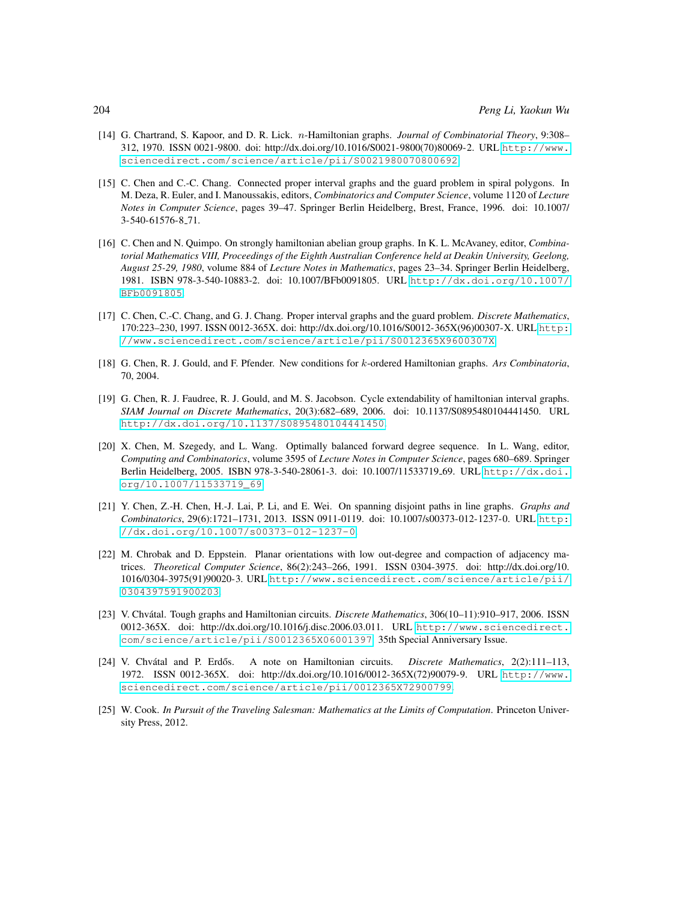[14] G. Chartrand, S. Kapoor, and D. R. Lick. $n$-Hamiltonian graphs. *Journal of Combinatorial Theory*, 9:308–312, 1970. ISSN 0021-9800. doi: http://dx.doi.org/10.1016/S0021-9800(70)80069-2. URL http://www.sciencedirect.com/science/article/pii/S0021980070800692.

[15] C. Chen and C.-C. Chang. Connected proper interval graphs and the guard problem in spiral polygons. In M. Deza, R. Euler, and I. Manoussakis, editors, *Combinatorics and Computer Science*, volume 1120 of *Lecture Notes in Computer Science*, pages 39–47. Springer Berlin Heidelberg, Brest, France, 1996. doi: 10.1007/3-540-61576-8_71.

[16] C. Chen and N. Quimpo. On strongly hamiltonian abelian group graphs. In K. L. McAvaney, editor, *Combinatorial Mathematics VIII, Proceedings of the Eighth Australian Conference held at Deakin University, Geelong, August 25-29, 1980*, volume 884 of *Lecture Notes in Mathematics*, pages 23–34. Springer Berlin Heidelberg, 1981. ISBN 978-3-540-10883-2. doi: 10.1007/BFb0091805. URL http://dx.doi.org/10.1007/BFb0091805.

[17] C. Chen, C.-C. Chang, and G. J. Chang. Proper interval graphs and the guard problem. *Discrete Mathematics*, 170:223–230, 1997. ISSN 0012-365X. doi: http://dx.doi.org/10.1016/S0012-365X(96)00307-X. URL http://www.sciencedirect.com/science/article/pii/S0012365X9600307X.

[18] G. Chen, R. J. Gould, and F. Pfender. New conditions for $k$-ordered Hamiltonian graphs. *Ars Combinatoria*, 70, 2004.

[19] G. Chen, R. J. Faudree, R. J. Gould, and M. S. Jacobson. Cycle extendability of hamiltonian interval graphs. *SIAM Journal on Discrete Mathematics*, 20(3):682–689, 2006. doi: 10.1137/S0895480104441450. URL http://dx.doi.org/10.1137/S0895480104441450.

[20] X. Chen, M. Szegedy, and L. Wang. Optimally balanced forward degree sequence. In L. Wang, editor, *Computing and Combinatorics*, volume 3595 of *Lecture Notes in Computer Science*, pages 680–689. Springer Berlin Heidelberg, 2005. ISBN 978-3-540-28061-3. doi: 10.1007/11533719_69. URL http://dx.doi.org/10.1007/11533719_69.

[21] Y. Chen, Z.-H. Chen, H.-J. Lai, P. Li, and E. Wei. On spanning disjoint paths in line graphs. *Graphs and Combinatorics*, 29(6):1721–1731, 2013. ISSN 0911-0119. doi: 10.1007/s00373-012-1237-0. URL http://dx.doi.org/10.1007/s00373-012-1237-0.

[22] M. Chrobak and D. Eppstein. Planar orientations with low out-degree and compaction of adjacency matrices. *Theoretical Computer Science*, 86(2):243–266, 1991. ISSN 0304-3975. doi: http://dx.doi.org/10.1016/0304-3975(91)90020-3. URL http://www.sciencedirect.com/science/article/pii/0304397591900203.

[23] V. Chvátal. Tough graphs and Hamiltonian circuits. *Discrete Mathematics*, 306(10–11):910–917, 2006. ISSN 0012-365X. doi: http://dx.doi.org/10.1016/j.disc.2006.03.011. URL http://www.sciencedirect.com/science/article/pii/S0012365X06001397. 35th Special Anniversary Issue.

[24] V. Chvátal and P. Erdős. A note on Hamiltonian circuits. *Discrete Mathematics*, 2(2):111–113, 1972. ISSN 0012-365X. doi: http://dx.doi.org/10.1016/0012-365X(72)90079-9. URL http://www.sciencedirect.com/science/article/pii/0012365X72900799.

[25] W. Cook. *In Pursuit of the Traveling Salesman: Mathematics at the Limits of Computation*. Princeton University Press, 2012.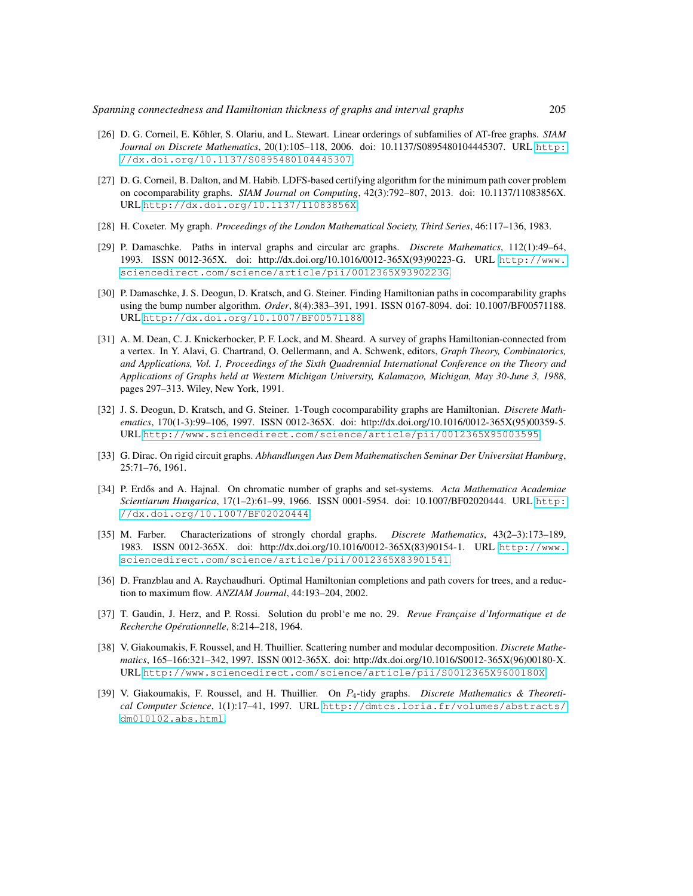[26] D. G. Corneil, E. Kőhler, S. Olariu, and L. Stewart. Linear orderings of subfamilies of AT-free graphs. *SIAM Journal on Discrete Mathematics*, 20(1):105–118, 2006. doi: 10.1137/S0895480104445307. URL http://dx.doi.org/10.1137/S0895480104445307.

[27] D. G. Corneil, B. Dalton, and M. Habib. LDFS-based certifying algorithm for the minimum path cover problem on cocomparability graphs. *SIAM Journal on Computing*, 42(3):792–807, 2013. doi: 10.1137/11083856X. URL http://dx.doi.org/10.1137/11083856X.

[28] H. Coxeter. My graph. *Proceedings of the London Mathematical Society, Third Series*, 46:117–136, 1983.

[29] P. Damaschke. Paths in interval graphs and circular arc graphs. *Discrete Mathematics*, 112(1):49–64, 1993. ISSN 0012-365X. doi: http://dx.doi.org/10.1016/0012-365X(93)90223-G. URL http://www.sciencedirect.com/science/article/pii/0012365X9390223G.

[30] P. Damaschke, J. S. Deogun, D. Kratsch, and G. Steiner. Finding Hamiltonian paths in cocomparability graphs using the bump number algorithm. *Order*, 8(4):383–391, 1991. ISSN 0167-8094. doi: 10.1007/BF00571188. URL http://dx.doi.org/10.1007/BF00571188.

[31] A. M. Dean, C. J. Knickerbocker, P. F. Lock, and M. Sheard. A survey of graphs Hamiltonian-connected from a vertex. In Y. Alavi, G. Chartrand, O. Oellermann, and A. Schwenk, editors, *Graph Theory, Combinatorics, and Applications, Vol. 1, Proceedings of the Sixth Quadrennial International Conference on the Theory and Applications of Graphs held at Western Michigan University, Kalamazoo, Michigan, May 30-June 3, 1988*, pages 297–313. Wiley, New York, 1991.

[32] J. S. Deogun, D. Kratsch, and G. Steiner. 1-Tough cocomparability graphs are Hamiltonian. *Discrete Mathematics*, 170(1-3):99–106, 1997. ISSN 0012-365X. doi: http://dx.doi.org/10.1016/0012-365X(95)00359-5. URL http://www.sciencedirect.com/science/article/pii/0012365X95003595.

[33] G. Dirac. On rigid circuit graphs. *Abhandlungen Aus Dem Mathematischen Seminar Der Universitat Hamburg*, 25:71–76, 1961.

[34] P. Erdős and A. Hajnal. On chromatic number of graphs and set-systems. *Acta Mathematica Academiae Scientiarum Hungarica*, 17(1–2):61–99, 1966. ISSN 0001-5954. doi: 10.1007/BF02020444. URL http://dx.doi.org/10.1007/BF02020444.

[35] M. Farber. Characterizations of strongly chordal graphs. *Discrete Mathematics*, 43(2–3):173–189, 1983. ISSN 0012-365X. doi: http://dx.doi.org/10.1016/0012-365X(83)90154-1. URL http://www.sciencedirect.com/science/article/pii/0012365X83901541.

[36] D. Franzblau and A. Raychaudhuri. Optimal Hamiltonian completions and path covers for trees, and a reduction to maximum flow. *ANZIAM Journal*, 44:193–204, 2002.

[37] T. Gaudin, J. Herz, and P. Rossi. Solution du probl'e me no. 29. *Revue Française d'Informatique et de Recherche Opérationnelle*, 8:214–218, 1964.

[38] V. Giakoumakis, F. Roussel, and H. Thuillier. Scattering number and modular decomposition. *Discrete Mathematics*, 165–166:321–342, 1997. ISSN 0012-365X. doi: http://dx.doi.org/10.1016/S0012-365X(96)00180-X. URL http://www.sciencedirect.com/science/article/pii/S0012365X9600180X.

[39] V. Giakoumakis, F. Roussel, and H. Thuillier. On $P_4$-tidy graphs. *Discrete Mathematics & Theoretical Computer Science*, 1(1):17–41, 1997. URL http://dmtcs.loria.fr/volumes/abstracts/dm010102.abs.html.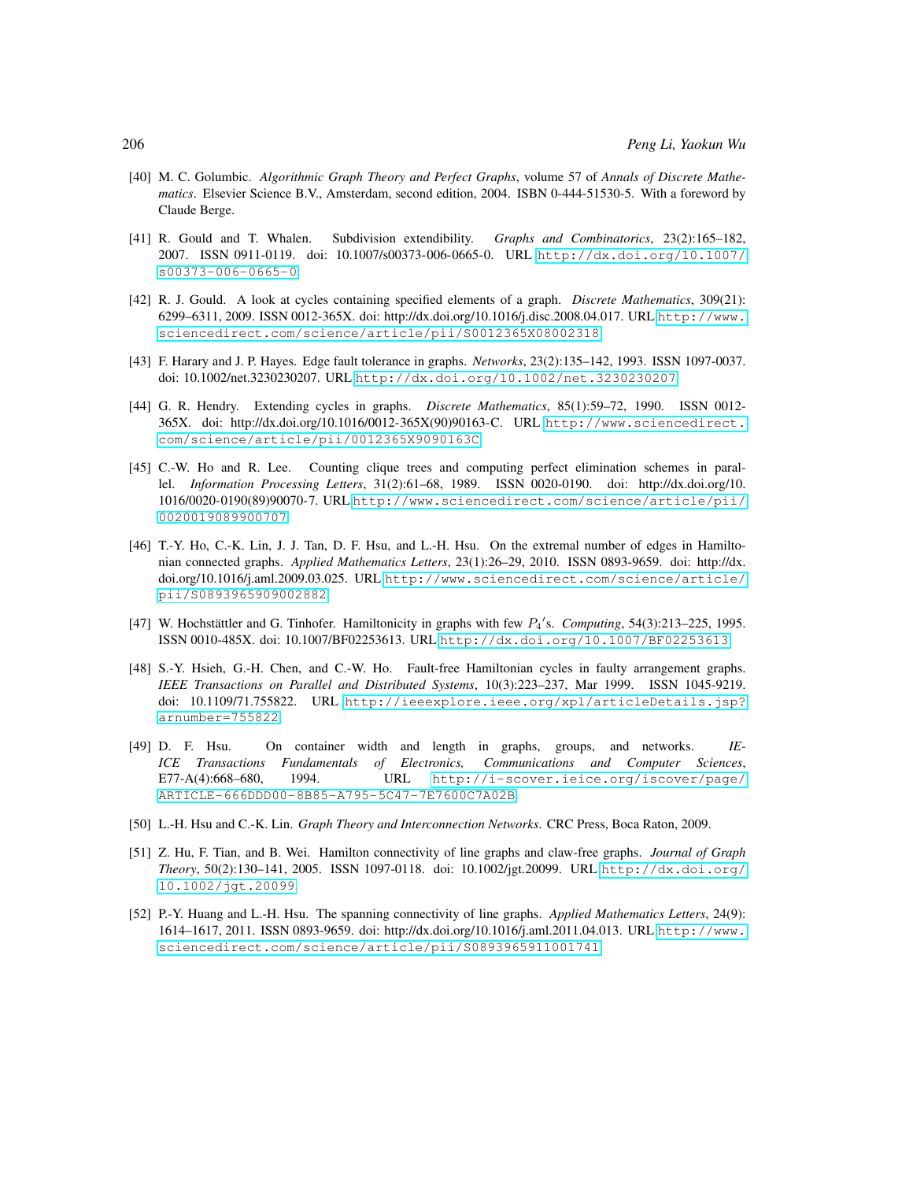[40] M. C. Golumbic. *Algorithmic Graph Theory and Perfect Graphs*, volume 57 of *Annals of Discrete Mathematics*. Elsevier Science B.V., Amsterdam, second edition, 2004. ISBN 0-444-51530-5. With a foreword by Claude Berge.

[41] R. Gould and T. Whalen. Subdivision extendibility. *Graphs and Combinatorics*, 23(2):165–182, 2007. ISSN 0911-0119. doi: 10.1007/s00373-006-0665-0. URL http://dx.doi.org/10.1007/s00373-006-0665-0.

[42] R. J. Gould. A look at cycles containing specified elements of a graph. *Discrete Mathematics*, 309(21): 6299–6311, 2009. ISSN 0012-365X. doi: http://dx.doi.org/10.1016/j.disc.2008.04.017. URL http://www.sciencedirect.com/science/article/pii/S0012365X08002318.

[43] F. Harary and J. P. Hayes. Edge fault tolerance in graphs. *Networks*, 23(2):135–142, 1993. ISSN 1097-0037. doi: 10.1002/net.3230230207. URL http://dx.doi.org/10.1002/net.3230230207.

[44] G. R. Hendry. Extending cycles in graphs. *Discrete Mathematics*, 85(1):59–72, 1990. ISSN 0012-365X. doi: http://dx.doi.org/10.1016/0012-365X(90)90163-C. URL http://www.sciencedirect.com/science/article/pii/0012365X9090163C.

[45] C.-W. Ho and R. Lee. Counting clique trees and computing perfect elimination schemes in parallel. *Information Processing Letters*, 31(2):61–68, 1989. ISSN 0020-0190. doi: http://dx.doi.org/10.1016/0020-0190(89)90070-7. URL http://www.sciencedirect.com/science/article/pii/0020019089900707.

[46] T.-Y. Ho, C.-K. Lin, J. J. Tan, D. F. Hsu, and L.-H. Hsu. On the extremal number of edges in Hamiltonian connected graphs. *Applied Mathematics Letters*, 23(1):26–29, 2010. ISSN 0893-9659. doi: http://dx.doi.org/10.1016/j.aml.2009.03.025. URL http://www.sciencedirect.com/science/article/pii/S0893965909002882.

[47] W. Hochstättler and G. Tinhofer. Hamiltonicity in graphs with few $P_4$'s. *Computing*, 54(3):213–225, 1995. ISSN 0010-485X. doi: 10.1007/BF02253613. URL http://dx.doi.org/10.1007/BF02253613.

[48] S.-Y. Hsieh, G.-H. Chen, and C.-W. Ho. Fault-free Hamiltonian cycles in faulty arrangement graphs. *IEEE Transactions on Parallel and Distributed Systems*, 10(3):223–237, Mar 1999. ISSN 1045-9219. doi: 10.1109/71.755822. URL http://ieeexplore.ieee.org/xpl/articleDetails.jsp?arnumber=755822.

[49] D. F. Hsu. On container width and length in graphs, groups, and networks. *IEICE Transactions Fundamentals of Electronics, Communications and Computer Sciences*, E77-A(4):668–680, 1994. URL http://i-scover.ieice.org/iscover/page/ARTICLE-666DDD00-8B85-A795-5C47-7E7600C7A02B.

[50] L.-H. Hsu and C.-K. Lin. *Graph Theory and Interconnection Networks*. CRC Press, Boca Raton, 2009.

[51] Z. Hu, F. Tian, and B. Wei. Hamilton connectivity of line graphs and claw-free graphs. *Journal of Graph Theory*, 50(2):130–141, 2005. ISSN 1097-0118. doi: 10.1002/jgt.20099. URL http://dx.doi.org/10.1002/jgt.20099.

[52] P.-Y. Huang and L.-H. Hsu. The spanning connectivity of line graphs. *Applied Mathematics Letters*, 24(9): 1614–1617, 2011. ISSN 0893-9659. doi: http://dx.doi.org/10.1016/j.aml.2011.04.013. URL http://www.sciencedirect.com/science/article/pii/S0893965911001741.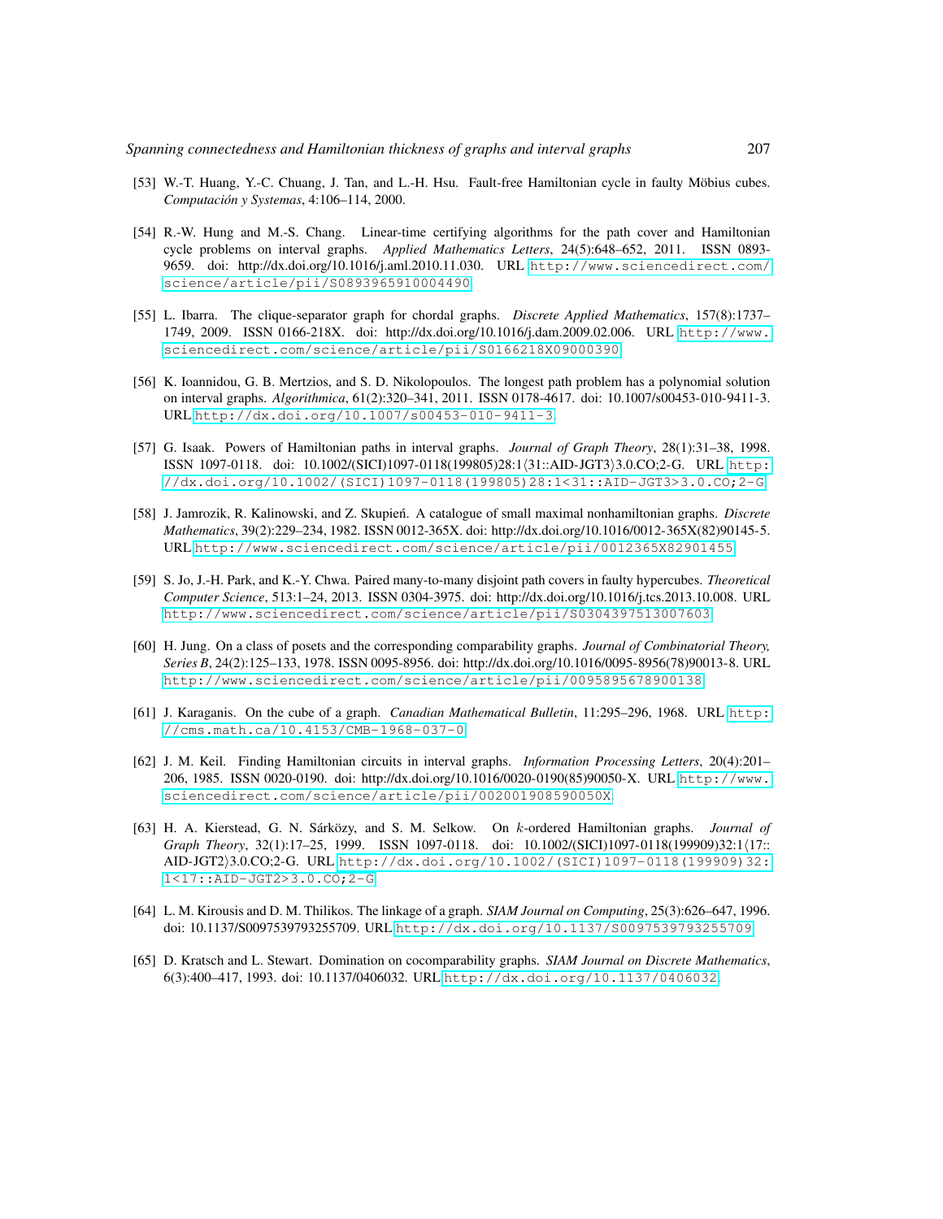[53] W.-T. Huang, Y.-C. Chuang, J. Tan, and L.-H. Hsu. Fault-free Hamiltonian cycle in faulty Möbius cubes. *Computación y Systemas*, 4:106–114, 2000.

[54] R.-W. Hung and M.-S. Chang. Linear-time certifying algorithms for the path cover and Hamiltonian cycle problems on interval graphs. *Applied Mathematics Letters*, 24(5):648–652, 2011. ISSN 0893-9659. doi: http://dx.doi.org/10.1016/j.aml.2010.11.030. URL http://www.sciencedirect.com/science/article/pii/S0893965910004490.

[55] L. Ibarra. The clique-separator graph for chordal graphs. *Discrete Applied Mathematics*, 157(8):1737–1749, 2009. ISSN 0166-218X. doi: http://dx.doi.org/10.1016/j.dam.2009.02.006. URL http://www.sciencedirect.com/science/article/pii/S0166218X09000390.

[56] K. Ioannidou, G. B. Mertzios, and S. D. Nikolopoulos. The longest path problem has a polynomial solution on interval graphs. *Algorithmica*, 61(2):320–341, 2011. ISSN 0178-4617. doi: 10.1007/s00453-010-9411-3. URL http://dx.doi.org/10.1007/s00453-010-9411-3.

[57] G. Isaak. Powers of Hamiltonian paths in interval graphs. *Journal of Graph Theory*, 28(1):31–38, 1998. ISSN 1097-0118. doi: 10.1002/(SICI)1097-0118(199805)28:1⟨31::AID-JGT3⟩3.0.CO;2-G. URL http://dx.doi.org/10.1002/(SICI)1097-0118(199805)28:1<31::AID-JGT3>3.0.CO;2-G.

[58] J. Jamrozik, R. Kalinowski, and Z. Skupień. A catalogue of small maximal nonhamiltonian graphs. *Discrete Mathematics*, 39(2):229–234, 1982. ISSN 0012-365X. doi: http://dx.doi.org/10.1016/0012-365X(82)90145-5. URL http://www.sciencedirect.com/science/article/pii/0012365X82901455.

[59] S. Jo, J.-H. Park, and K.-Y. Chwa. Paired many-to-many disjoint path covers in faulty hypercubes. *Theoretical Computer Science*, 513:1–24, 2013. ISSN 0304-3975. doi: http://dx.doi.org/10.1016/j.tcs.2013.10.008. URL http://www.sciencedirect.com/science/article/pii/S0304397513007603.

[60] H. Jung. On a class of posets and the corresponding comparability graphs. *Journal of Combinatorial Theory, Series B*, 24(2):125–133, 1978. ISSN 0095-8956. doi: http://dx.doi.org/10.1016/0095-8956(78)90013-8. URL http://www.sciencedirect.com/science/article/pii/0095895678900138.

[61] J. Karaganis. On the cube of a graph. *Canadian Mathematical Bulletin*, 11:295–296, 1968. URL http://cms.math.ca/10.4153/CMB-1968-037-0.

[62] J. M. Keil. Finding Hamiltonian circuits in interval graphs. *Information Processing Letters*, 20(4):201–206, 1985. ISSN 0020-0190. doi: http://dx.doi.org/10.1016/0020-0190(85)90050-X. URL http://www.sciencedirect.com/science/article/pii/002001908590050X.

[63] H. A. Kierstead, G. N. Sárközy, and S. M. Selkow. On $k$-ordered Hamiltonian graphs. *Journal of Graph Theory*, 32(1):17–25, 1999. ISSN 1097-0118. doi: 10.1002/(SICI)1097-0118(199909)32:1⟨17::AID-JGT2⟩3.0.CO;2-G. URL http://dx.doi.org/10.1002/(SICI)1097-0118(199909)32:1<17::AID-JGT2>3.0.CO;2-G.

[64] L. M. Kirousis and D. M. Thilikos. The linkage of a graph. *SIAM Journal on Computing*, 25(3):626–647, 1996. doi: 10.1137/S0097539793255709. URL http://dx.doi.org/10.1137/S0097539793255709.

[65] D. Kratsch and L. Stewart. Domination on cocomparability graphs. *SIAM Journal on Discrete Mathematics*, 6(3):400–417, 1993. doi: 10.1137/0406032. URL http://dx.doi.org/10.1137/0406032.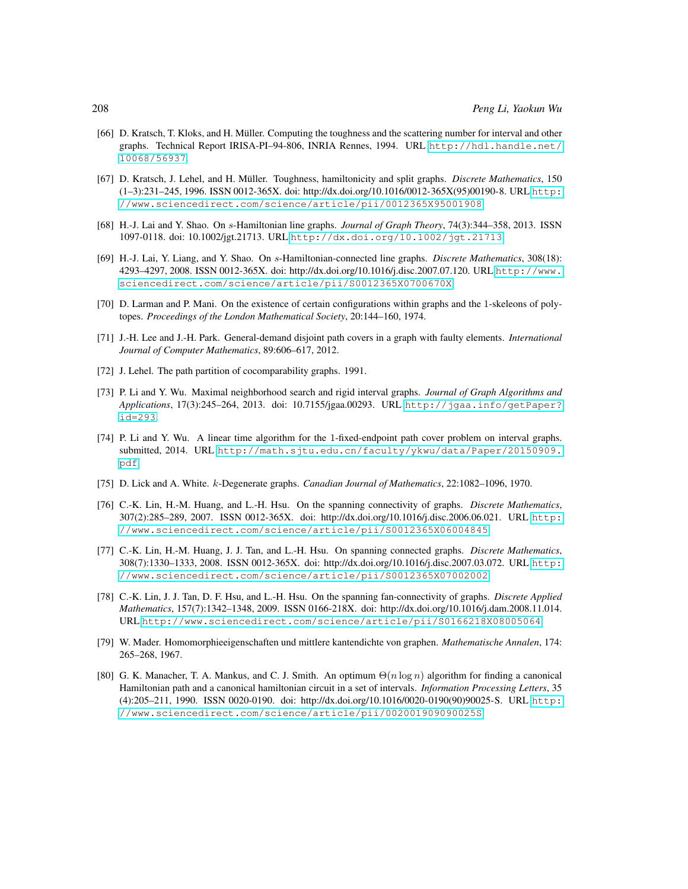[66] D. Kratsch, T. Kloks, and H. Müller. Computing the toughness and the scattering number for interval and other graphs. Technical Report IRISA-PI–94-806, INRIA Rennes, 1994. URL http://hdl.handle.net/10068/56937.

[67] D. Kratsch, J. Lehel, and H. Müller. Toughness, hamiltonicity and split graphs. *Discrete Mathematics*, 150 (1–3):231–245, 1996. ISSN 0012-365X. doi: http://dx.doi.org/10.1016/0012-365X(95)00190-8. URL http://www.sciencedirect.com/science/article/pii/0012365X95001908.

[68] H.-J. Lai and Y. Shao. On $s$-Hamiltonian line graphs. *Journal of Graph Theory*, 74(3):344–358, 2013. ISSN 1097-0118. doi: 10.1002/jgt.21713. URL http://dx.doi.org/10.1002/jgt.21713.

[69] H.-J. Lai, Y. Liang, and Y. Shao. On $s$-Hamiltonian-connected line graphs. *Discrete Mathematics*, 308(18): 4293–4297, 2008. ISSN 0012-365X. doi: http://dx.doi.org/10.1016/j.disc.2007.07.120. URL http://www.sciencedirect.com/science/article/pii/S0012365X0700670X.

[70] D. Larman and P. Mani. On the existence of certain configurations within graphs and the 1-skeleons of polytopes. *Proceedings of the London Mathematical Society*, 20:144–160, 1974.

[71] J.-H. Lee and J.-H. Park. General-demand disjoint path covers in a graph with faulty elements. *International Journal of Computer Mathematics*, 89:606–617, 2012.

[72] J. Lehel. The path partition of cocomparability graphs. 1991.

[73] P. Li and Y. Wu. Maximal neighborhood search and rigid interval graphs. *Journal of Graph Algorithms and Applications*, 17(3):245–264, 2013. doi: 10.7155/jgaa.00293. URL http://jgaa.info/getPaper?id=293.

[74] P. Li and Y. Wu. A linear time algorithm for the 1-fixed-endpoint path cover problem on interval graphs. submitted, 2014. URL http://math.sjtu.edu.cn/faculty/ykwu/data/Paper/20150909.pdf.

[75] D. Lick and A. White. $k$-Degenerate graphs. *Canadian Journal of Mathematics*, 22:1082–1096, 1970.

[76] C.-K. Lin, H.-M. Huang, and L.-H. Hsu. On the spanning connectivity of graphs. *Discrete Mathematics*, 307(2):285–289, 2007. ISSN 0012-365X. doi: http://dx.doi.org/10.1016/j.disc.2006.06.021. URL http://www.sciencedirect.com/science/article/pii/S0012365X06004845.

[77] C.-K. Lin, H.-M. Huang, J. J. Tan, and L.-H. Hsu. On spanning connected graphs. *Discrete Mathematics*, 308(7):1330–1333, 2008. ISSN 0012-365X. doi: http://dx.doi.org/10.1016/j.disc.2007.03.072. URL http://www.sciencedirect.com/science/article/pii/S0012365X07002002.

[78] C.-K. Lin, J. J. Tan, D. F. Hsu, and L.-H. Hsu. On the spanning fan-connectivity of graphs. *Discrete Applied Mathematics*, 157(7):1342–1348, 2009. ISSN 0166-218X. doi: http://dx.doi.org/10.1016/j.dam.2008.11.014. URL http://www.sciencedirect.com/science/article/pii/S0166218X08005064.

[79] W. Mader. Homomorphieeigenschaften und mittlere kantendichte von graphen. *Mathematische Annalen*, 174: 265–268, 1967.

[80] G. K. Manacher, T. A. Mankus, and C. J. Smith. An optimum $\Theta(n \log n)$ algorithm for finding a canonical Hamiltonian path and a canonical hamiltonian circuit in a set of intervals. *Information Processing Letters*, 35 (4):205–211, 1990. ISSN 0020-0190. doi: http://dx.doi.org/10.1016/0020-0190(90)90025-S. URL http://www.sciencedirect.com/science/article/pii/002001909090025S.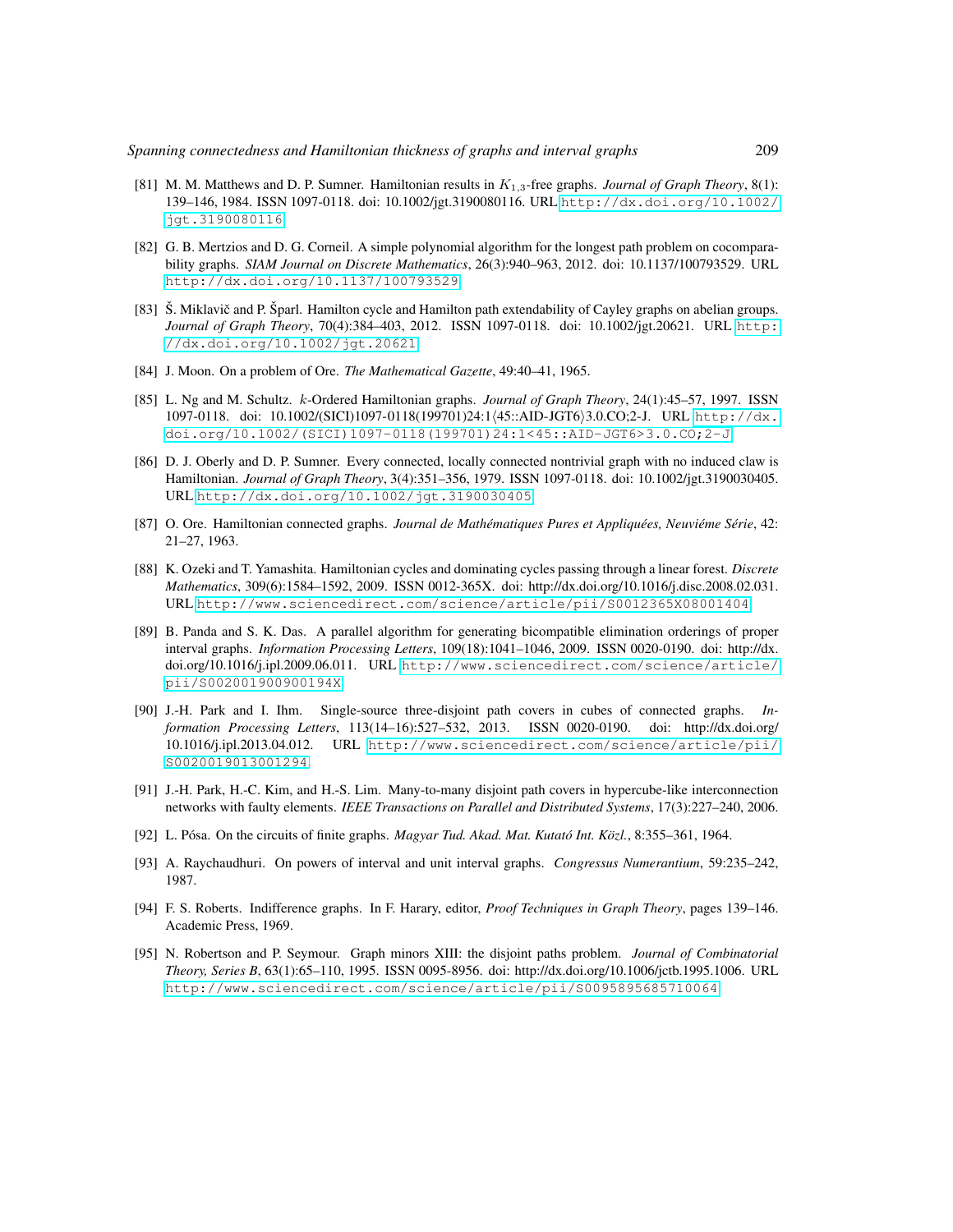[81] M. M. Matthews and D. P. Sumner. Hamiltonian results in $K_{1,3}$-free graphs. *Journal of Graph Theory*, 8(1): 139–146, 1984. ISSN 1097-0118. doi: 10.1002/jgt.3190080116. URL http://dx.doi.org/10.1002/jgt.3190080116.

[82] G. B. Mertzios and D. G. Corneil. A simple polynomial algorithm for the longest path problem on cocomparability graphs. *SIAM Journal on Discrete Mathematics*, 26(3):940–963, 2012. doi: 10.1137/100793529. URL http://dx.doi.org/10.1137/100793529.

[83] Š. Miklavič and P. Šparl. Hamilton cycle and Hamilton path extendability of Cayley graphs on abelian groups. *Journal of Graph Theory*, 70(4):384–403, 2012. ISSN 1097-0118. doi: 10.1002/jgt.20621. URL http://dx.doi.org/10.1002/jgt.20621.

[84] J. Moon. On a problem of Ore. *The Mathematical Gazette*, 49:40–41, 1965.

[85] L. Ng and M. Schultz. $k$-Ordered Hamiltonian graphs. *Journal of Graph Theory*, 24(1):45–57, 1997. ISSN 1097-0118. doi: 10.1002/(SICI)1097-0118(199701)24:1⟨45::AID-JGT6⟩3.0.CO;2-J. URL http://dx.doi.org/10.1002/(SICI)1097-0118(199701)24:1<45::AID-JGT6>3.0.CO;2-J.

[86] D. J. Oberly and D. P. Sumner. Every connected, locally connected nontrivial graph with no induced claw is Hamiltonian. *Journal of Graph Theory*, 3(4):351–356, 1979. ISSN 1097-0118. doi: 10.1002/jgt.3190030405. URL http://dx.doi.org/10.1002/jgt.3190030405.

[87] O. Ore. Hamiltonian connected graphs. *Journal de Mathématiques Pures et Appliquées, Neuviéme Série*, 42: 21–27, 1963.

[88] K. Ozeki and T. Yamashita. Hamiltonian cycles and dominating cycles passing through a linear forest. *Discrete Mathematics*, 309(6):1584–1592, 2009. ISSN 0012-365X. doi: http://dx.doi.org/10.1016/j.disc.2008.02.031. URL http://www.sciencedirect.com/science/article/pii/S0012365X08001404.

[89] B. Panda and S. K. Das. A parallel algorithm for generating bicompatible elimination orderings of proper interval graphs. *Information Processing Letters*, 109(18):1041–1046, 2009. ISSN 0020-0190. doi: http://dx.doi.org/10.1016/j.ipl.2009.06.011. URL http://www.sciencedirect.com/science/article/pii/S002001900900194X.

[90] J.-H. Park and I. Ihm. Single-source three-disjoint path covers in cubes of connected graphs. *Information Processing Letters*, 113(14–16):527–532, 2013. ISSN 0020-0190. doi: http://dx.doi.org/10.1016/j.ipl.2013.04.012. URL http://www.sciencedirect.com/science/article/pii/S0020019013001294.

[91] J.-H. Park, H.-C. Kim, and H.-S. Lim. Many-to-many disjoint path covers in hypercube-like interconnection networks with faulty elements. *IEEE Transactions on Parallel and Distributed Systems*, 17(3):227–240, 2006.

[92] L. Pósa. On the circuits of finite graphs. *Magyar Tud. Akad. Mat. Kutató Int. Közl.*, 8:355–361, 1964.

[93] A. Raychaudhuri. On powers of interval and unit interval graphs. *Congressus Numerantium*, 59:235–242, 1987.

[94] F. S. Roberts. Indifference graphs. In F. Harary, editor, *Proof Techniques in Graph Theory*, pages 139–146. Academic Press, 1969.

[95] N. Robertson and P. Seymour. Graph minors XIII: the disjoint paths problem. *Journal of Combinatorial Theory, Series B*, 63(1):65–110, 1995. ISSN 0095-8956. doi: http://dx.doi.org/10.1006/jctb.1995.1006. URL http://www.sciencedirect.com/science/article/pii/S0095895685710064.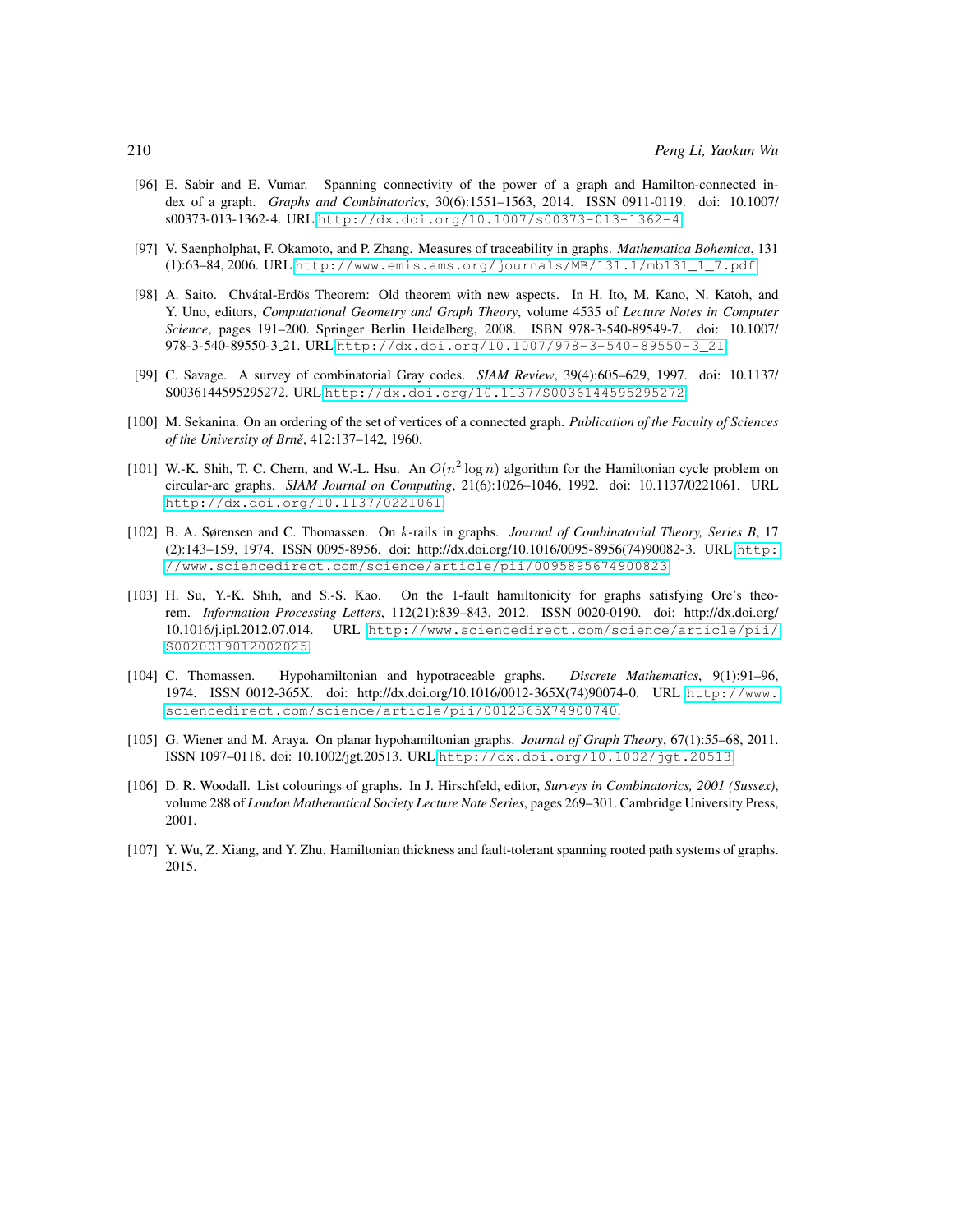[96] E. Sabir and E. Vumar. Spanning connectivity of the power of a graph and Hamilton-connected index of a graph. *Graphs and Combinatorics*, 30(6):1551–1563, 2014. ISSN 0911-0119. doi: 10.1007/s00373-013-1362-4. URL http://dx.doi.org/10.1007/s00373-013-1362-4.

[97] V. Saenpholphat, F. Okamoto, and P. Zhang. Measures of traceability in graphs. *Mathematica Bohemica*, 131 (1):63–84, 2006. URL http://www.emis.ams.org/journals/MB/131.1/mb131_1_7.pdf.

[98] A. Saito. Chvátal-Erdös Theorem: Old theorem with new aspects. In H. Ito, M. Kano, N. Katoh, and Y. Uno, editors, *Computational Geometry and Graph Theory*, volume 4535 of *Lecture Notes in Computer Science*, pages 191–200. Springer Berlin Heidelberg, 2008. ISBN 978-3-540-89549-7. doi: 10.1007/978-3-540-89550-3_21. URL http://dx.doi.org/10.1007/978-3-540-89550-3_21.

[99] C. Savage. A survey of combinatorial Gray codes. *SIAM Review*, 39(4):605–629, 1997. doi: 10.1137/S0036144595295272. URL http://dx.doi.org/10.1137/S0036144595295272.

[100] M. Sekanina. On an ordering of the set of vertices of a connected graph. *Publication of the Faculty of Sciences of the University of Brně*, 412:137–142, 1960.

[101] W.-K. Shih, T. C. Chern, and W.-L. Hsu. An $O(n^2 \log n)$ algorithm for the Hamiltonian cycle problem on circular-arc graphs. *SIAM Journal on Computing*, 21(6):1026–1046, 1992. doi: 10.1137/0221061. URL http://dx.doi.org/10.1137/0221061.

[102] B. A. Sørensen and C. Thomassen. On $k$-rails in graphs. *Journal of Combinatorial Theory, Series B*, 17 (2):143–159, 1974. ISSN 0095-8956. doi: http://dx.doi.org/10.1016/0095-8956(74)90082-3. URL http://www.sciencedirect.com/science/article/pii/0095895674900823.

[103] H. Su, Y.-K. Shih, and S.-S. Kao. On the 1-fault hamiltonicity for graphs satisfying Ore's theorem. *Information Processing Letters*, 112(21):839–843, 2012. ISSN 0020-0190. doi: http://dx.doi.org/10.1016/j.ipl.2012.07.014. URL http://www.sciencedirect.com/science/article/pii/S0020019012002025.

[104] C. Thomassen. Hypohamiltonian and hypotraceable graphs. *Discrete Mathematics*, 9(1):91–96, 1974. ISSN 0012-365X. doi: http://dx.doi.org/10.1016/0012-365X(74)90074-0. URL http://www.sciencedirect.com/science/article/pii/0012365X74900740.

[105] G. Wiener and M. Araya. On planar hypohamiltonian graphs. *Journal of Graph Theory*, 67(1):55–68, 2011. ISSN 1097–0118. doi: 10.1002/jgt.20513. URL http://dx.doi.org/10.1002/jgt.20513.

[106] D. R. Woodall. List colourings of graphs. In J. Hirschfeld, editor, *Surveys in Combinatorics, 2001 (Sussex)*, volume 288 of *London Mathematical Society Lecture Note Series*, pages 269–301. Cambridge University Press, 2001.

[107] Y. Wu, Z. Xiang, and Y. Zhu. Hamiltonian thickness and fault-tolerant spanning rooted path systems of graphs. 2015.